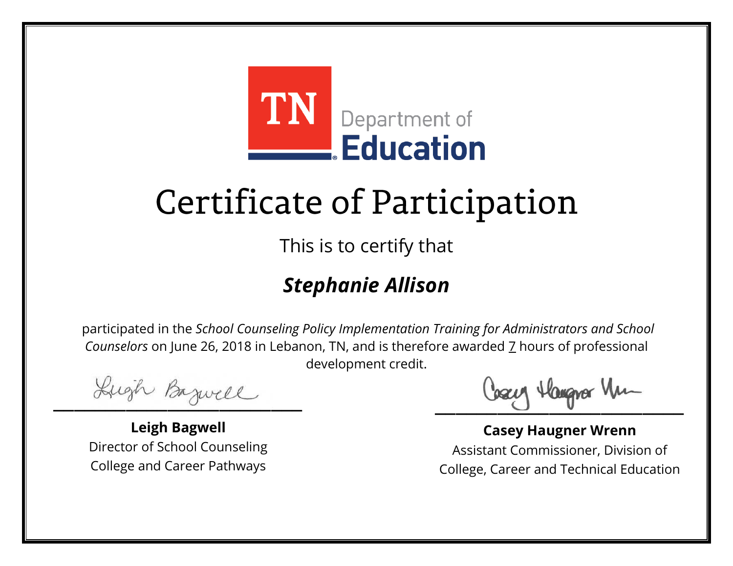TN Department of Education

# Certificate of Participation

This is to certify that

## *Stephanie Allison*

participated in the *School Counseling Policy Implementation Training for Administrators and School Counselors* on June 26, 2018 in Lebanon, TN, and is therefore awarded 7 hours of professional development credit.

**Leigh Bagwell**
Director of School Counseling
College and Career Pathways

**Casey Haugner Wrenn**
Assistant Commissioner, Division of
College, Career and Technical Education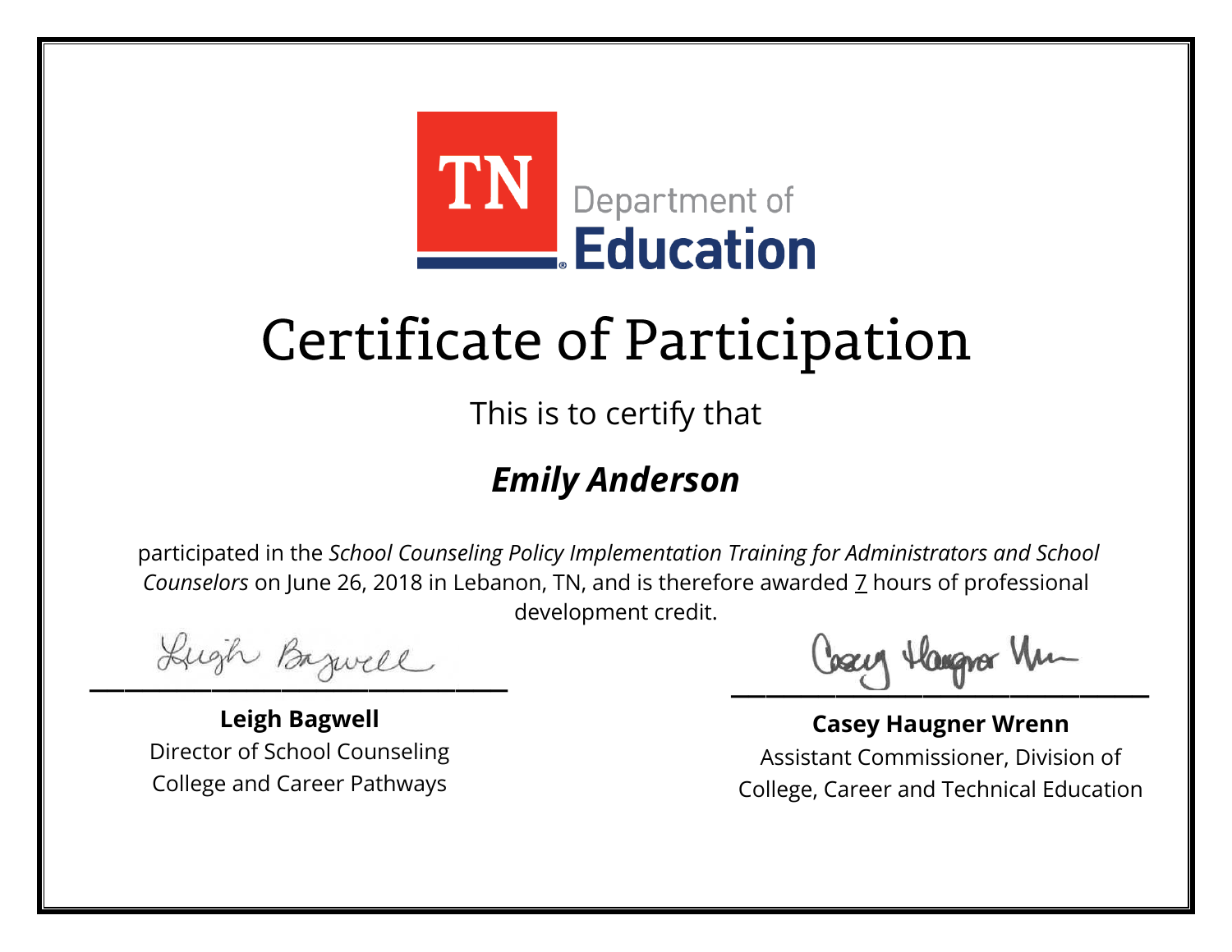TN Department of Education

# Certificate of Participation

This is to certify that

## ***Emily Anderson***

participated in the *School Counseling Policy Implementation Training for Administrators and School Counselors* on June 26, 2018 in Lebanon, TN, and is therefore awarded 7 hours of professional development credit.

**Leigh Bagwell**
Director of School Counseling
College and Career Pathways

**Casey Haugner Wrenn**
Assistant Commissioner, Division of College, Career and Technical Education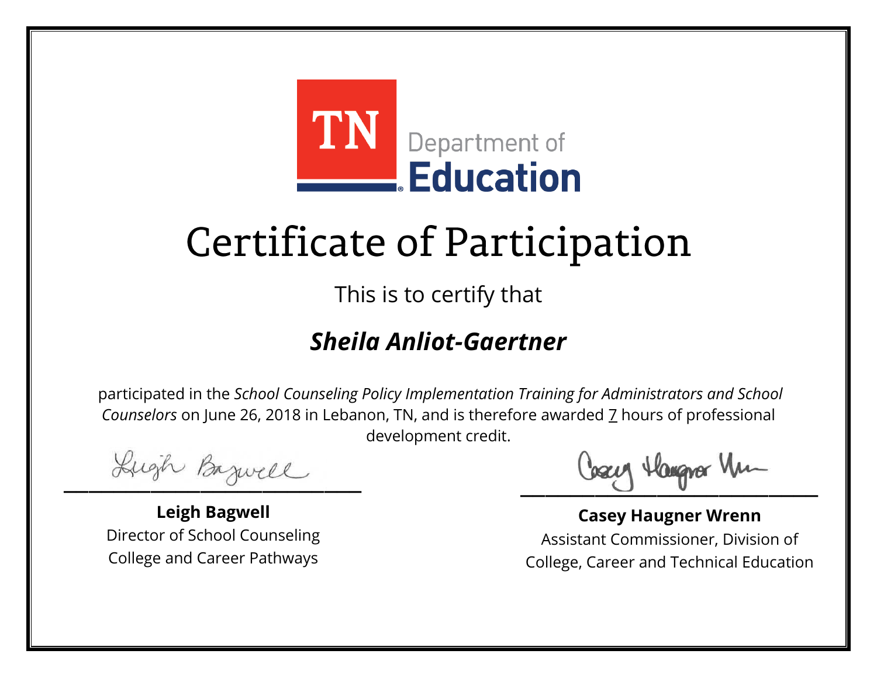TN Department of Education

# Certificate of Participation

This is to certify that

## ***Sheila Anliot-Gaertner***

participated in the *School Counseling Policy Implementation Training for Administrators and School Counselors* on June 26, 2018 in Lebanon, TN, and is therefore awarded 7 hours of professional development credit.

**Leigh Bagwell**
Director of School Counseling
College and Career Pathways

**Casey Haugner Wrenn**
Assistant Commissioner, Division of College, Career and Technical Education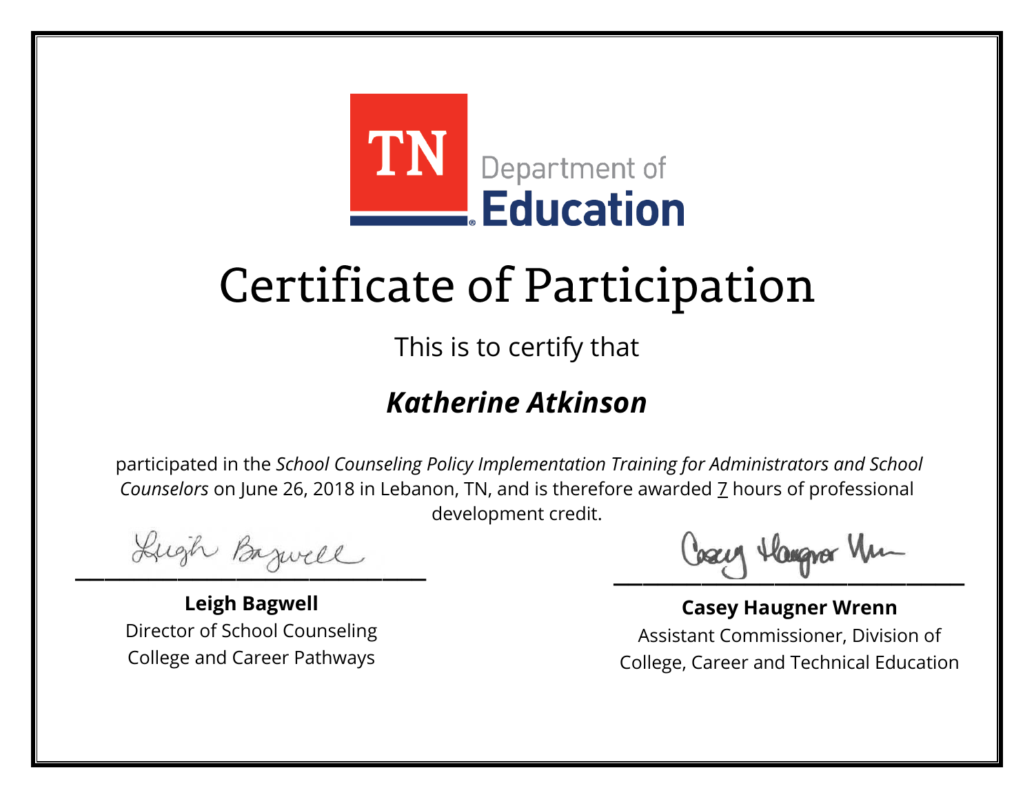TN Department of **Education**

# Certificate of Participation

This is to certify that

## ***Katherine Atkinson***

participated in the *School Counseling Policy Implementation Training for Administrators and School Counselors* on June 26, 2018 in Lebanon, TN, and is therefore awarded 7 hours of professional development credit.

**Leigh Bagwell**
Director of School Counseling
College and Career Pathways

**Casey Haugner Wrenn**
Assistant Commissioner, Division of
College, Career and Technical Education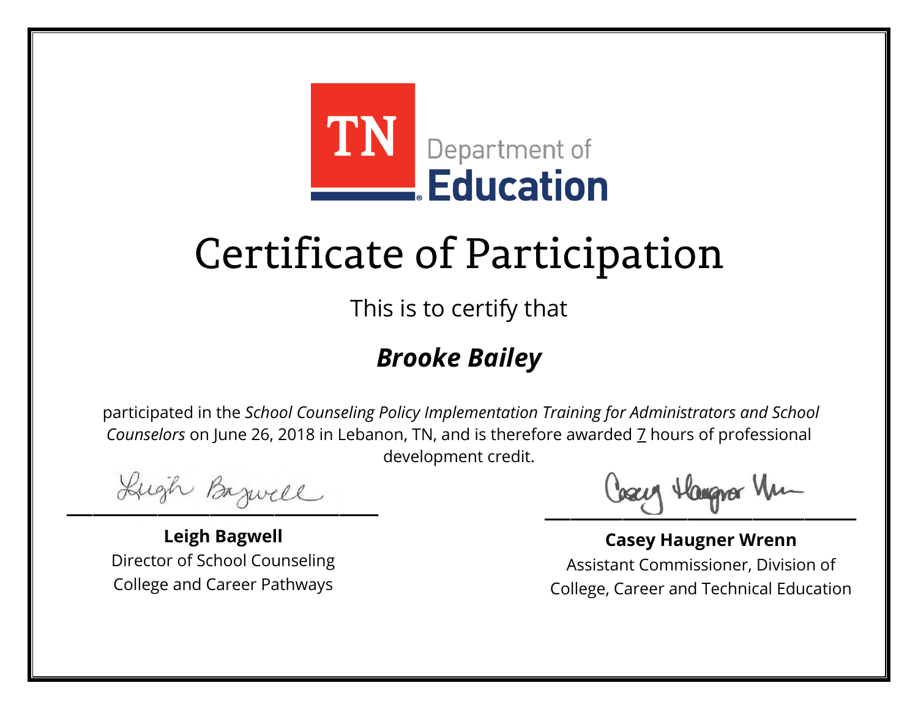TN Department of Education

# Certificate of Participation

This is to certify that

## ***Brooke Bailey***

participated in the *School Counseling Policy Implementation Training for Administrators and School Counselors* on June 26, 2018 in Lebanon, TN, and is therefore awarded 7 hours of professional development credit.

**Leigh Bagwell**
Director of School Counseling
College and Career Pathways

**Casey Haugner Wrenn**
Assistant Commissioner, Division of
College, Career and Technical Education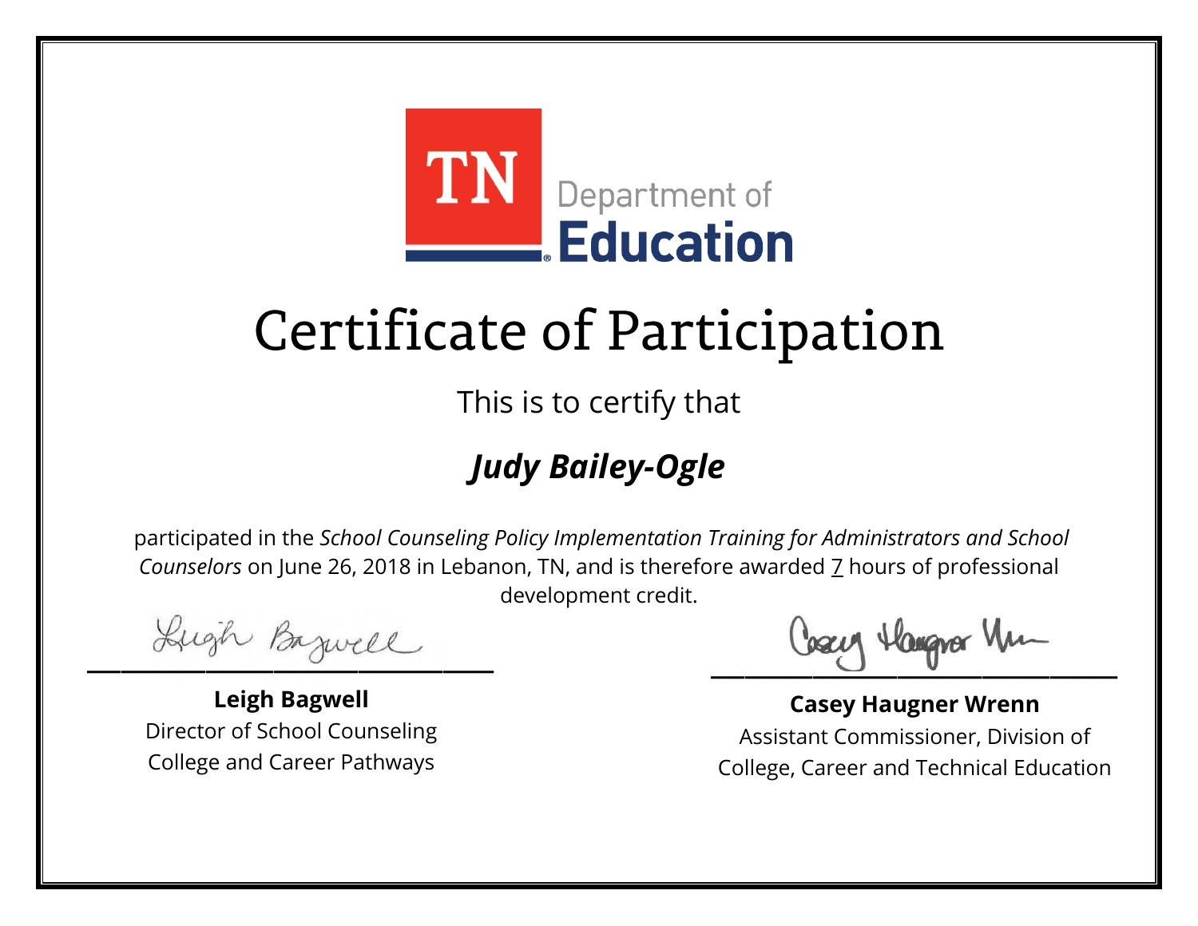TN Department of Education

# Certificate of Participation

This is to certify that

## *Judy Bailey-Ogle*

participated in the *School Counseling Policy Implementation Training for Administrators and School Counselors* on June 26, 2018 in Lebanon, TN, and is therefore awarded 7 hours of professional development credit.

**Leigh Bagwell**
Director of School Counseling
College and Career Pathways

**Casey Haugner Wrenn**
Assistant Commissioner, Division of
College, Career and Technical Education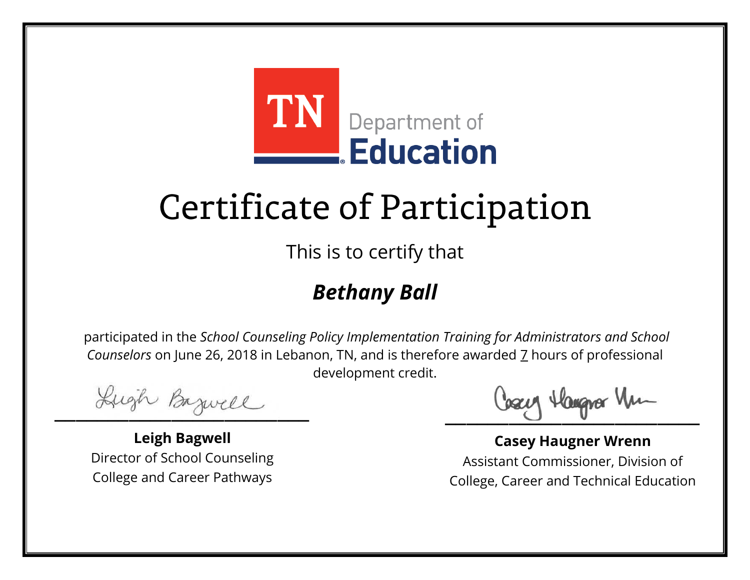TN Department of Education

# Certificate of Participation

This is to certify that

## ***Bethany Ball***

participated in the *School Counseling Policy Implementation Training for Administrators and School Counselors* on June 26, 2018 in Lebanon, TN, and is therefore awarded 7 hours of professional development credit.

**Leigh Bagwell**
Director of School Counseling
College and Career Pathways

**Casey Haugner Wrenn**
Assistant Commissioner, Division of College, Career and Technical Education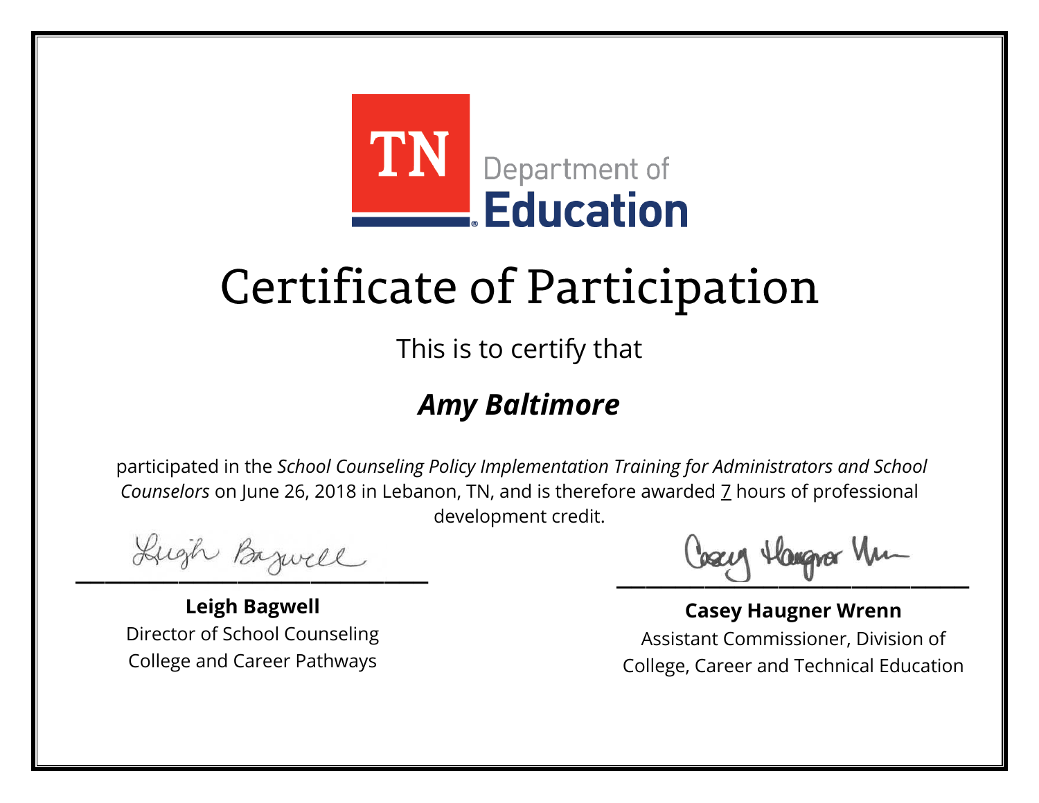TN Department of Education

# Certificate of Participation

This is to certify that

## *Amy Baltimore*

participated in the *School Counseling Policy Implementation Training for Administrators and School Counselors* on June 26, 2018 in Lebanon, TN, and is therefore awarded 7 hours of professional development credit.

**Leigh Bagwell**
Director of School Counseling
College and Career Pathways

**Casey Haugner Wrenn**
Assistant Commissioner, Division of College, Career and Technical Education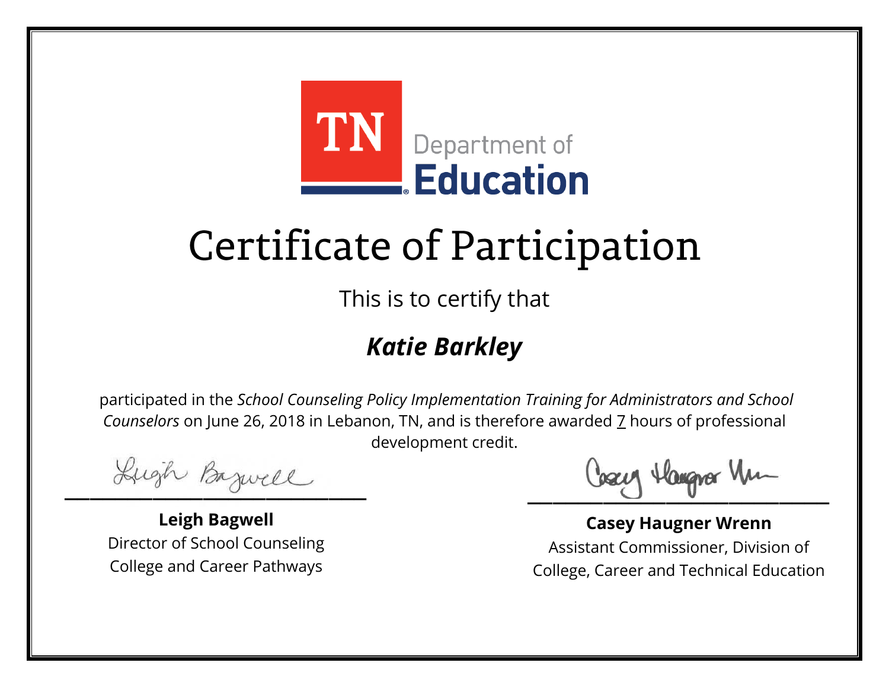TN Department of Education

# Certificate of Participation

This is to certify that

## ***Katie Barkley***

participated in the *School Counseling Policy Implementation Training for Administrators and School Counselors* on June 26, 2018 in Lebanon, TN, and is therefore awarded 7 hours of professional development credit.

**Leigh Bagwell**
Director of School Counseling
College and Career Pathways

**Casey Haugner Wrenn**
Assistant Commissioner, Division of
College, Career and Technical Education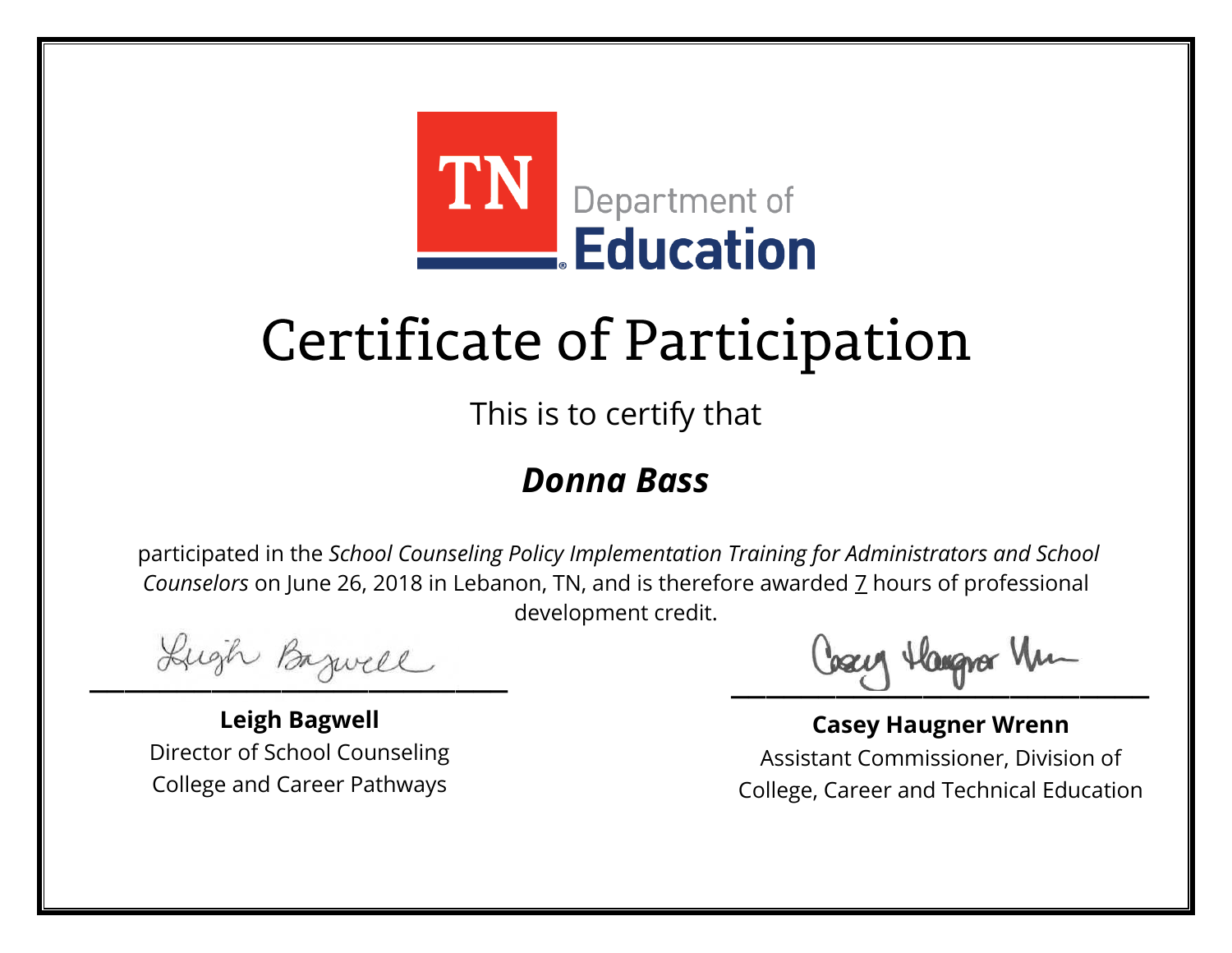TN Department of **Education**

# Certificate of Participation

This is to certify that

## ***Donna Bass***

participated in the *School Counseling Policy Implementation Training for Administrators and School Counselors* on June 26, 2018 in Lebanon, TN, and is therefore awarded 7 hours of professional development credit.

**Leigh Bagwell**
Director of School Counseling
College and Career Pathways

**Casey Haugner Wrenn**
Assistant Commissioner, Division of College, Career and Technical Education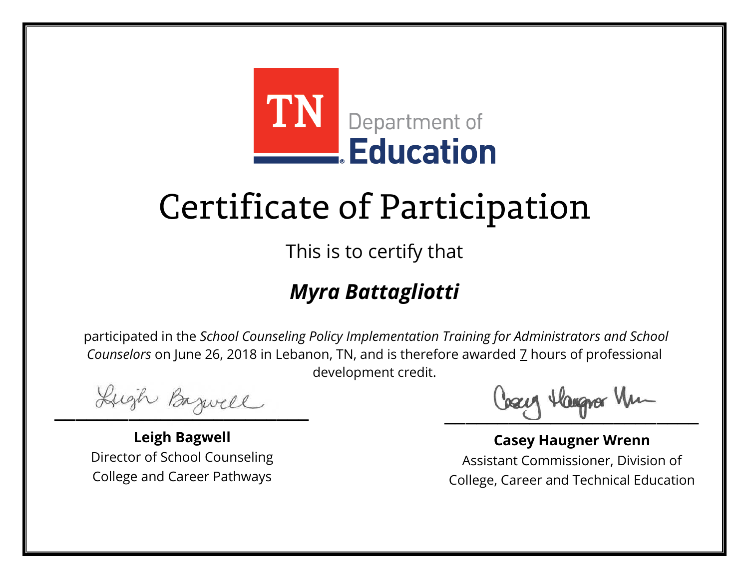TN Department of Education

# Certificate of Participation

This is to certify that

## *Myra Battagliotti*

participated in the *School Counseling Policy Implementation Training for Administrators and School Counselors* on June 26, 2018 in Lebanon, TN, and is therefore awarded 7 hours of professional development credit.

**Leigh Bagwell**
Director of School Counseling
College and Career Pathways

**Casey Haugner Wrenn**
Assistant Commissioner, Division of
College, Career and Technical Education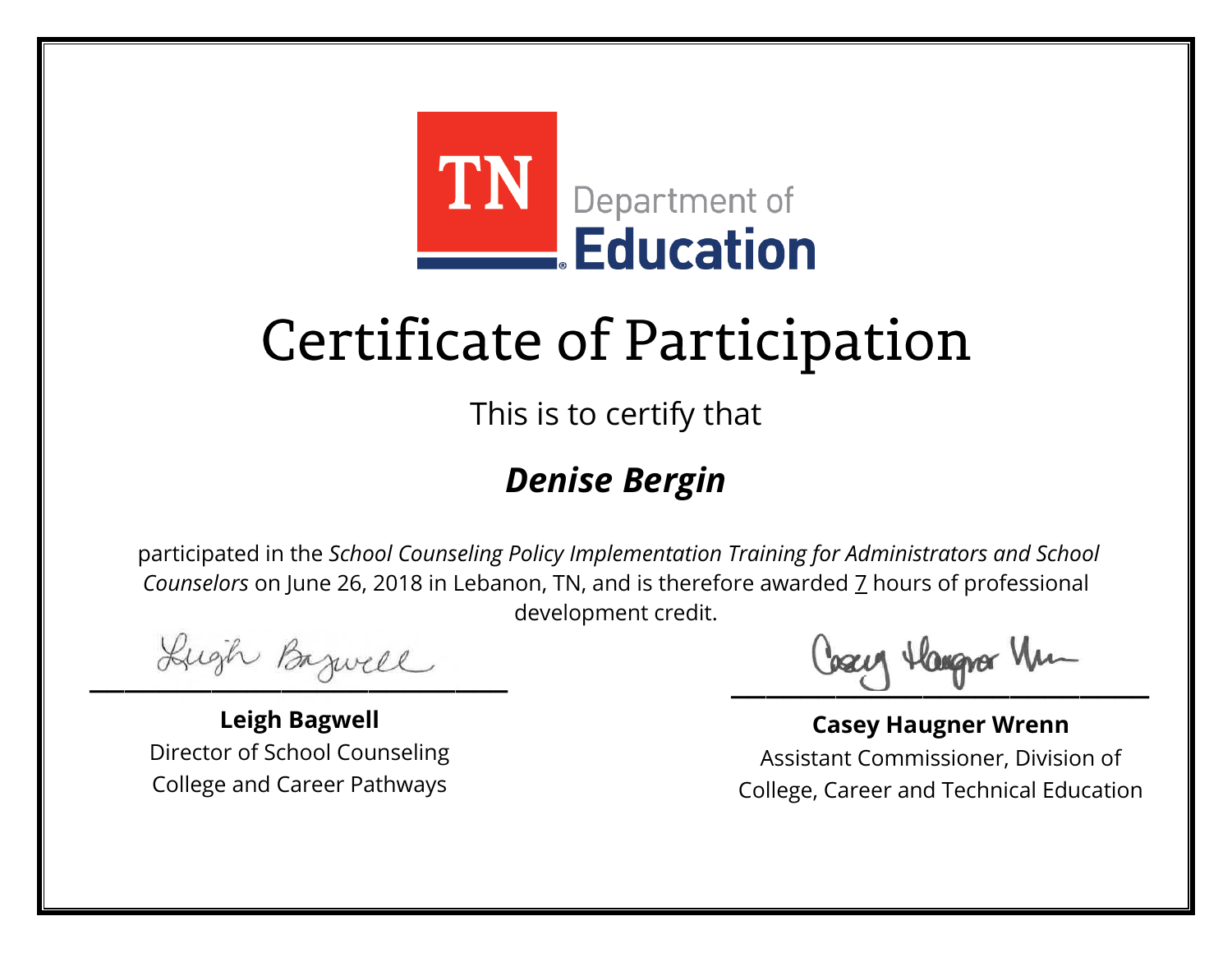TN Department of **Education**

# Certificate of Participation

This is to certify that

## ***Denise Bergin***

participated in the *School Counseling Policy Implementation Training for Administrators and School Counselors* on June 26, 2018 in Lebanon, TN, and is therefore awarded 7 hours of professional development credit.

**Leigh Bagwell**
Director of School Counseling
College and Career Pathways

**Casey Haugner Wrenn**
Assistant Commissioner, Division of
College, Career and Technical Education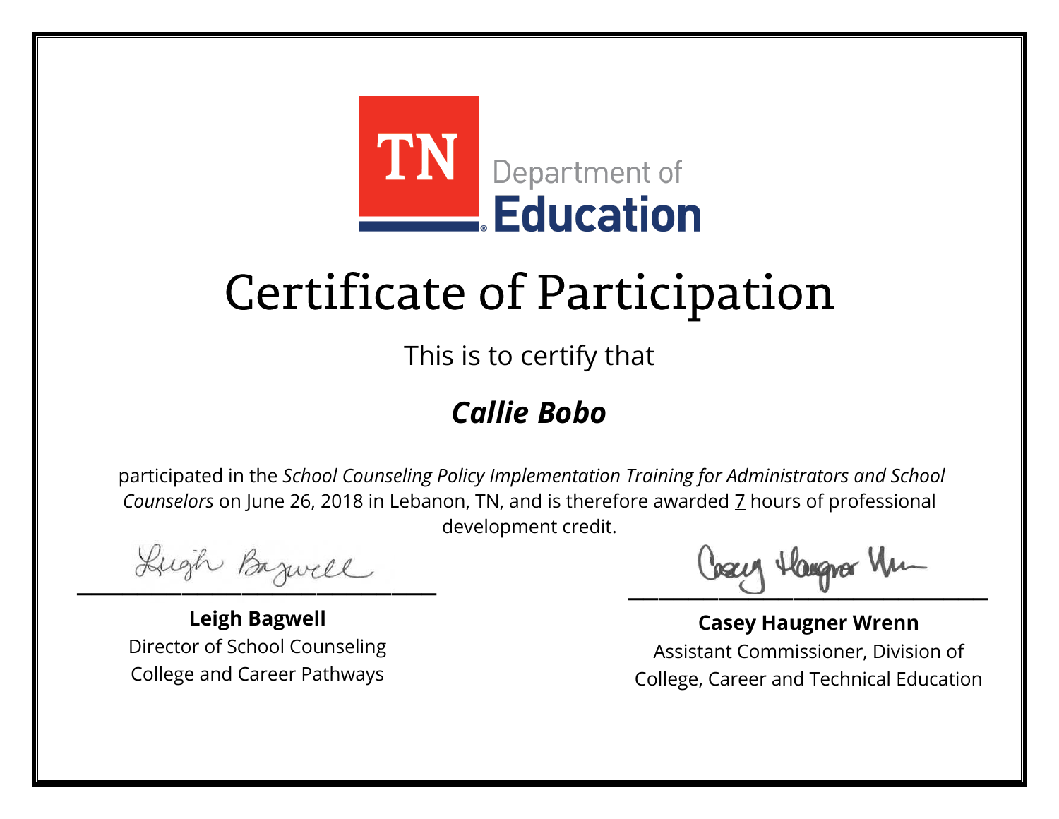TN Department of Education

# Certificate of Participation

This is to certify that

***Callie Bobo***

participated in the *School Counseling Policy Implementation Training for Administrators and School Counselors* on June 26, 2018 in Lebanon, TN, and is therefore awarded 7 hours of professional development credit.

**Leigh Bagwell**
Director of School Counseling
College and Career Pathways

**Casey Haugner Wrenn**
Assistant Commissioner, Division of
College, Career and Technical Education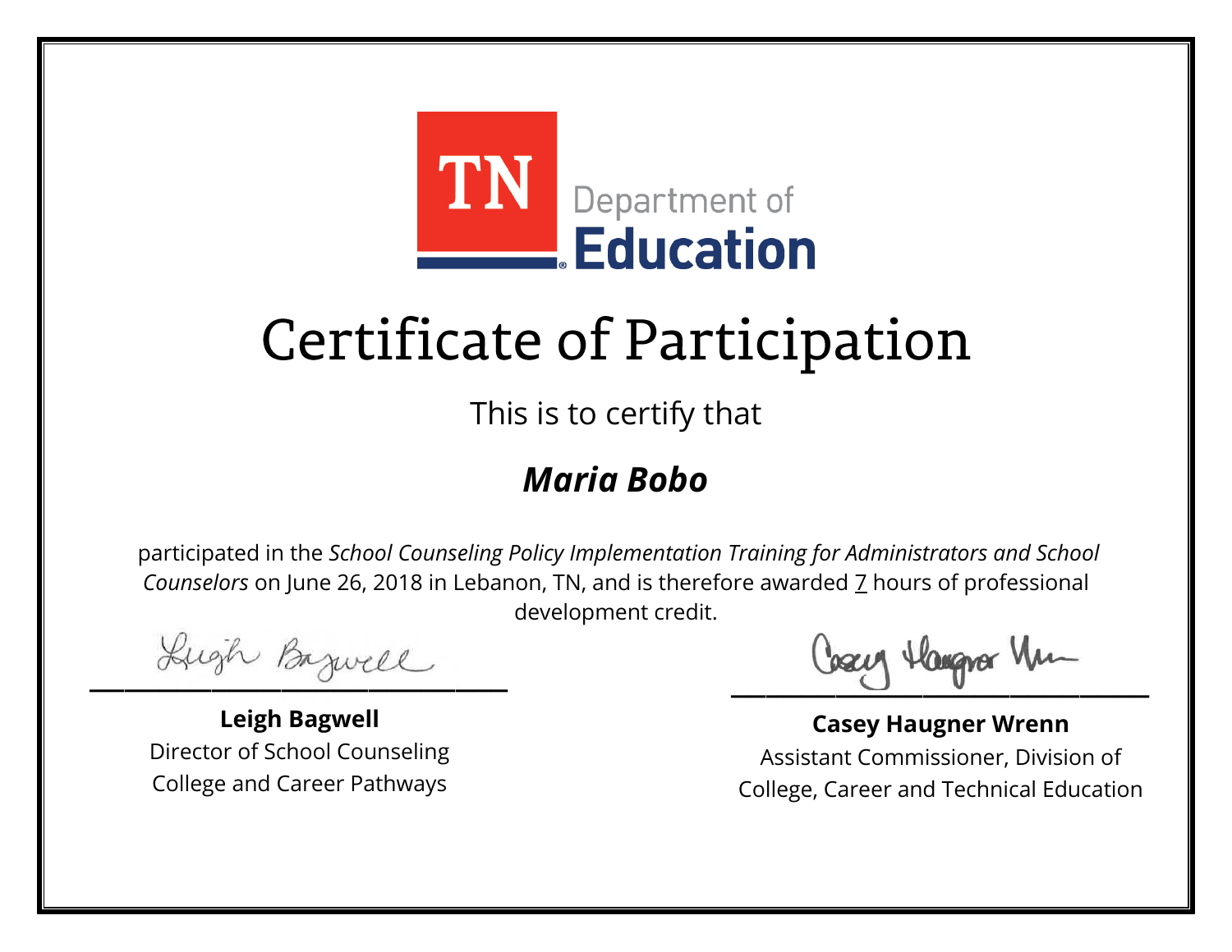TN Department of Education

# Certificate of Participation

This is to certify that

***Maria Bobo***

participated in the *School Counseling Policy Implementation Training for Administrators and School Counselors* on June 26, 2018 in Lebanon, TN, and is therefore awarded 7 hours of professional development credit.

**Leigh Bagwell**
Director of School Counseling
College and Career Pathways

**Casey Haugner Wrenn**
Assistant Commissioner, Division of College, Career and Technical Education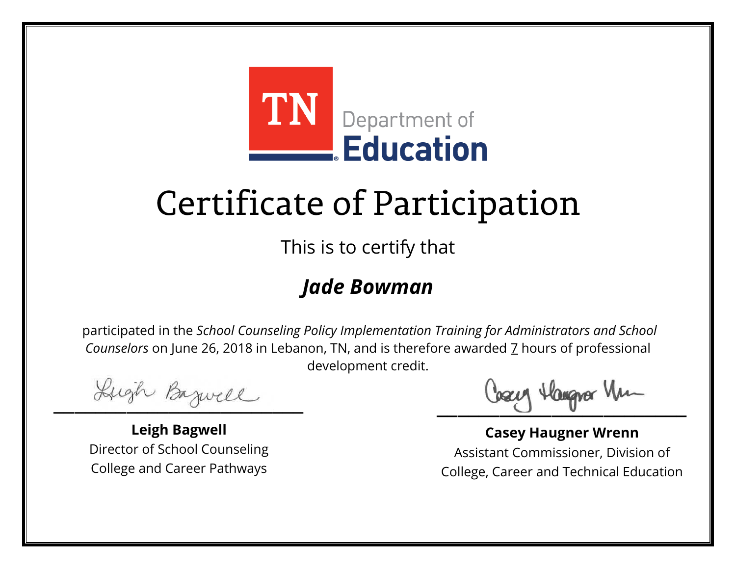TN Department of Education

# Certificate of Participation

This is to certify that

## *Jade Bowman*

participated in the *School Counseling Policy Implementation Training for Administrators and School Counselors* on June 26, 2018 in Lebanon, TN, and is therefore awarded 7 hours of professional development credit.

**Leigh Bagwell**
Director of School Counseling
College and Career Pathways

**Casey Haugner Wrenn**
Assistant Commissioner, Division of College, Career and Technical Education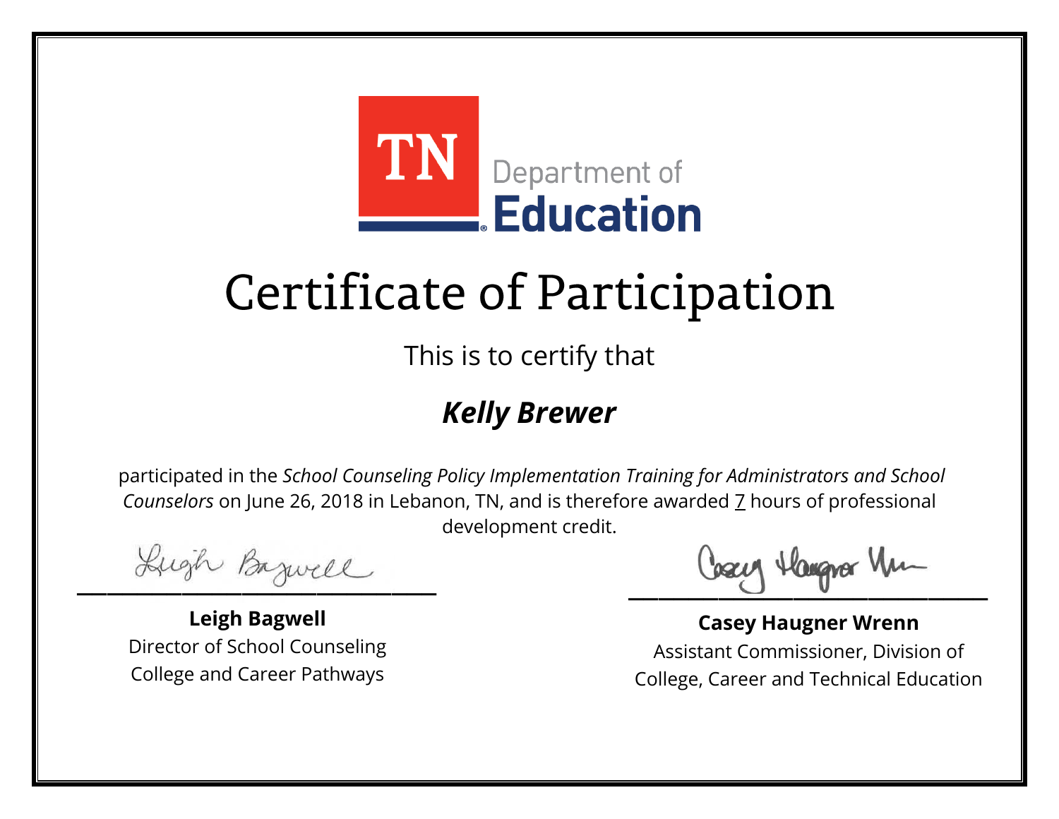TN Department of Education

# Certificate of Participation

This is to certify that

## ***Kelly Brewer***

participated in the *School Counseling Policy Implementation Training for Administrators and School Counselors* on June 26, 2018 in Lebanon, TN, and is therefore awarded 7 hours of professional development credit.

**Leigh Bagwell**
Director of School Counseling
College and Career Pathways

**Casey Haugner Wrenn**
Assistant Commissioner, Division of College, Career and Technical Education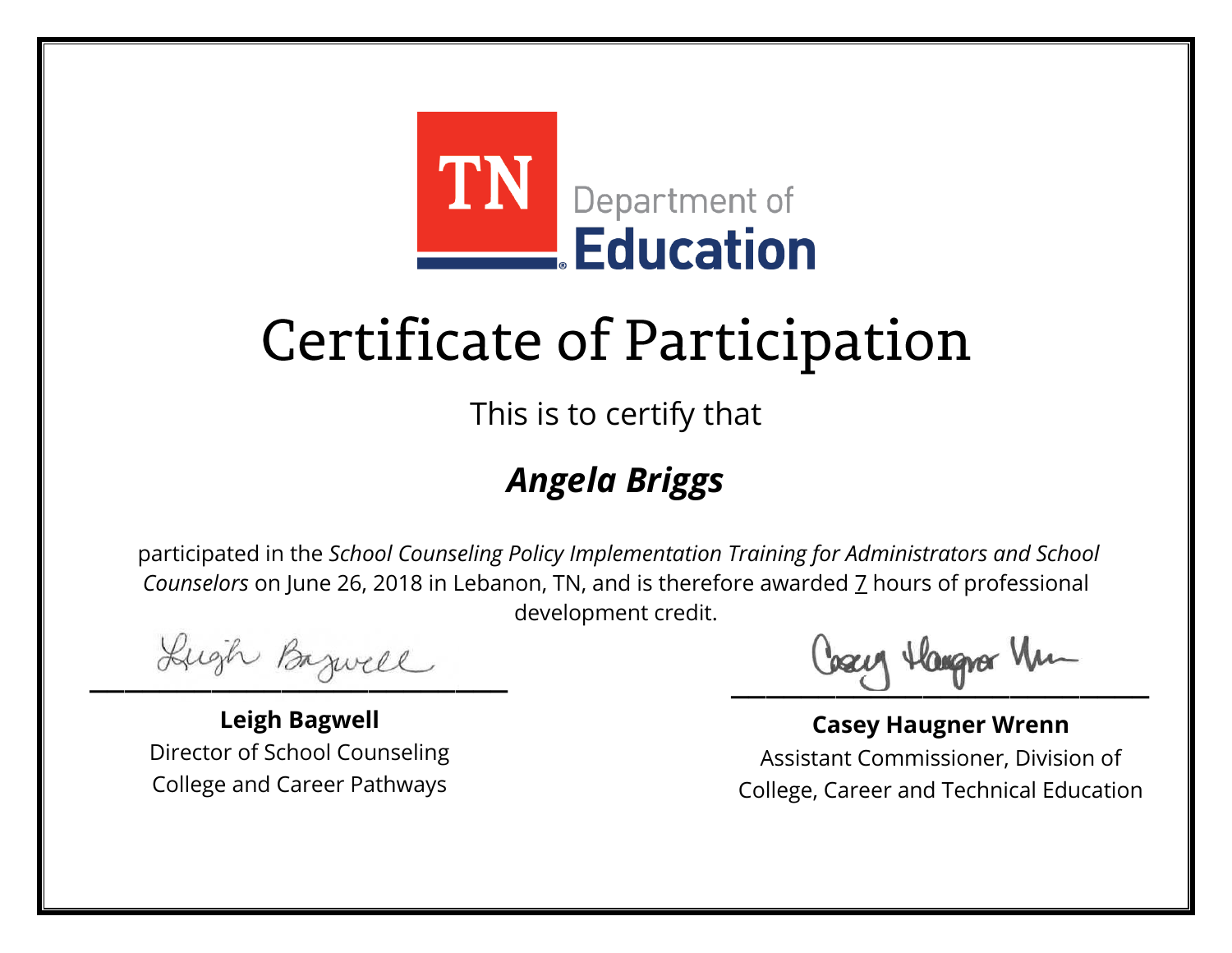TN Department of **Education**

# Certificate of Participation

This is to certify that

## *Angela Briggs*

participated in the *School Counseling Policy Implementation Training for Administrators and School Counselors* on June 26, 2018 in Lebanon, TN, and is therefore awarded 7 hours of professional development credit.

**Leigh Bagwell**
Director of School Counseling
College and Career Pathways

**Casey Haugner Wrenn**
Assistant Commissioner, Division of
College, Career and Technical Education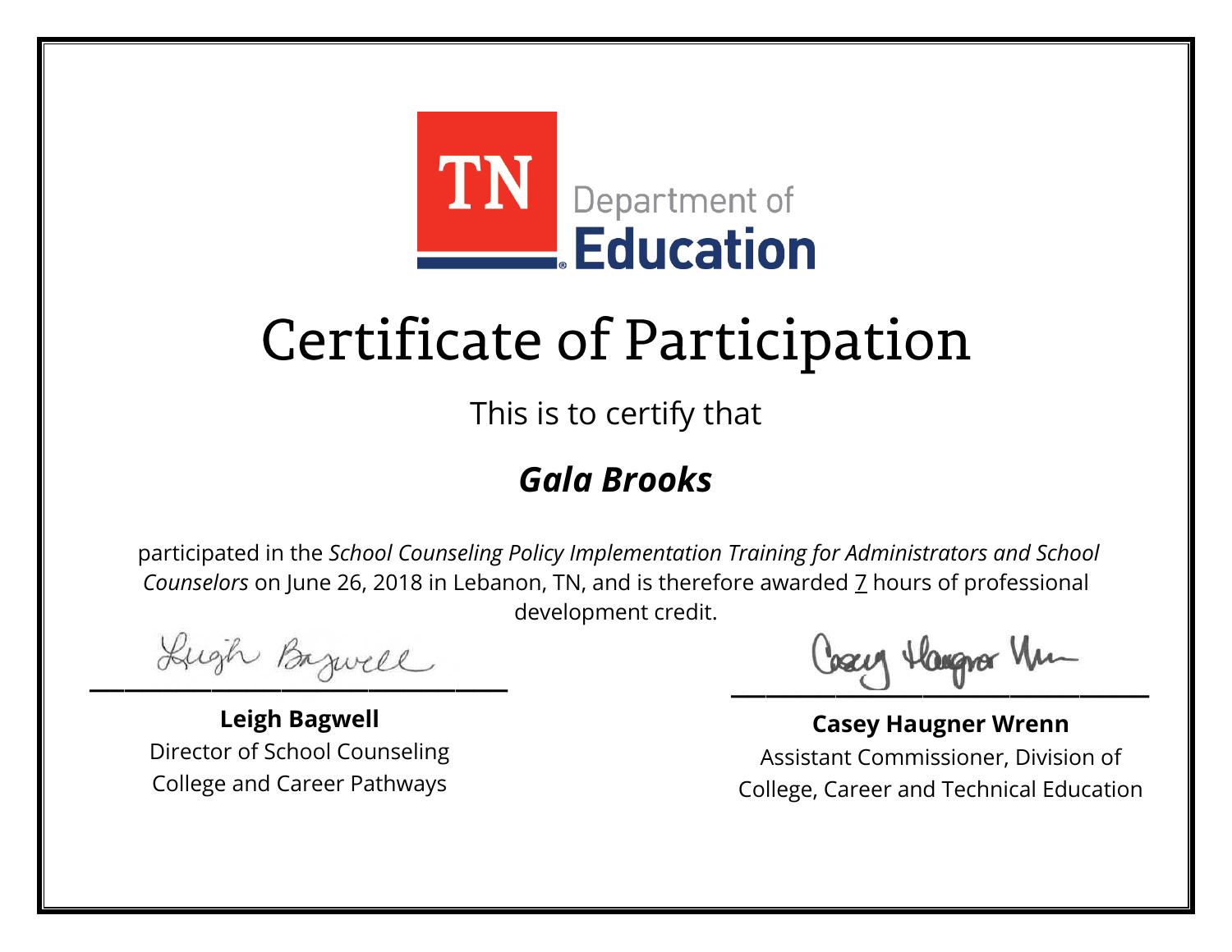TN Department of Education

# Certificate of Participation

This is to certify that

***Gala Brooks***

participated in the *School Counseling Policy Implementation Training for Administrators and School Counselors* on June 26, 2018 in Lebanon, TN, and is therefore awarded 7 hours of professional development credit.

**Leigh Bagwell**
Director of School Counseling
College and Career Pathways

**Casey Haugner Wrenn**
Assistant Commissioner, Division of College, Career and Technical Education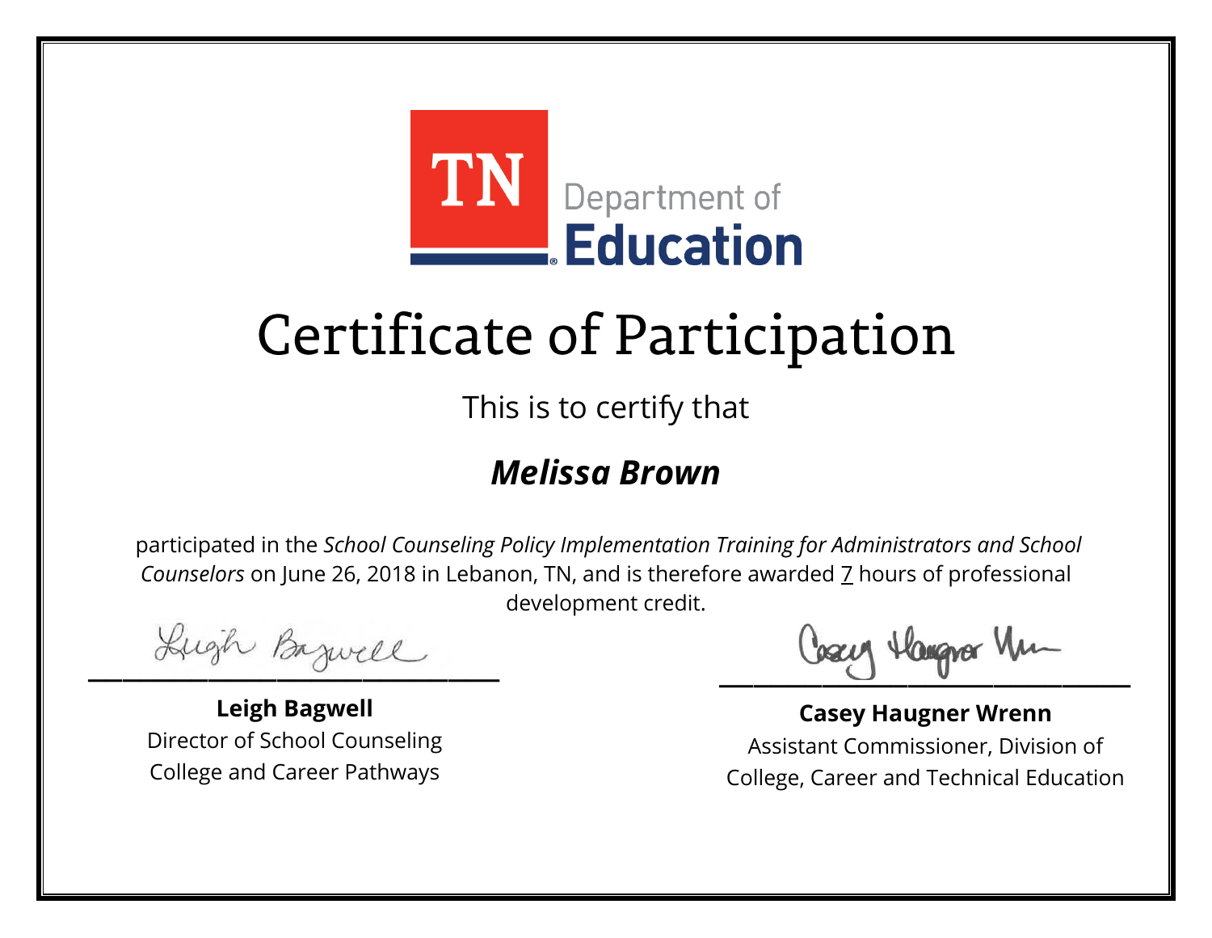TN Department of Education

# Certificate of Participation

This is to certify that

***Melissa Brown***

participated in the *School Counseling Policy Implementation Training for Administrators and School Counselors* on June 26, 2018 in Lebanon, TN, and is therefore awarded 7 hours of professional development credit.

**Leigh Bagwell**
Director of School Counseling
College and Career Pathways

**Casey Haugner Wrenn**
Assistant Commissioner, Division of College, Career and Technical Education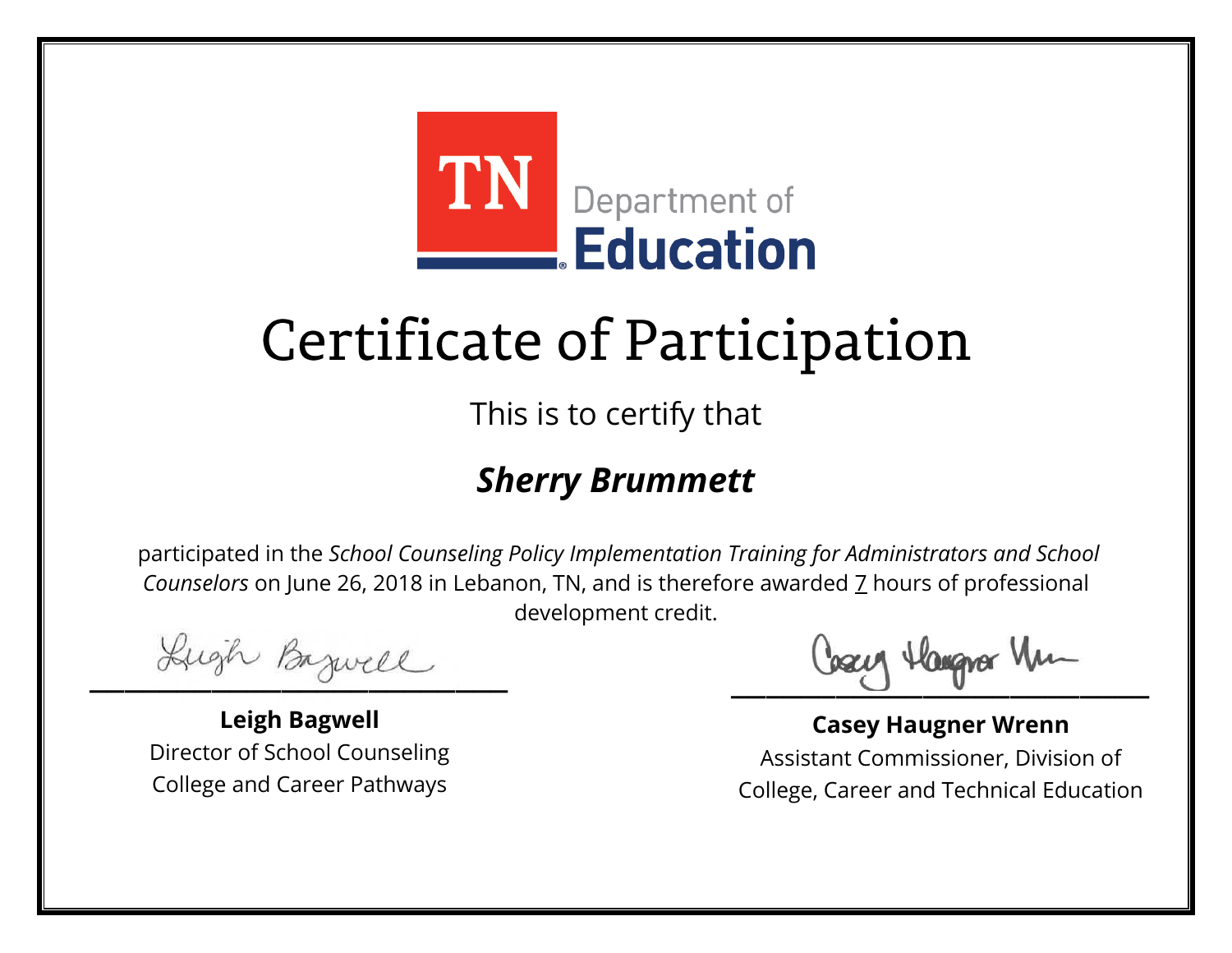TN Department of Education

# Certificate of Participation

This is to certify that

## ***Sherry Brummett***

participated in the *School Counseling Policy Implementation Training for Administrators and School Counselors* on June 26, 2018 in Lebanon, TN, and is therefore awarded 7 hours of professional development credit.

**Leigh Bagwell**
Director of School Counseling
College and Career Pathways

**Casey Haugner Wrenn**
Assistant Commissioner, Division of
College, Career and Technical Education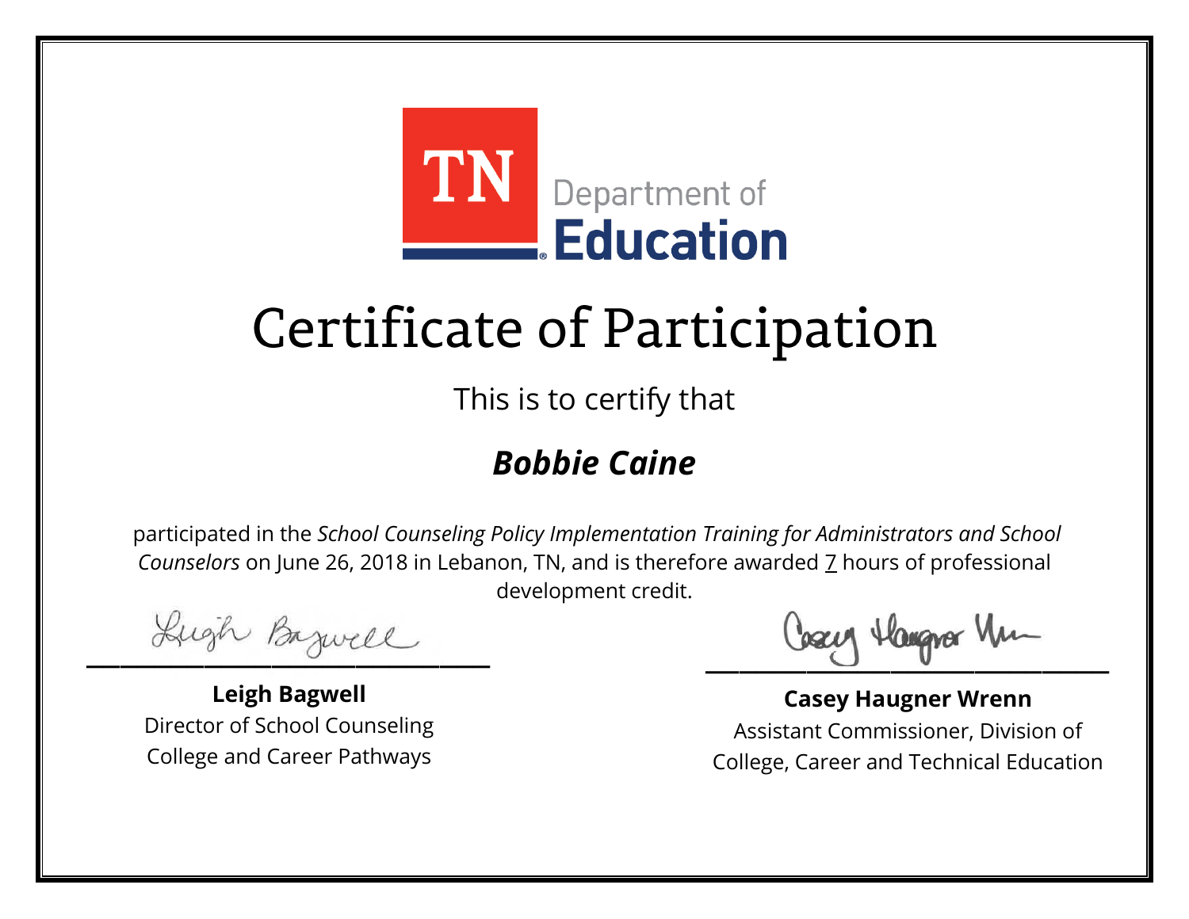TN Department of Education

# Certificate of Participation

This is to certify that

## ***Bobbie Caine***

participated in the *School Counseling Policy Implementation Training for Administrators and School Counselors* on June 26, 2018 in Lebanon, TN, and is therefore awarded 7 hours of professional development credit.

**Leigh Bagwell**
Director of School Counseling
College and Career Pathways

**Casey Haugner Wrenn**
Assistant Commissioner, Division of College, Career and Technical Education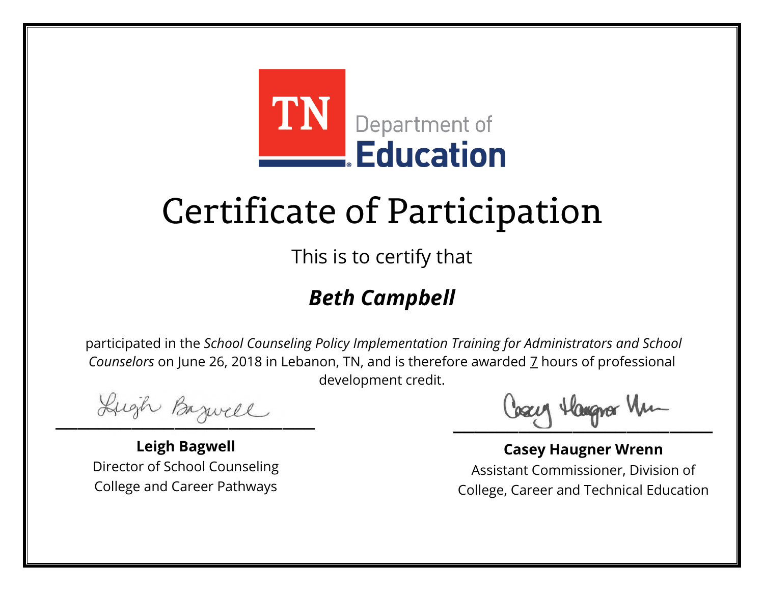TN Department of Education

# Certificate of Participation

This is to certify that

***Beth Campbell***

participated in the *School Counseling Policy Implementation Training for Administrators and School Counselors* on June 26, 2018 in Lebanon, TN, and is therefore awarded 7 hours of professional development credit.

**Leigh Bagwell**
Director of School Counseling
College and Career Pathways

**Casey Haugner Wrenn**
Assistant Commissioner, Division of College, Career and Technical Education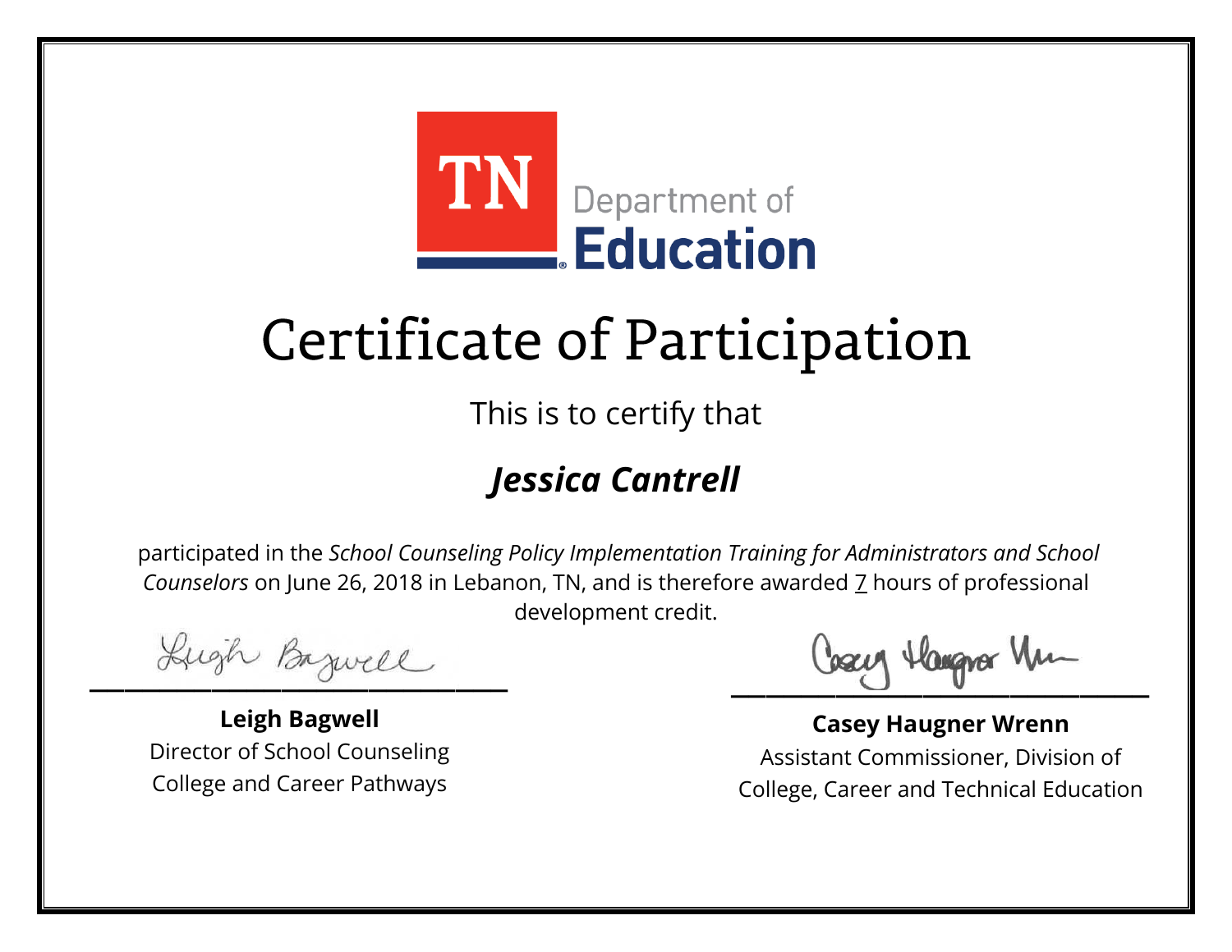TN Department of Education

# Certificate of Participation

This is to certify that

## *Jessica Cantrell*

participated in the *School Counseling Policy Implementation Training for Administrators and School Counselors* on June 26, 2018 in Lebanon, TN, and is therefore awarded 7 hours of professional development credit.

**Leigh Bagwell**
Director of School Counseling
College and Career Pathways

**Casey Haugner Wrenn**
Assistant Commissioner, Division of College, Career and Technical Education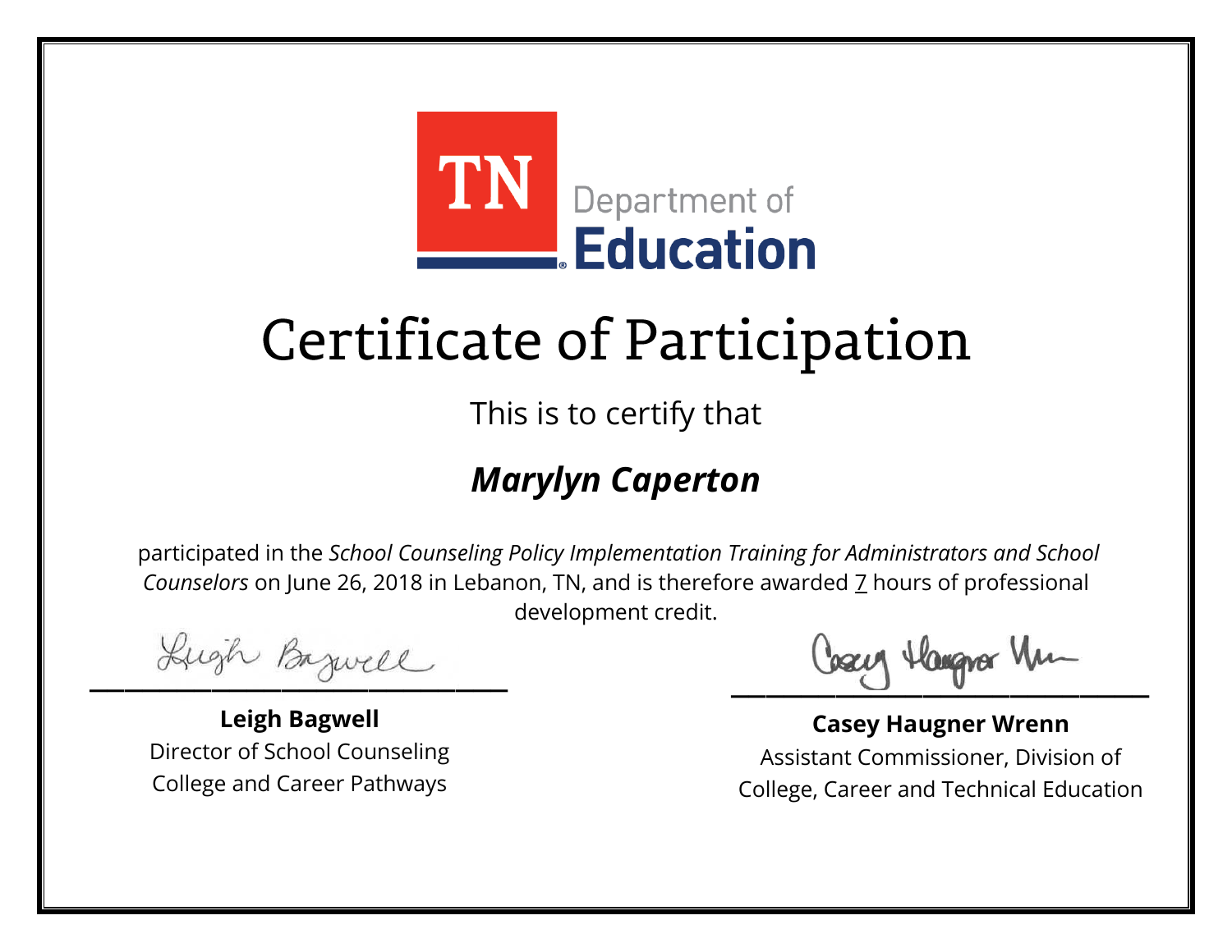TN Department of Education

# Certificate of Participation

This is to certify that

## *Marylyn Caperton*

participated in the *School Counseling Policy Implementation Training for Administrators and School Counselors* on June 26, 2018 in Lebanon, TN, and is therefore awarded 7 hours of professional development credit.

**Leigh Bagwell**
Director of School Counseling
College and Career Pathways

**Casey Haugner Wrenn**
Assistant Commissioner, Division of College, Career and Technical Education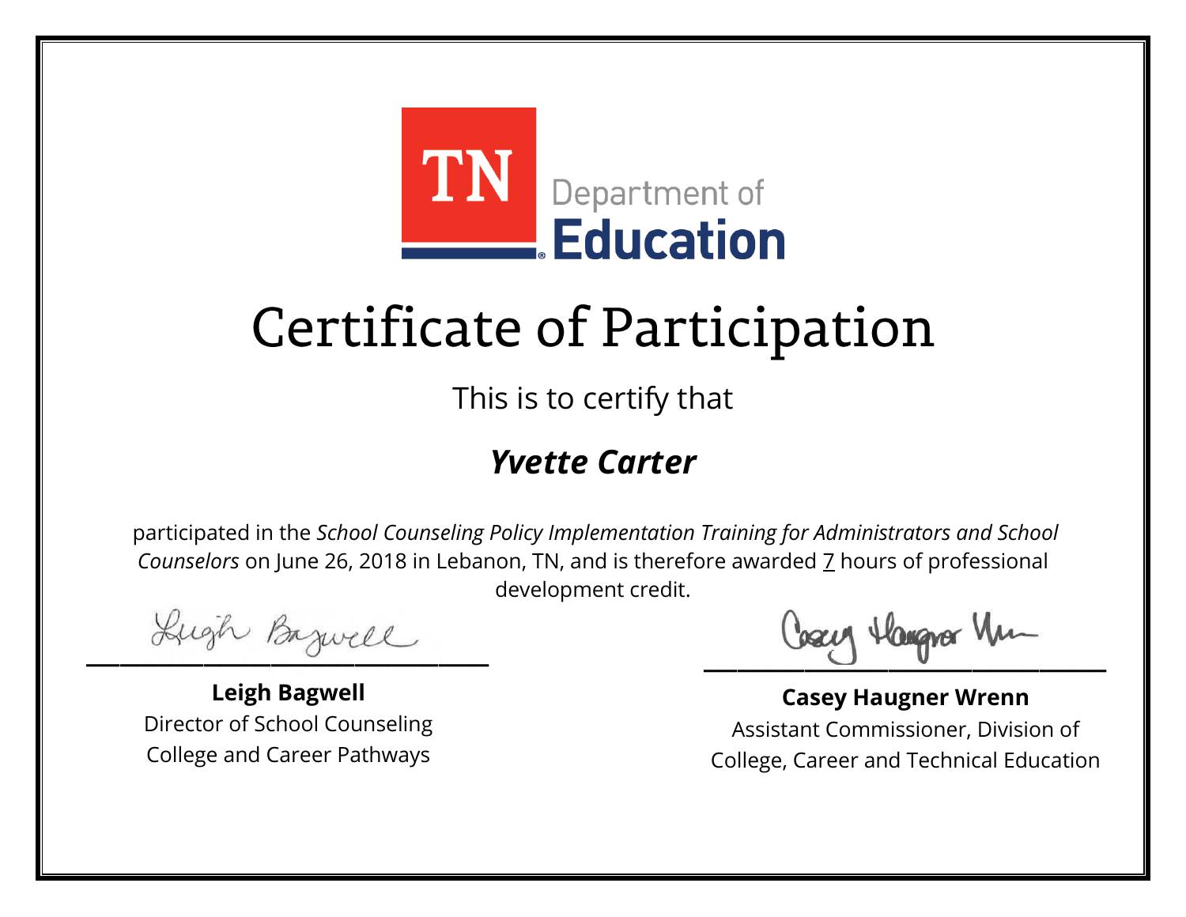TN Department of Education

# Certificate of Participation

This is to certify that

***Yvette Carter***

participated in the *School Counseling Policy Implementation Training for Administrators and School Counselors* on June 26, 2018 in Lebanon, TN, and is therefore awarded 7 hours of professional development credit.

**Leigh Bagwell**
Director of School Counseling
College and Career Pathways

**Casey Haugner Wrenn**
Assistant Commissioner, Division of College, Career and Technical Education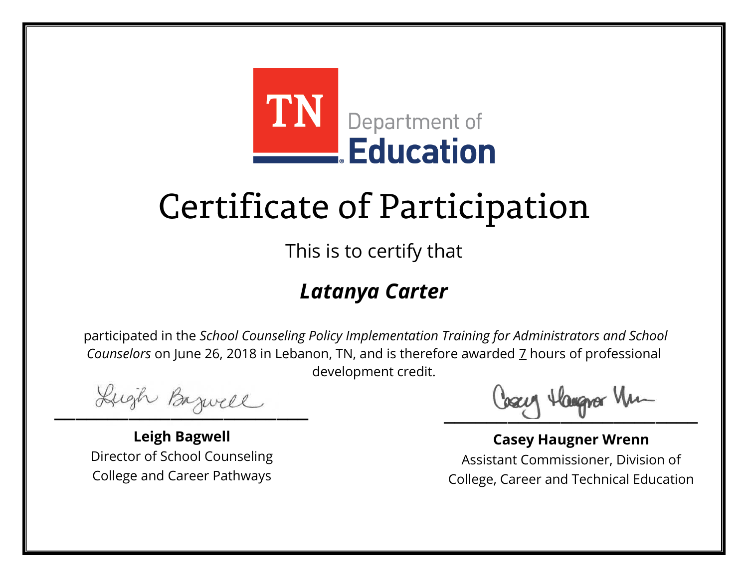TN Department of Education

# Certificate of Participation

This is to certify that

***Latanya Carter***

participated in the *School Counseling Policy Implementation Training for Administrators and School Counselors* on June 26, 2018 in Lebanon, TN, and is therefore awarded 7 hours of professional development credit.

**Leigh Bagwell**
Director of School Counseling
College and Career Pathways

**Casey Haugner Wrenn**
Assistant Commissioner, Division of College, Career and Technical Education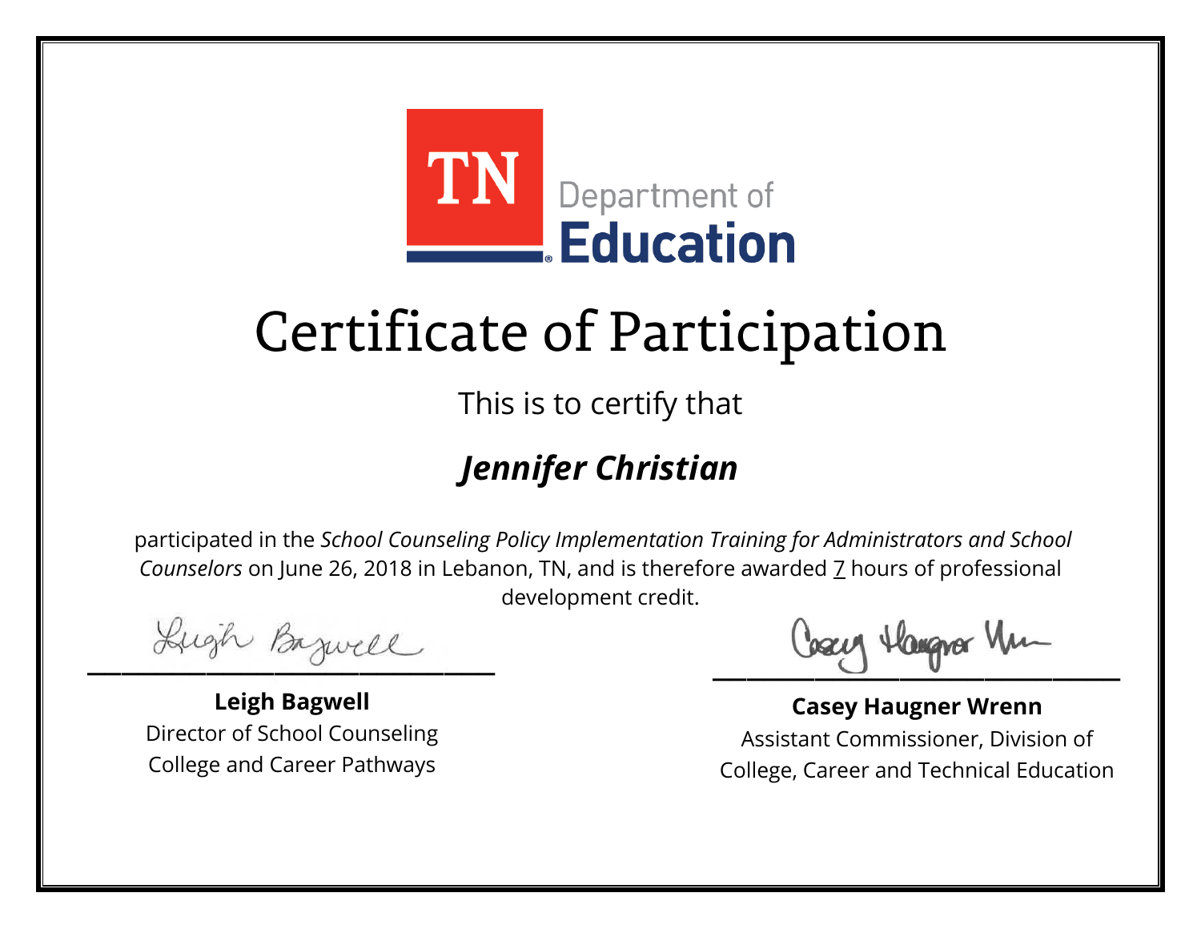TN Department of **Education**

# Certificate of Participation

This is to certify that

## *Jennifer Christian*

participated in the *School Counseling Policy Implementation Training for Administrators and School Counselors* on June 26, 2018 in Lebanon, TN, and is therefore awarded 7 hours of professional development credit.

**Leigh Bagwell**
Director of School Counseling
College and Career Pathways

**Casey Haugner Wrenn**
Assistant Commissioner, Division of College, Career and Technical Education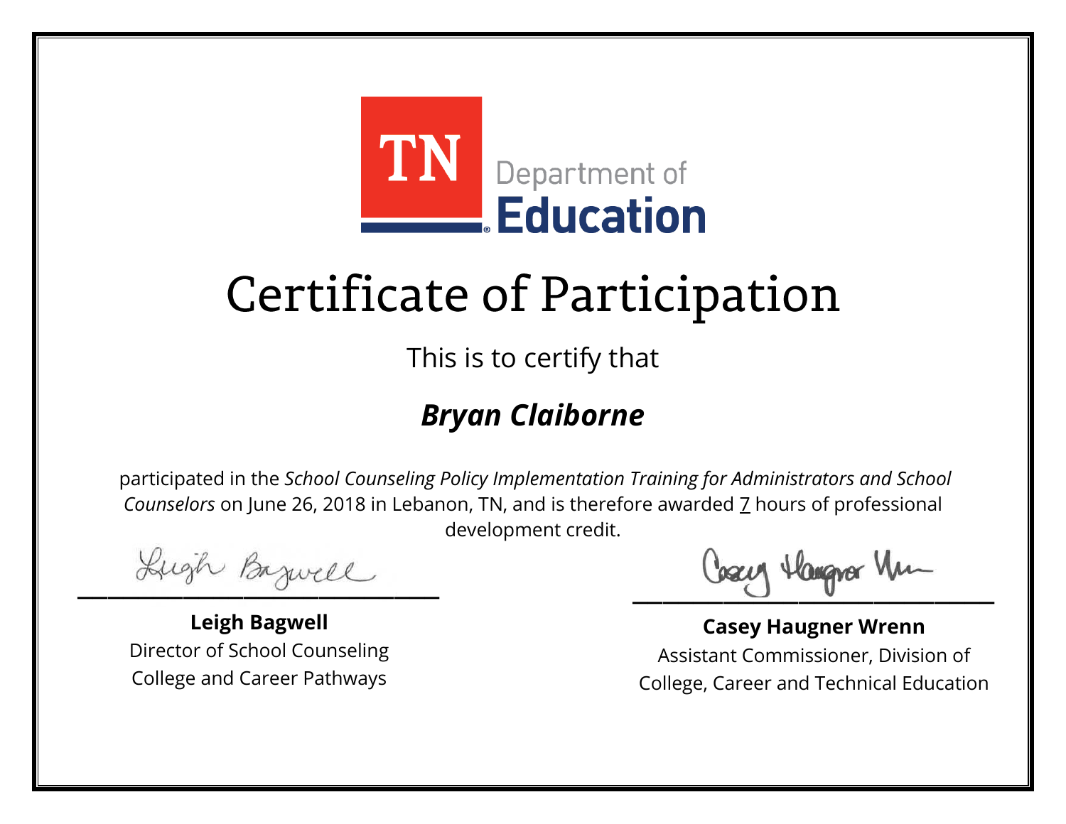TN Department of Education

# Certificate of Participation

This is to certify that

## ***Bryan Claiborne***

participated in the *School Counseling Policy Implementation Training for Administrators and School Counselors* on June 26, 2018 in Lebanon, TN, and is therefore awarded 7 hours of professional development credit.

**Leigh Bagwell**
Director of School Counseling
College and Career Pathways

**Casey Haugner Wrenn**
Assistant Commissioner, Division of
College, Career and Technical Education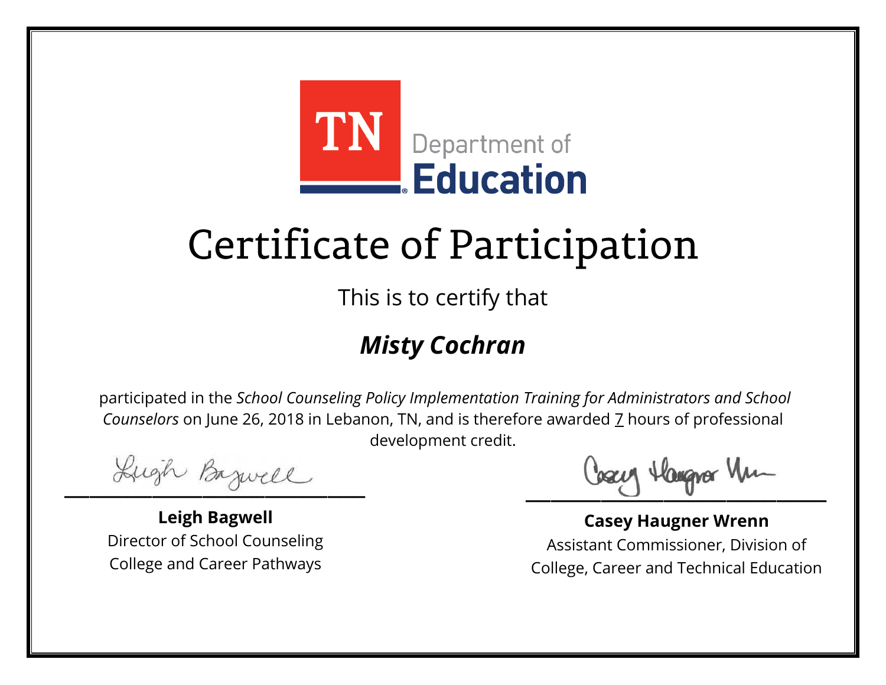TN Department of **Education**

# Certificate of Participation

This is to certify that

## ***Misty Cochran***

participated in the *School Counseling Policy Implementation Training for Administrators and School Counselors* on June 26, 2018 in Lebanon, TN, and is therefore awarded 7 hours of professional development credit.

**Leigh Bagwell**
Director of School Counseling
College and Career Pathways

**Casey Haugner Wrenn**
Assistant Commissioner, Division of
College, Career and Technical Education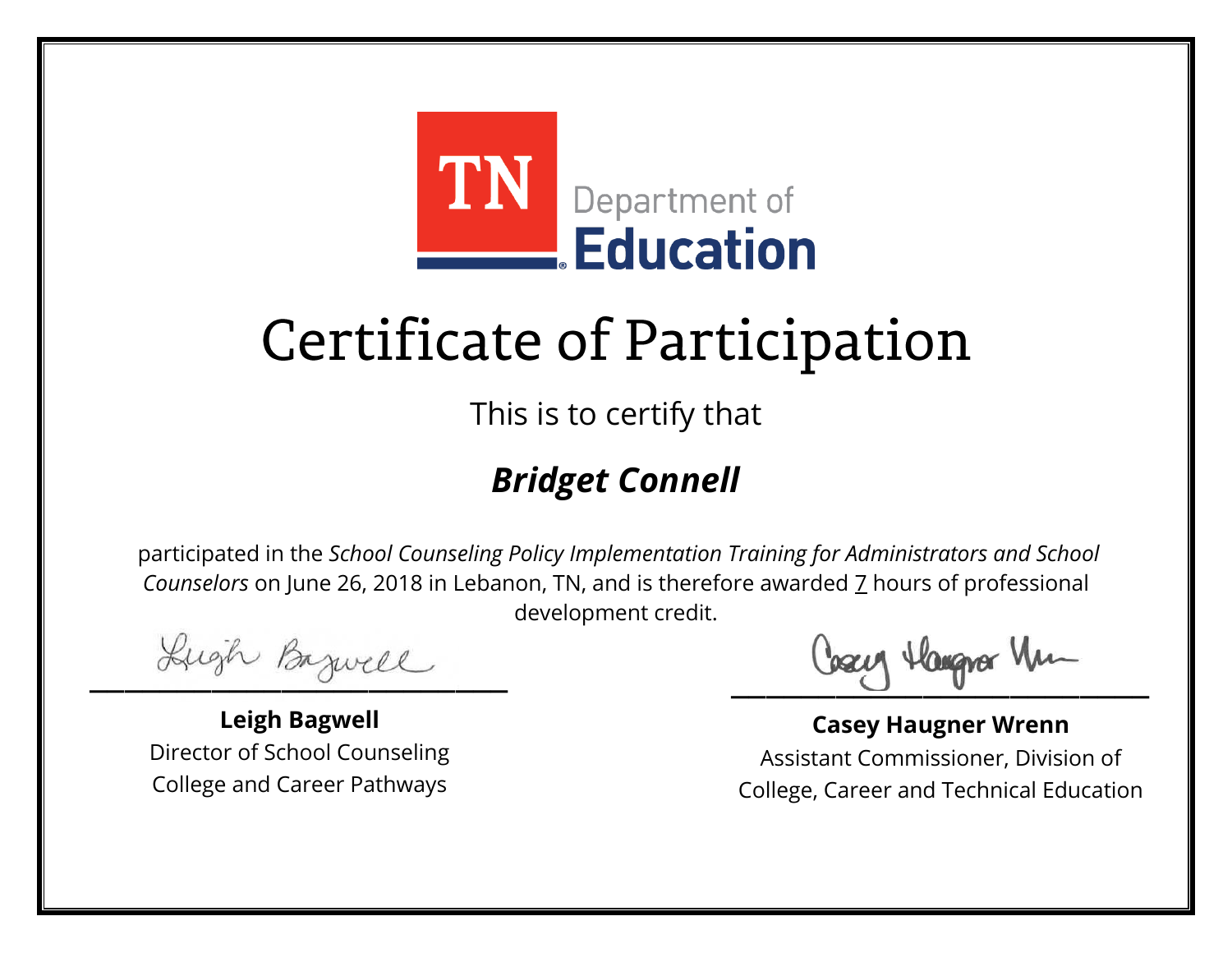TN Department of Education

# Certificate of Participation

This is to certify that

## ***Bridget Connell***

participated in the *School Counseling Policy Implementation Training for Administrators and School Counselors* on June 26, 2018 in Lebanon, TN, and is therefore awarded 7 hours of professional development credit.

**Leigh Bagwell**
Director of School Counseling
College and Career Pathways

**Casey Haugner Wrenn**
Assistant Commissioner, Division of College, Career and Technical Education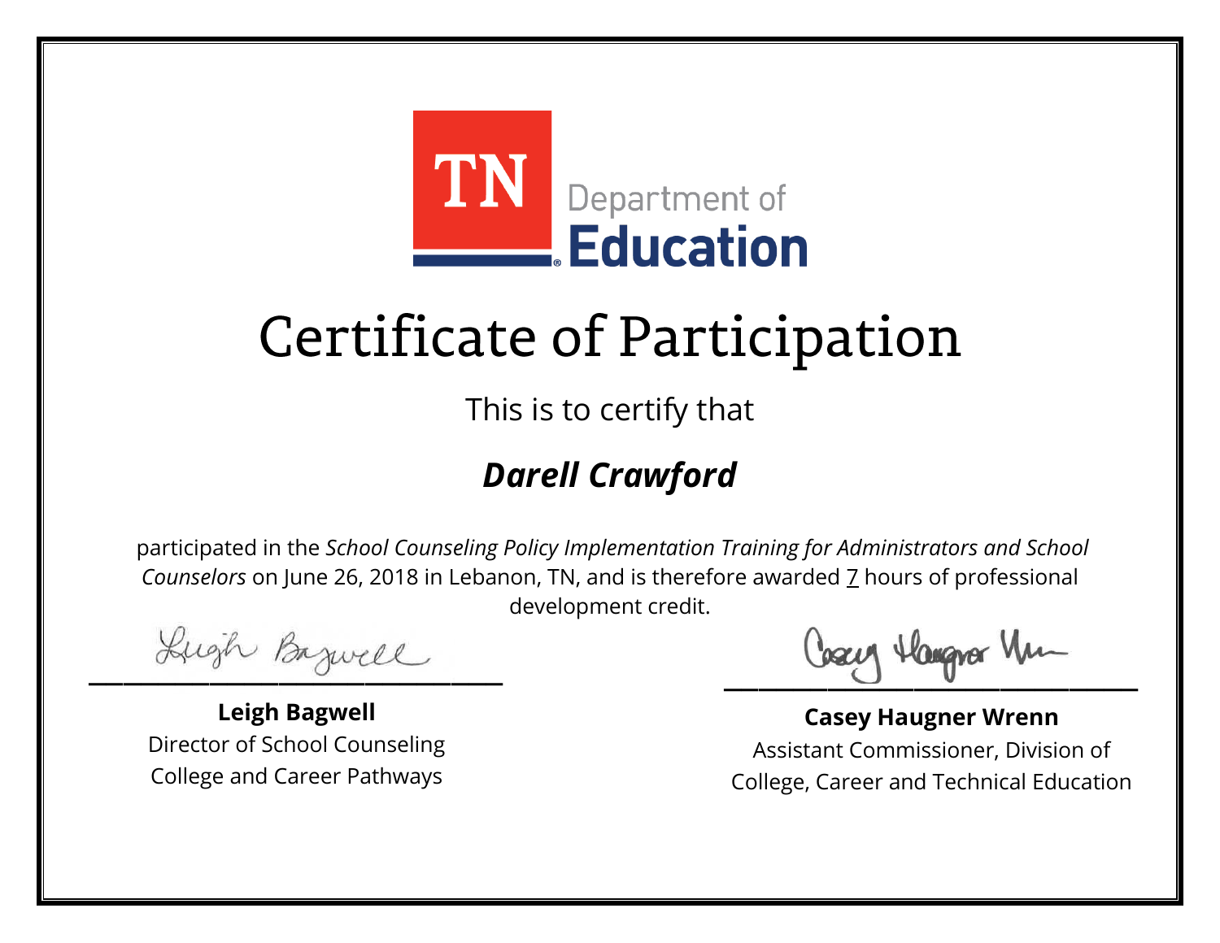TN Department of Education

# Certificate of Participation

This is to certify that

***Darell Crawford***

participated in the *School Counseling Policy Implementation Training for Administrators and School Counselors* on June 26, 2018 in Lebanon, TN, and is therefore awarded 7 hours of professional development credit.

**Leigh Bagwell**
Director of School Counseling
College and Career Pathways

**Casey Haugner Wrenn**
Assistant Commissioner, Division of College, Career and Technical Education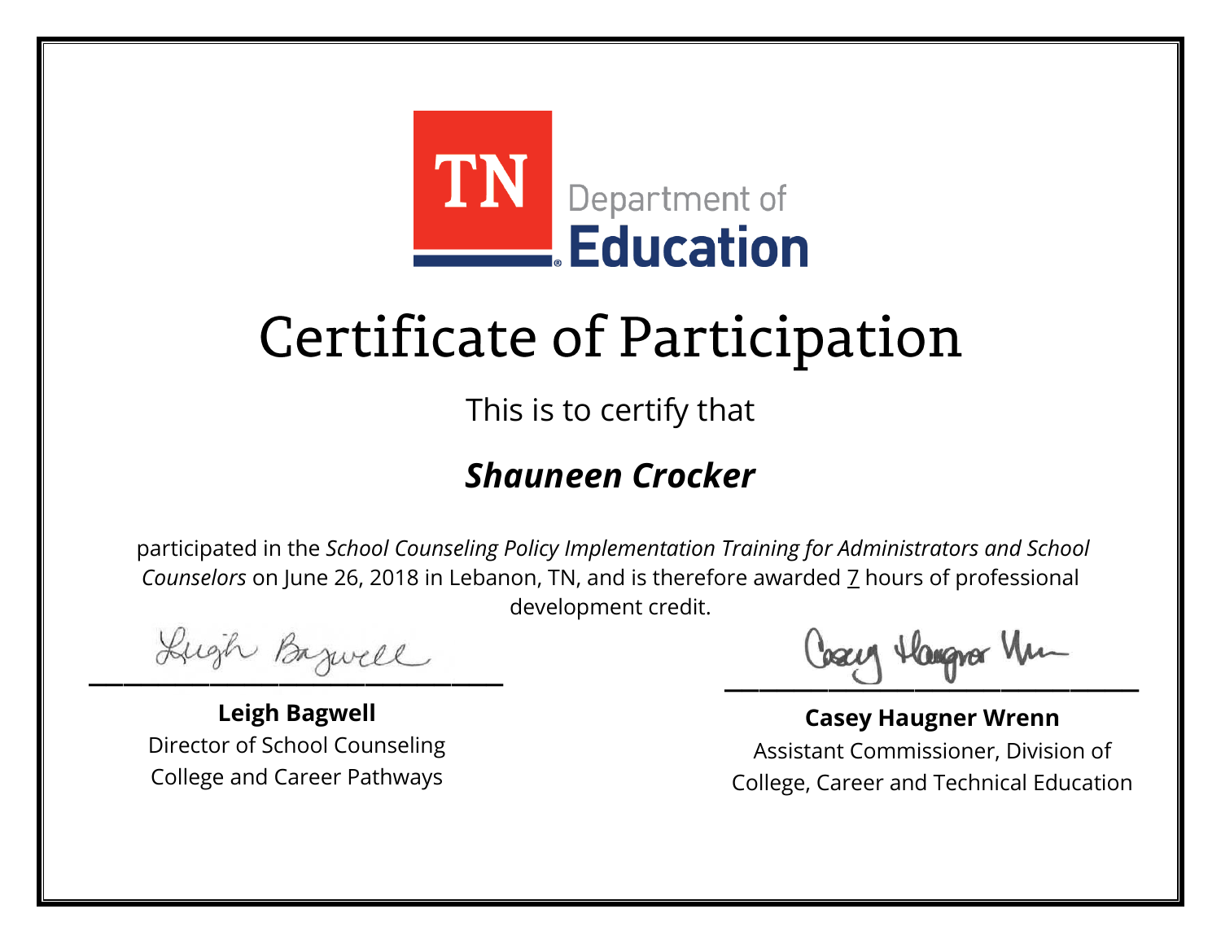TN Department of Education

# Certificate of Participation

This is to certify that

## *Shauneen Crocker*

participated in the *School Counseling Policy Implementation Training for Administrators and School Counselors* on June 26, 2018 in Lebanon, TN, and is therefore awarded 7 hours of professional development credit.

**Leigh Bagwell**
Director of School Counseling
College and Career Pathways

**Casey Haugner Wrenn**
Assistant Commissioner, Division of
College, Career and Technical Education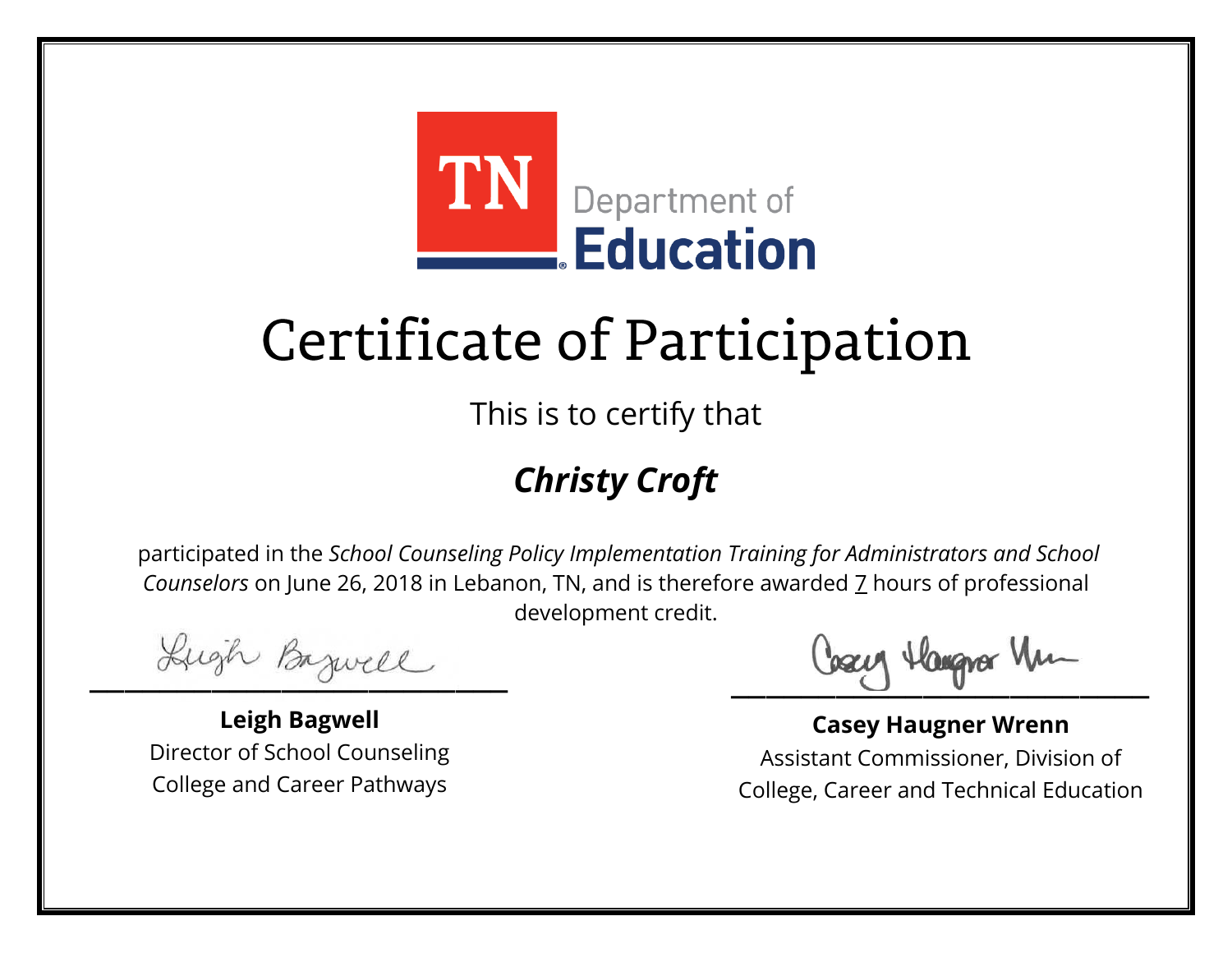TN Department of Education

# Certificate of Participation

This is to certify that

## *Christy Croft*

participated in the *School Counseling Policy Implementation Training for Administrators and School Counselors* on June 26, 2018 in Lebanon, TN, and is therefore awarded 7 hours of professional development credit.

**Leigh Bagwell**
Director of School Counseling
College and Career Pathways

**Casey Haugner Wrenn**
Assistant Commissioner, Division of College, Career and Technical Education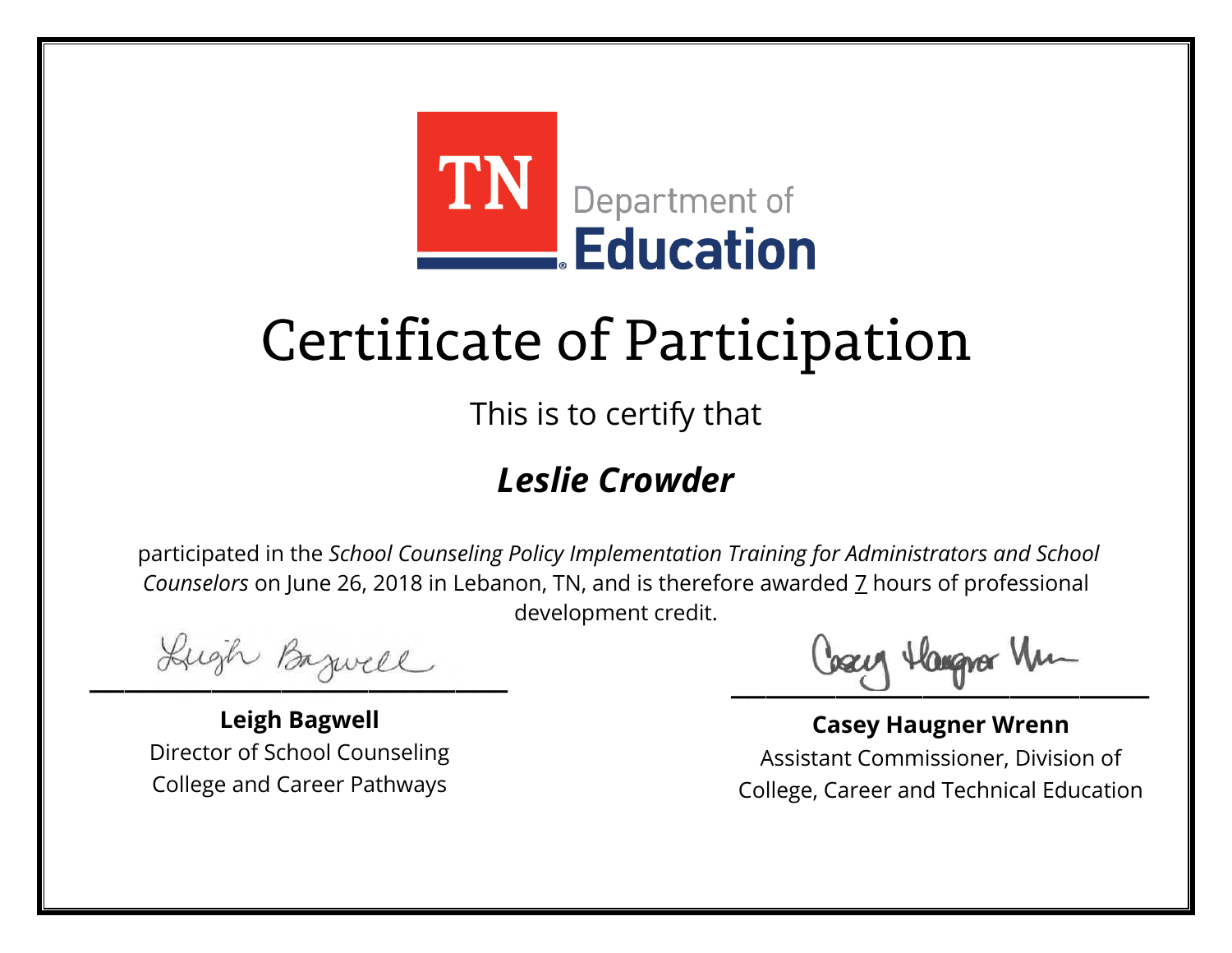TN Department of **Education**

# Certificate of Participation

This is to certify that

## *Leslie Crowder*

participated in the *School Counseling Policy Implementation Training for Administrators and School Counselors* on June 26, 2018 in Lebanon, TN, and is therefore awarded 7 hours of professional development credit.

**Leigh Bagwell**
Director of School Counseling
College and Career Pathways

**Casey Haugner Wrenn**
Assistant Commissioner, Division of
College, Career and Technical Education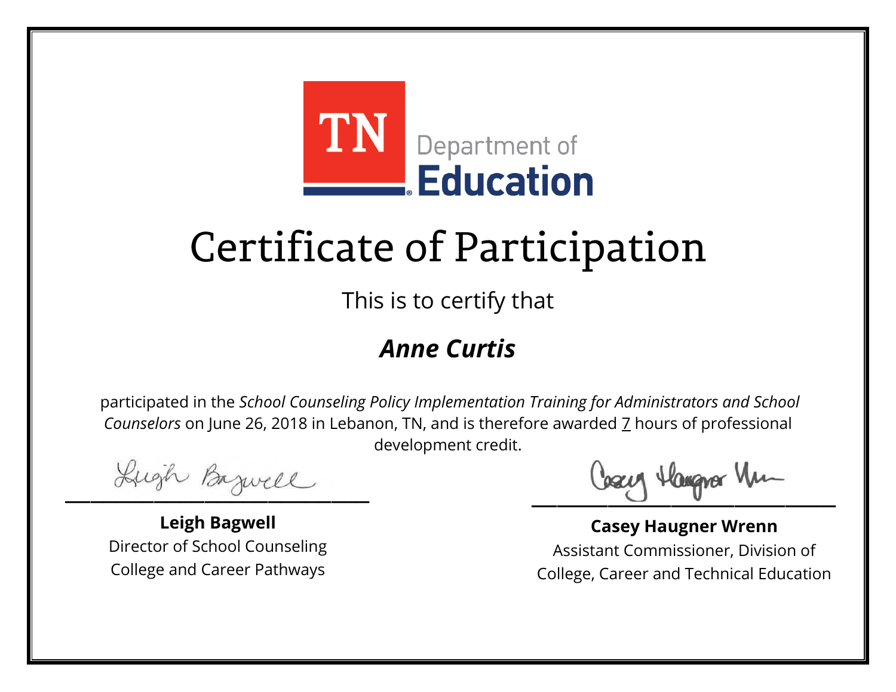TN Department of Education

# Certificate of Participation

This is to certify that

***Anne Curtis***

participated in the *School Counseling Policy Implementation Training for Administrators and School Counselors* on June 26, 2018 in Lebanon, TN, and is therefore awarded 7 hours of professional development credit.

**Leigh Bagwell**
Director of School Counseling
College and Career Pathways

**Casey Haugner Wrenn**
Assistant Commissioner, Division of College, Career and Technical Education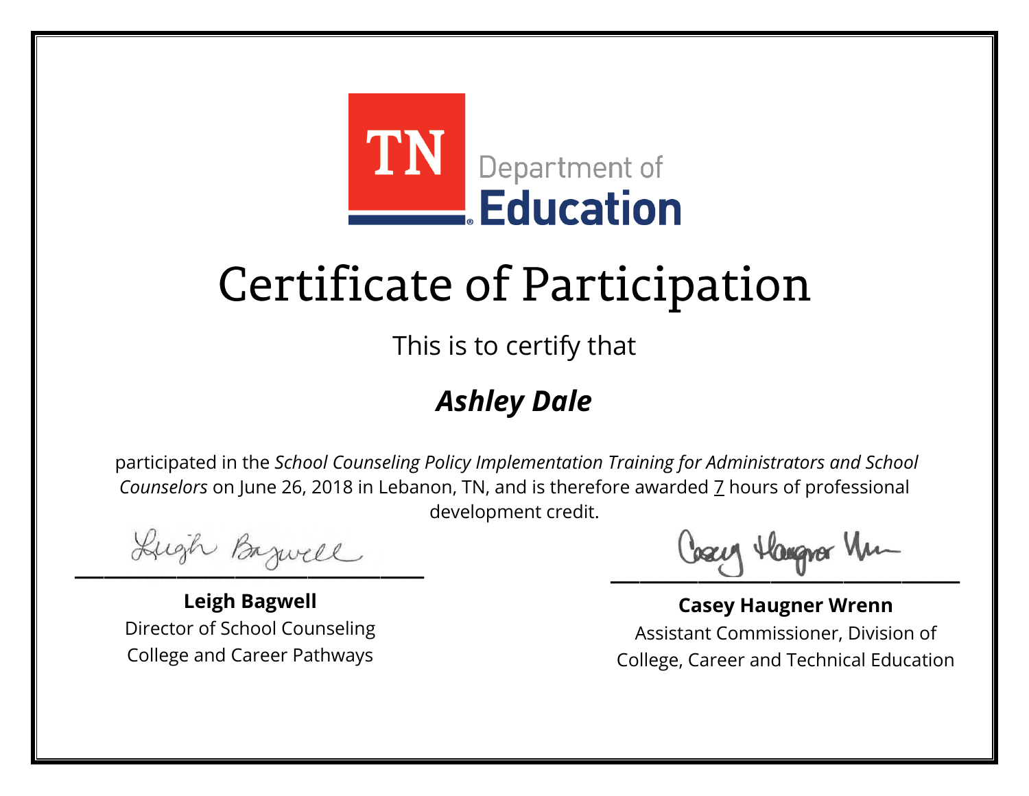TN Department of Education

# Certificate of Participation

This is to certify that

***Ashley Dale***

participated in the *School Counseling Policy Implementation Training for Administrators and School Counselors* on June 26, 2018 in Lebanon, TN, and is therefore awarded 7 hours of professional development credit.

**Leigh Bagwell**
Director of School Counseling
College and Career Pathways

**Casey Haugner Wrenn**
Assistant Commissioner, Division of
College, Career and Technical Education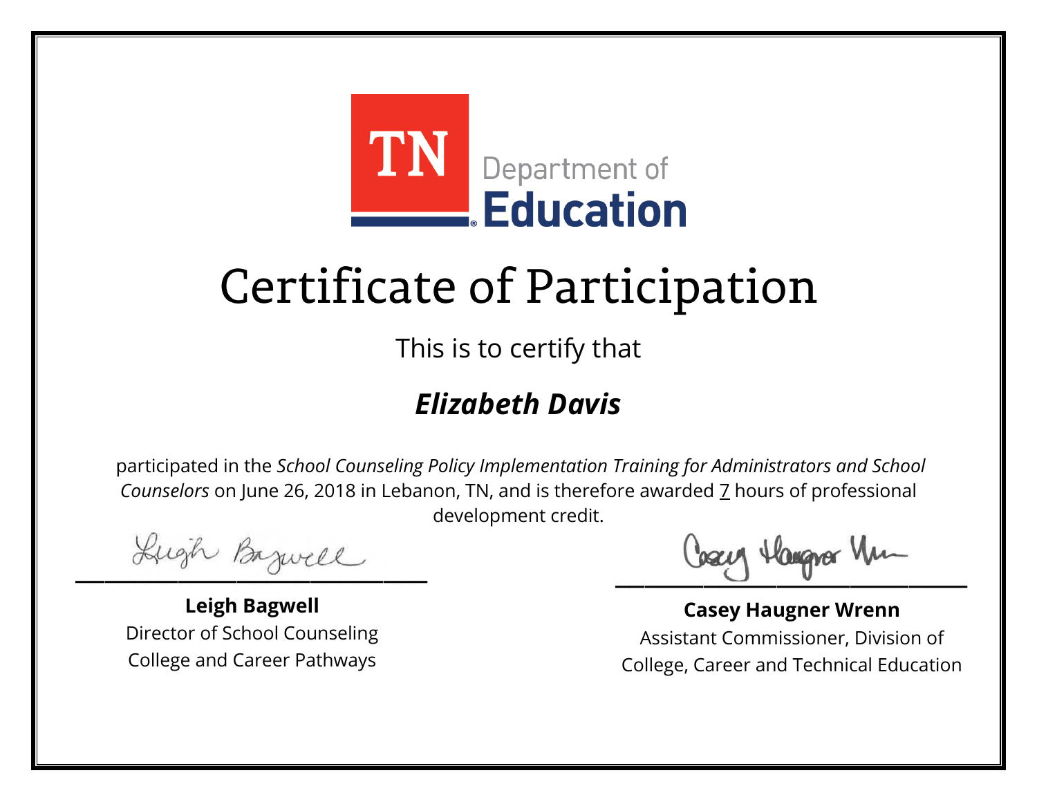TN Department of Education

# Certificate of Participation

This is to certify that

## *Elizabeth Davis*

participated in the *School Counseling Policy Implementation Training for Administrators and School Counselors* on June 26, 2018 in Lebanon, TN, and is therefore awarded 7 hours of professional development credit.

**Leigh Bagwell**
Director of School Counseling
College and Career Pathways

**Casey Haugner Wrenn**
Assistant Commissioner, Division of College, Career and Technical Education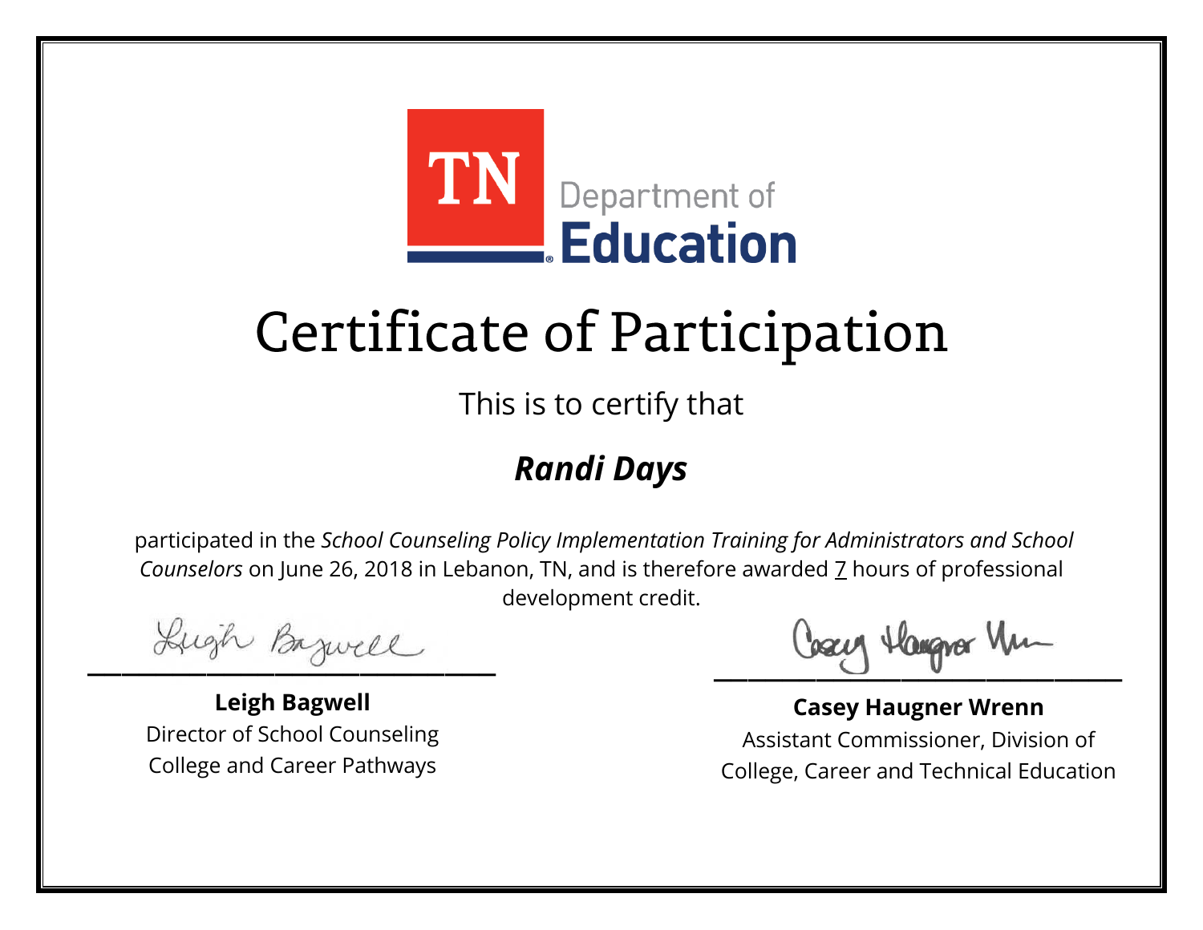TN Department of Education

# Certificate of Participation

This is to certify that

## *Randi Days*

participated in the *School Counseling Policy Implementation Training for Administrators and School Counselors* on June 26, 2018 in Lebanon, TN, and is therefore awarded 7 hours of professional development credit.

**Leigh Bagwell**
Director of School Counseling
College and Career Pathways

**Casey Haugner Wrenn**
Assistant Commissioner, Division of
College, Career and Technical Education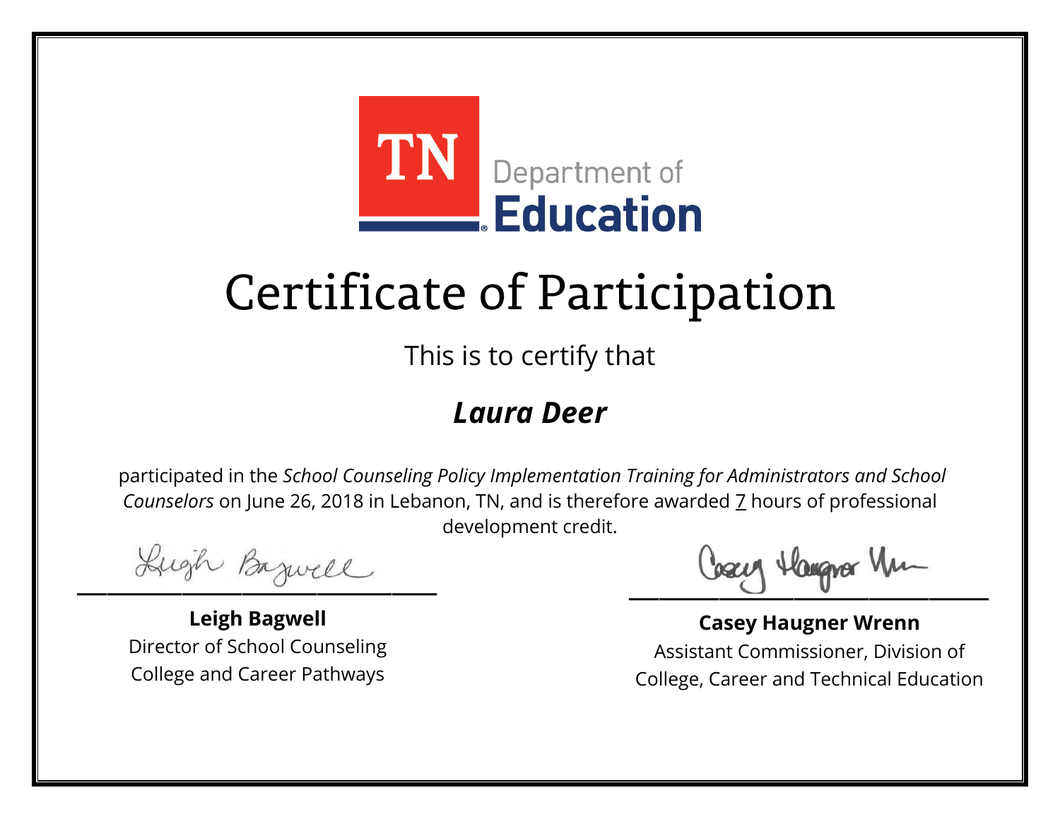TN Department of Education

# Certificate of Participation

This is to certify that

## ***Laura Deer***

participated in the *School Counseling Policy Implementation Training for Administrators and School Counselors* on June 26, 2018 in Lebanon, TN, and is therefore awarded 7 hours of professional development credit.

**Leigh Bagwell**
Director of School Counseling
College and Career Pathways

**Casey Haugner Wrenn**
Assistant Commissioner, Division of College, Career and Technical Education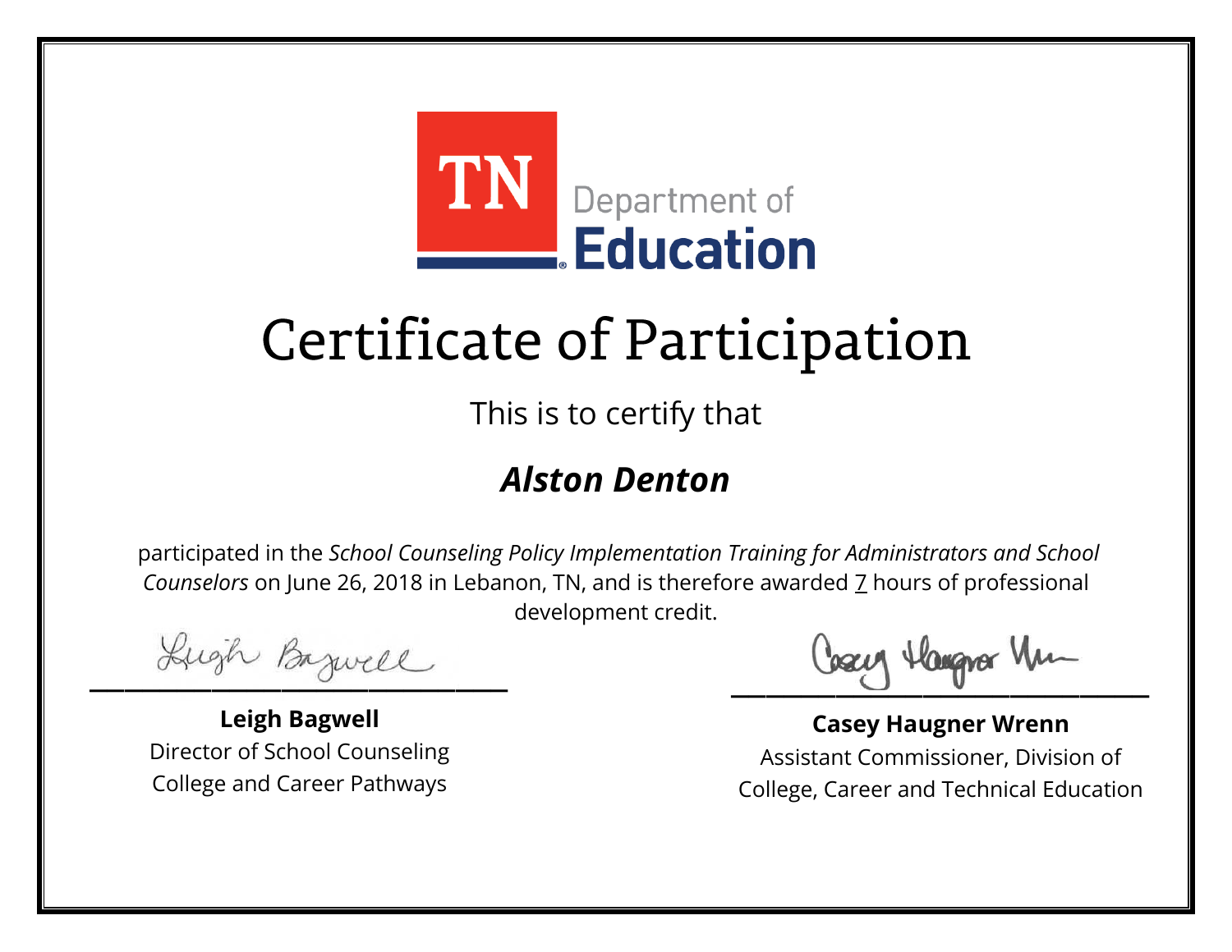TN Department of Education

# Certificate of Participation

This is to certify that

## ***Alston Denton***

participated in the *School Counseling Policy Implementation Training for Administrators and School Counselors* on June 26, 2018 in Lebanon, TN, and is therefore awarded 7 hours of professional development credit.

**Leigh Bagwell**
Director of School Counseling
College and Career Pathways

**Casey Haugner Wrenn**
Assistant Commissioner, Division of College, Career and Technical Education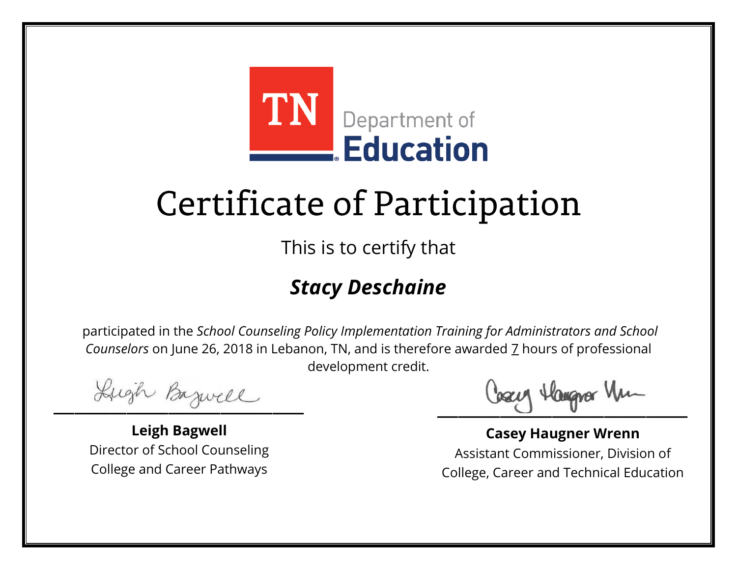TN Department of Education

# Certificate of Participation

This is to certify that

## ***Stacy Deschaine***

participated in the *School Counseling Policy Implementation Training for Administrators and School Counselors* on June 26, 2018 in Lebanon, TN, and is therefore awarded 7 hours of professional development credit.

**Leigh Bagwell**
Director of School Counseling
College and Career Pathways

**Casey Haugner Wrenn**
Assistant Commissioner, Division of
College, Career and Technical Education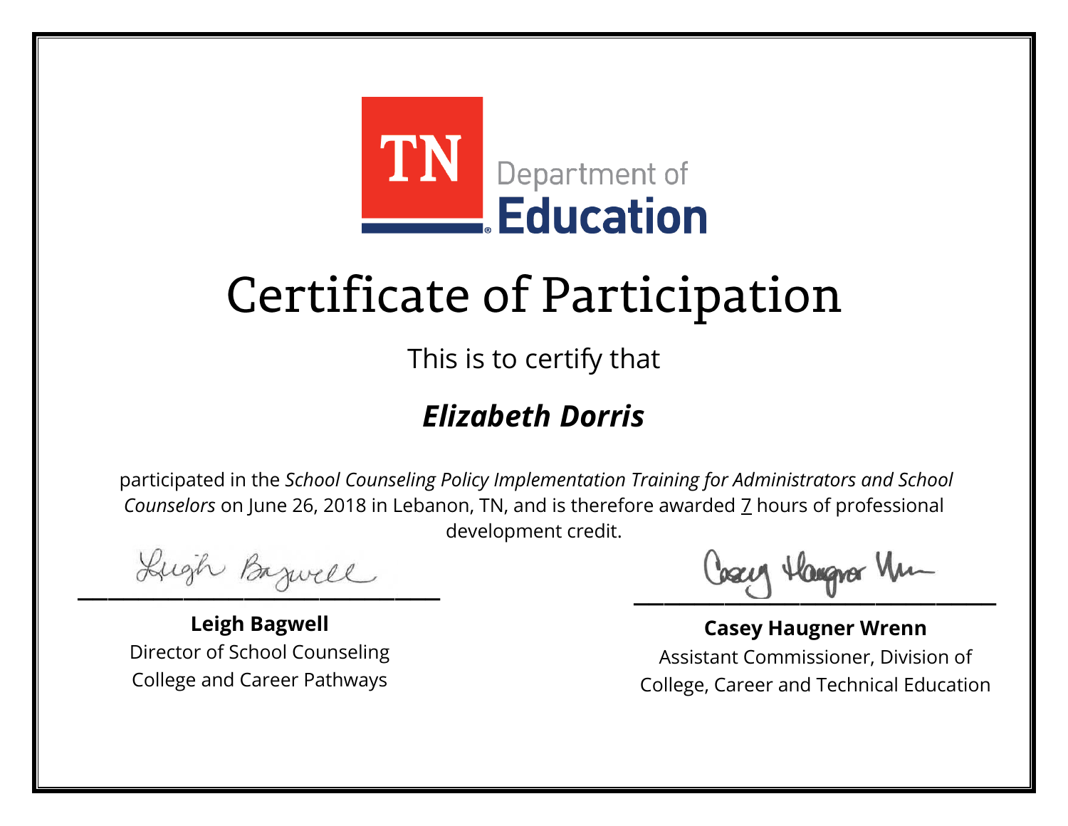TN Department of Education

# Certificate of Participation

This is to certify that

## *Elizabeth Dorris*

participated in the *School Counseling Policy Implementation Training for Administrators and School Counselors* on June 26, 2018 in Lebanon, TN, and is therefore awarded 7 hours of professional development credit.

**Leigh Bagwell**
Director of School Counseling
College and Career Pathways

**Casey Haugner Wrenn**
Assistant Commissioner, Division of College, Career and Technical Education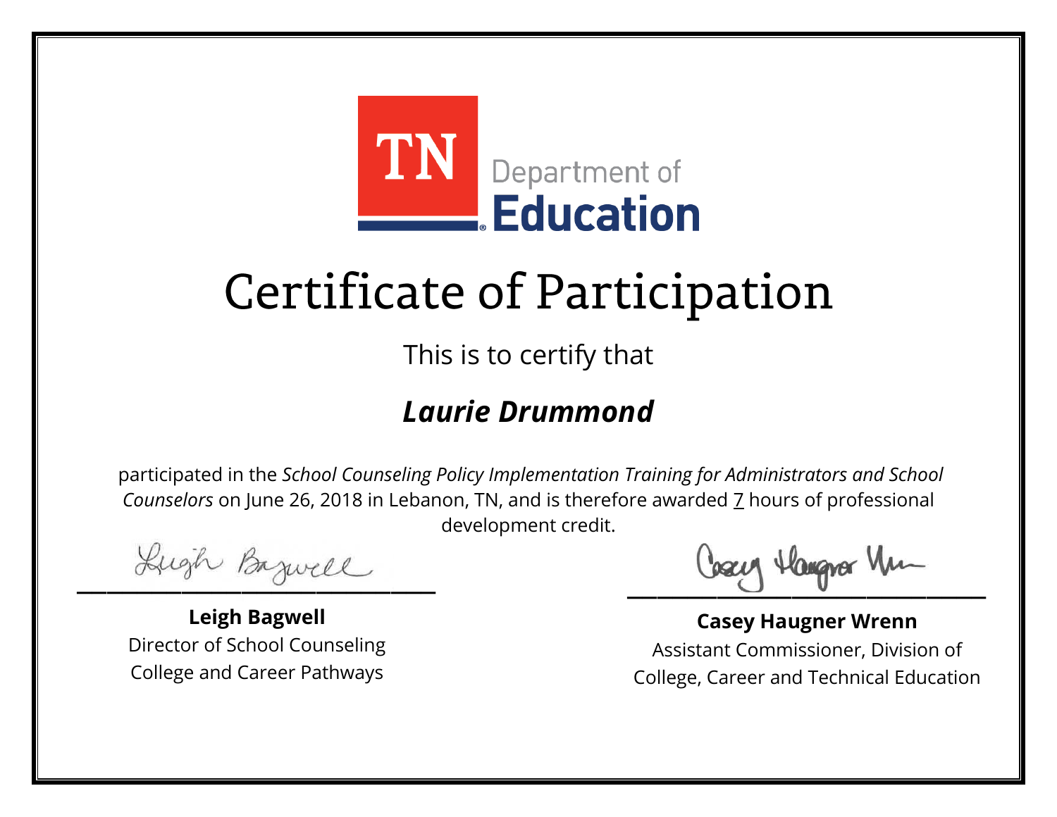TN Department of Education

# Certificate of Participation

This is to certify that

## *Laurie Drummond*

participated in the *School Counseling Policy Implementation Training for Administrators and School Counselors* on June 26, 2018 in Lebanon, TN, and is therefore awarded 7 hours of professional development credit.

**Leigh Bagwell**
Director of School Counseling
College and Career Pathways

**Casey Haugner Wrenn**
Assistant Commissioner, Division of
College, Career and Technical Education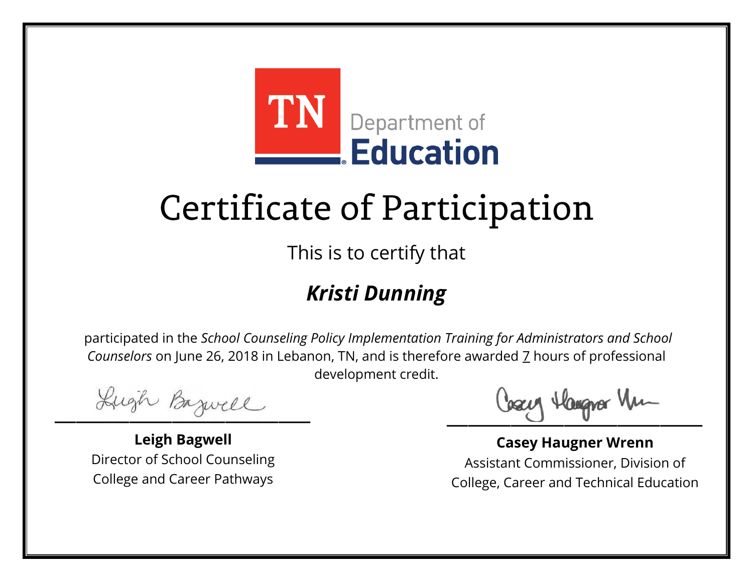TN Department of Education

# Certificate of Participation

This is to certify that

## ***Kristi Dunning***

participated in the *School Counseling Policy Implementation Training for Administrators and School Counselors* on June 26, 2018 in Lebanon, TN, and is therefore awarded 7 hours of professional development credit.

**Leigh Bagwell**
Director of School Counseling
College and Career Pathways

**Casey Haugner Wrenn**
Assistant Commissioner, Division of
College, Career and Technical Education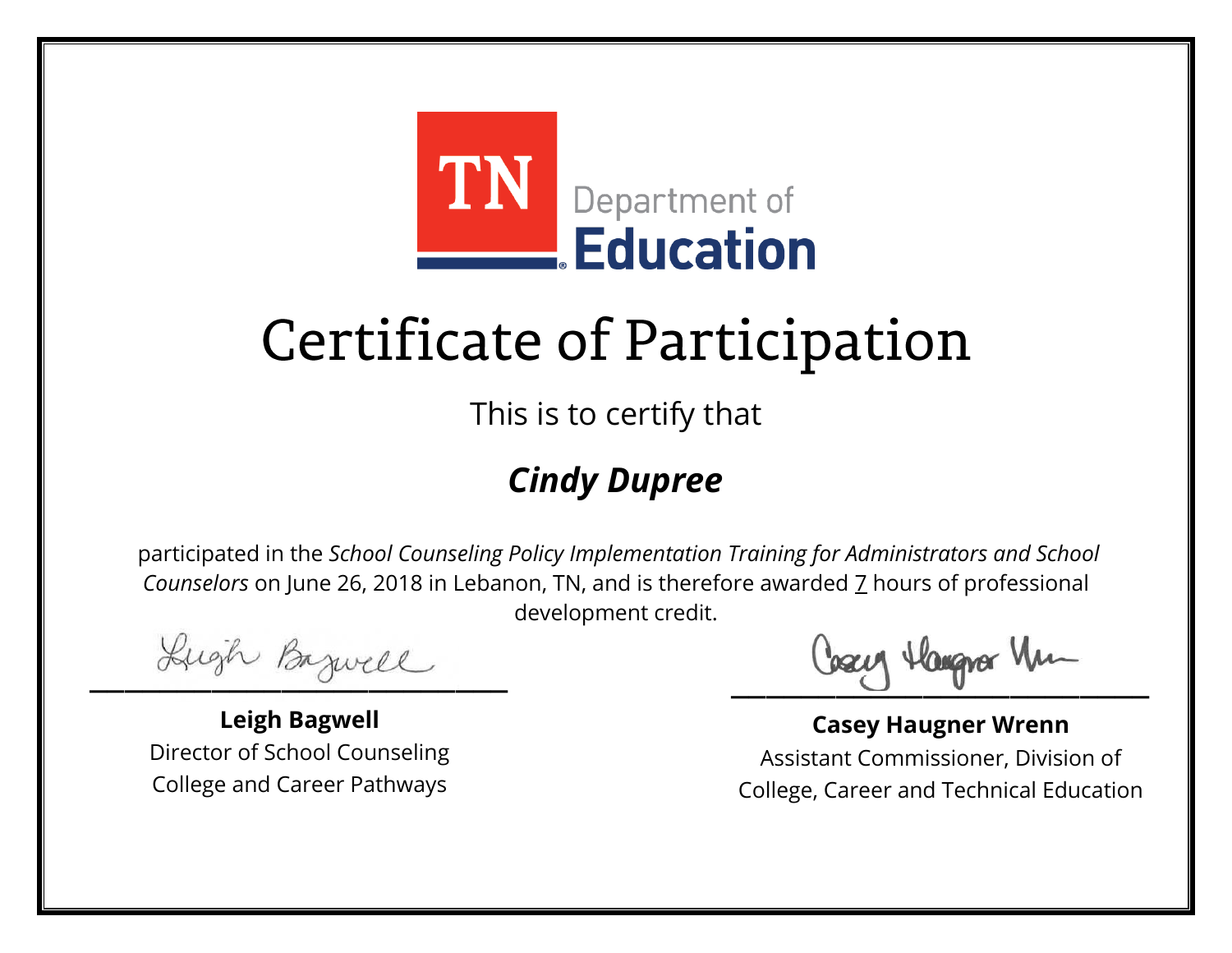TN Department of Education

# Certificate of Participation

This is to certify that

## *Cindy Dupree*

participated in the *School Counseling Policy Implementation Training for Administrators and School Counselors* on June 26, 2018 in Lebanon, TN, and is therefore awarded 7 hours of professional development credit.

**Leigh Bagwell**
Director of School Counseling
College and Career Pathways

**Casey Haugner Wrenn**
Assistant Commissioner, Division of College, Career and Technical Education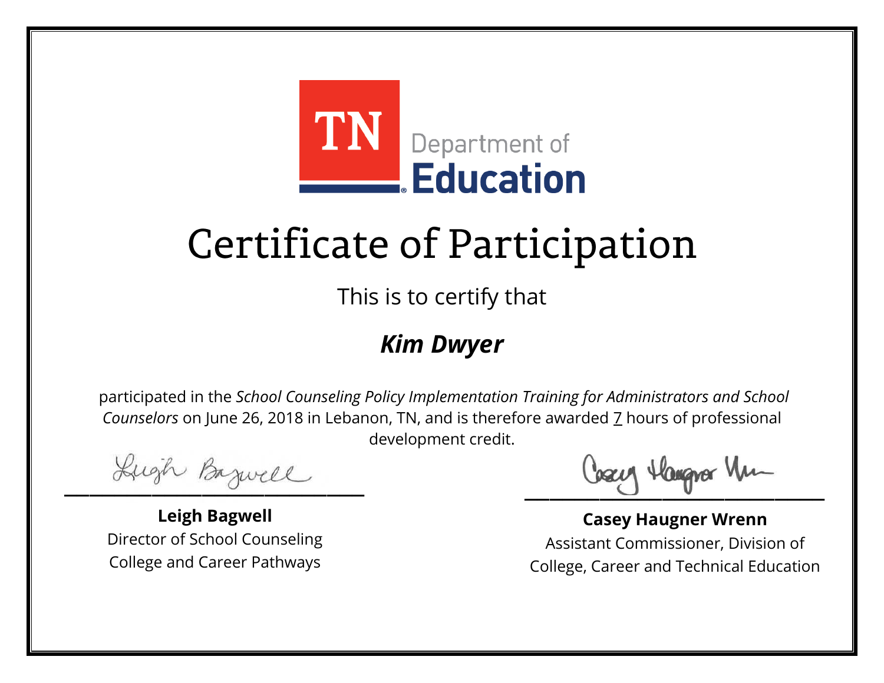TN Department of Education

# Certificate of Participation

This is to certify that

## ***Kim Dwyer***

participated in the *School Counseling Policy Implementation Training for Administrators and School Counselors* on June 26, 2018 in Lebanon, TN, and is therefore awarded 7 hours of professional development credit.

**Leigh Bagwell**
Director of School Counseling
College and Career Pathways

**Casey Haugner Wrenn**
Assistant Commissioner, Division of College, Career and Technical Education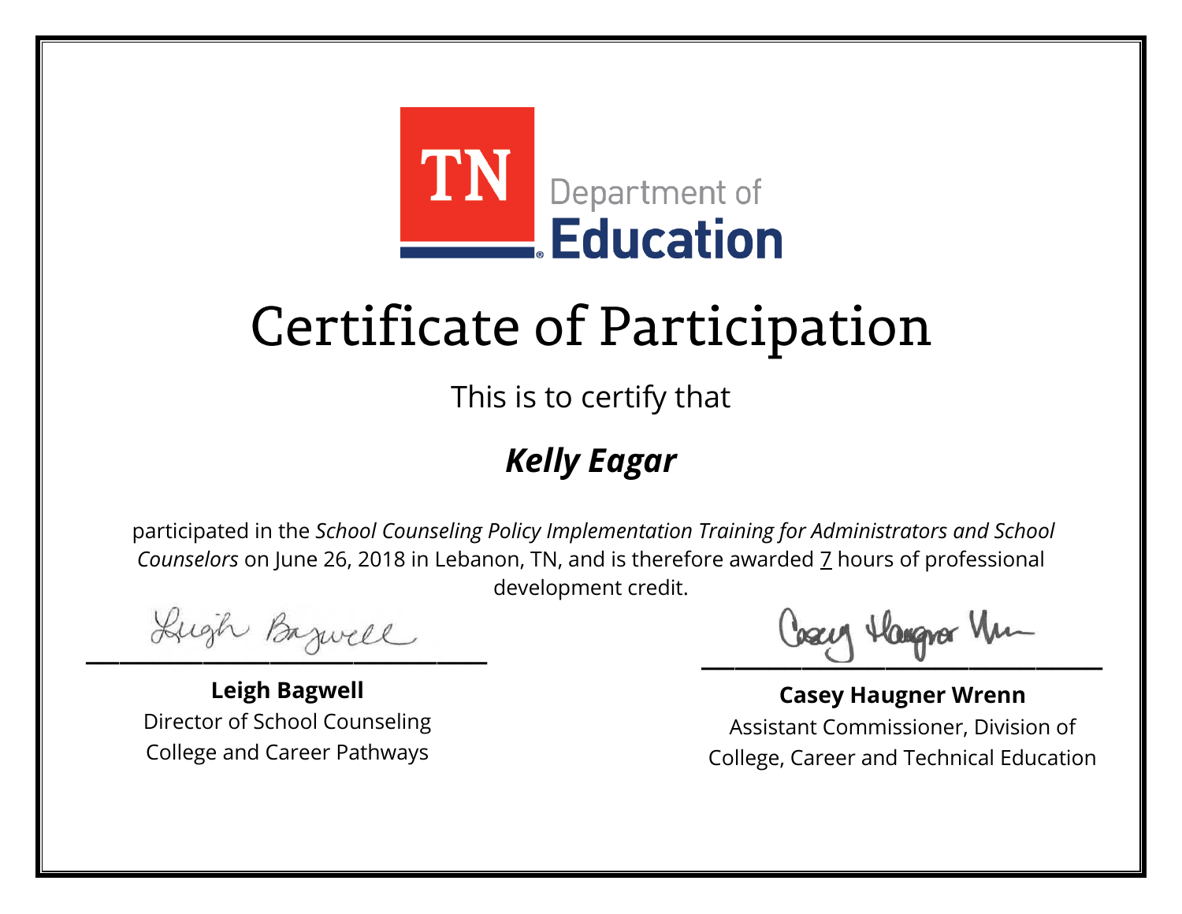TN Department of Education

# Certificate of Participation

This is to certify that

## ***Kelly Eagar***

participated in the *School Counseling Policy Implementation Training for Administrators and School Counselors* on June 26, 2018 in Lebanon, TN, and is therefore awarded 7 hours of professional development credit.

**Leigh Bagwell**
Director of School Counseling
College and Career Pathways

**Casey Haugner Wrenn**
Assistant Commissioner, Division of
College, Career and Technical Education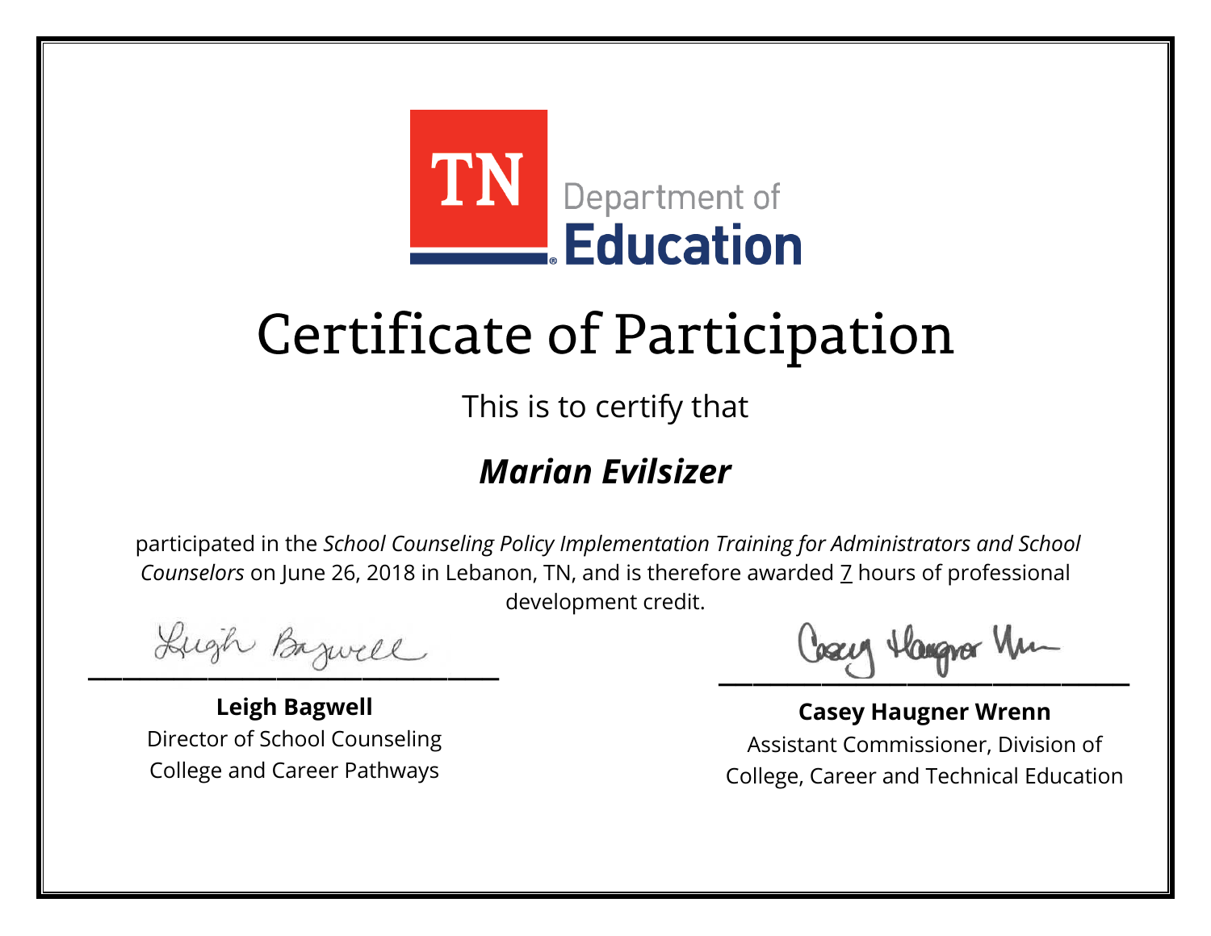TN Department of **Education**

# Certificate of Participation

This is to certify that

## ***Marian Evilsizer***

participated in the *School Counseling Policy Implementation Training for Administrators and School Counselors* on June 26, 2018 in Lebanon, TN, and is therefore awarded 7 hours of professional development credit.

**Leigh Bagwell**
Director of School Counseling
College and Career Pathways

**Casey Haugner Wrenn**
Assistant Commissioner, Division of
College, Career and Technical Education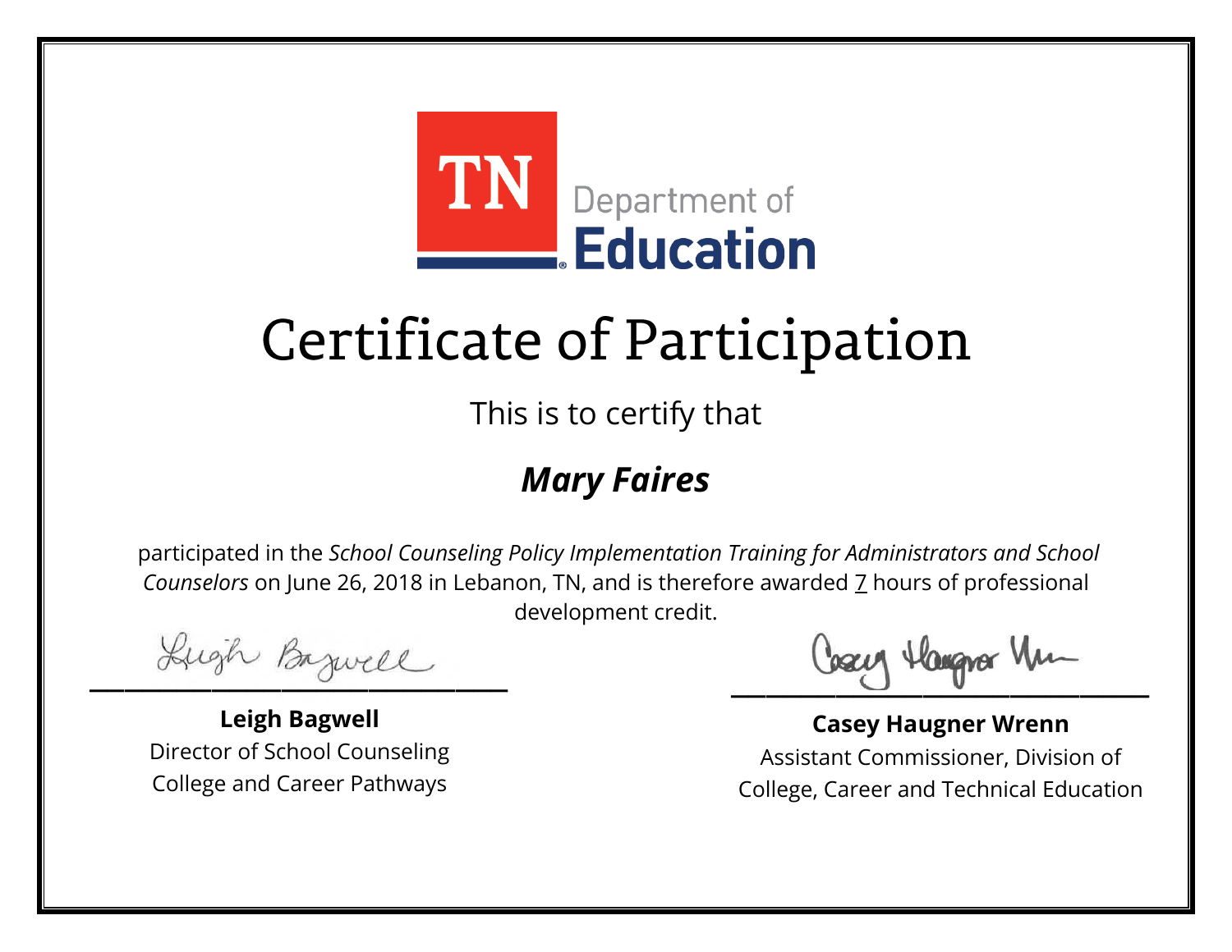TN Department of Education

# Certificate of Participation

This is to certify that

***Mary Faires***

participated in the *School Counseling Policy Implementation Training for Administrators and School Counselors* on June 26, 2018 in Lebanon, TN, and is therefore awarded 7 hours of professional development credit.

**Leigh Bagwell**
Director of School Counseling
College and Career Pathways

**Casey Haugner Wrenn**
Assistant Commissioner, Division of College, Career and Technical Education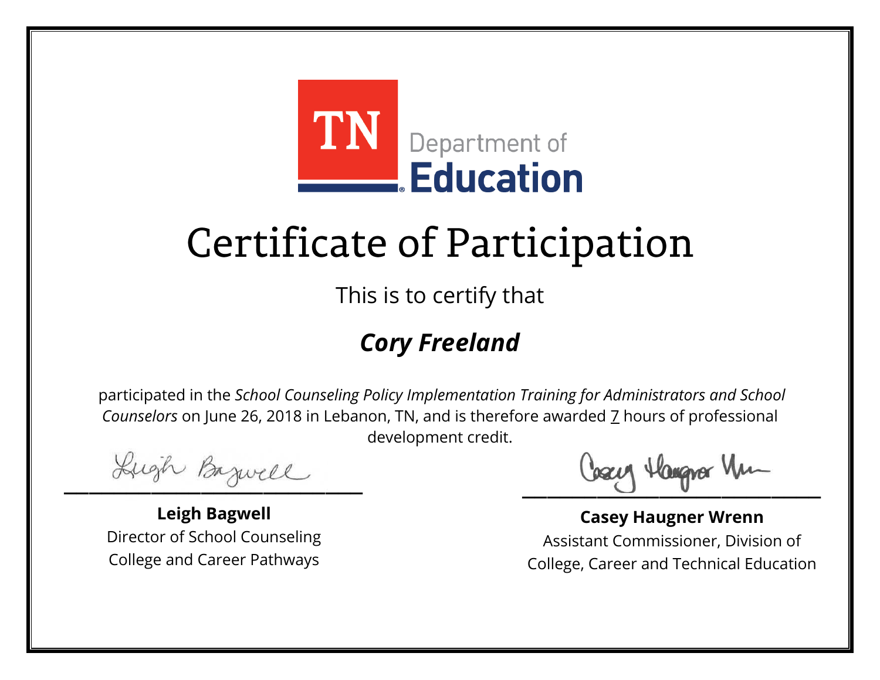TN Department of Education

# Certificate of Participation

This is to certify that

***Cory Freeland***

participated in the *School Counseling Policy Implementation Training for Administrators and School Counselors* on June 26, 2018 in Lebanon, TN, and is therefore awarded 7 hours of professional development credit.

**Leigh Bagwell**
Director of School Counseling
College and Career Pathways

**Casey Haugner Wrenn**
Assistant Commissioner, Division of College, Career and Technical Education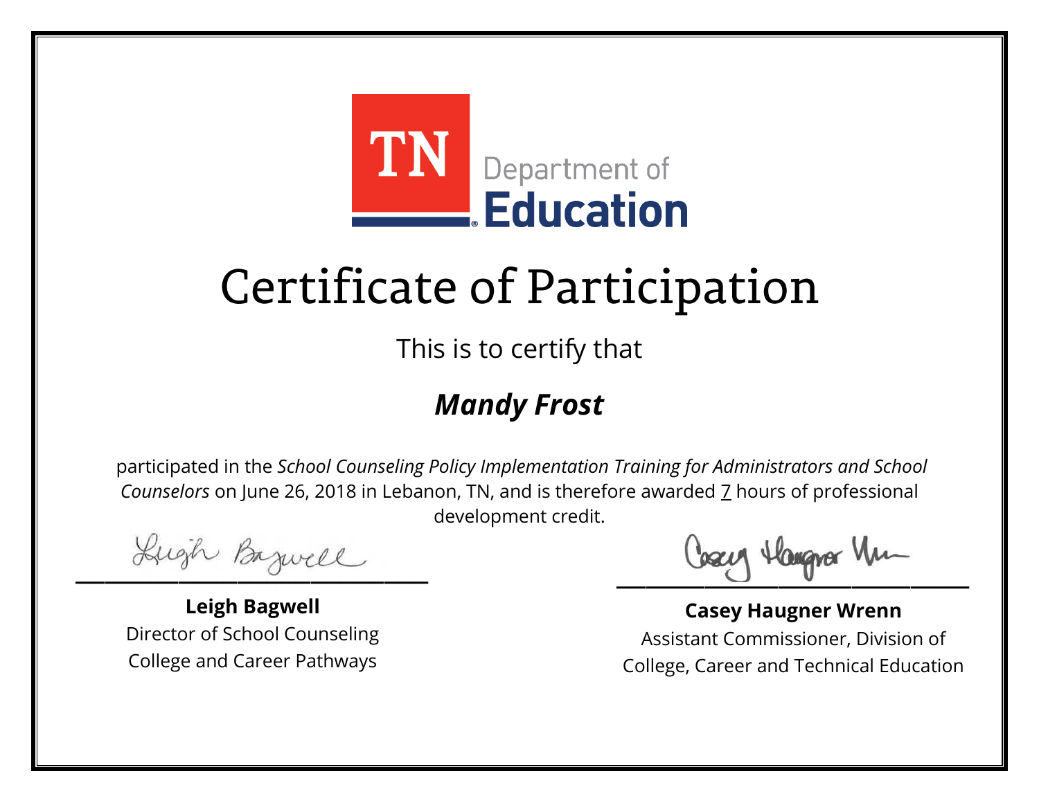TN Department of Education

# Certificate of Participation

This is to certify that

## *Mandy Frost*

participated in the *School Counseling Policy Implementation Training for Administrators and School Counselors* on June 26, 2018 in Lebanon, TN, and is therefore awarded 7 hours of professional development credit.

**Leigh Bagwell**
Director of School Counseling
College and Career Pathways

**Casey Haugner Wrenn**
Assistant Commissioner, Division of
College, Career and Technical Education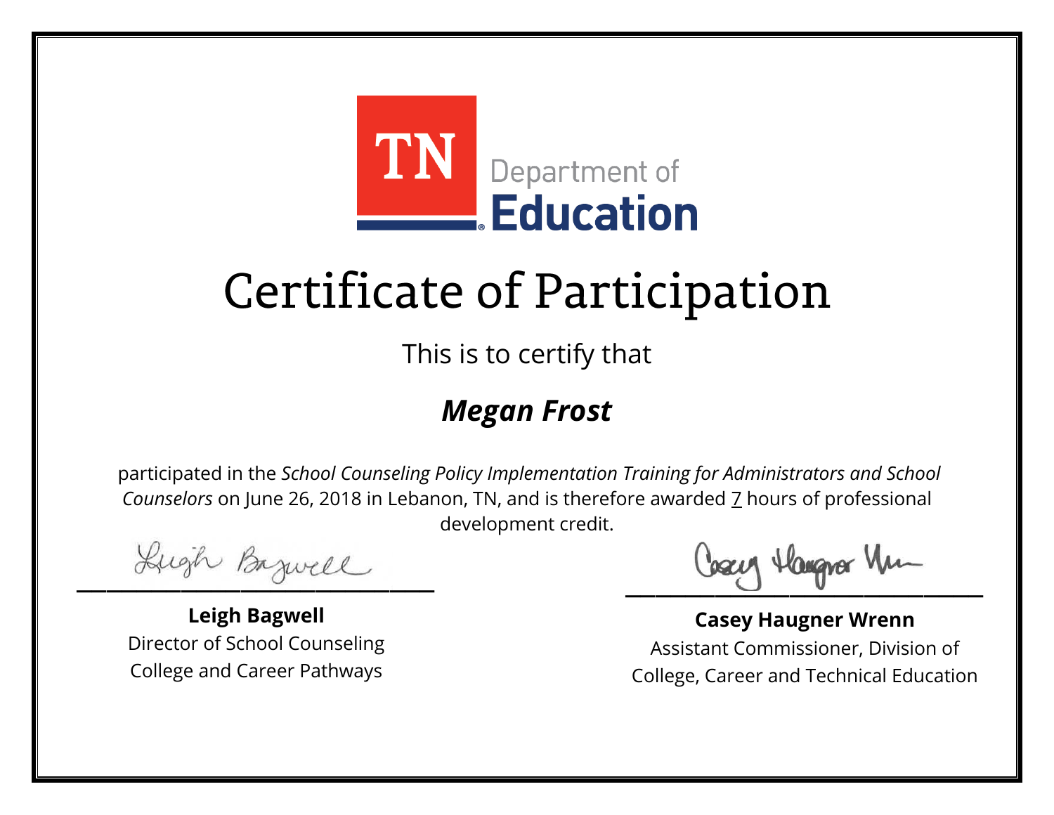TN Department of Education

# Certificate of Participation

This is to certify that

## *Megan Frost*

participated in the *School Counseling Policy Implementation Training for Administrators and School Counselors* on June 26, 2018 in Lebanon, TN, and is therefore awarded 7 hours of professional development credit.

**Leigh Bagwell**
Director of School Counseling
College and Career Pathways

**Casey Haugner Wrenn**
Assistant Commissioner, Division of College, Career and Technical Education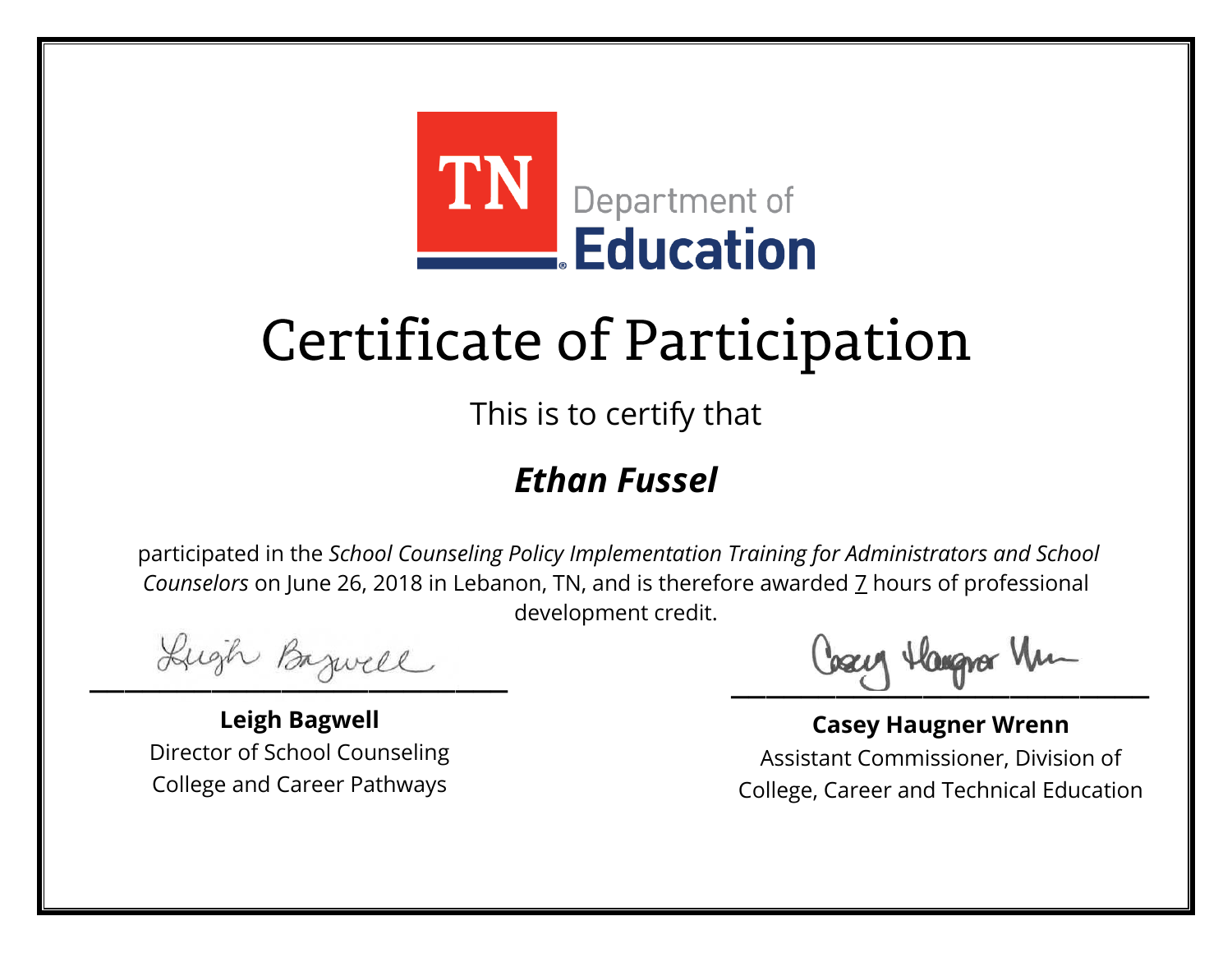TN Department of Education

# Certificate of Participation

This is to certify that

***Ethan Fussel***

participated in the *School Counseling Policy Implementation Training for Administrators and School Counselors* on June 26, 2018 in Lebanon, TN, and is therefore awarded 7 hours of professional development credit.

**Leigh Bagwell**
Director of School Counseling
College and Career Pathways

**Casey Haugner Wrenn**
Assistant Commissioner, Division of
College, Career and Technical Education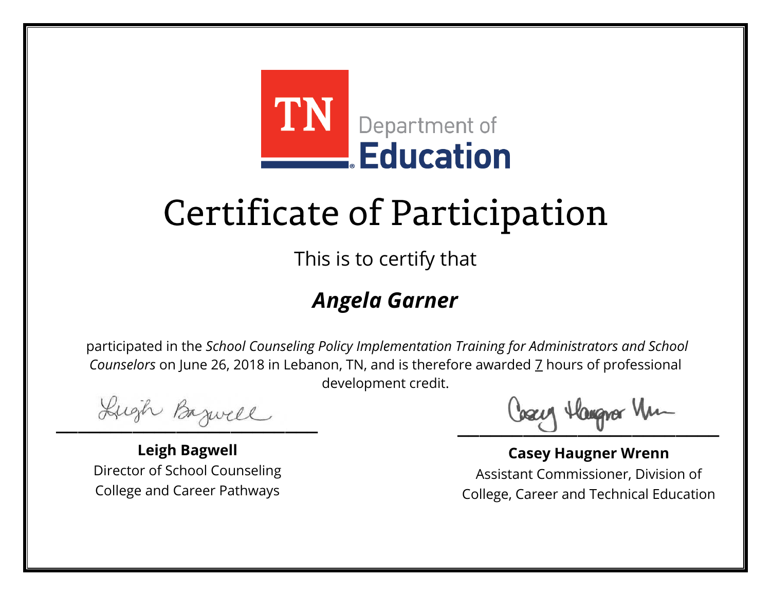TN Department of Education

# Certificate of Participation

This is to certify that

## *Angela Garner*

participated in the *School Counseling Policy Implementation Training for Administrators and School Counselors* on June 26, 2018 in Lebanon, TN, and is therefore awarded 7 hours of professional development credit.

**Leigh Bagwell**
Director of School Counseling
College and Career Pathways

**Casey Haugner Wrenn**
Assistant Commissioner, Division of
College, Career and Technical Education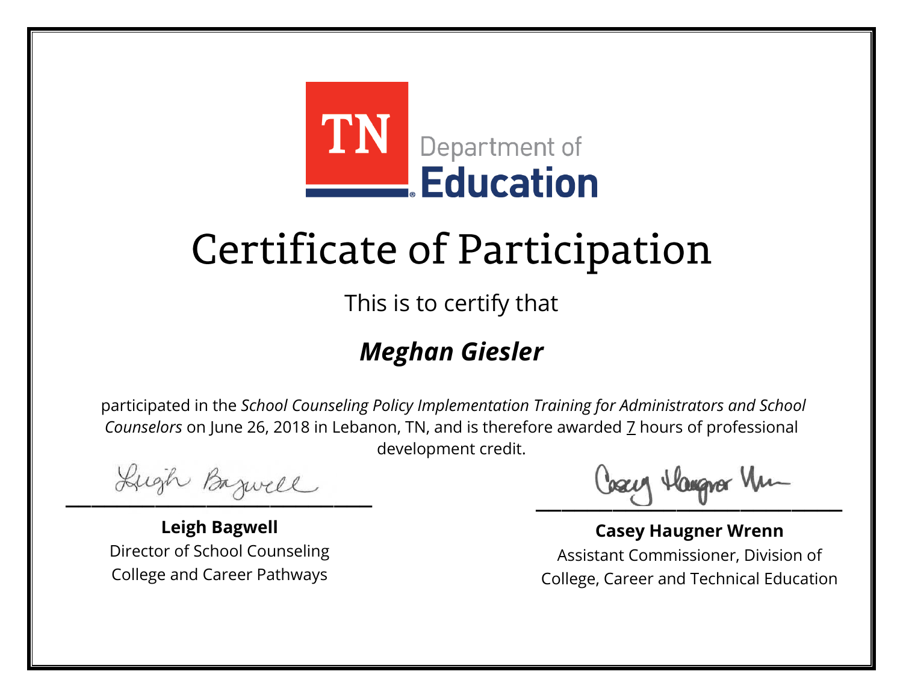TN Department of **Education**

# Certificate of Participation

This is to certify that

## ***Meghan Giesler***

participated in the *School Counseling Policy Implementation Training for Administrators and School Counselors* on June 26, 2018 in Lebanon, TN, and is therefore awarded 7 hours of professional development credit.

**Leigh Bagwell**
Director of School Counseling
College and Career Pathways

**Casey Haugner Wrenn**
Assistant Commissioner, Division of
College, Career and Technical Education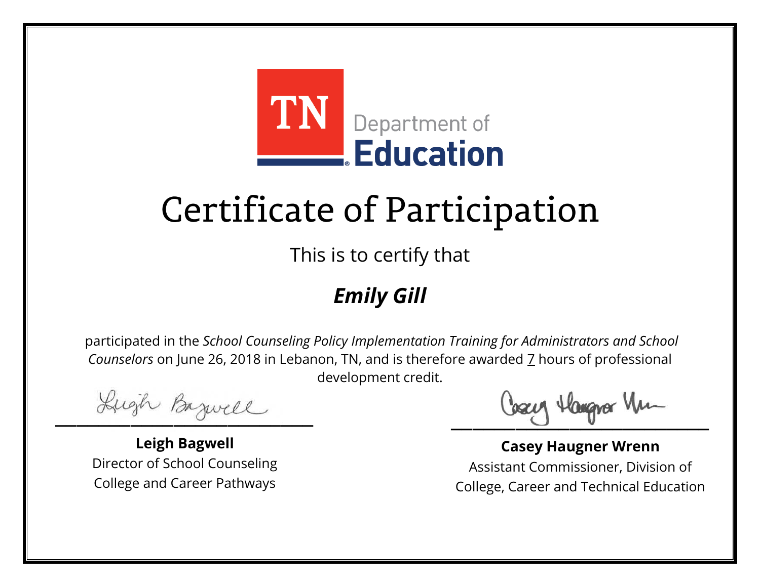TN Department of Education

# Certificate of Participation

This is to certify that

## ***Emily Gill***

participated in the *School Counseling Policy Implementation Training for Administrators and School Counselors* on June 26, 2018 in Lebanon, TN, and is therefore awarded 7 hours of professional development credit.

**Leigh Bagwell**
Director of School Counseling
College and Career Pathways

**Casey Haugner Wrenn**
Assistant Commissioner, Division of
College, Career and Technical Education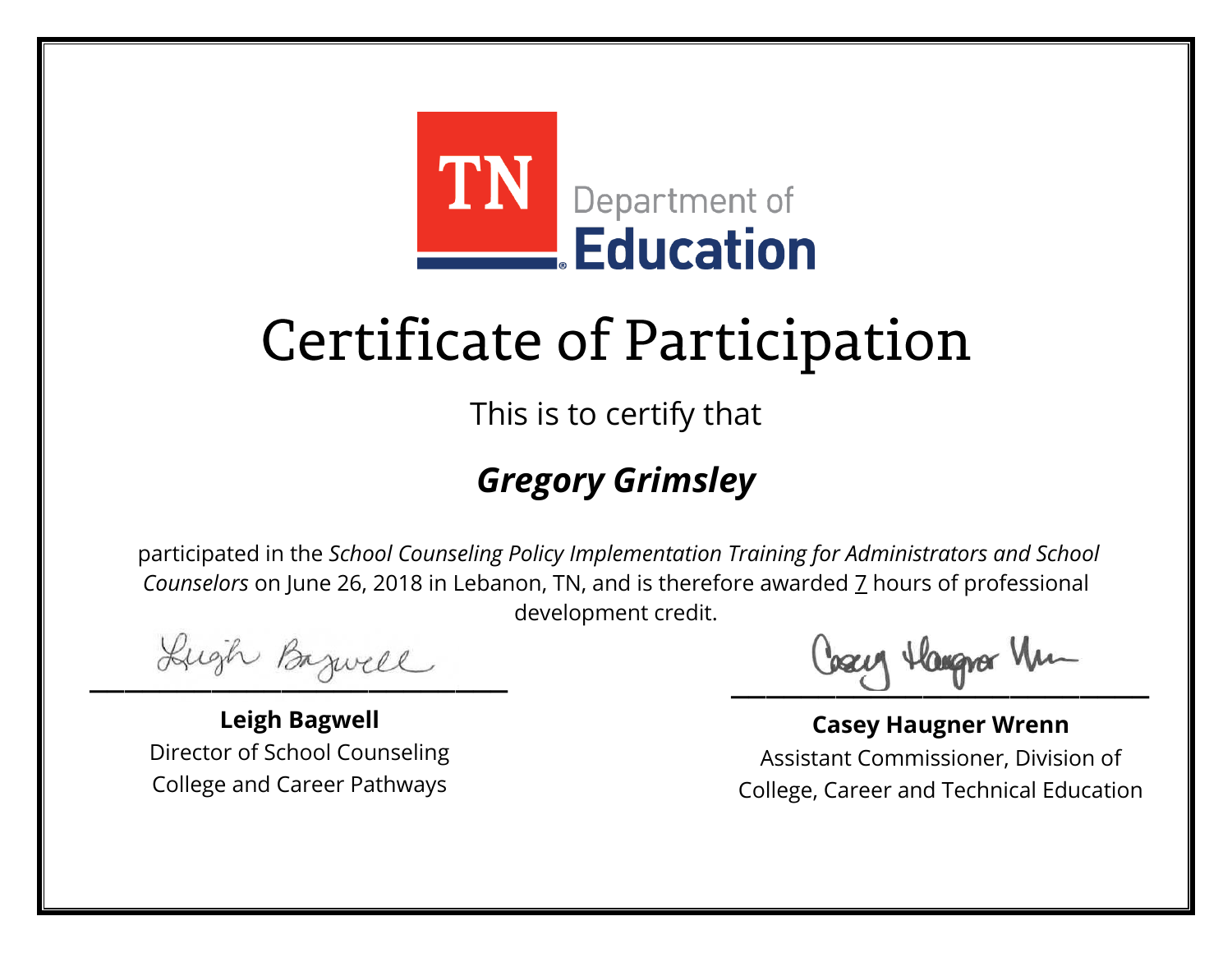TN Department of Education

# Certificate of Participation

This is to certify that

## ***Gregory Grimsley***

participated in the *School Counseling Policy Implementation Training for Administrators and School Counselors* on June 26, 2018 in Lebanon, TN, and is therefore awarded 7 hours of professional development credit.

**Leigh Bagwell**
Director of School Counseling
College and Career Pathways

**Casey Haugner Wrenn**
Assistant Commissioner, Division of
College, Career and Technical Education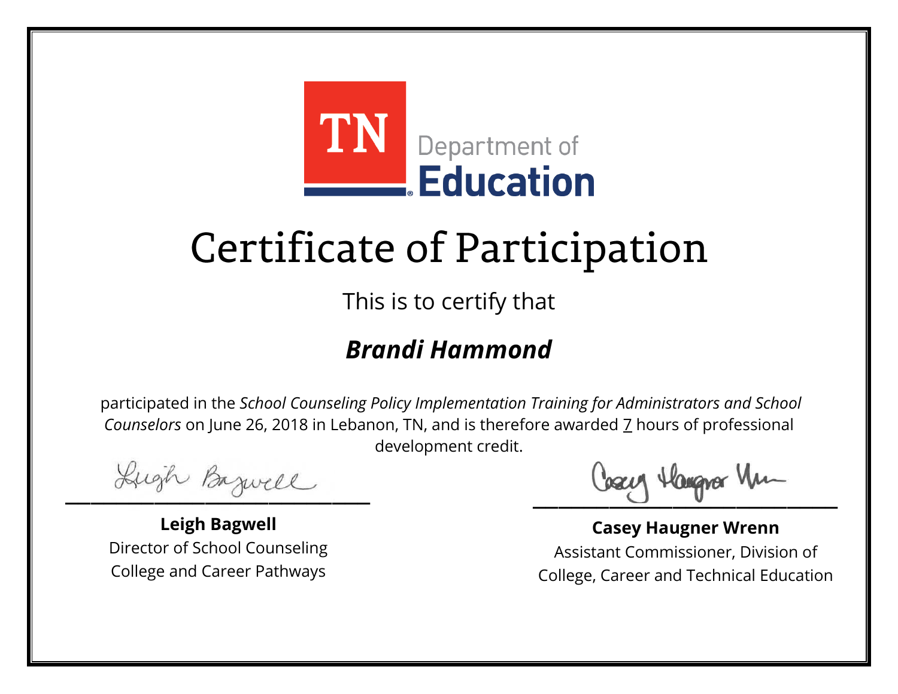TN Department of Education

# Certificate of Participation

This is to certify that

***Brandi Hammond***

participated in the *School Counseling Policy Implementation Training for Administrators and School Counselors* on June 26, 2018 in Lebanon, TN, and is therefore awarded 7 hours of professional development credit.

**Leigh Bagwell**
Director of School Counseling
College and Career Pathways

**Casey Haugner Wrenn**
Assistant Commissioner, Division of
College, Career and Technical Education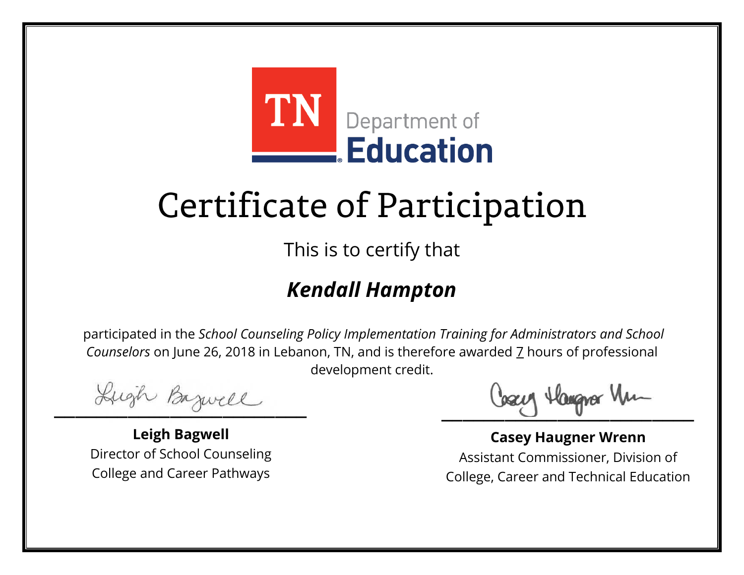TN Department of Education

# Certificate of Participation

This is to certify that

## ***Kendall Hampton***

participated in the *School Counseling Policy Implementation Training for Administrators and School Counselors* on June 26, 2018 in Lebanon, TN, and is therefore awarded 7 hours of professional development credit.

**Leigh Bagwell**
Director of School Counseling
College and Career Pathways

**Casey Haugner Wrenn**
Assistant Commissioner, Division of
College, Career and Technical Education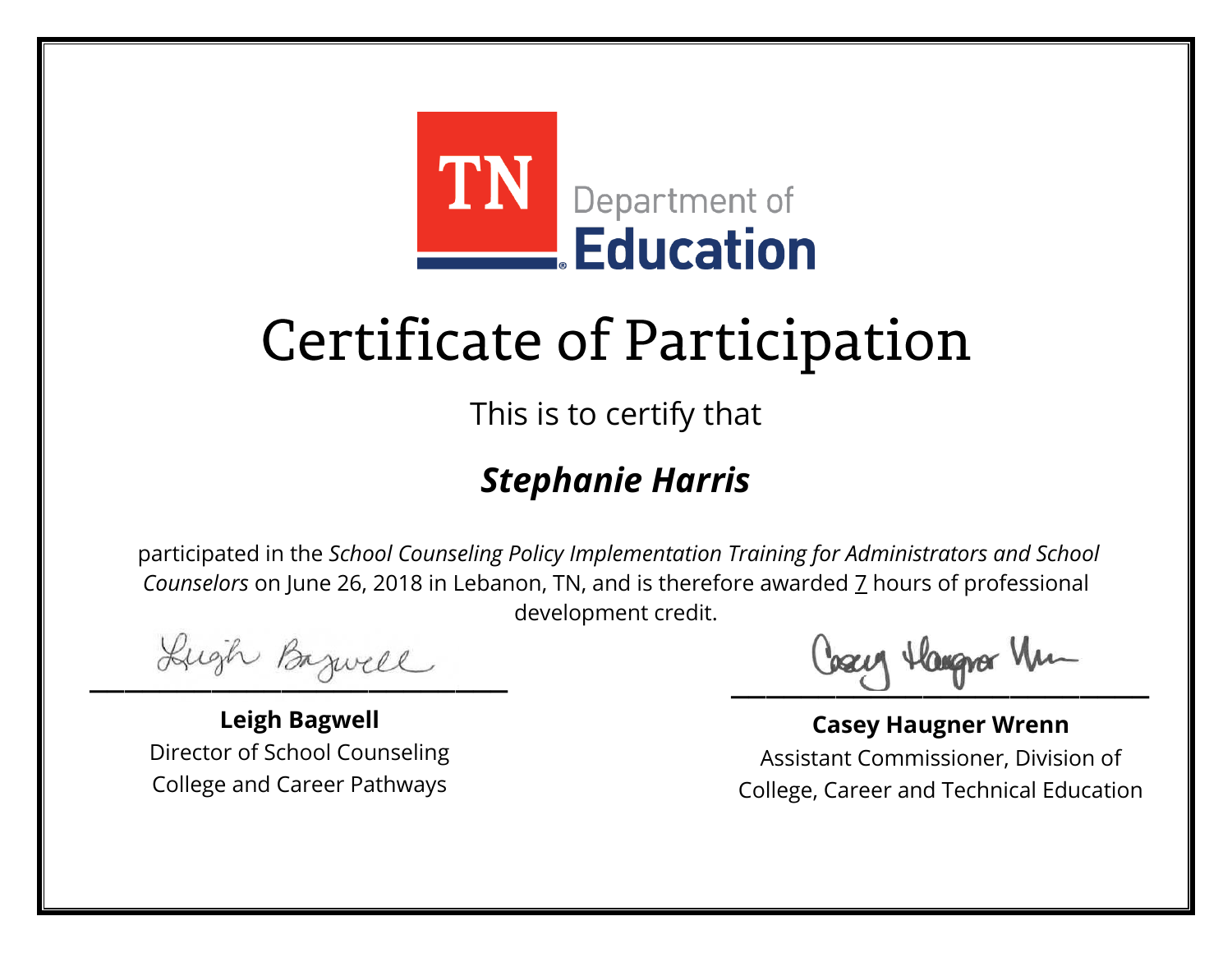TN Department of Education

# Certificate of Participation

This is to certify that

***Stephanie Harris***

participated in the *School Counseling Policy Implementation Training for Administrators and School Counselors* on June 26, 2018 in Lebanon, TN, and is therefore awarded 7 hours of professional development credit.

**Leigh Bagwell**
Director of School Counseling
College and Career Pathways

**Casey Haugner Wrenn**
Assistant Commissioner, Division of
College, Career and Technical Education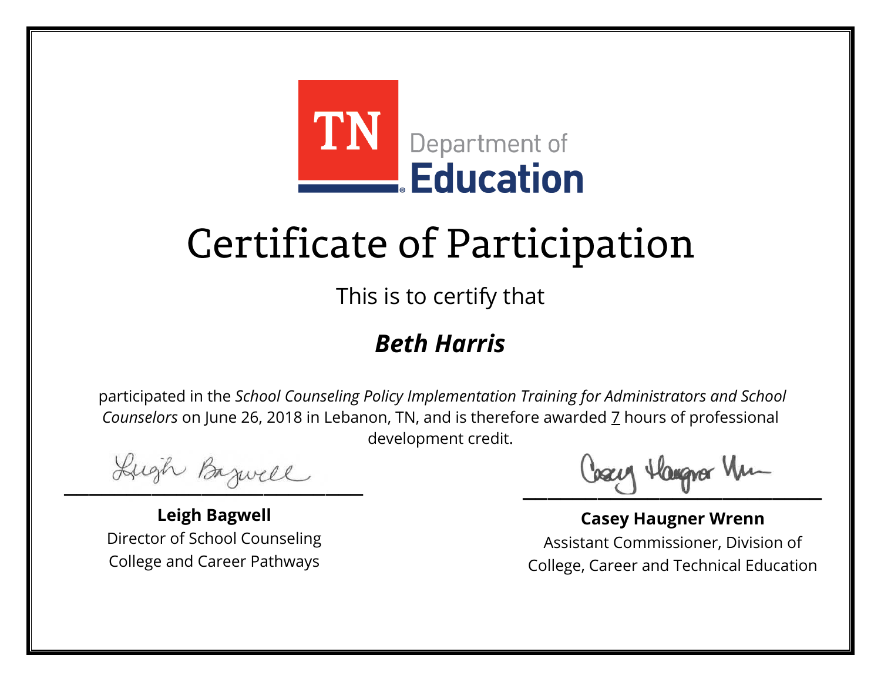TN Department of Education

# Certificate of Participation

This is to certify that

***Beth Harris***

participated in the *School Counseling Policy Implementation Training for Administrators and School Counselors* on June 26, 2018 in Lebanon, TN, and is therefore awarded 7 hours of professional development credit.

**Leigh Bagwell**
Director of School Counseling
College and Career Pathways

**Casey Haugner Wrenn**
Assistant Commissioner, Division of College, Career and Technical Education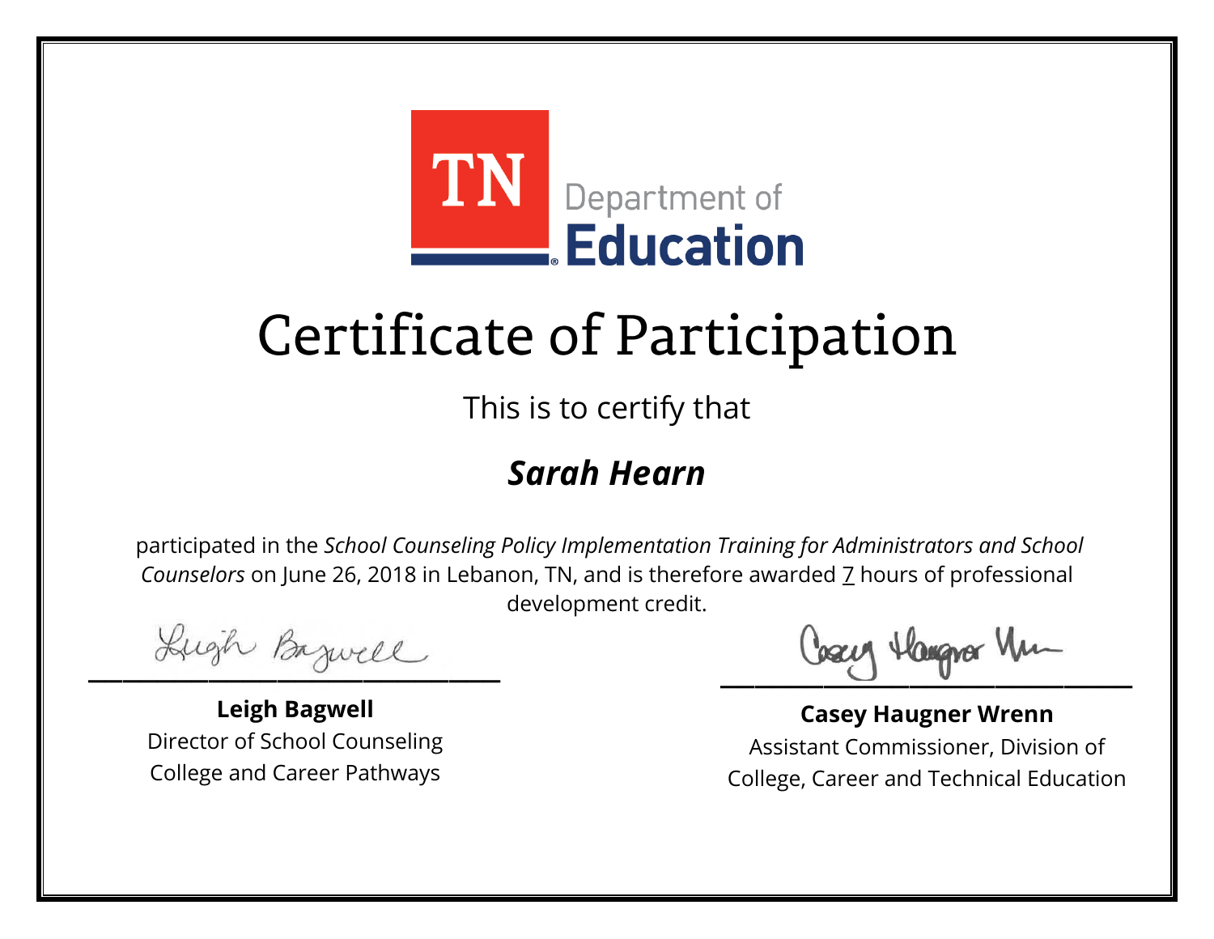TN Department of Education

# Certificate of Participation

This is to certify that

## ***Sarah Hearn***

participated in the *School Counseling Policy Implementation Training for Administrators and School Counselors* on June 26, 2018 in Lebanon, TN, and is therefore awarded 7 hours of professional development credit.

**Leigh Bagwell**
Director of School Counseling
College and Career Pathways

**Casey Haugner Wrenn**
Assistant Commissioner, Division of College, Career and Technical Education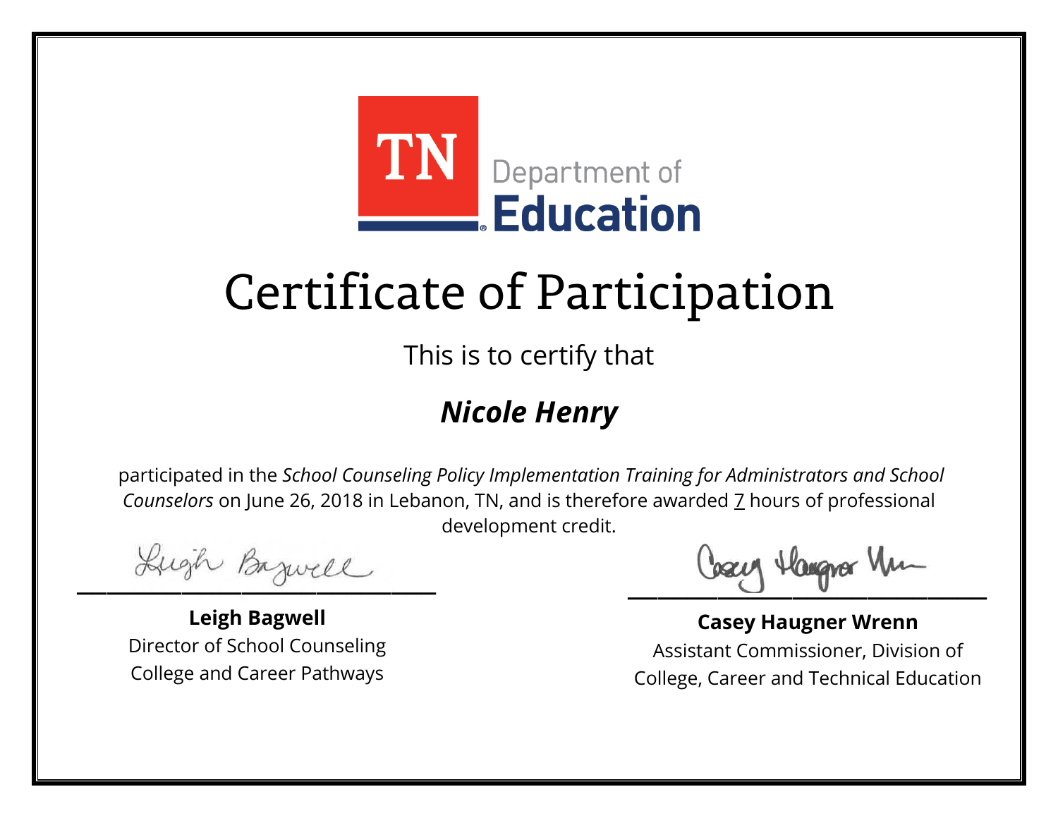TN Department of Education

# Certificate of Participation

This is to certify that

## *Nicole Henry*

participated in the *School Counseling Policy Implementation Training for Administrators and School Counselors* on June 26, 2018 in Lebanon, TN, and is therefore awarded 7 hours of professional development credit.

**Leigh Bagwell**
Director of School Counseling
College and Career Pathways

**Casey Haugner Wrenn**
Assistant Commissioner, Division of College, Career and Technical Education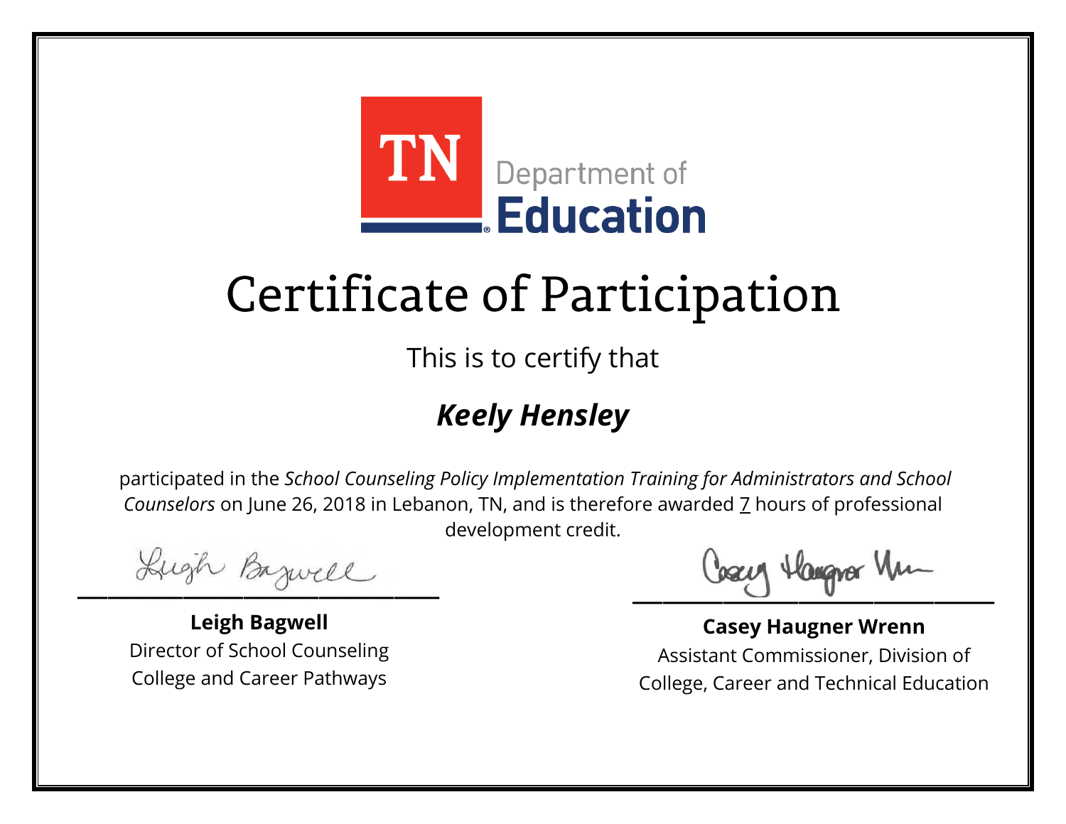TN Department of **Education**

# Certificate of Participation

This is to certify that

## ***Keely Hensley***

participated in the *School Counseling Policy Implementation Training for Administrators and School Counselors* on June 26, 2018 in Lebanon, TN, and is therefore awarded 7 hours of professional development credit.

**Leigh Bagwell**
Director of School Counseling
College and Career Pathways

**Casey Haugner Wrenn**
Assistant Commissioner, Division of
College, Career and Technical Education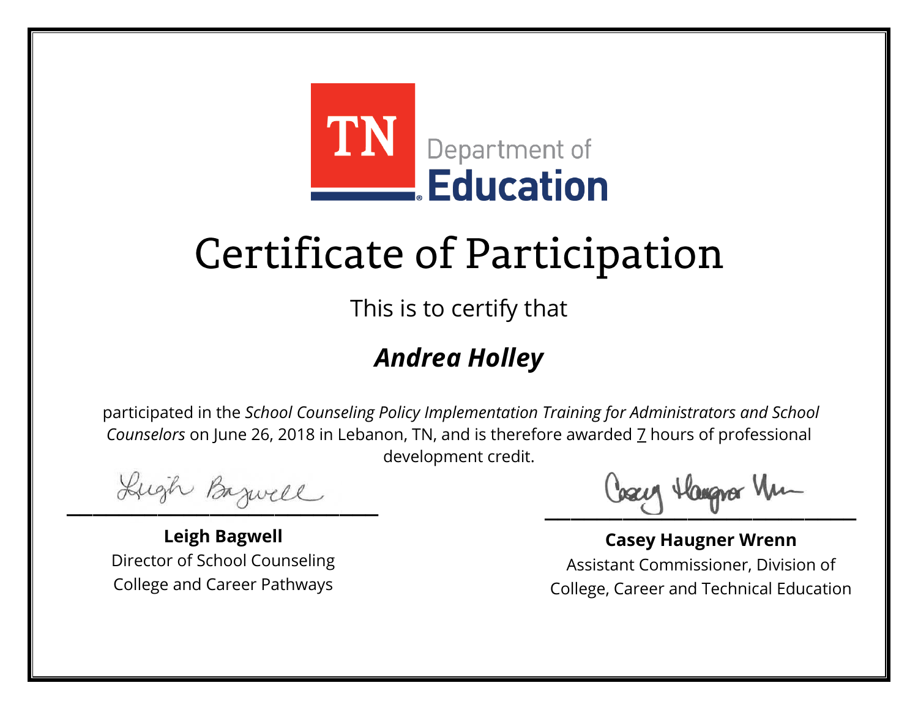TN Department of Education

# Certificate of Participation

This is to certify that

## ***Andrea Holley***

participated in the *School Counseling Policy Implementation Training for Administrators and School Counselors* on June 26, 2018 in Lebanon, TN, and is therefore awarded 7 hours of professional development credit.

**Leigh Bagwell**
Director of School Counseling
College and Career Pathways

**Casey Haugner Wrenn**
Assistant Commissioner, Division of College, Career and Technical Education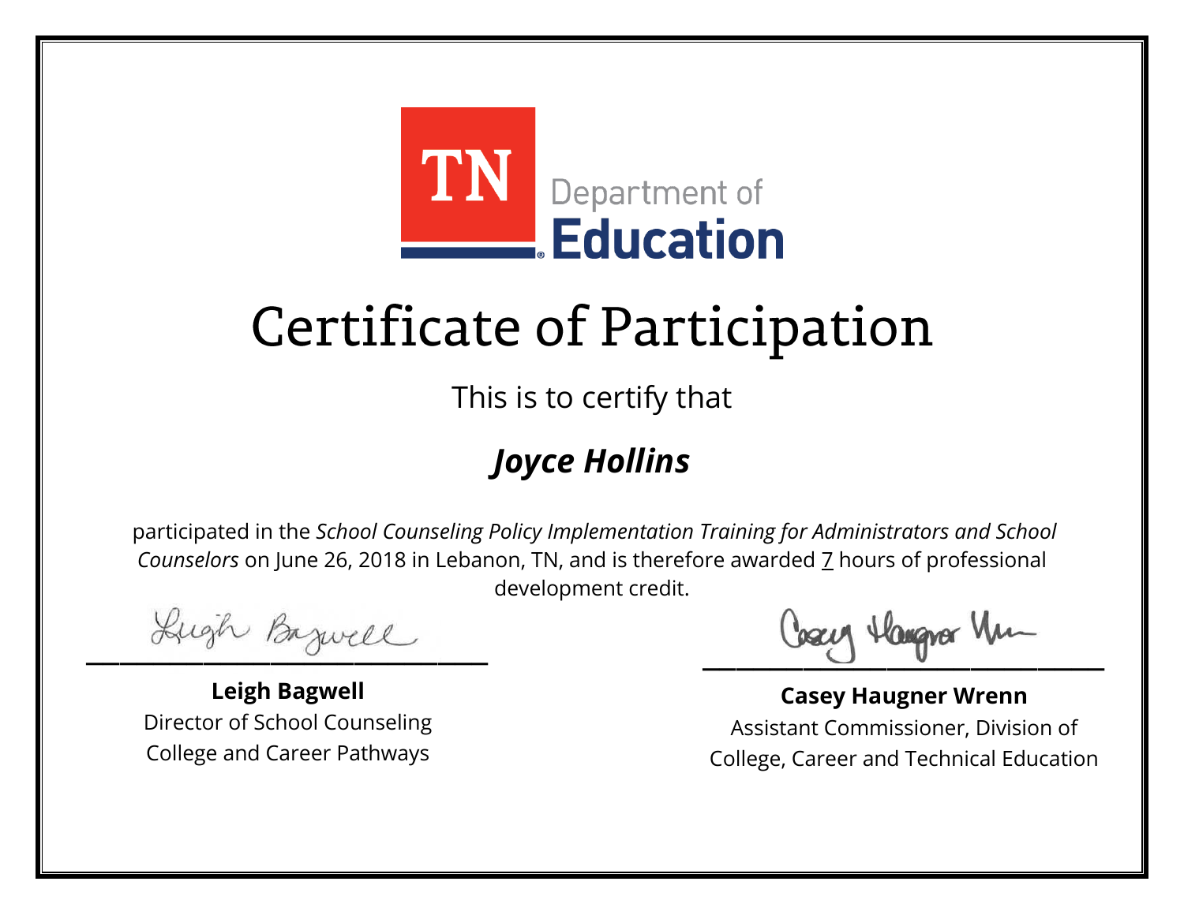TN Department of Education

# Certificate of Participation

This is to certify that

## *Joyce Hollins*

participated in the *School Counseling Policy Implementation Training for Administrators and School Counselors* on June 26, 2018 in Lebanon, TN, and is therefore awarded 7 hours of professional development credit.

**Leigh Bagwell**
Director of School Counseling
College and Career Pathways

**Casey Haugner Wrenn**
Assistant Commissioner, Division of College, Career and Technical Education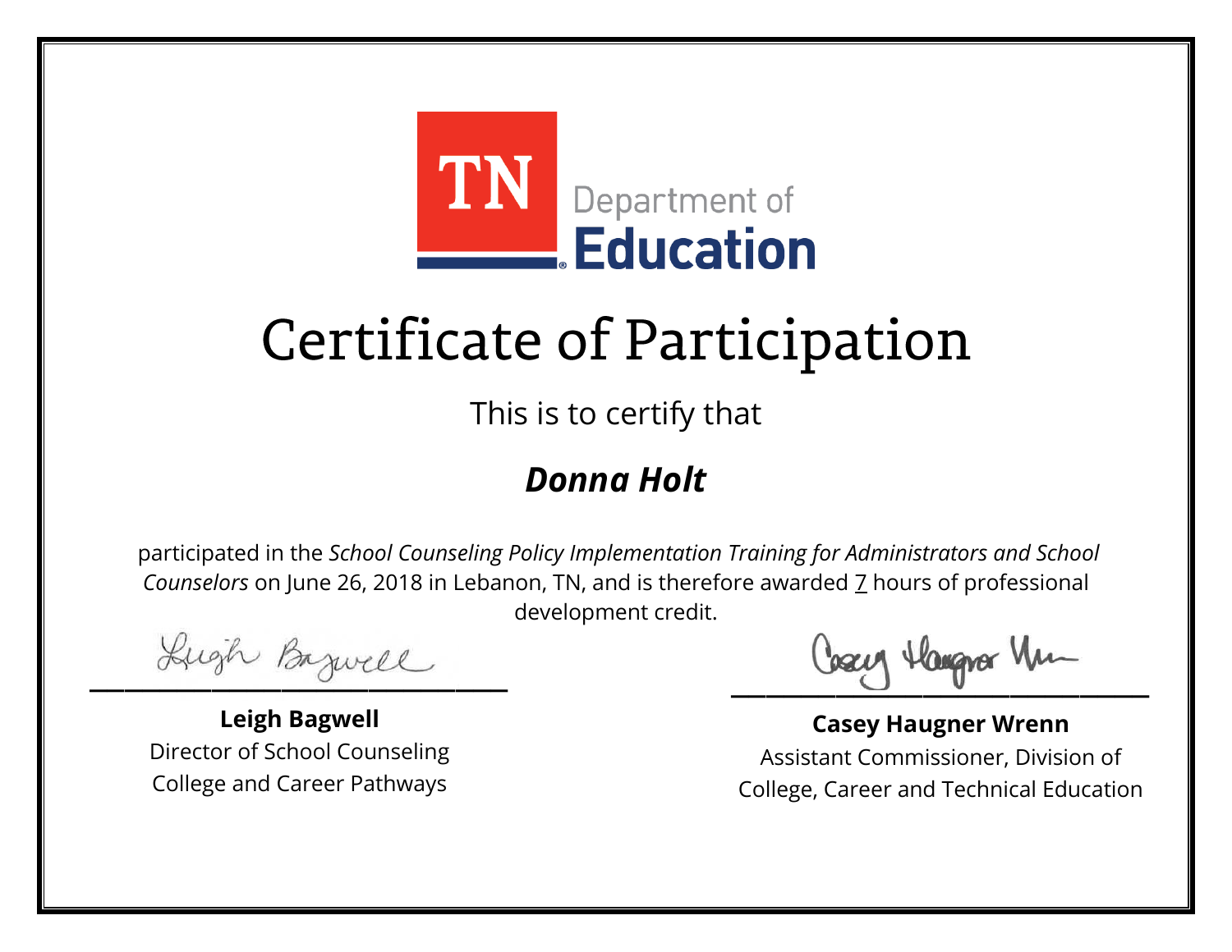TN Department of Education

# Certificate of Participation

This is to certify that

***Donna Holt***

participated in the *School Counseling Policy Implementation Training for Administrators and School Counselors* on June 26, 2018 in Lebanon, TN, and is therefore awarded 7 hours of professional development credit.

**Leigh Bagwell**
Director of School Counseling
College and Career Pathways

**Casey Haugner Wrenn**
Assistant Commissioner, Division of
College, Career and Technical Education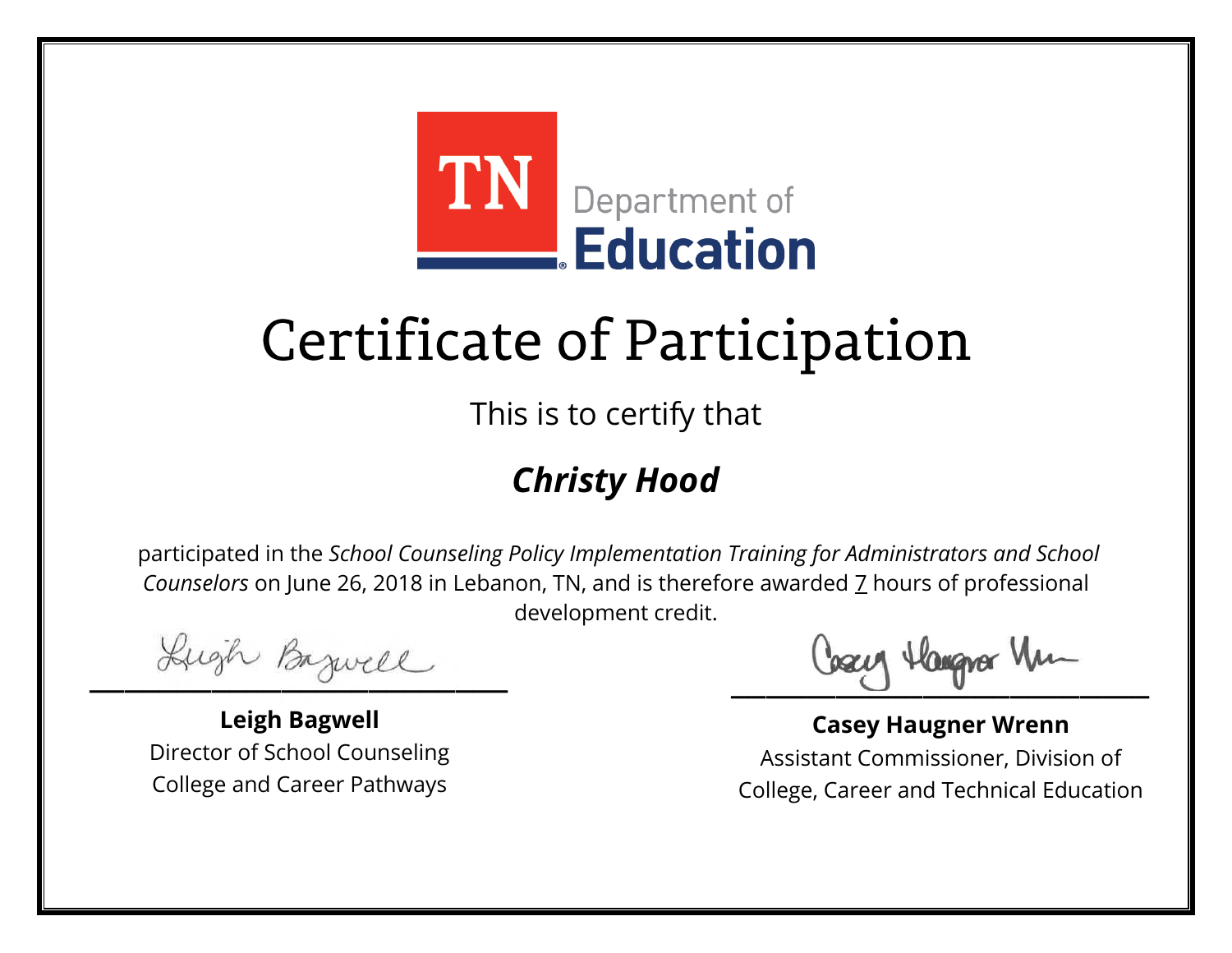TN Department of **Education**

# Certificate of Participation

This is to certify that

## ***Christy Hood***

participated in the *School Counseling Policy Implementation Training for Administrators and School Counselors* on June 26, 2018 in Lebanon, TN, and is therefore awarded 7 hours of professional development credit.

**Leigh Bagwell**
Director of School Counseling
College and Career Pathways

**Casey Haugner Wrenn**
Assistant Commissioner, Division of College, Career and Technical Education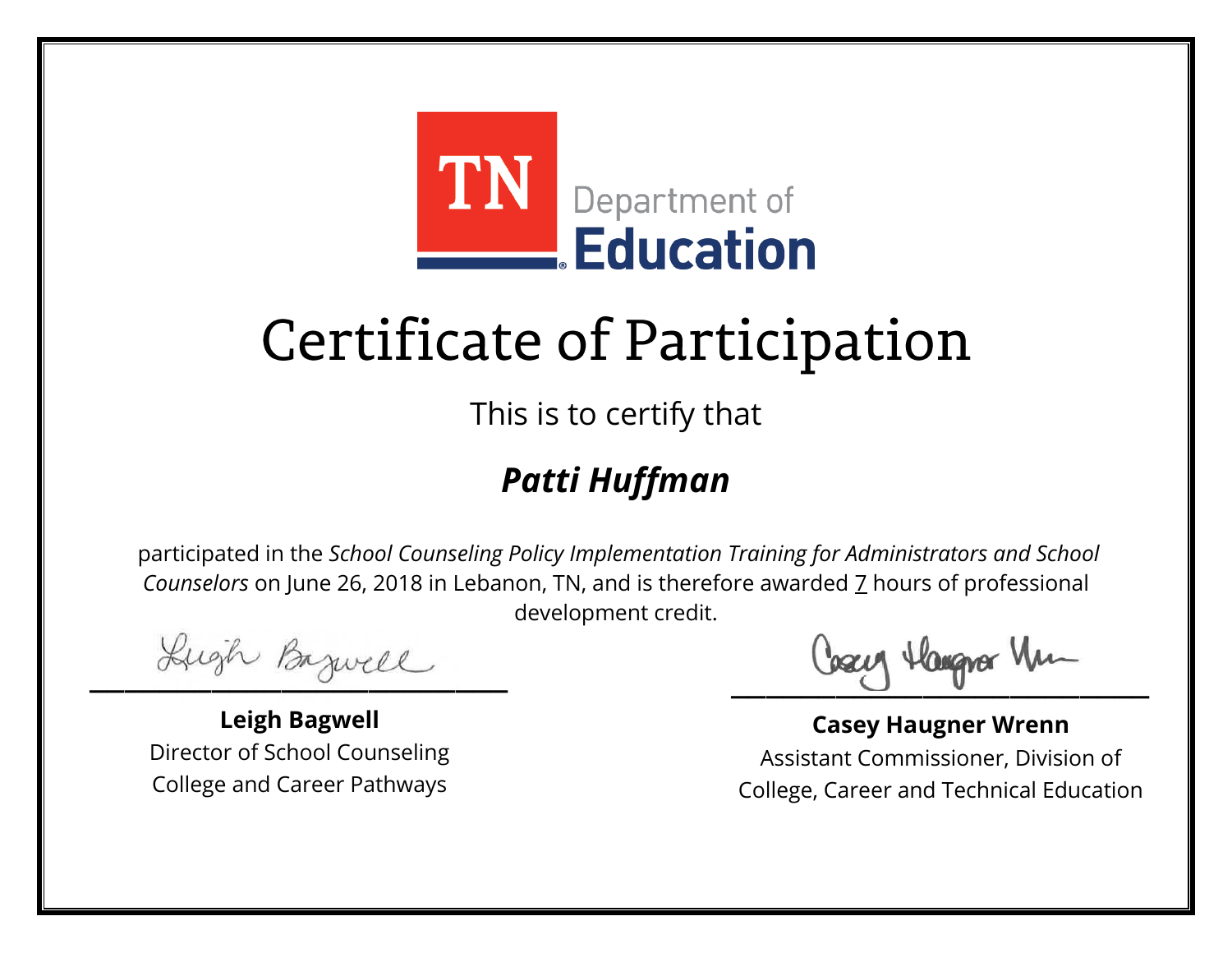TN Department of Education

# Certificate of Participation

This is to certify that

## ***Patti Huffman***

participated in the *School Counseling Policy Implementation Training for Administrators and School Counselors* on June 26, 2018 in Lebanon, TN, and is therefore awarded 7 hours of professional development credit.

**Leigh Bagwell**
Director of School Counseling
College and Career Pathways

**Casey Haugner Wrenn**
Assistant Commissioner, Division of
College, Career and Technical Education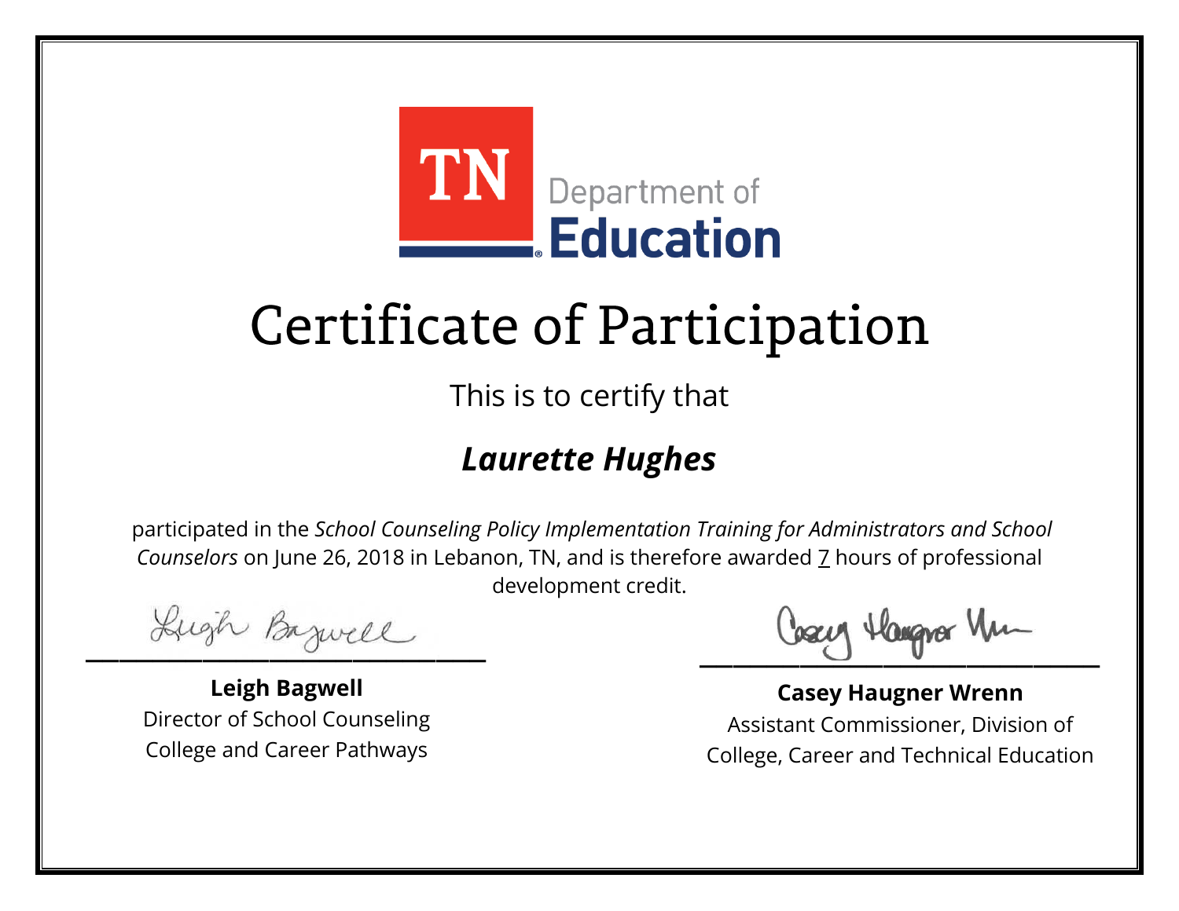TN Department of Education

# Certificate of Participation

This is to certify that

## *Laurette Hughes*

participated in the *School Counseling Policy Implementation Training for Administrators and School Counselors* on June 26, 2018 in Lebanon, TN, and is therefore awarded 7 hours of professional development credit.

**Leigh Bagwell**
Director of School Counseling
College and Career Pathways

**Casey Haugner Wrenn**
Assistant Commissioner, Division of College, Career and Technical Education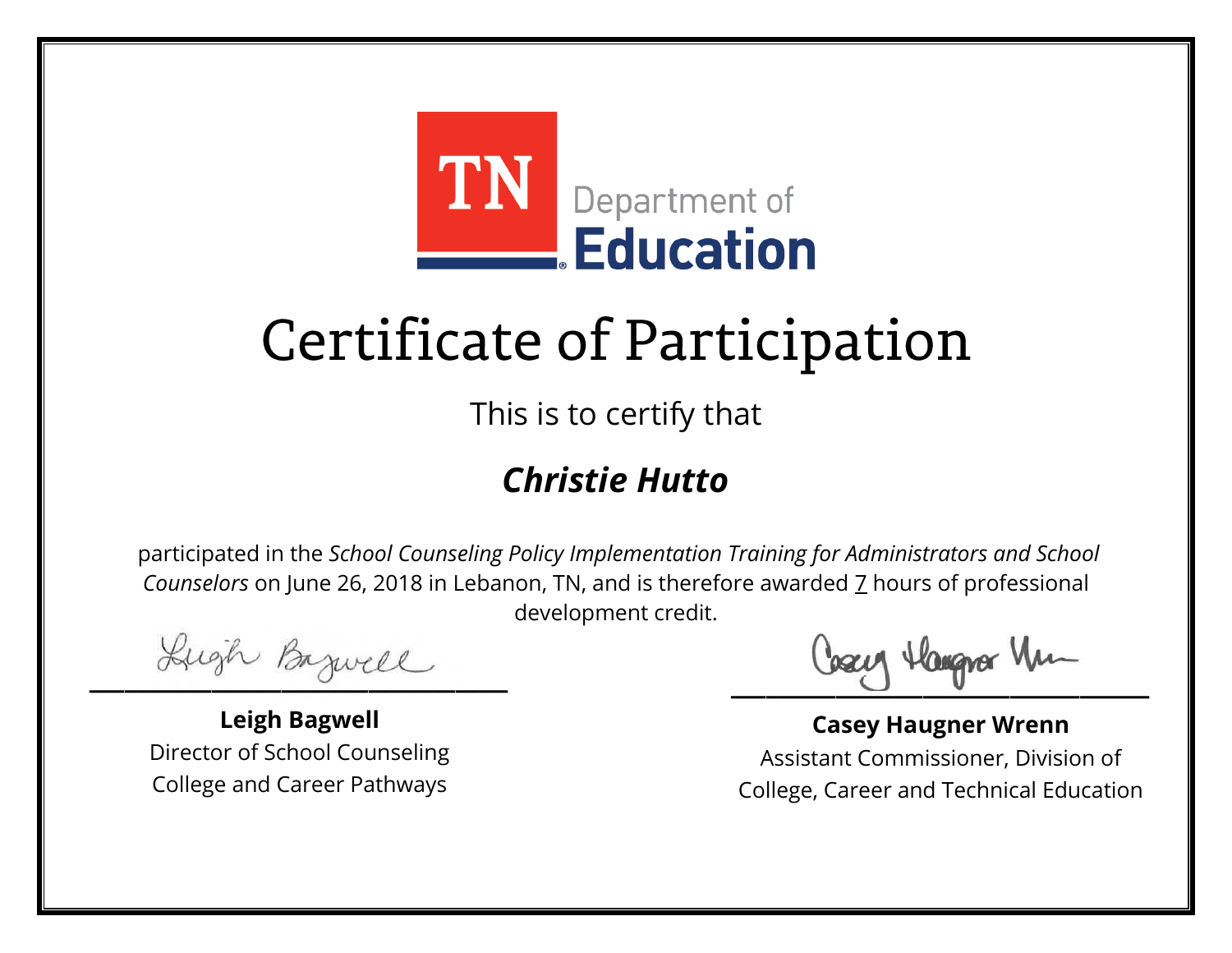TN Department of Education

# Certificate of Participation

This is to certify that

***Christie Hutto***

participated in the *School Counseling Policy Implementation Training for Administrators and School Counselors* on June 26, 2018 in Lebanon, TN, and is therefore awarded 7 hours of professional development credit.

**Leigh Bagwell**
Director of School Counseling
College and Career Pathways

**Casey Haugner Wrenn**
Assistant Commissioner, Division of College, Career and Technical Education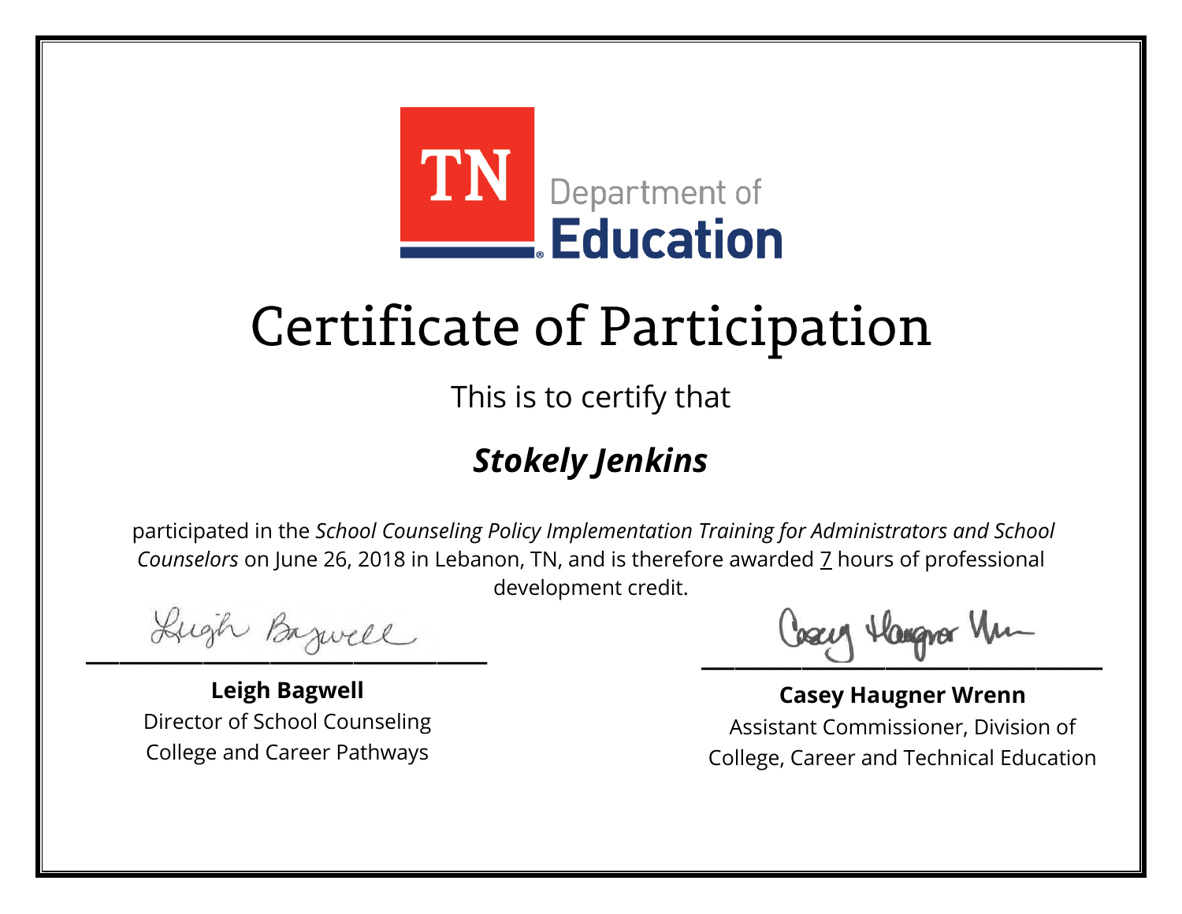TN Department of Education

# Certificate of Participation

This is to certify that

## *Stokely Jenkins*

participated in the *School Counseling Policy Implementation Training for Administrators and School Counselors* on June 26, 2018 in Lebanon, TN, and is therefore awarded 7 hours of professional development credit.

**Leigh Bagwell**
Director of School Counseling
College and Career Pathways

**Casey Haugner Wrenn**
Assistant Commissioner, Division of
College, Career and Technical Education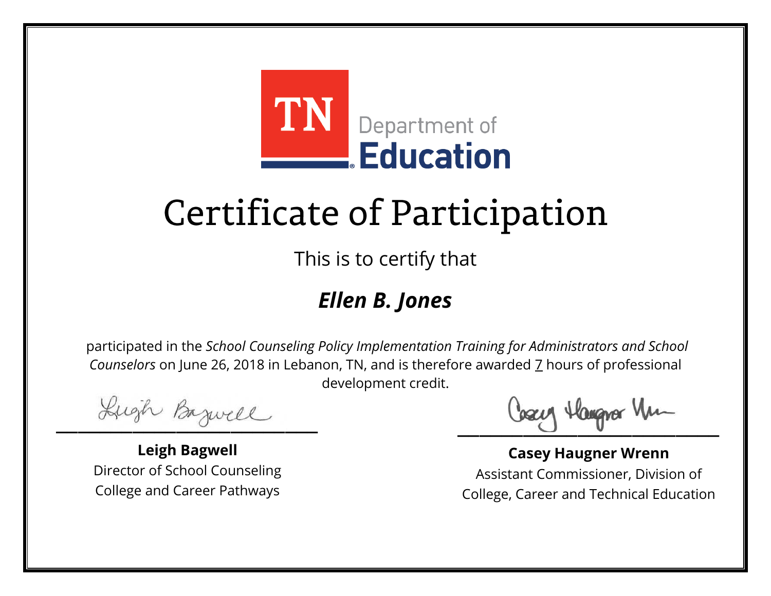TN Department of Education

# Certificate of Participation

This is to certify that

## *Ellen B. Jones*

participated in the *School Counseling Policy Implementation Training for Administrators and School Counselors* on June 26, 2018 in Lebanon, TN, and is therefore awarded 7 hours of professional development credit.

**Leigh Bagwell**
Director of School Counseling
College and Career Pathways

**Casey Haugner Wrenn**
Assistant Commissioner, Division of
College, Career and Technical Education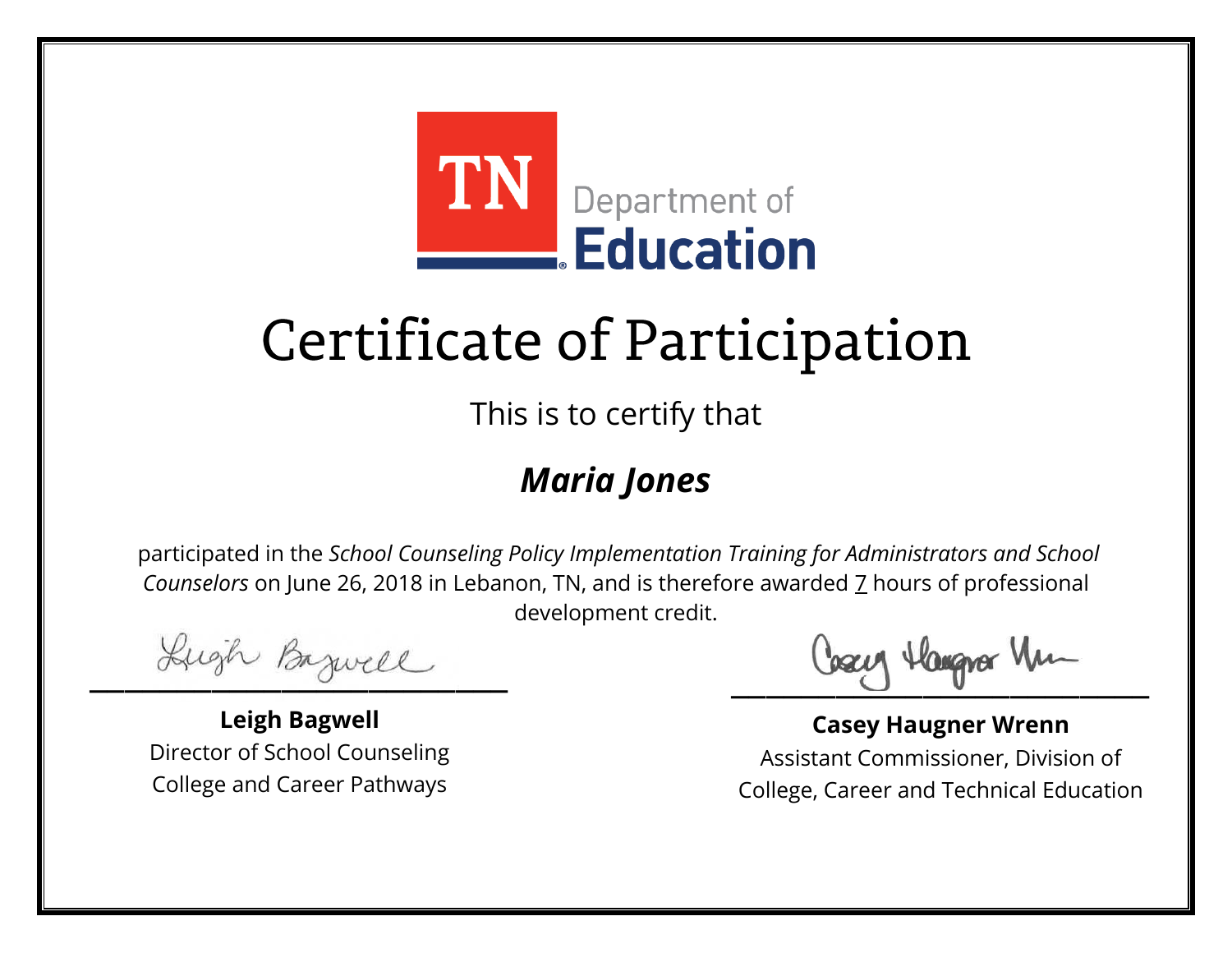TN Department of **Education**

# Certificate of Participation

This is to certify that

## ***Maria Jones***

participated in the *School Counseling Policy Implementation Training for Administrators and School Counselors* on June 26, 2018 in Lebanon, TN, and is therefore awarded 7 hours of professional development credit.

**Leigh Bagwell**
Director of School Counseling
College and Career Pathways

**Casey Haugner Wrenn**
Assistant Commissioner, Division of College, Career and Technical Education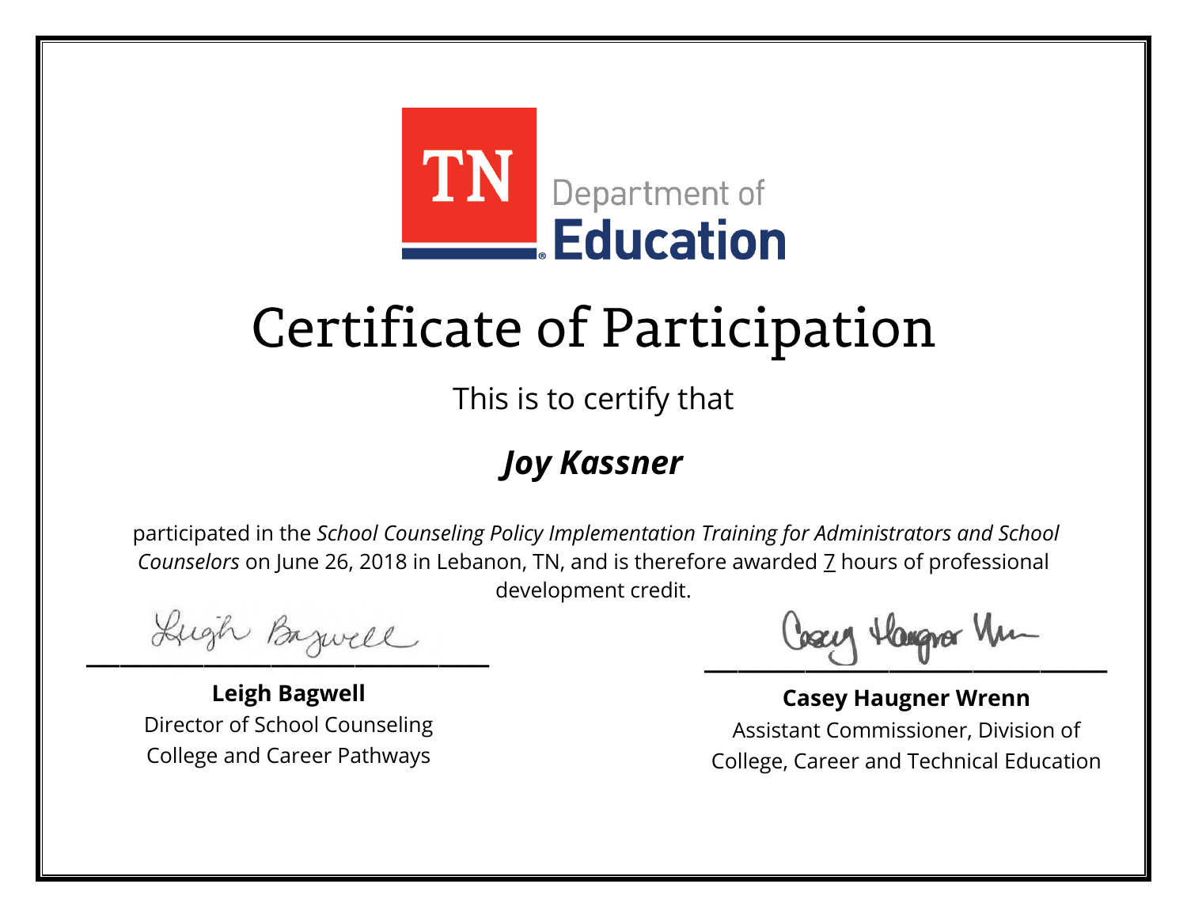TN Department of Education

# Certificate of Participation

This is to certify that

***Joy Kassner***

participated in the *School Counseling Policy Implementation Training for Administrators and School Counselors* on June 26, 2018 in Lebanon, TN, and is therefore awarded 7 hours of professional development credit.

**Leigh Bagwell**
Director of School Counseling
College and Career Pathways

**Casey Haugner Wrenn**
Assistant Commissioner, Division of
College, Career and Technical Education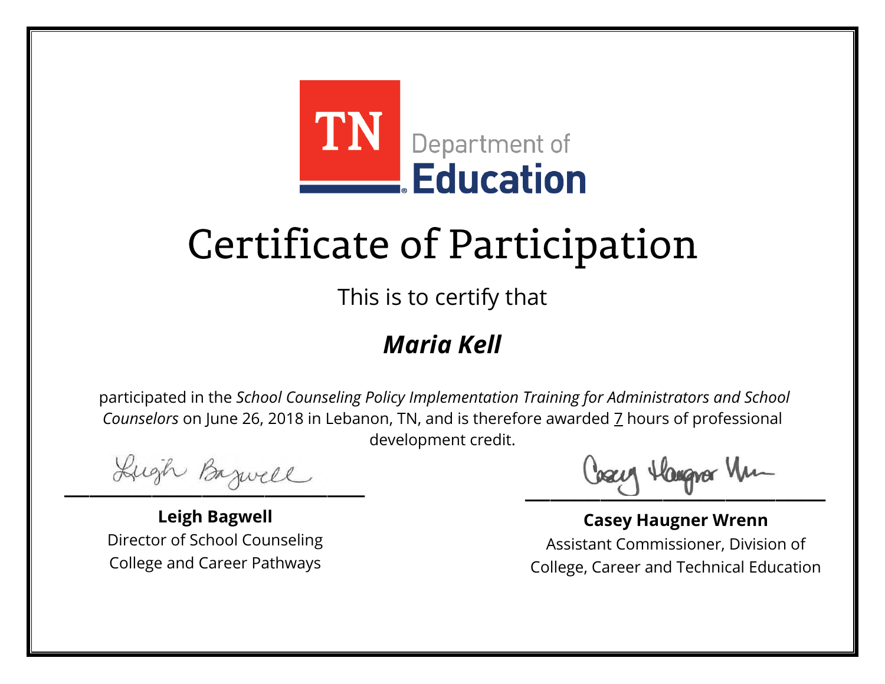TN Department of Education

# Certificate of Participation

This is to certify that

## *Maria Kell*

participated in the *School Counseling Policy Implementation Training for Administrators and School Counselors* on June 26, 2018 in Lebanon, TN, and is therefore awarded 7 hours of professional development credit.

**Leigh Bagwell**
Director of School Counseling
College and Career Pathways

**Casey Haugner Wrenn**
Assistant Commissioner, Division of College, Career and Technical Education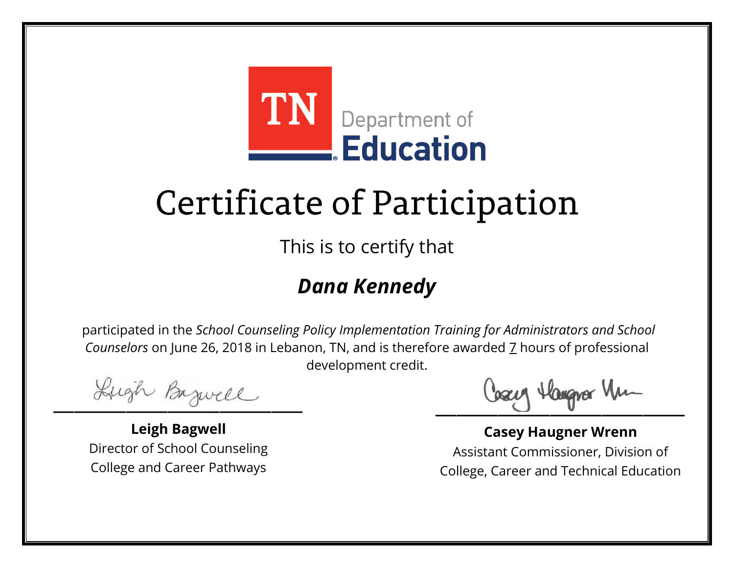TN Department of Education

# Certificate of Participation

This is to certify that

***Dana Kennedy***

participated in the *School Counseling Policy Implementation Training for Administrators and School Counselors* on June 26, 2018 in Lebanon, TN, and is therefore awarded 7 hours of professional development credit.

**Leigh Bagwell**
Director of School Counseling
College and Career Pathways

**Casey Haugner Wrenn**
Assistant Commissioner, Division of College, Career and Technical Education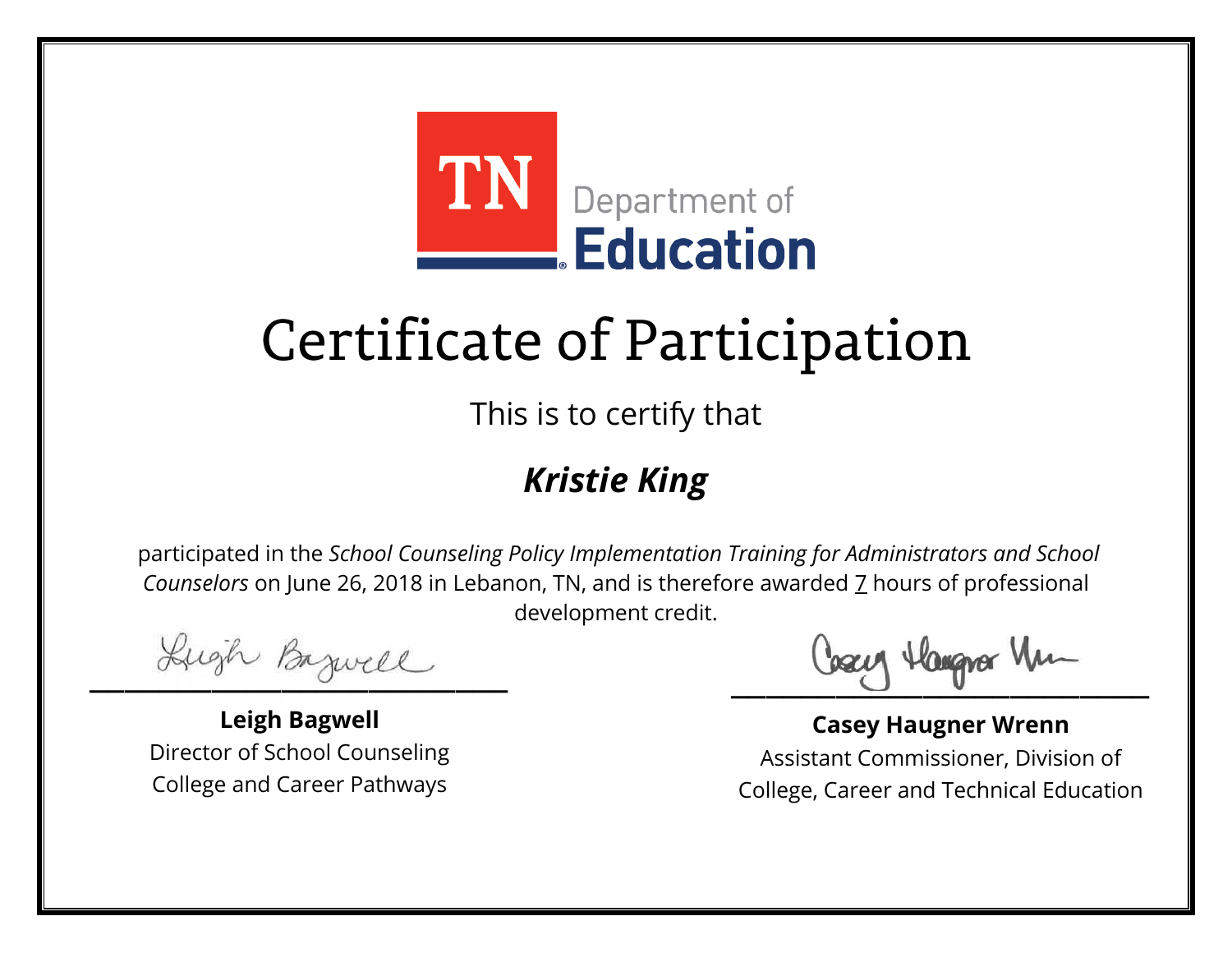TN Department of Education

# Certificate of Participation

This is to certify that

## *Kristie King*

participated in the *School Counseling Policy Implementation Training for Administrators and School Counselors* on June 26, 2018 in Lebanon, TN, and is therefore awarded 7 hours of professional development credit.

**Leigh Bagwell**
Director of School Counseling
College and Career Pathways

**Casey Haugner Wrenn**
Assistant Commissioner, Division of College, Career and Technical Education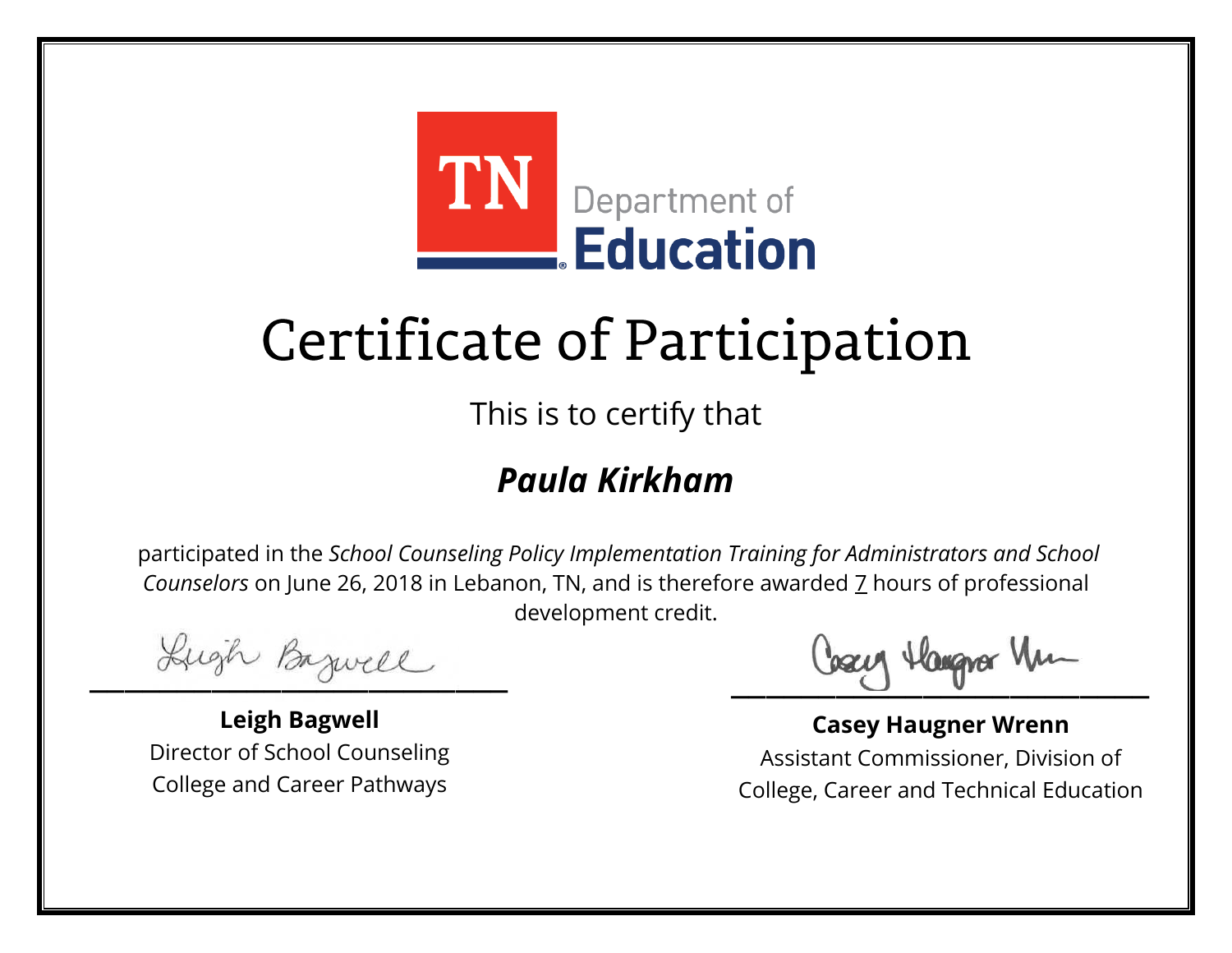TN Department of Education

# Certificate of Participation

This is to certify that

## *Paula Kirkham*

participated in the *School Counseling Policy Implementation Training for Administrators and School Counselors* on June 26, 2018 in Lebanon, TN, and is therefore awarded 7 hours of professional development credit.

**Leigh Bagwell**
Director of School Counseling
College and Career Pathways

**Casey Haugner Wrenn**
Assistant Commissioner, Division of College, Career and Technical Education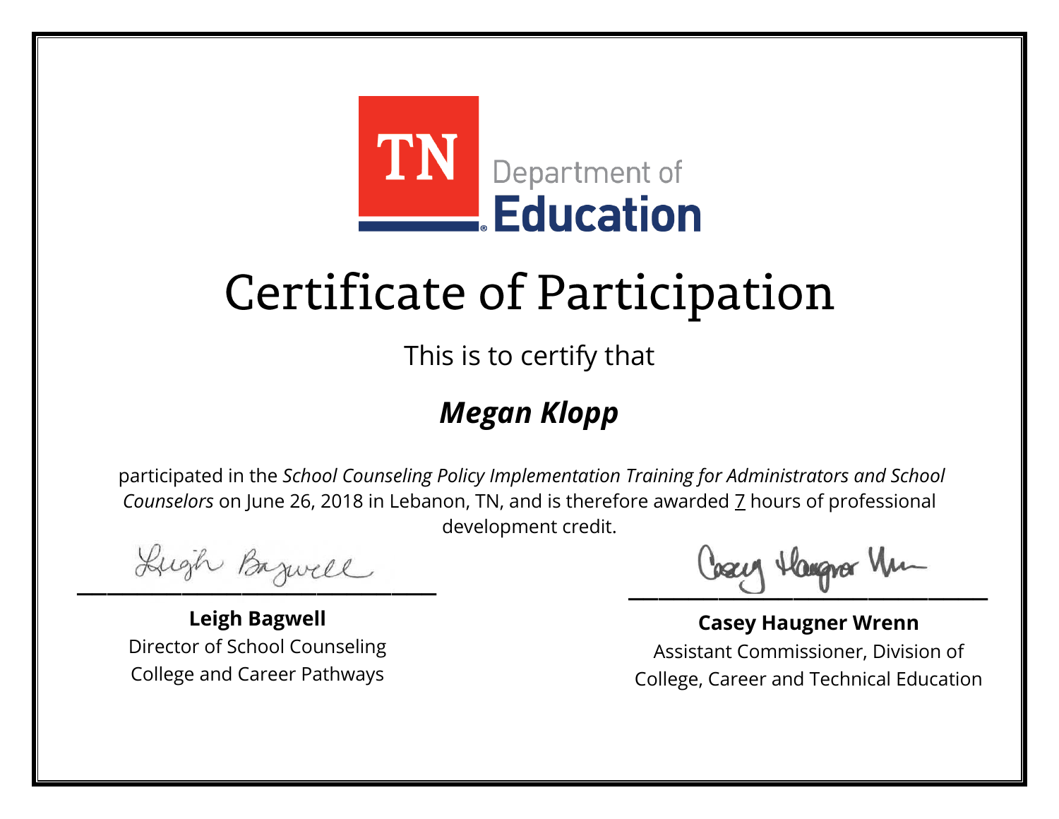TN Department of Education

# Certificate of Participation

This is to certify that

## ***Megan Klopp***

participated in the *School Counseling Policy Implementation Training for Administrators and School Counselors* on June 26, 2018 in Lebanon, TN, and is therefore awarded 7 hours of professional development credit.

**Leigh Bagwell**
Director of School Counseling
College and Career Pathways

**Casey Haugner Wrenn**
Assistant Commissioner, Division of
College, Career and Technical Education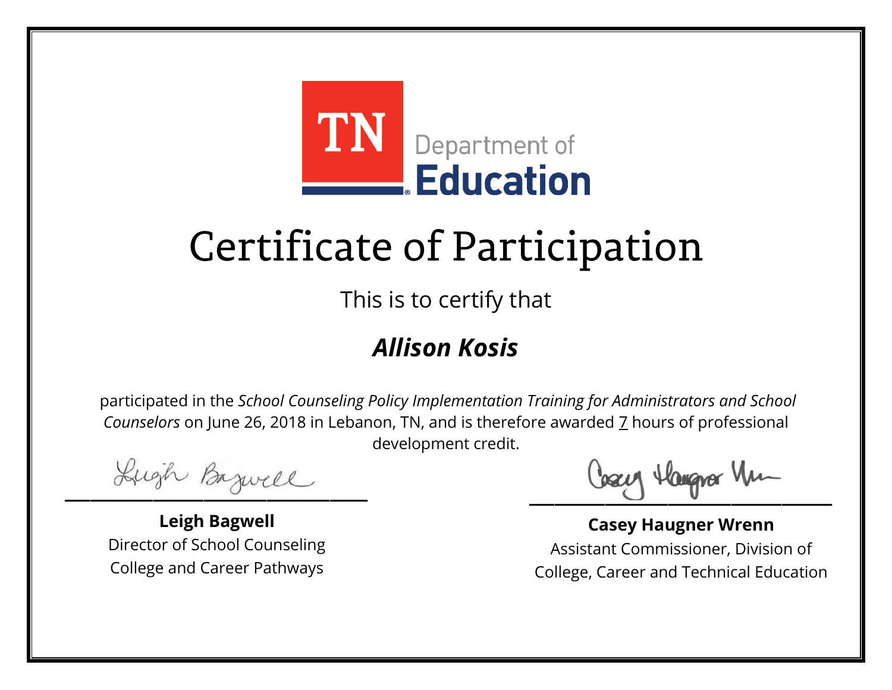TN Department of Education

# Certificate of Participation

This is to certify that

***Allison Kosis***

participated in the *School Counseling Policy Implementation Training for Administrators and School Counselors* on June 26, 2018 in Lebanon, TN, and is therefore awarded 7 hours of professional development credit.

**Leigh Bagwell**
Director of School Counseling
College and Career Pathways

**Casey Haugner Wrenn**
Assistant Commissioner, Division of College, Career and Technical Education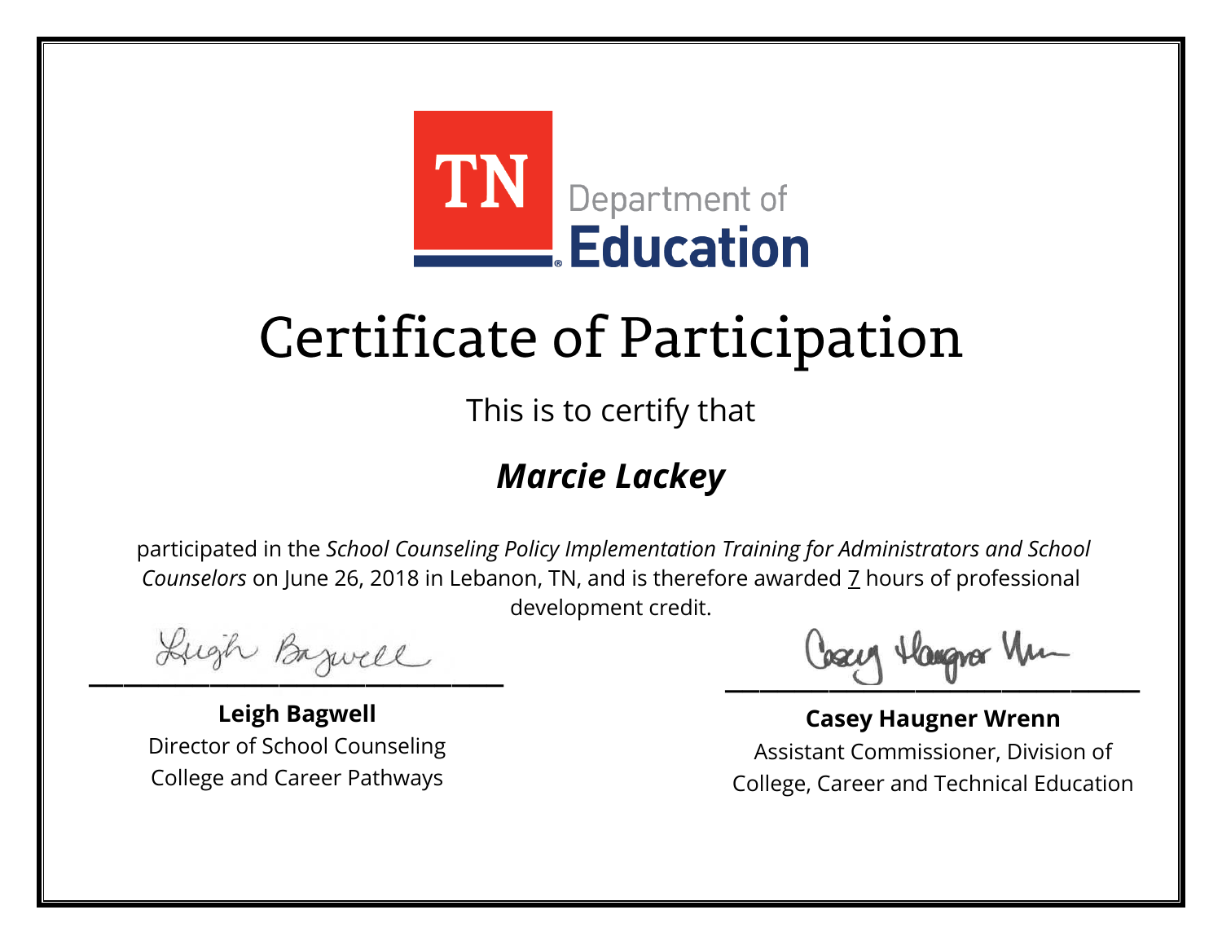TN Department of Education

# Certificate of Participation

This is to certify that

***Marcie Lackey***

participated in the *School Counseling Policy Implementation Training for Administrators and School Counselors* on June 26, 2018 in Lebanon, TN, and is therefore awarded 7 hours of professional development credit.

**Leigh Bagwell**
Director of School Counseling
College and Career Pathways

**Casey Haugner Wrenn**
Assistant Commissioner, Division of
College, Career and Technical Education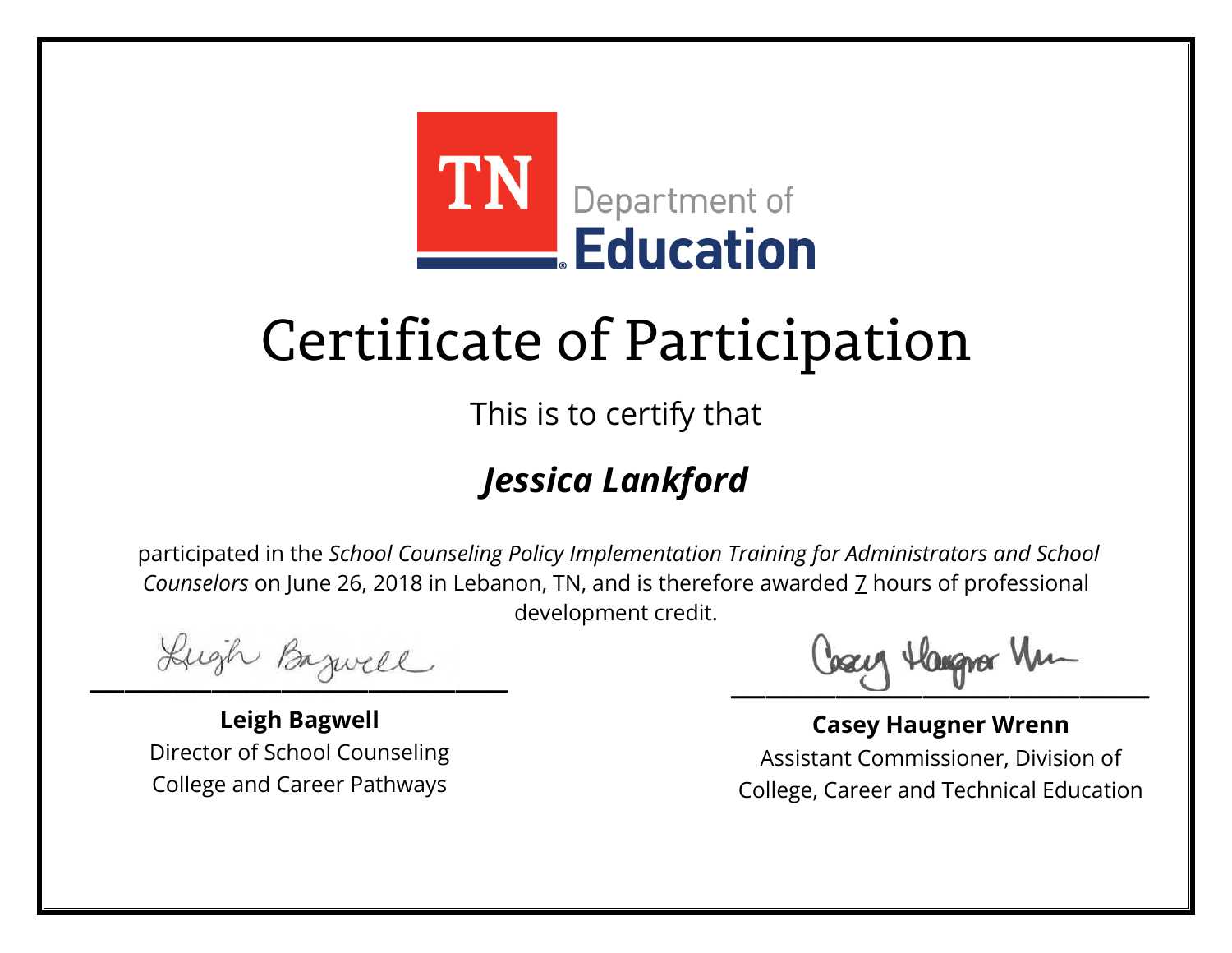TN Department of Education

# Certificate of Participation

This is to certify that

## ***Jessica Lankford***

participated in the *School Counseling Policy Implementation Training for Administrators and School Counselors* on June 26, 2018 in Lebanon, TN, and is therefore awarded 7 hours of professional development credit.

**Leigh Bagwell**
Director of School Counseling
College and Career Pathways

**Casey Haugner Wrenn**
Assistant Commissioner, Division of College, Career and Technical Education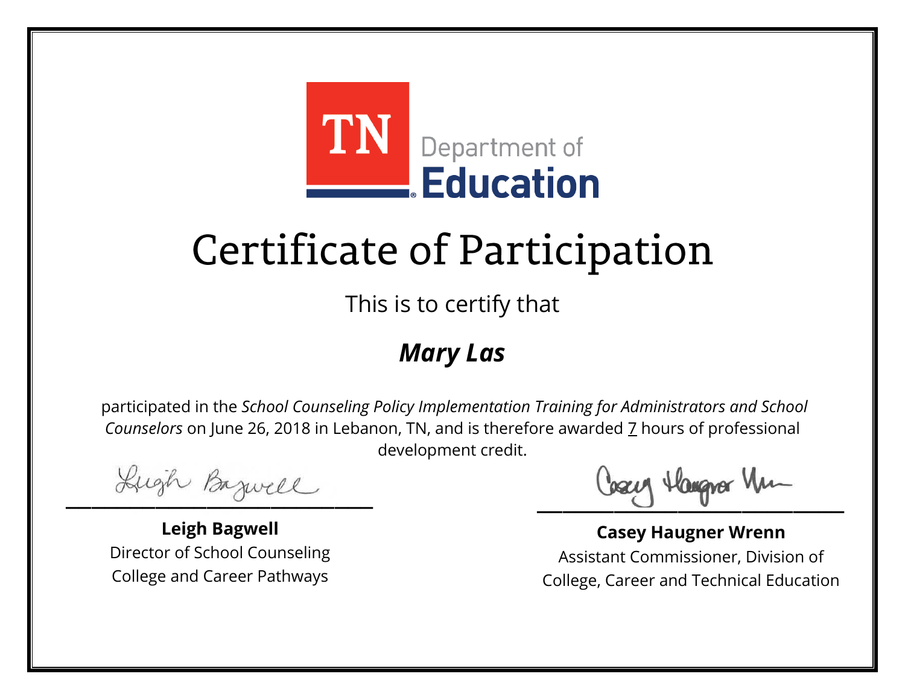TN Department of Education

# Certificate of Participation

This is to certify that

***Mary Las***

participated in the *School Counseling Policy Implementation Training for Administrators and School Counselors* on June 26, 2018 in Lebanon, TN, and is therefore awarded 7 hours of professional development credit.

**Leigh Bagwell**
Director of School Counseling
College and Career Pathways

**Casey Haugner Wrenn**
Assistant Commissioner, Division of
College, Career and Technical Education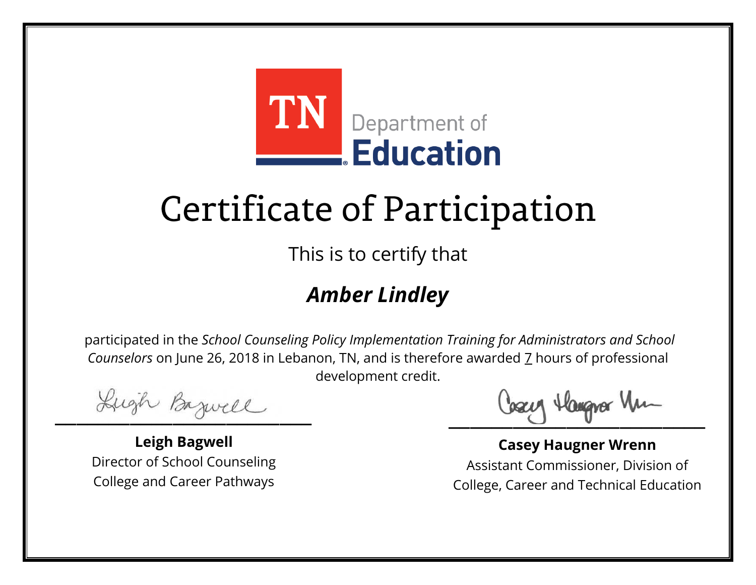TN Department of **Education**

# Certificate of Participation

This is to certify that

## ***Amber Lindley***

participated in the *School Counseling Policy Implementation Training for Administrators and School Counselors* on June 26, 2018 in Lebanon, TN, and is therefore awarded 7 hours of professional development credit.

**Leigh Bagwell**
Director of School Counseling
College and Career Pathways

**Casey Haugner Wrenn**
Assistant Commissioner, Division of
College, Career and Technical Education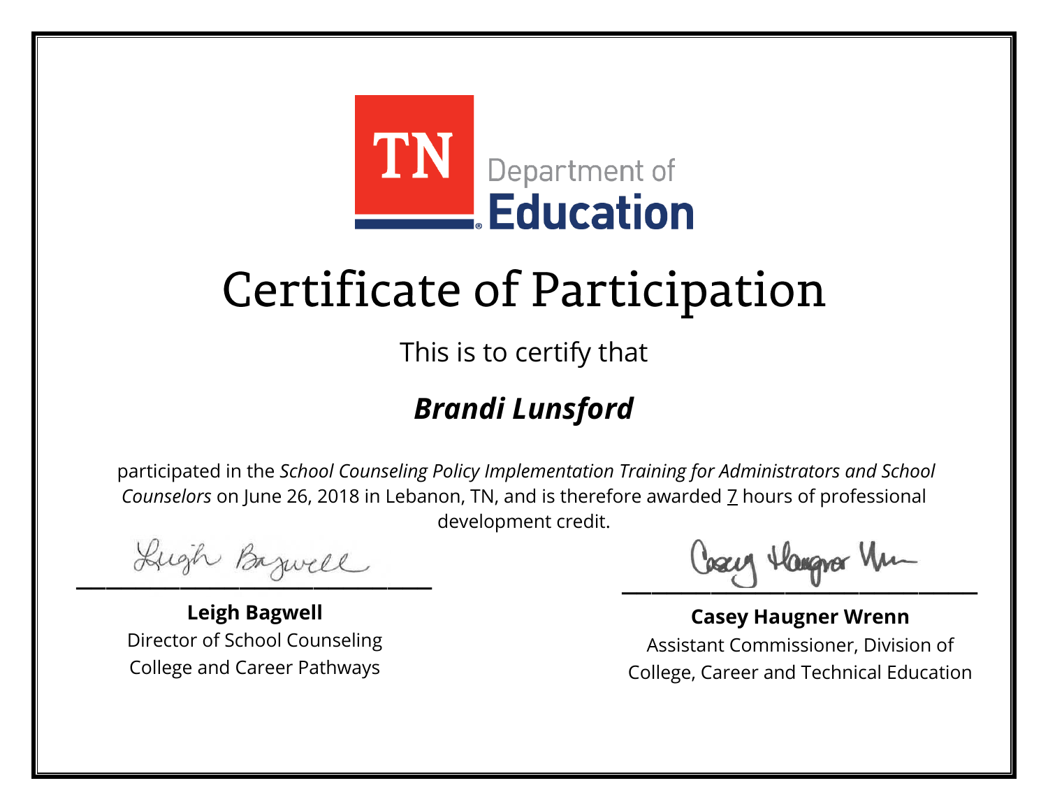TN Department of Education

# Certificate of Participation

This is to certify that

## ***Brandi Lunsford***

participated in the *School Counseling Policy Implementation Training for Administrators and School Counselors* on June 26, 2018 in Lebanon, TN, and is therefore awarded 7 hours of professional development credit.

**Leigh Bagwell**
Director of School Counseling
College and Career Pathways

**Casey Haugner Wrenn**
Assistant Commissioner, Division of College, Career and Technical Education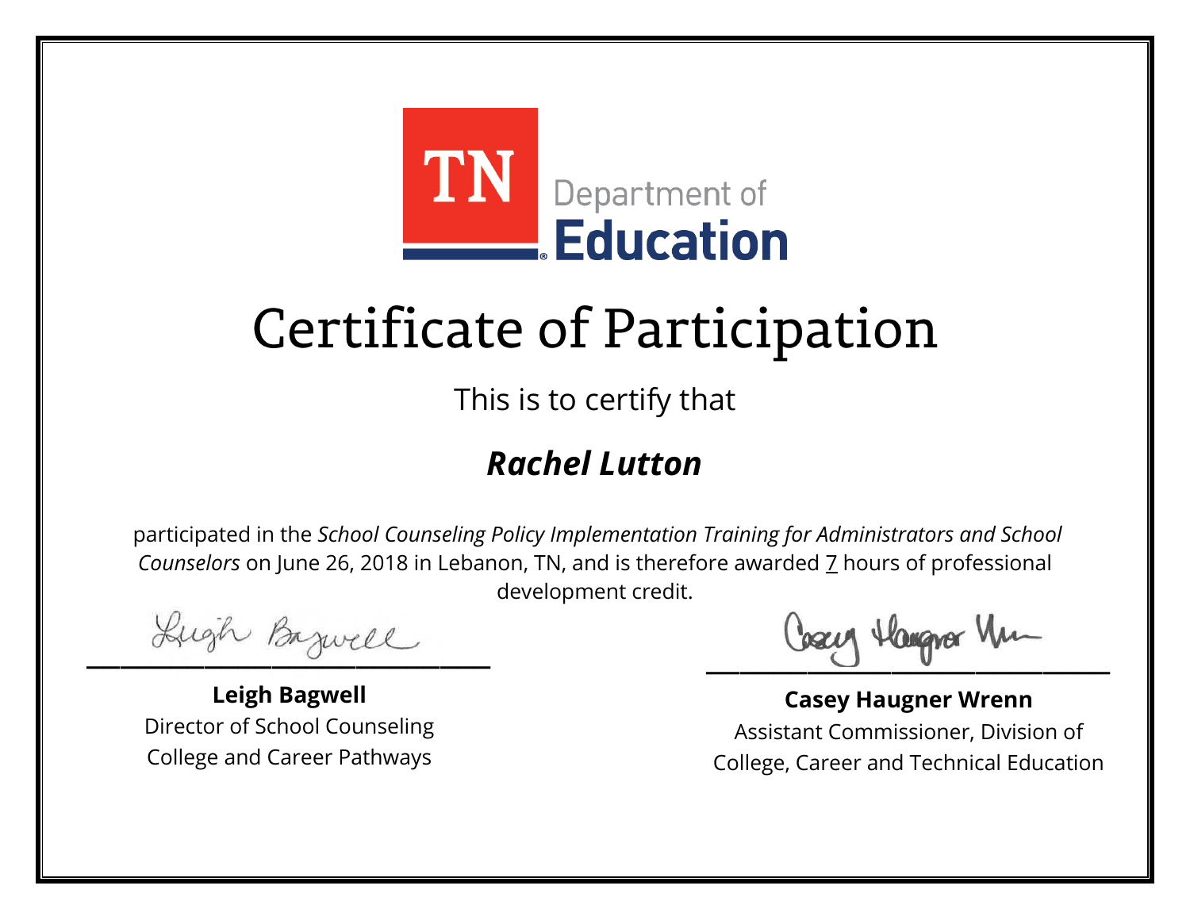TN Department of Education

# Certificate of Participation

This is to certify that

## ***Rachel Lutton***

participated in the *School Counseling Policy Implementation Training for Administrators and School Counselors* on June 26, 2018 in Lebanon, TN, and is therefore awarded 7 hours of professional development credit.

**Leigh Bagwell**
Director of School Counseling
College and Career Pathways

**Casey Haugner Wrenn**
Assistant Commissioner, Division of College, Career and Technical Education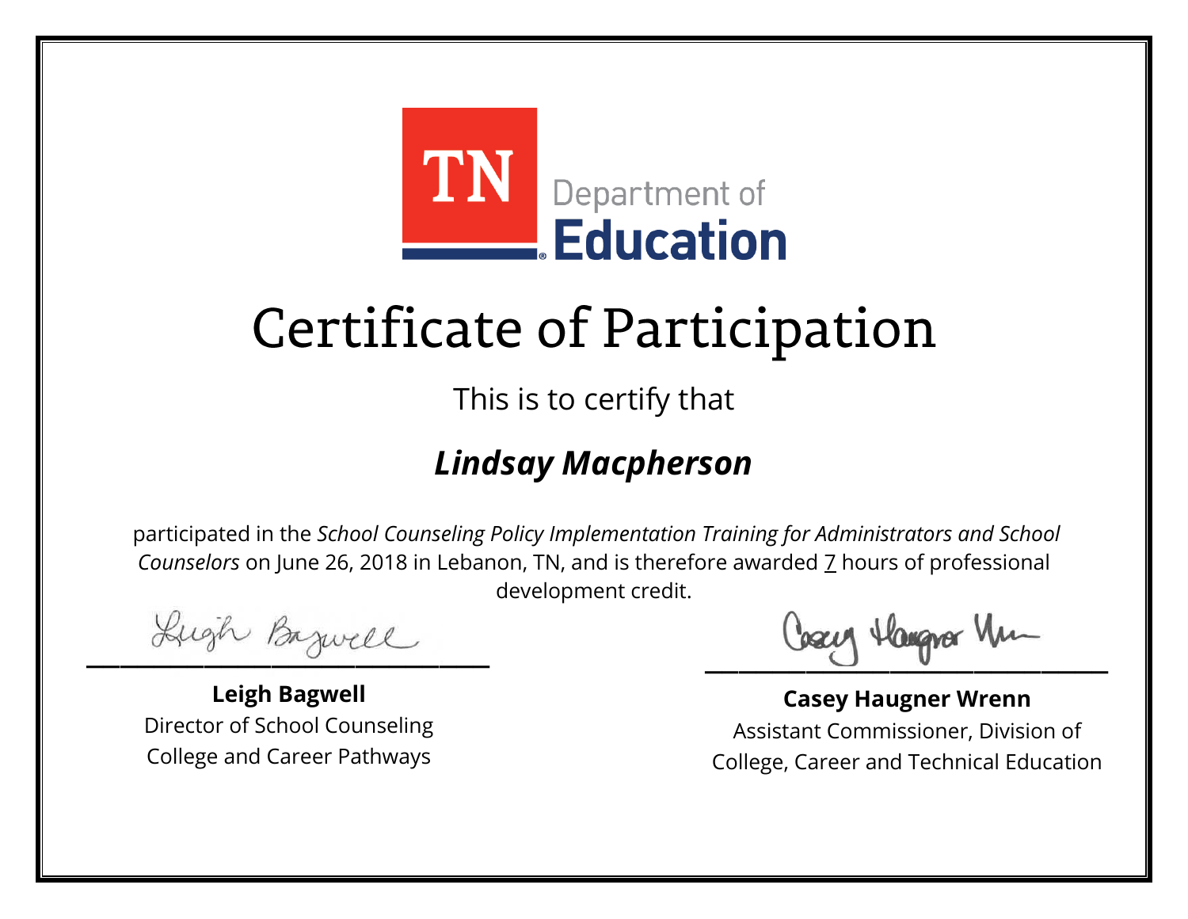TN Department of Education

# Certificate of Participation

This is to certify that

***Lindsay Macpherson***

participated in the *School Counseling Policy Implementation Training for Administrators and School Counselors* on June 26, 2018 in Lebanon, TN, and is therefore awarded 7 hours of professional development credit.

**Leigh Bagwell**
Director of School Counseling
College and Career Pathways

**Casey Haugner Wrenn**
Assistant Commissioner, Division of
College, Career and Technical Education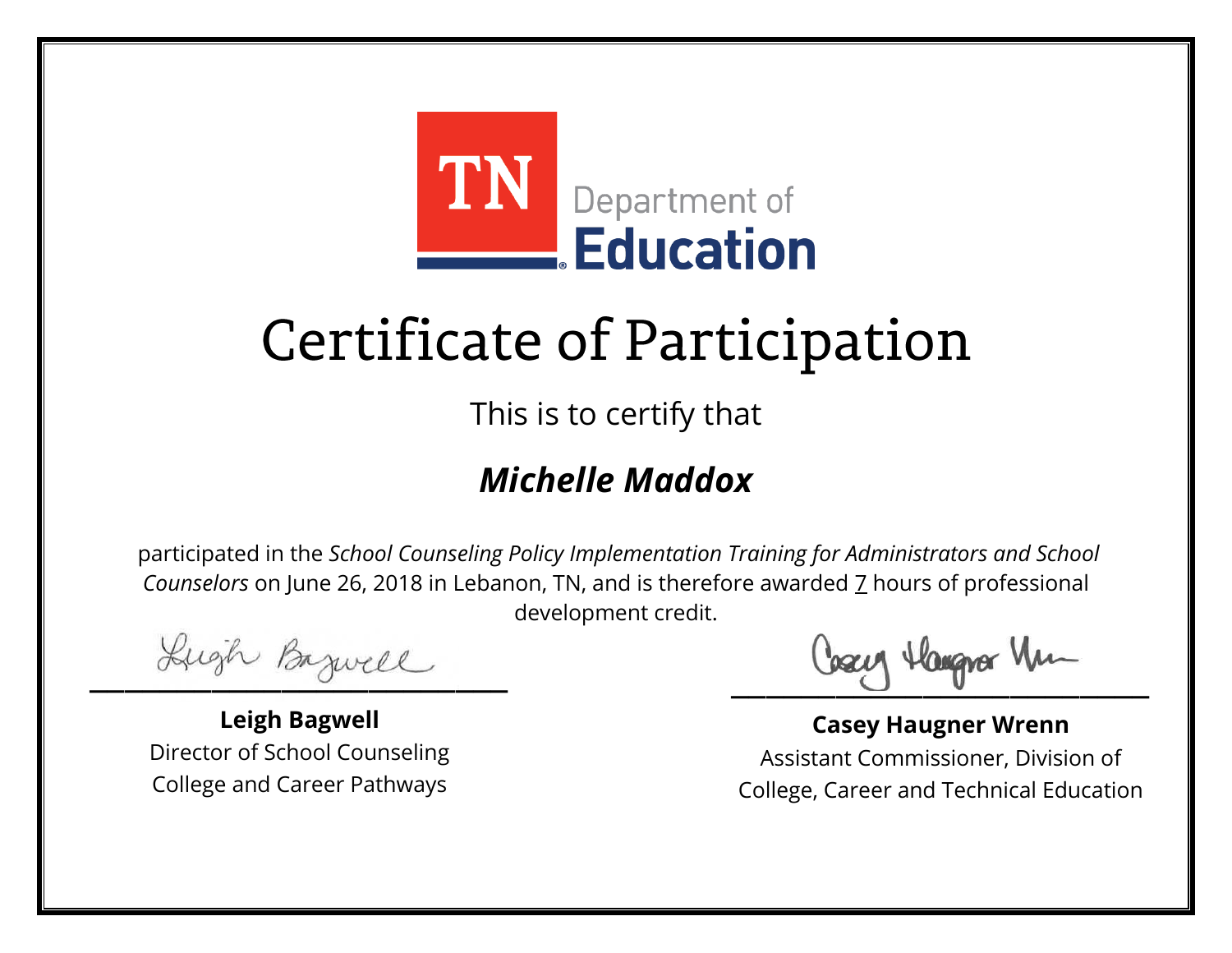TN Department of Education

# Certificate of Participation

This is to certify that

## ***Michelle Maddox***

participated in the *School Counseling Policy Implementation Training for Administrators and School Counselors* on June 26, 2018 in Lebanon, TN, and is therefore awarded 7 hours of professional development credit.

**Leigh Bagwell**
Director of School Counseling
College and Career Pathways

**Casey Haugner Wrenn**
Assistant Commissioner, Division of College, Career and Technical Education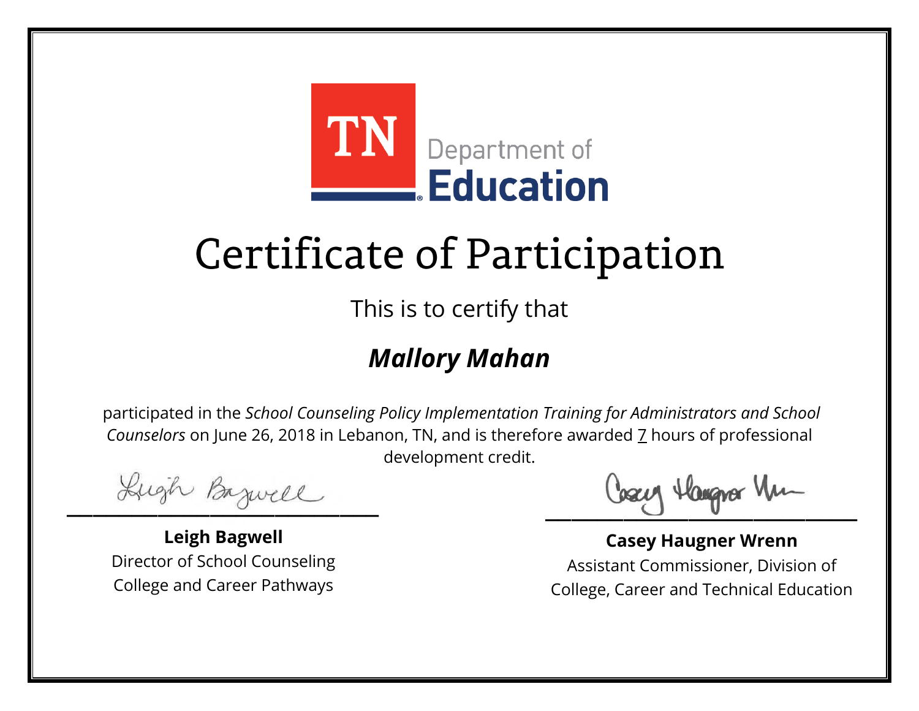TN Department of **Education**

# Certificate of Participation

This is to certify that

## ***Mallory Mahan***

participated in the *School Counseling Policy Implementation Training for Administrators and School Counselors* on June 26, 2018 in Lebanon, TN, and is therefore awarded 7 hours of professional development credit.

**Leigh Bagwell**
Director of School Counseling
College and Career Pathways

**Casey Haugner Wrenn**
Assistant Commissioner, Division of
College, Career and Technical Education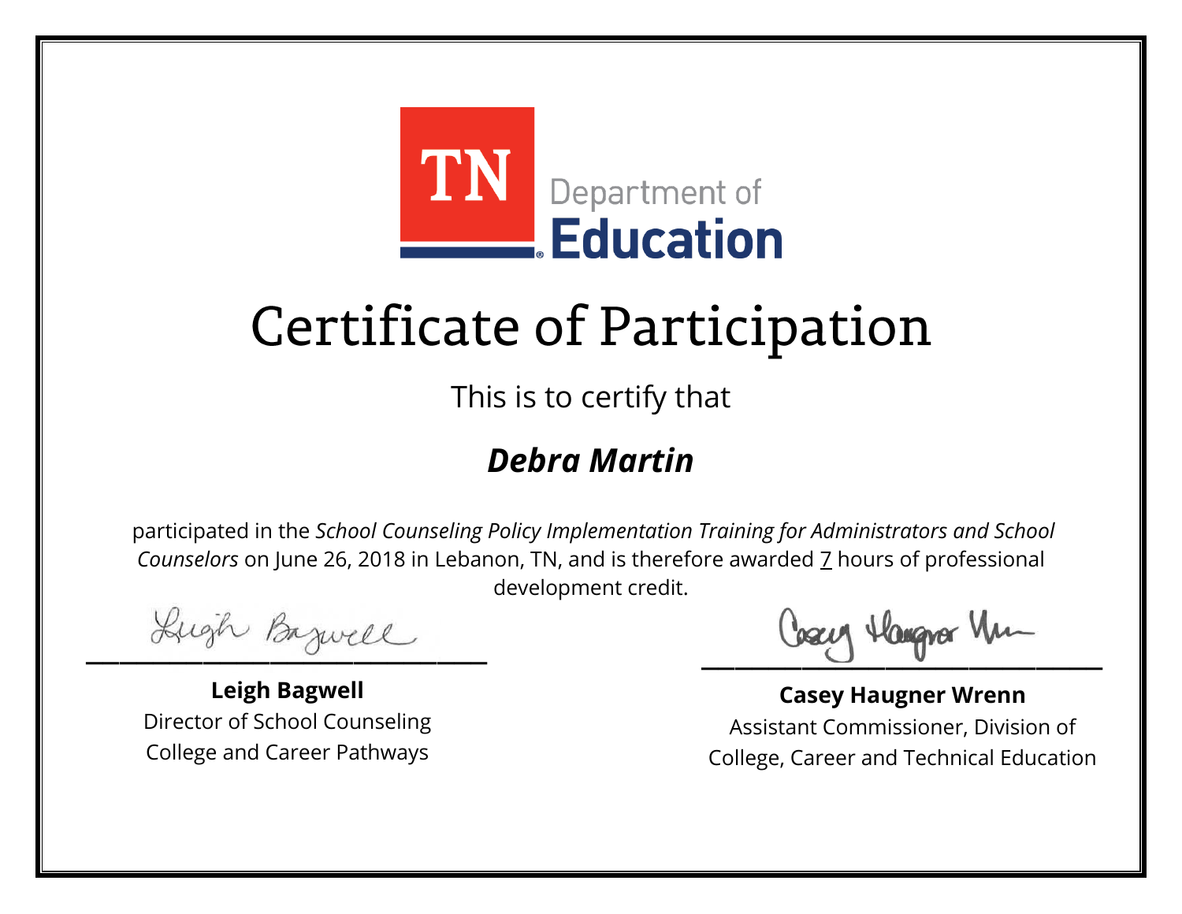TN Department of Education

# Certificate of Participation

This is to certify that

***Debra Martin***

participated in the *School Counseling Policy Implementation Training for Administrators and School Counselors* on June 26, 2018 in Lebanon, TN, and is therefore awarded 7 hours of professional development credit.

**Leigh Bagwell**
Director of School Counseling
College and Career Pathways

**Casey Haugner Wrenn**
Assistant Commissioner, Division of
College, Career and Technical Education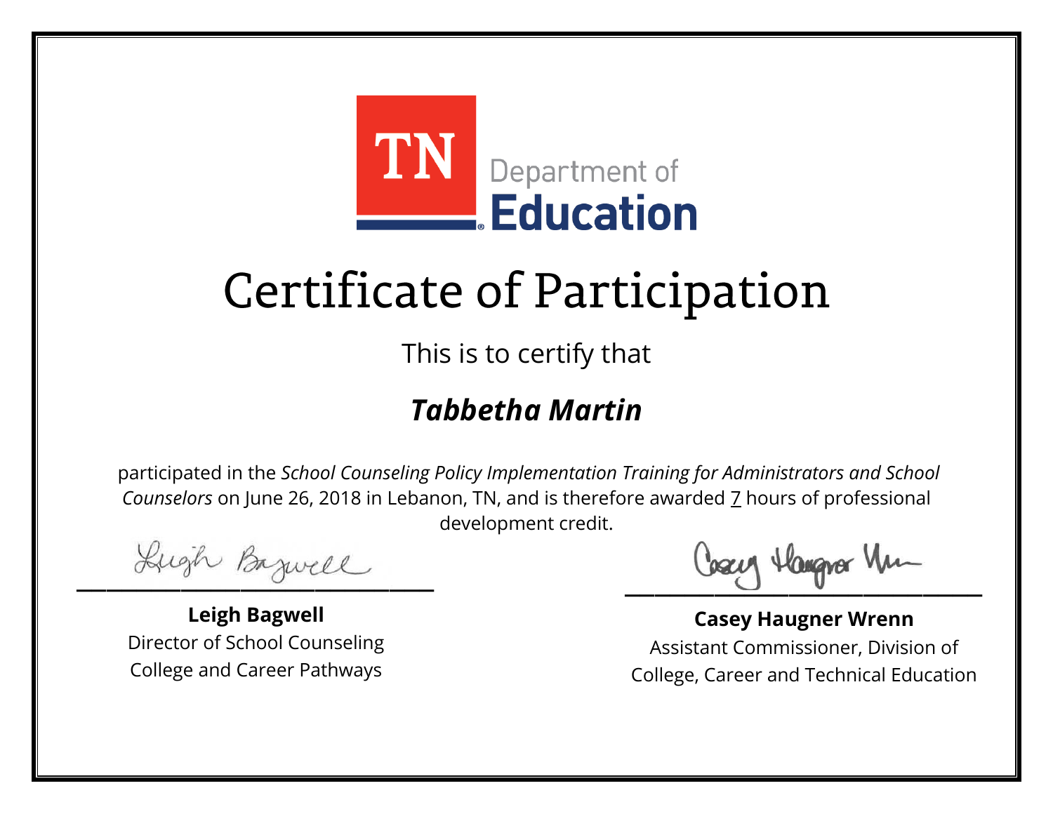TN Department of Education

# Certificate of Participation

This is to certify that

## *Tabbetha Martin*

participated in the *School Counseling Policy Implementation Training for Administrators and School Counselors* on June 26, 2018 in Lebanon, TN, and is therefore awarded 7 hours of professional development credit.

**Leigh Bagwell**
Director of School Counseling
College and Career Pathways

**Casey Haugner Wrenn**
Assistant Commissioner, Division of College, Career and Technical Education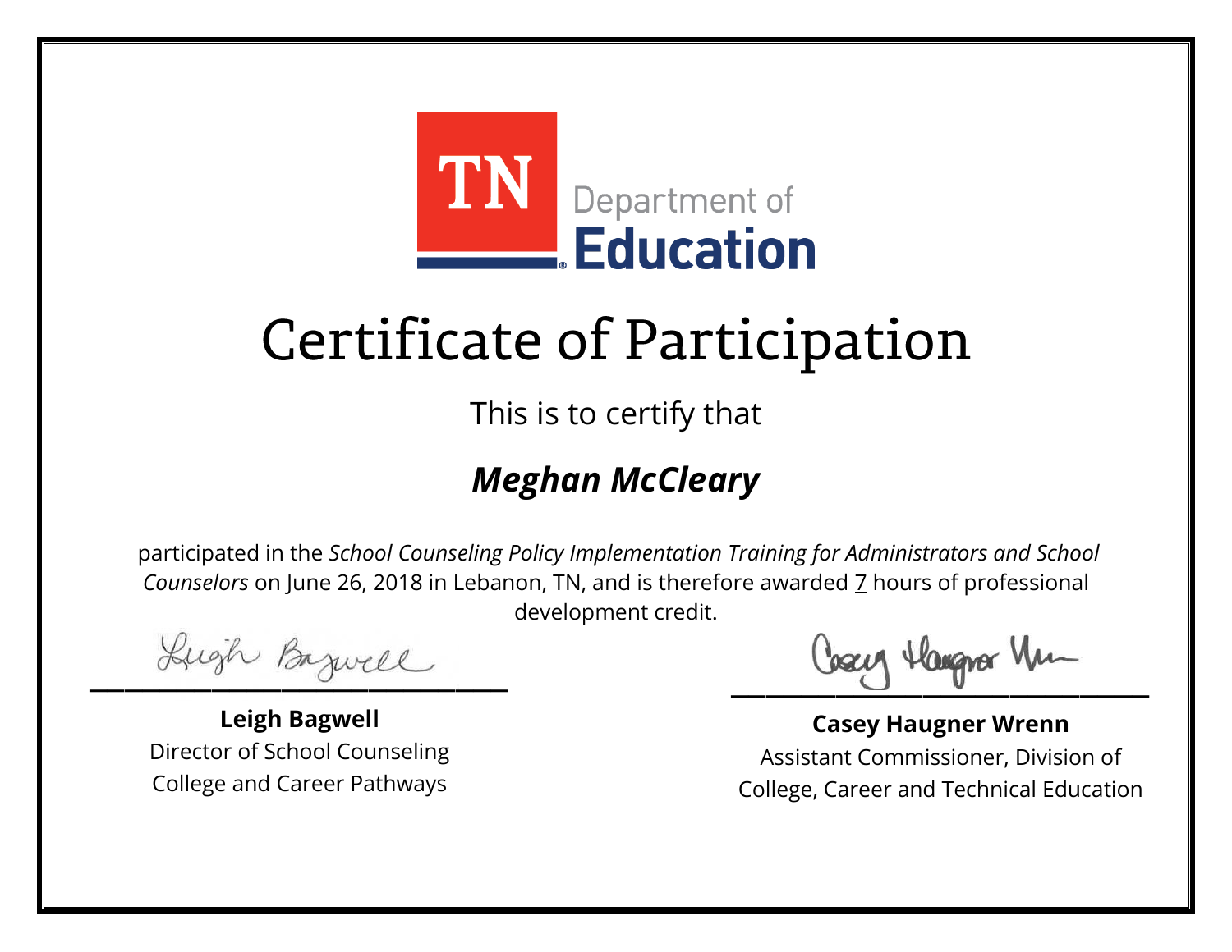TN Department of Education

# Certificate of Participation

This is to certify that

***Meghan McCleary***

participated in the *School Counseling Policy Implementation Training for Administrators and School Counselors* on June 26, 2018 in Lebanon, TN, and is therefore awarded 7 hours of professional development credit.

**Leigh Bagwell**
Director of School Counseling
College and Career Pathways

**Casey Haugner Wrenn**
Assistant Commissioner, Division of
College, Career and Technical Education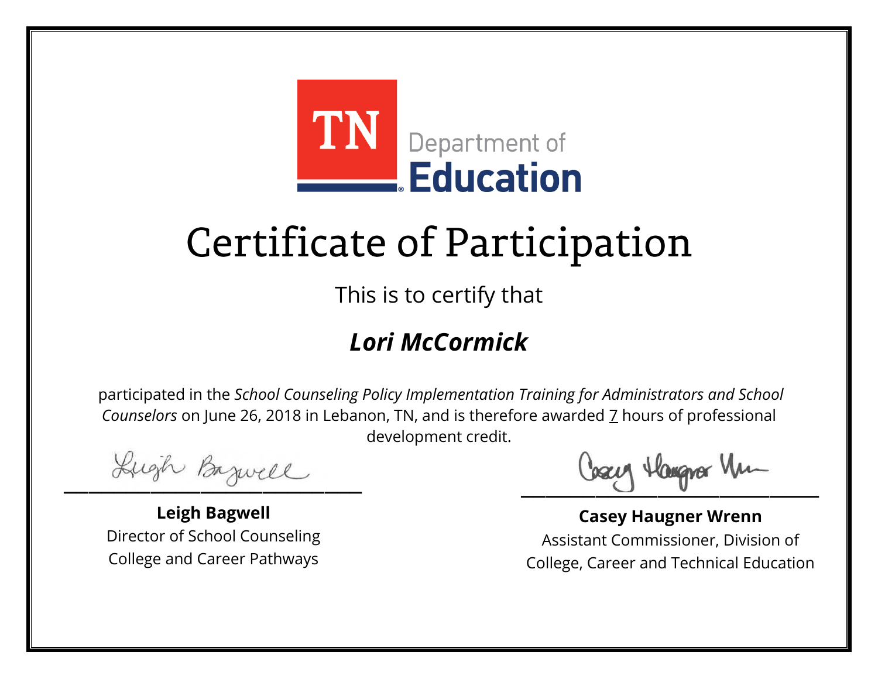TN Department of Education

# Certificate of Participation

This is to certify that

## *Lori McCormick*

participated in the *School Counseling Policy Implementation Training for Administrators and School Counselors* on June 26, 2018 in Lebanon, TN, and is therefore awarded 7 hours of professional development credit.

**Leigh Bagwell**
Director of School Counseling
College and Career Pathways

**Casey Haugner Wrenn**
Assistant Commissioner, Division of College, Career and Technical Education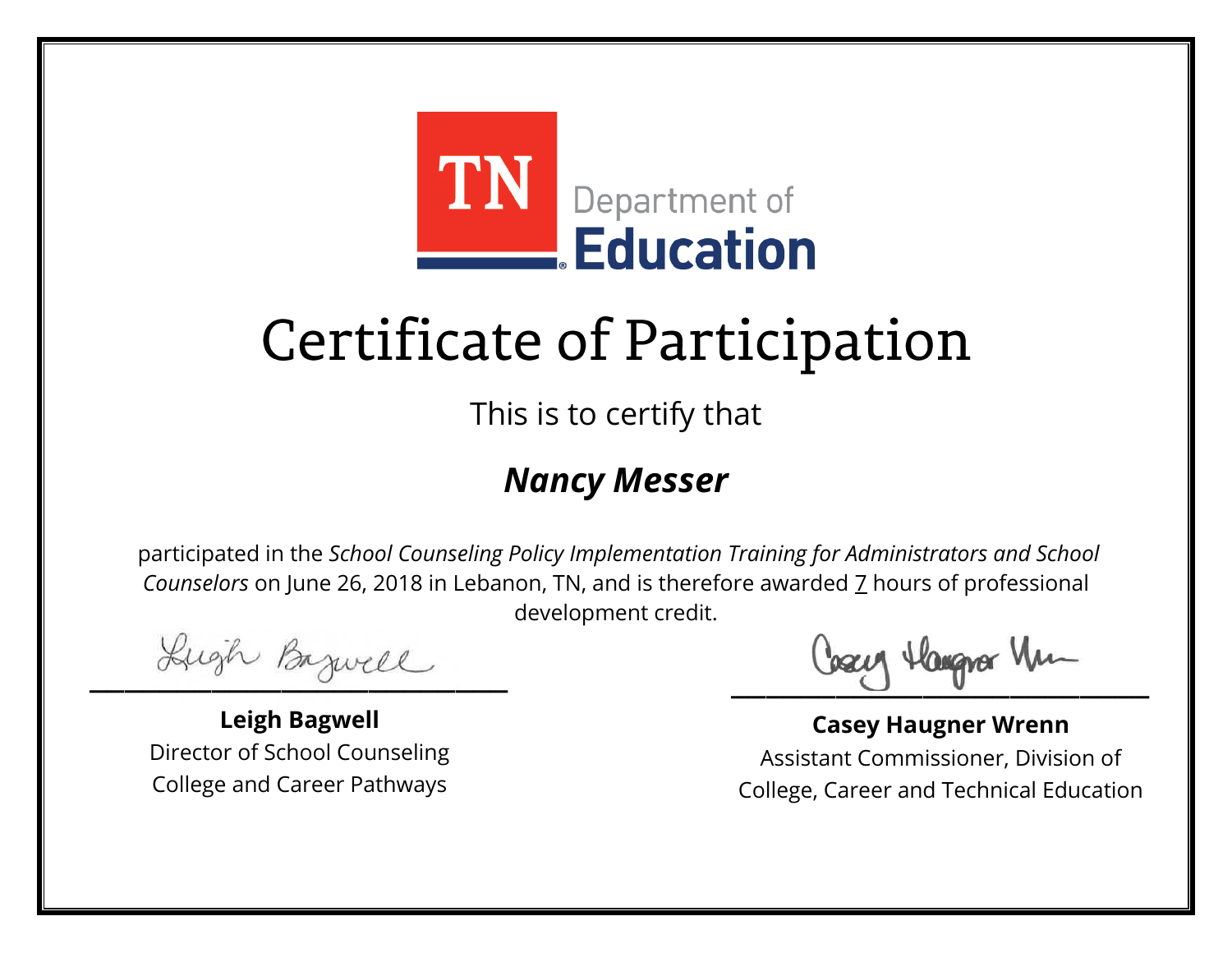TN Department of **Education**

# Certificate of Participation

This is to certify that

***Nancy Messer***

participated in the *School Counseling Policy Implementation Training for Administrators and School Counselors* on June 26, 2018 in Lebanon, TN, and is therefore awarded 7 hours of professional development credit.

**Leigh Bagwell**
Director of School Counseling
College and Career Pathways

**Casey Haugner Wrenn**
Assistant Commissioner, Division of
College, Career and Technical Education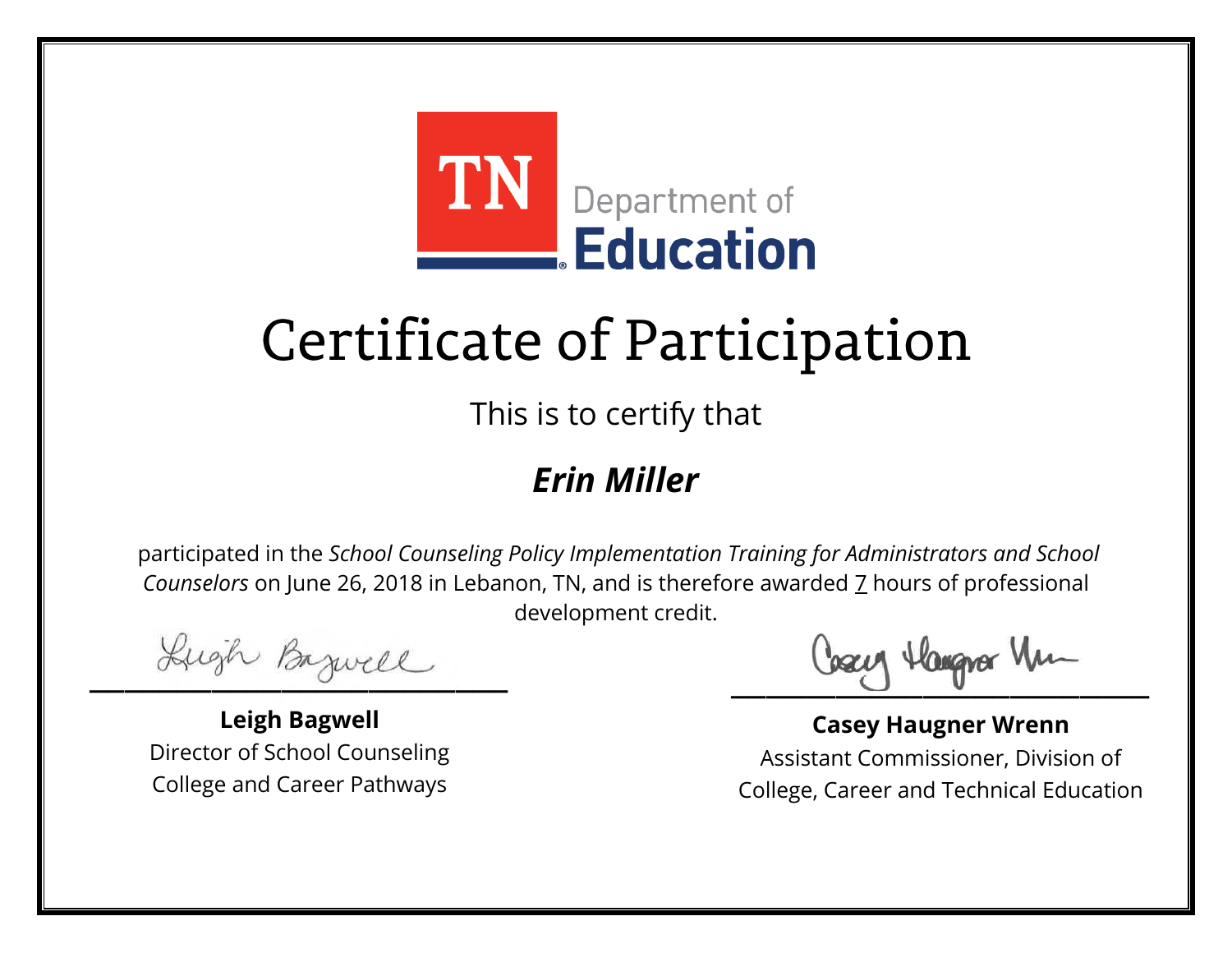TN Department of **Education**

# Certificate of Participation

This is to certify that

## ***Erin Miller***

participated in the *School Counseling Policy Implementation Training for Administrators and School Counselors* on June 26, 2018 in Lebanon, TN, and is therefore awarded 7 hours of professional development credit.

**Leigh Bagwell**
Director of School Counseling
College and Career Pathways

**Casey Haugner Wrenn**
Assistant Commissioner, Division of
College, Career and Technical Education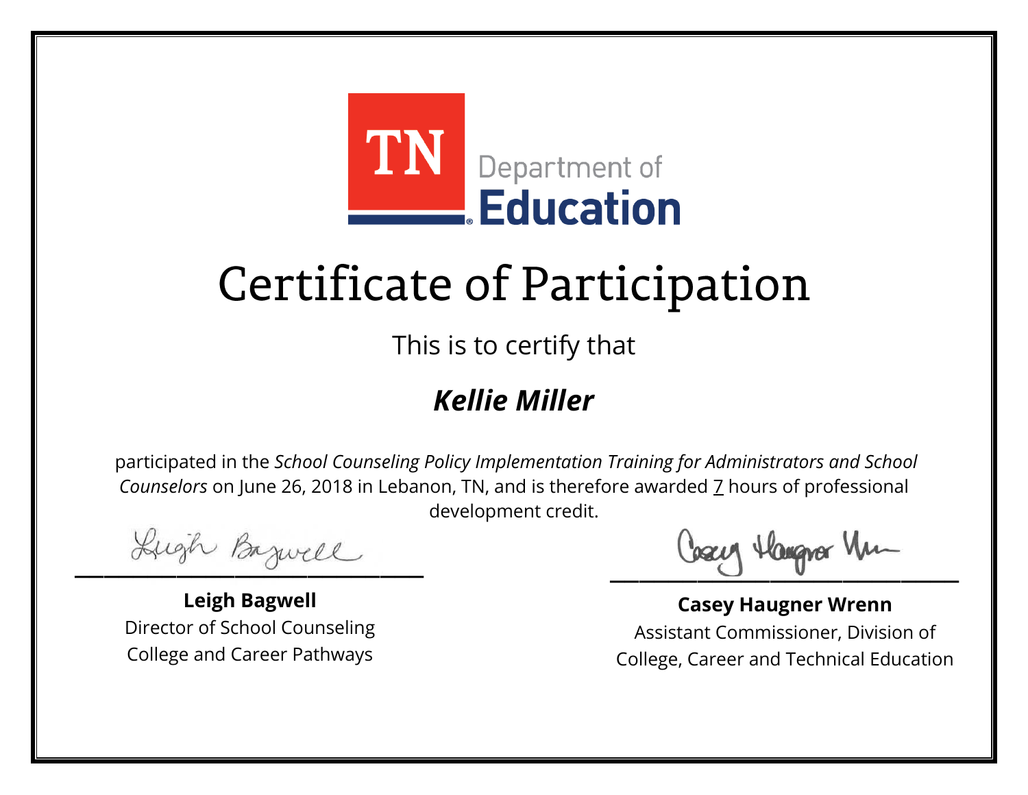TN Department of **Education**

# Certificate of Participation

This is to certify that

***Kellie Miller***

participated in the *School Counseling Policy Implementation Training for Administrators and School Counselors* on June 26, 2018 in Lebanon, TN, and is therefore awarded 7 hours of professional development credit.

**Leigh Bagwell**
Director of School Counseling
College and Career Pathways

**Casey Haugner Wrenn**
Assistant Commissioner, Division of
College, Career and Technical Education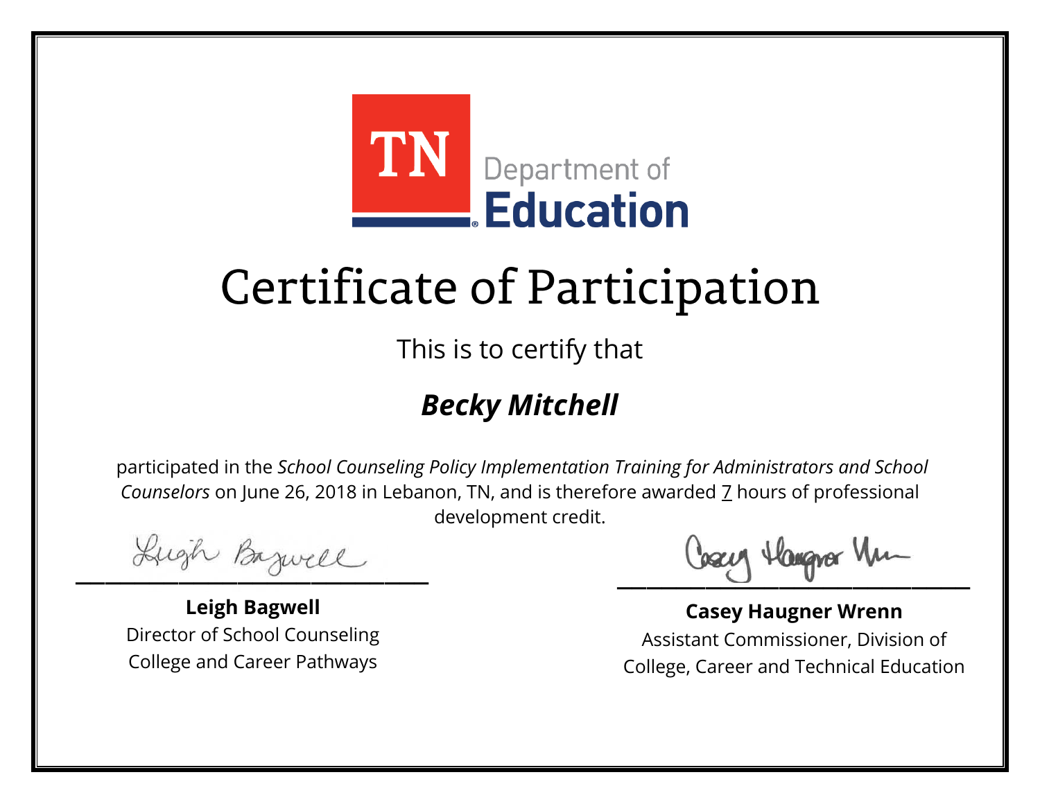TN Department of **Education**

# Certificate of Participation

This is to certify that

## ***Becky Mitchell***

participated in the *School Counseling Policy Implementation Training for Administrators and School Counselors* on June 26, 2018 in Lebanon, TN, and is therefore awarded 7 hours of professional development credit.

**Leigh Bagwell**
Director of School Counseling
College and Career Pathways

**Casey Haugner Wrenn**
Assistant Commissioner, Division of
College, Career and Technical Education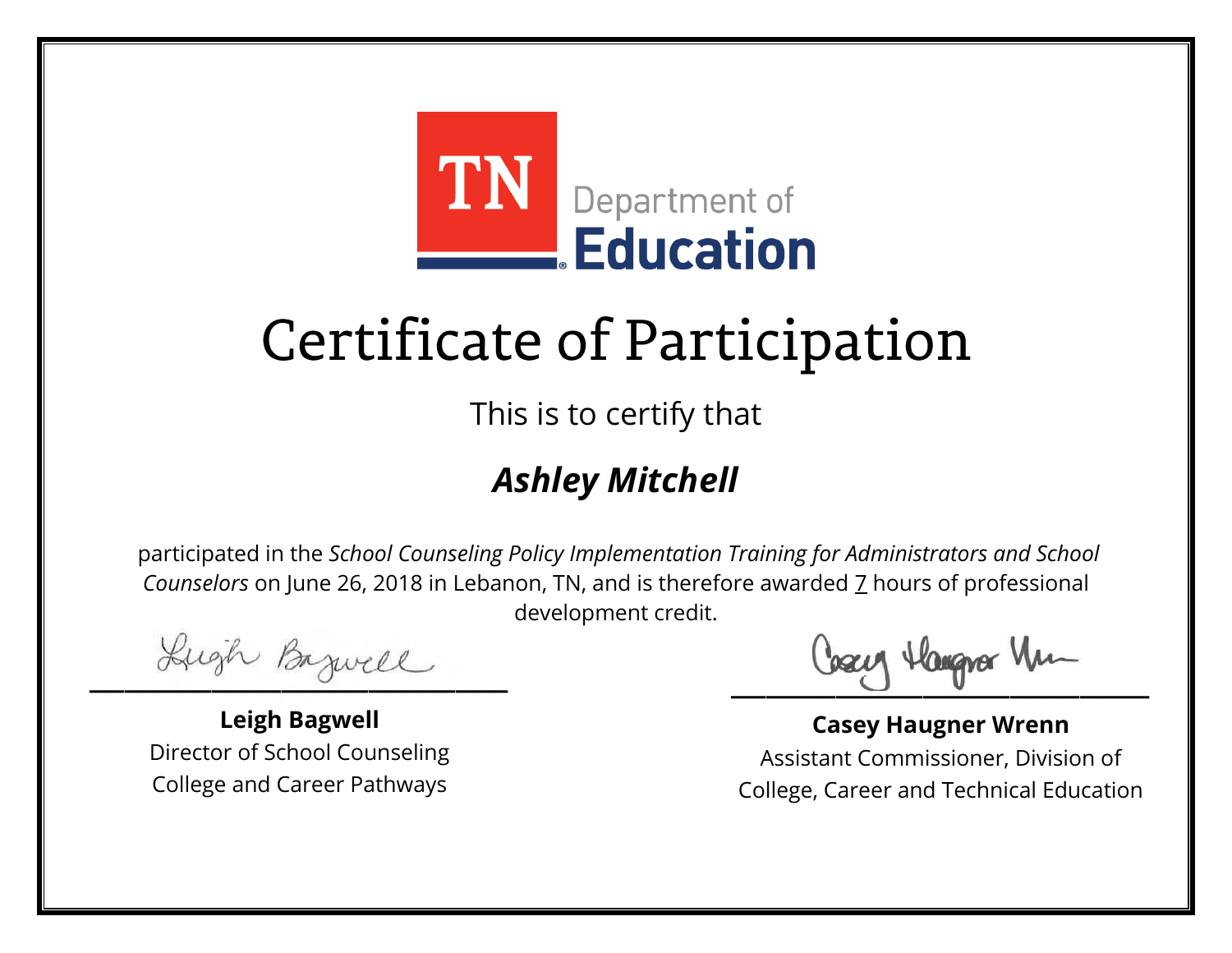TN Department of Education

# Certificate of Participation

This is to certify that

## *Ashley Mitchell*

participated in the *School Counseling Policy Implementation Training for Administrators and School Counselors* on June 26, 2018 in Lebanon, TN, and is therefore awarded 7 hours of professional development credit.

**Leigh Bagwell**
Director of School Counseling
College and Career Pathways

**Casey Haugner Wrenn**
Assistant Commissioner, Division of College, Career and Technical Education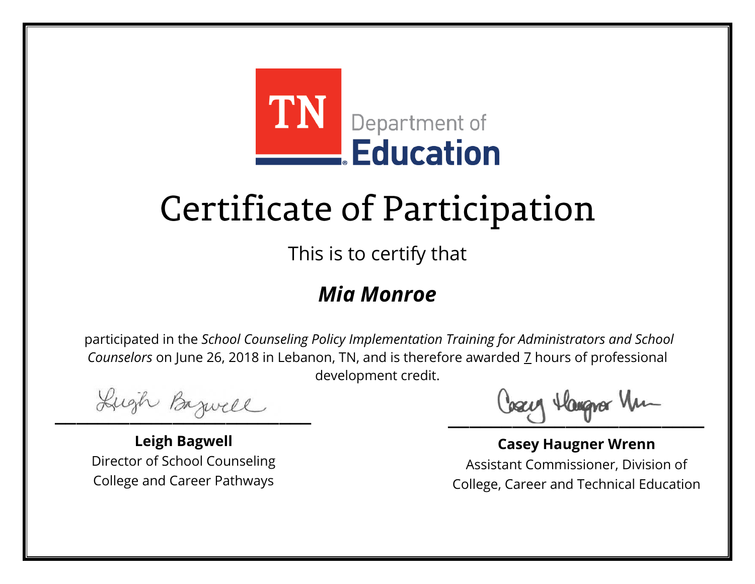TN Department of Education

# Certificate of Participation

This is to certify that

## ***Mia Monroe***

participated in the *School Counseling Policy Implementation Training for Administrators and School Counselors* on June 26, 2018 in Lebanon, TN, and is therefore awarded 7 hours of professional development credit.

**Leigh Bagwell**
Director of School Counseling
College and Career Pathways

**Casey Haugner Wrenn**
Assistant Commissioner, Division of
College, Career and Technical Education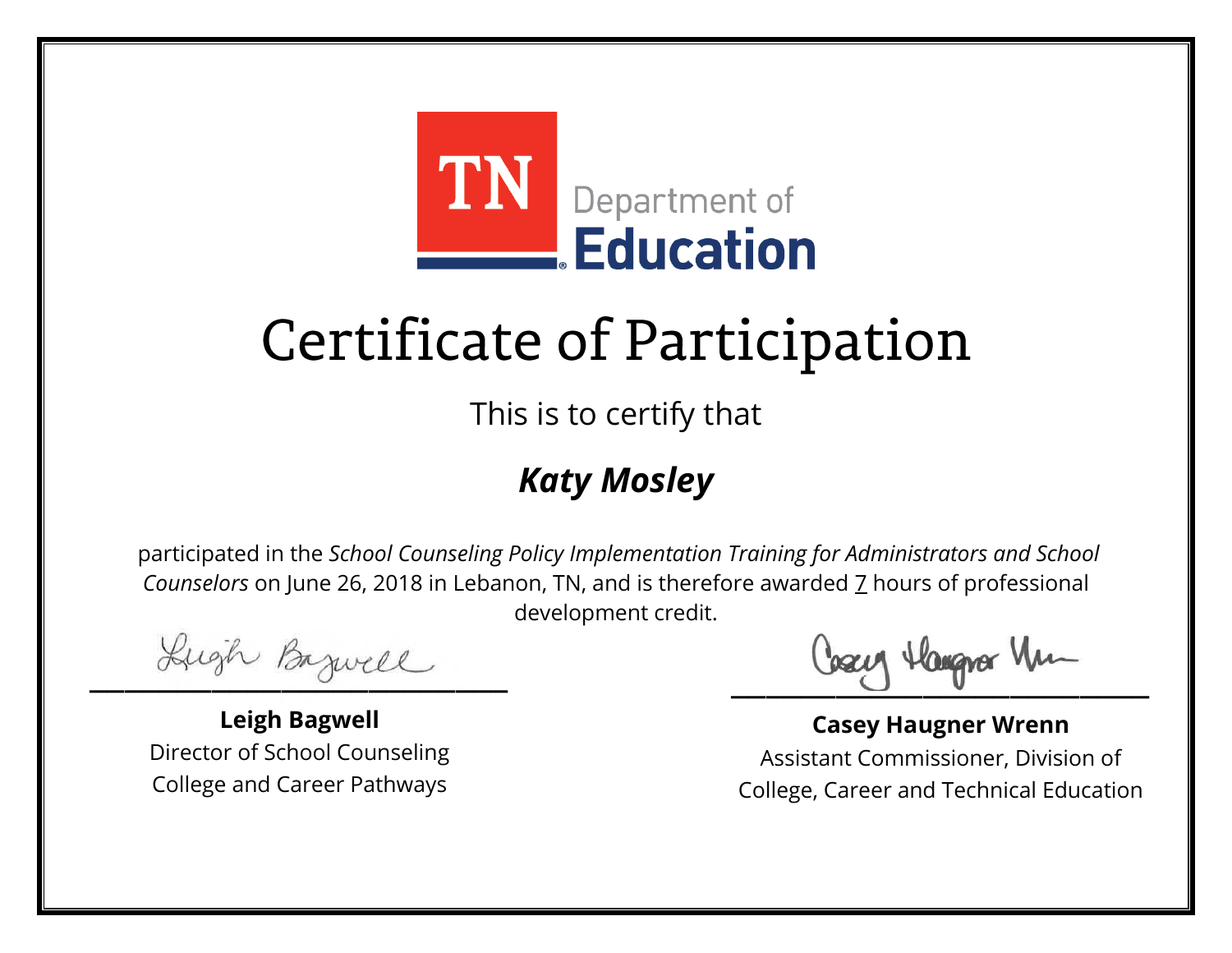TN Department of Education

# Certificate of Participation

This is to certify that

## *Katy Mosley*

participated in the *School Counseling Policy Implementation Training for Administrators and School Counselors* on June 26, 2018 in Lebanon, TN, and is therefore awarded 7 hours of professional development credit.

**Leigh Bagwell**
Director of School Counseling
College and Career Pathways

**Casey Haugner Wrenn**
Assistant Commissioner, Division of
College, Career and Technical Education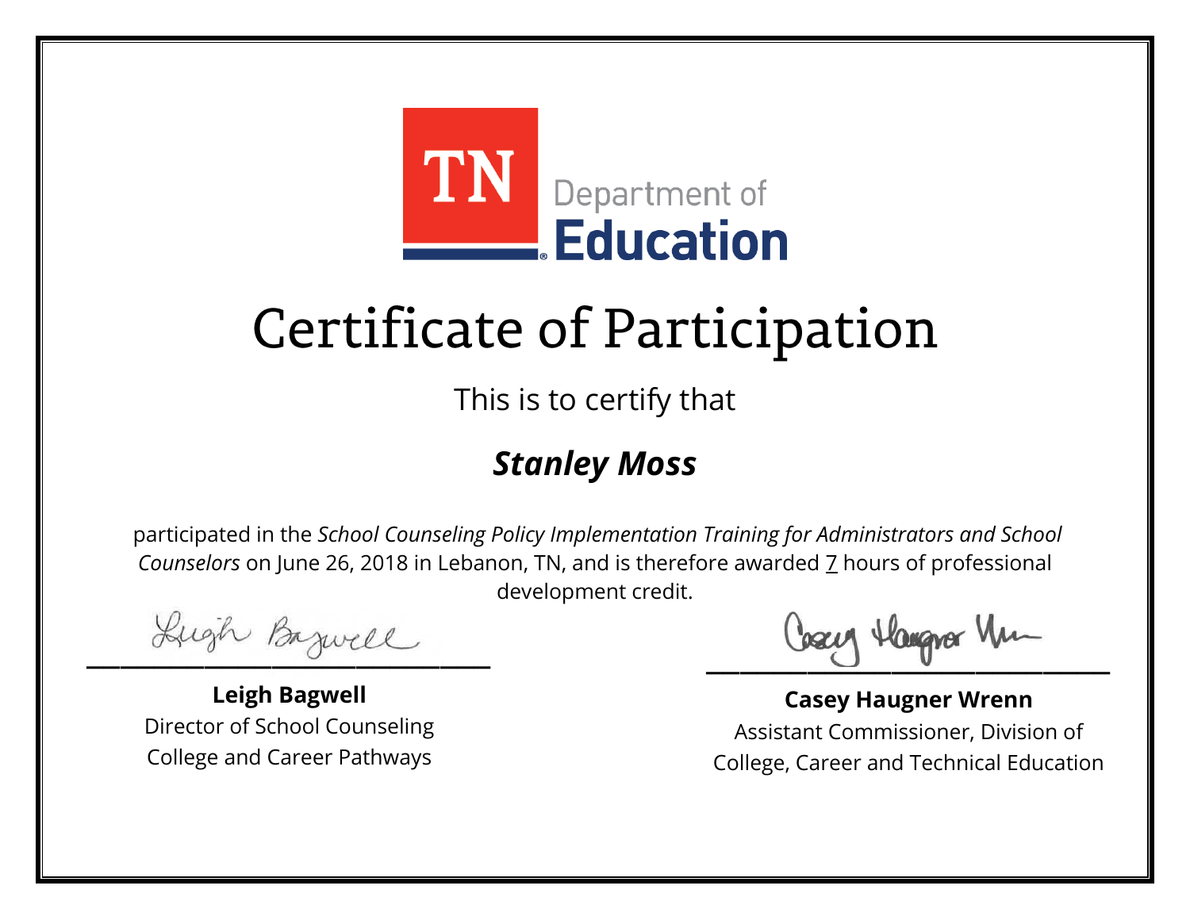TN Department of Education

# Certificate of Participation

This is to certify that

## ***Stanley Moss***

participated in the *School Counseling Policy Implementation Training for Administrators and School Counselors* on June 26, 2018 in Lebanon, TN, and is therefore awarded 7 hours of professional development credit.

**Leigh Bagwell**
Director of School Counseling
College and Career Pathways

**Casey Haugner Wrenn**
Assistant Commissioner, Division of College, Career and Technical Education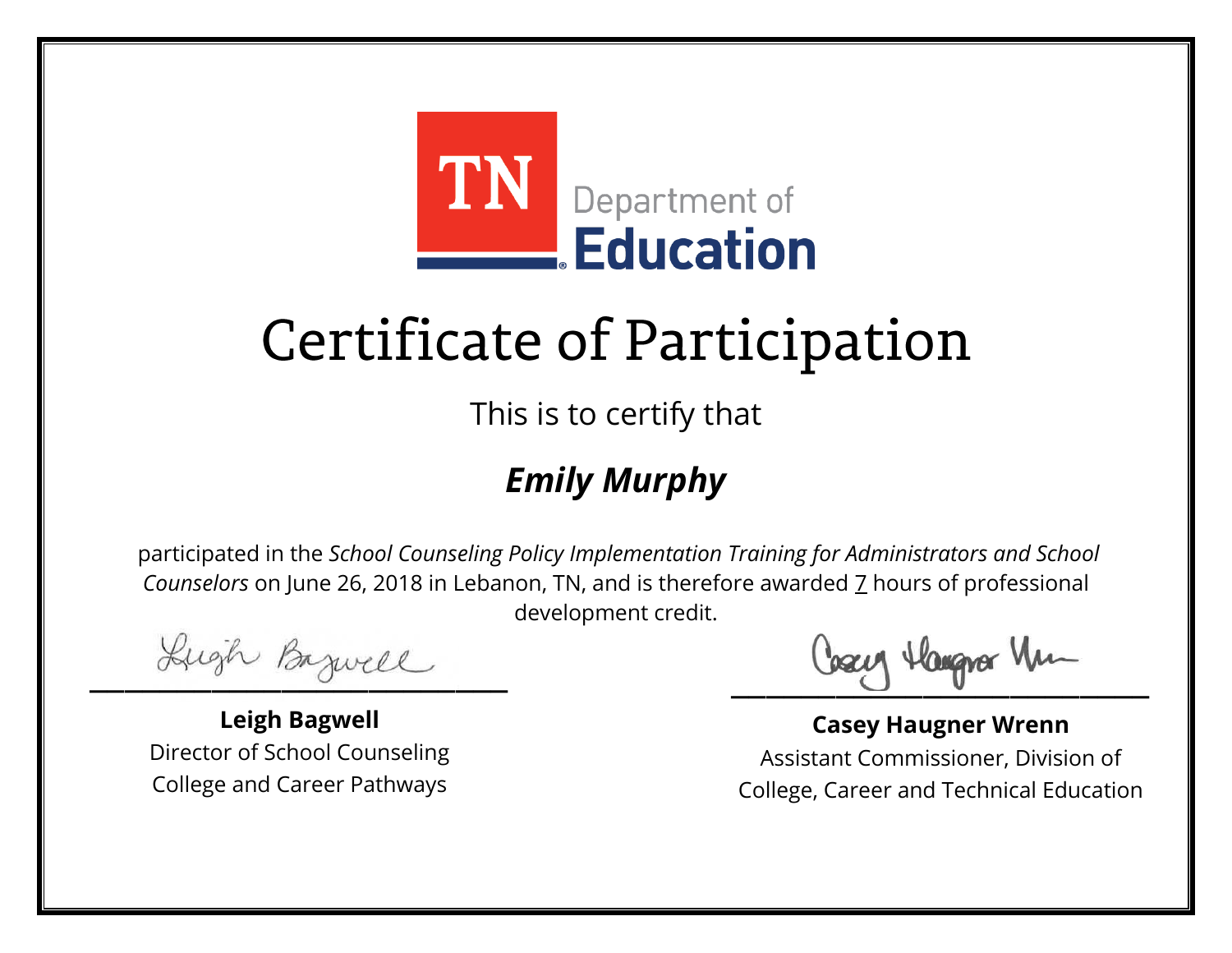TN Department of **Education**

# Certificate of Participation

This is to certify that

## ***Emily Murphy***

participated in the *School Counseling Policy Implementation Training for Administrators and School Counselors* on June 26, 2018 in Lebanon, TN, and is therefore awarded 7 hours of professional development credit.

**Leigh Bagwell**
Director of School Counseling
College and Career Pathways

**Casey Haugner Wrenn**
Assistant Commissioner, Division of
College, Career and Technical Education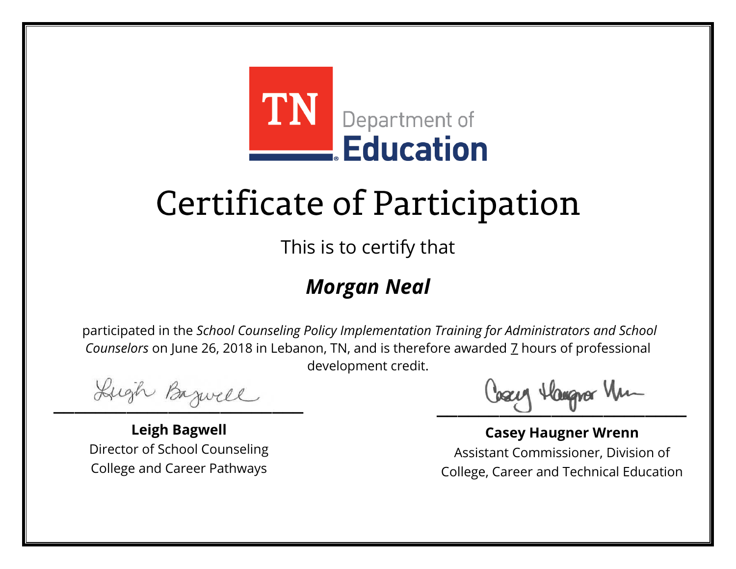TN Department of Education

# Certificate of Participation

This is to certify that

## ***Morgan Neal***

participated in the *School Counseling Policy Implementation Training for Administrators and School Counselors* on June 26, 2018 in Lebanon, TN, and is therefore awarded 7 hours of professional development credit.

**Leigh Bagwell**
Director of School Counseling
College and Career Pathways

**Casey Haugner Wrenn**
Assistant Commissioner, Division of College, Career and Technical Education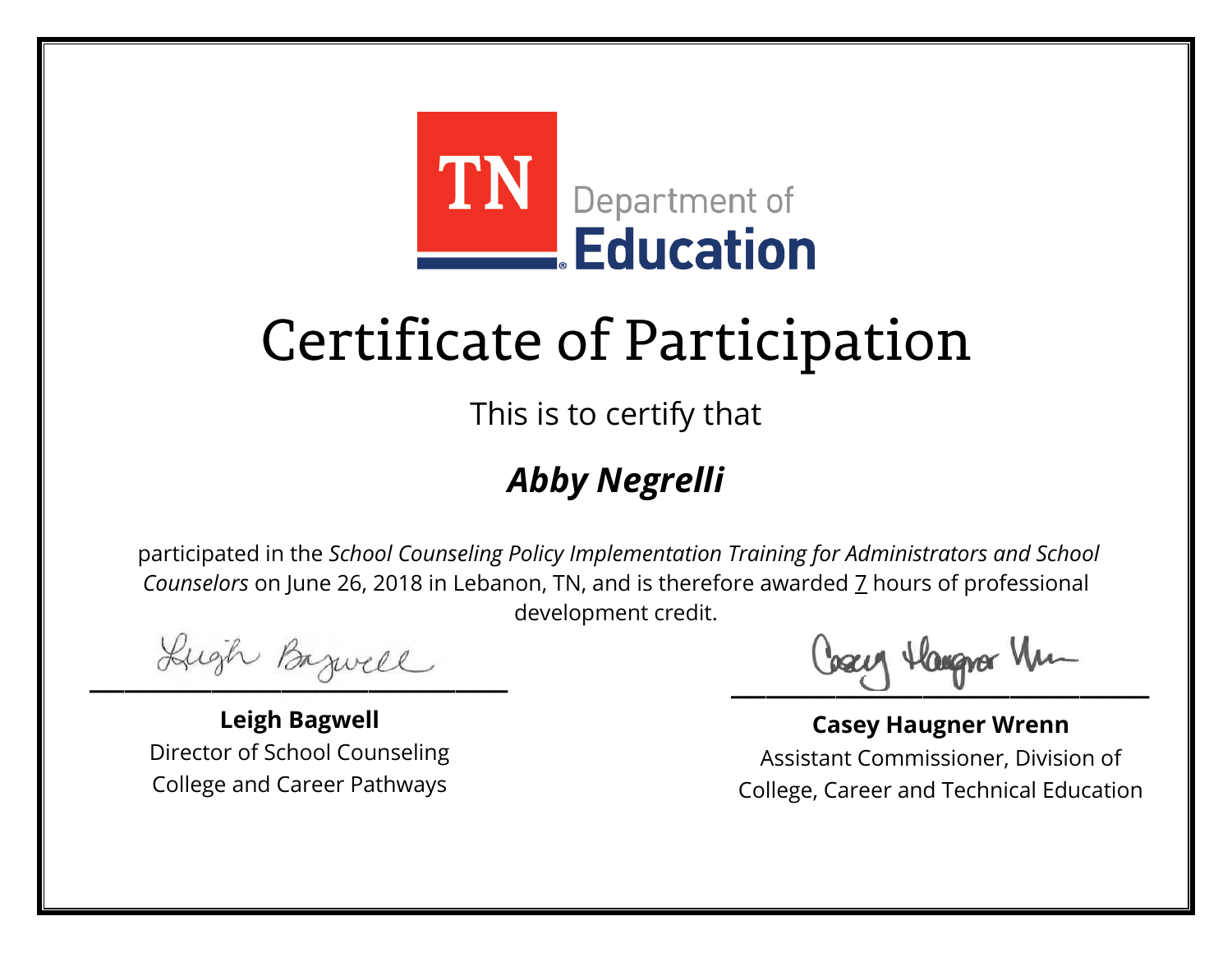TN Department of Education

# Certificate of Participation

This is to certify that

## ***Abby Negrelli***

participated in the *School Counseling Policy Implementation Training for Administrators and School Counselors* on June 26, 2018 in Lebanon, TN, and is therefore awarded 7 hours of professional development credit.

**Leigh Bagwell**
Director of School Counseling
College and Career Pathways

**Casey Haugner Wrenn**
Assistant Commissioner, Division of College, Career and Technical Education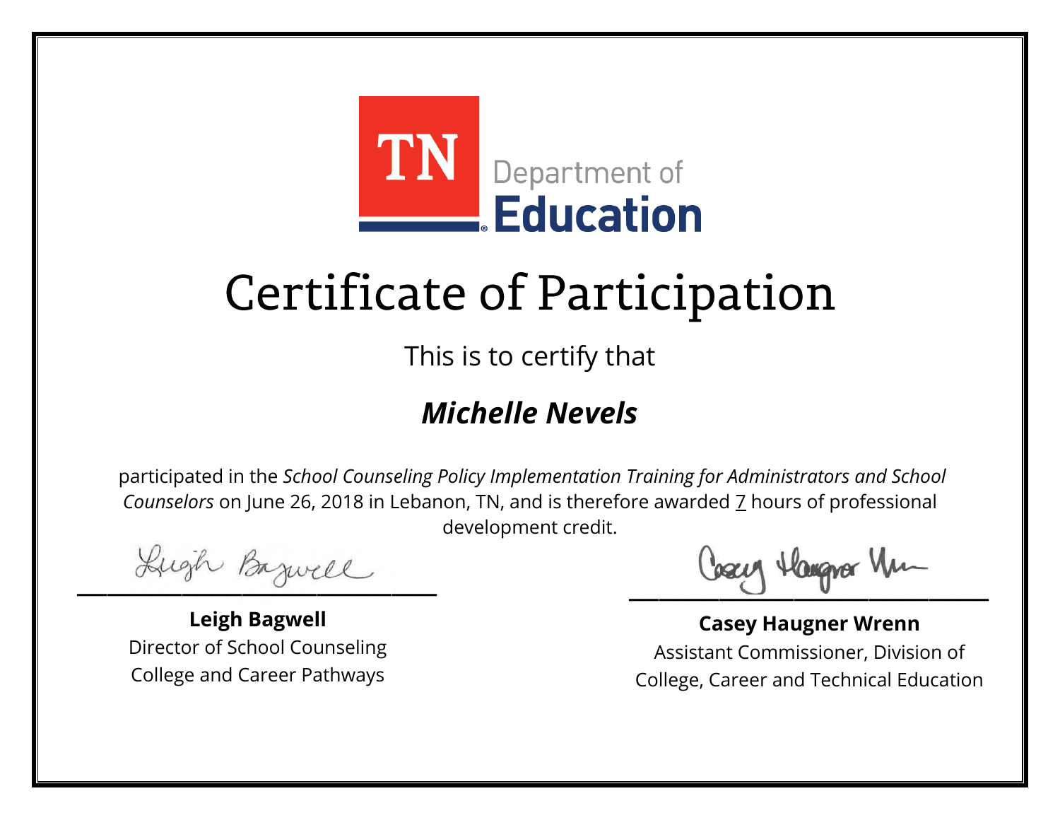TN Department of Education

# Certificate of Participation

This is to certify that

## *Michelle Nevels*

participated in the *School Counseling Policy Implementation Training for Administrators and School Counselors* on June 26, 2018 in Lebanon, TN, and is therefore awarded 7 hours of professional development credit.

**Leigh Bagwell**
Director of School Counseling
College and Career Pathways

**Casey Haugner Wrenn**
Assistant Commissioner, Division of
College, Career and Technical Education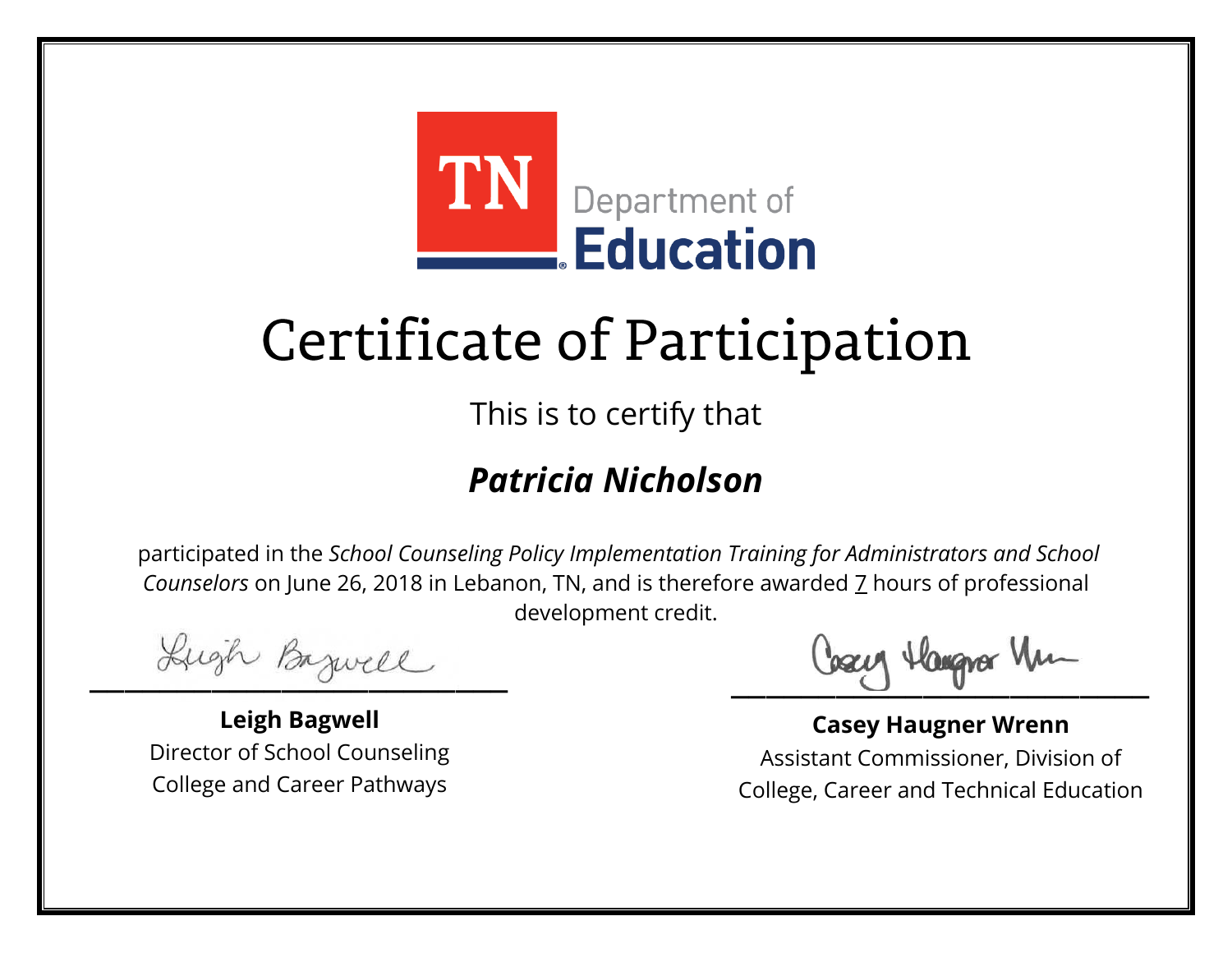TN Department of Education

# Certificate of Participation

This is to certify that

***Patricia Nicholson***

participated in the *School Counseling Policy Implementation Training for Administrators and School Counselors* on June 26, 2018 in Lebanon, TN, and is therefore awarded 7 hours of professional development credit.

**Leigh Bagwell**
Director of School Counseling
College and Career Pathways

**Casey Haugner Wrenn**
Assistant Commissioner, Division of
College, Career and Technical Education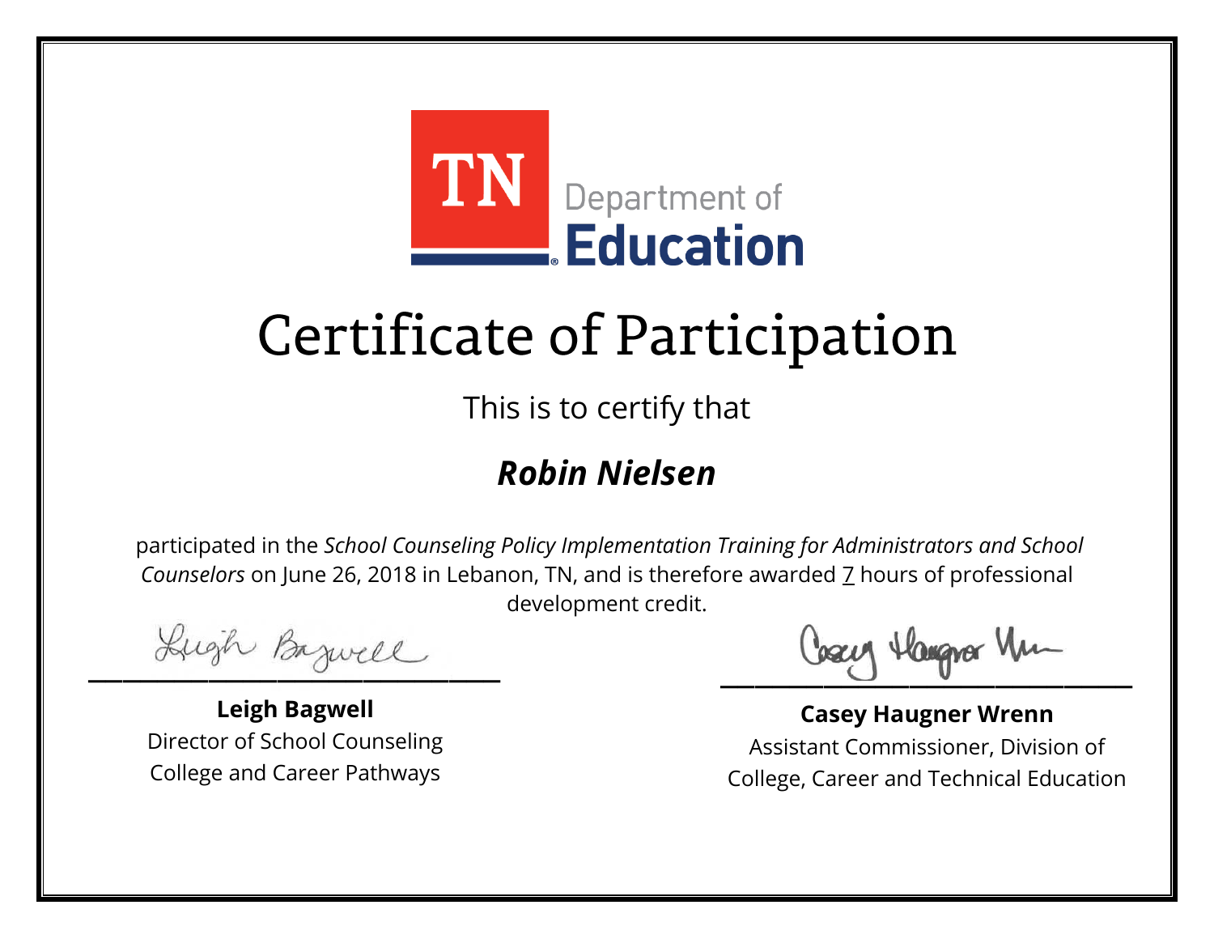TN Department of Education

# Certificate of Participation

This is to certify that

## ***Robin Nielsen***

participated in the *School Counseling Policy Implementation Training for Administrators and School Counselors* on June 26, 2018 in Lebanon, TN, and is therefore awarded 7 hours of professional development credit.

**Leigh Bagwell**
Director of School Counseling
College and Career Pathways

**Casey Haugner Wrenn**
Assistant Commissioner, Division of College, Career and Technical Education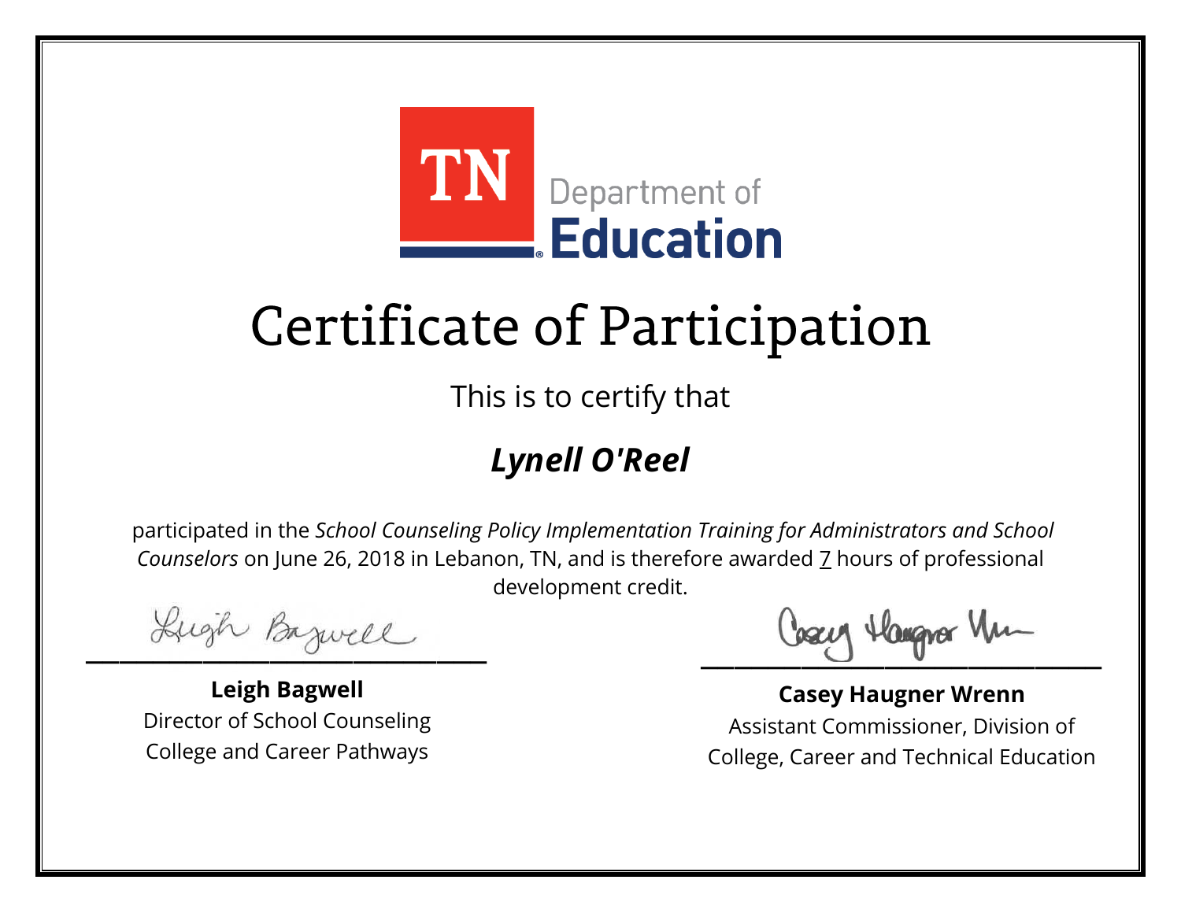TN Department of **Education**

# Certificate of Participation

This is to certify that

## ***Lynell O'Reel***

participated in the *School Counseling Policy Implementation Training for Administrators and School Counselors* on June 26, 2018 in Lebanon, TN, and is therefore awarded 7 hours of professional development credit.

**Leigh Bagwell**
Director of School Counseling
College and Career Pathways

**Casey Haugner Wrenn**
Assistant Commissioner, Division of
College, Career and Technical Education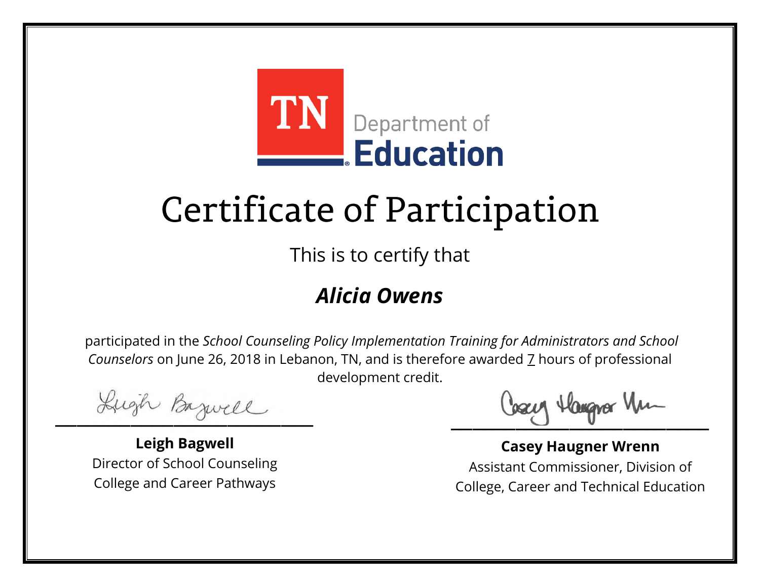TN Department of Education

# Certificate of Participation

This is to certify that

## *Alicia Owens*

participated in the *School Counseling Policy Implementation Training for Administrators and School Counselors* on June 26, 2018 in Lebanon, TN, and is therefore awarded 7 hours of professional development credit.

**Leigh Bagwell**
Director of School Counseling
College and Career Pathways

**Casey Haugner Wrenn**
Assistant Commissioner, Division of College, Career and Technical Education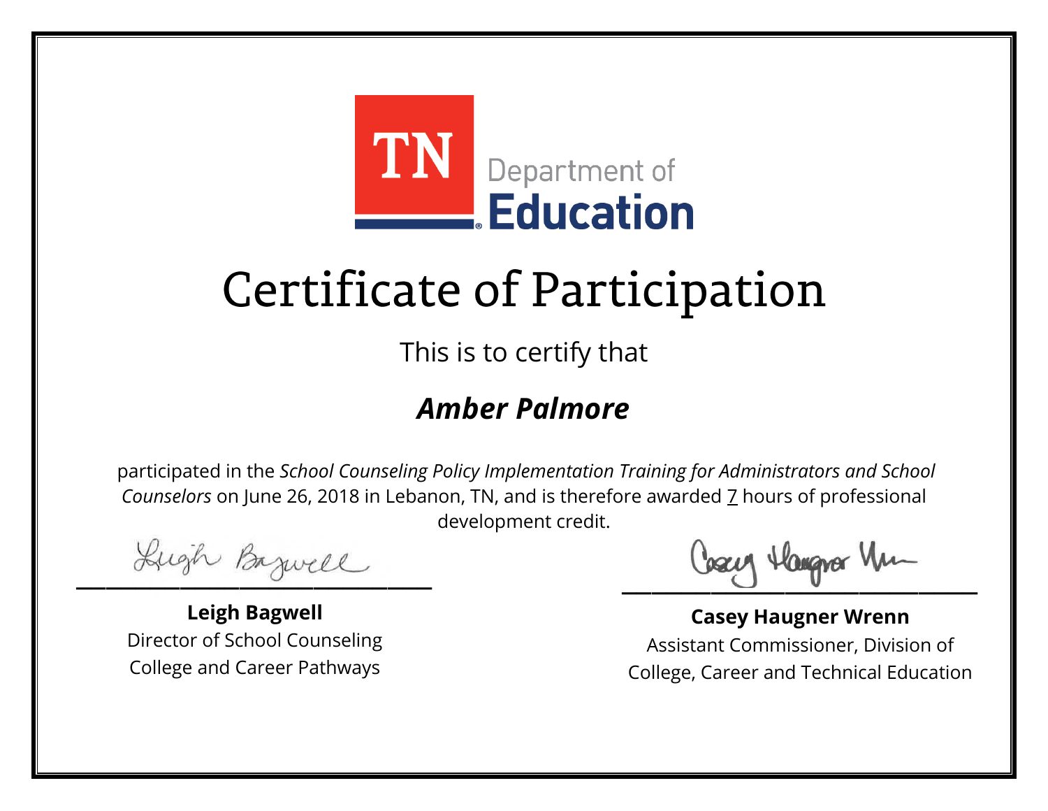TN Department of **Education**

# Certificate of Participation

This is to certify that

***Amber Palmore***

participated in the *School Counseling Policy Implementation Training for Administrators and School Counselors* on June 26, 2018 in Lebanon, TN, and is therefore awarded 7 hours of professional development credit.

**Leigh Bagwell**
Director of School Counseling
College and Career Pathways

**Casey Haugner Wrenn**
Assistant Commissioner, Division of
College, Career and Technical Education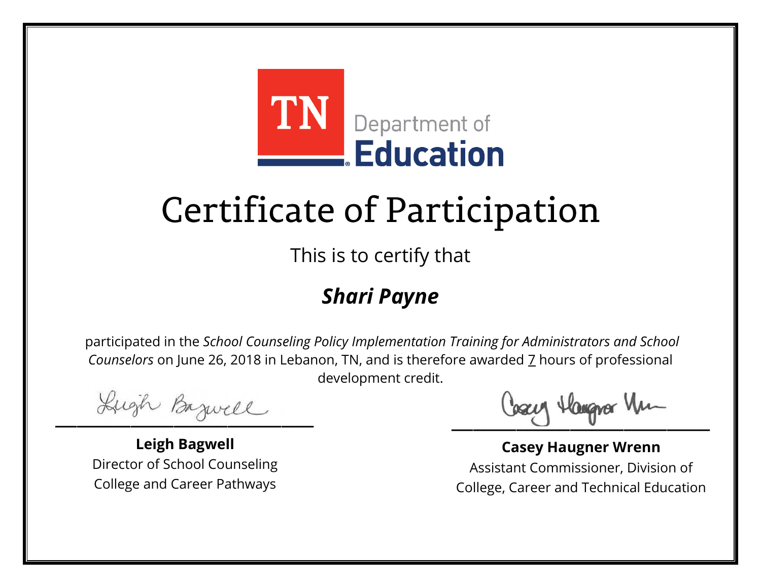TN Department of Education

# Certificate of Participation

This is to certify that

## *Shari Payne*

participated in the *School Counseling Policy Implementation Training for Administrators and School Counselors* on June 26, 2018 in Lebanon, TN, and is therefore awarded 7 hours of professional development credit.

**Leigh Bagwell**
Director of School Counseling
College and Career Pathways

**Casey Haugner Wrenn**
Assistant Commissioner, Division of
College, Career and Technical Education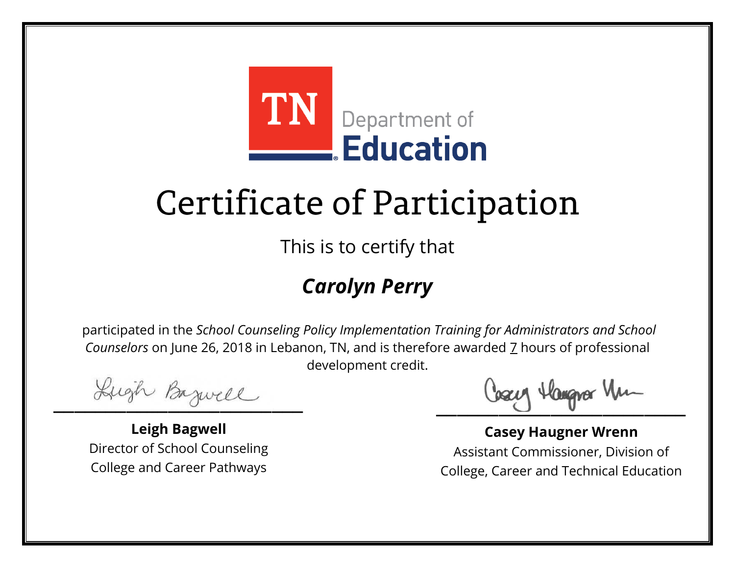TN Department of Education

# Certificate of Participation

This is to certify that

## ***Carolyn Perry***

participated in the *School Counseling Policy Implementation Training for Administrators and School Counselors* on June 26, 2018 in Lebanon, TN, and is therefore awarded 7 hours of professional development credit.

**Leigh Bagwell**
Director of School Counseling
College and Career Pathways

**Casey Haugner Wrenn**
Assistant Commissioner, Division of
College, Career and Technical Education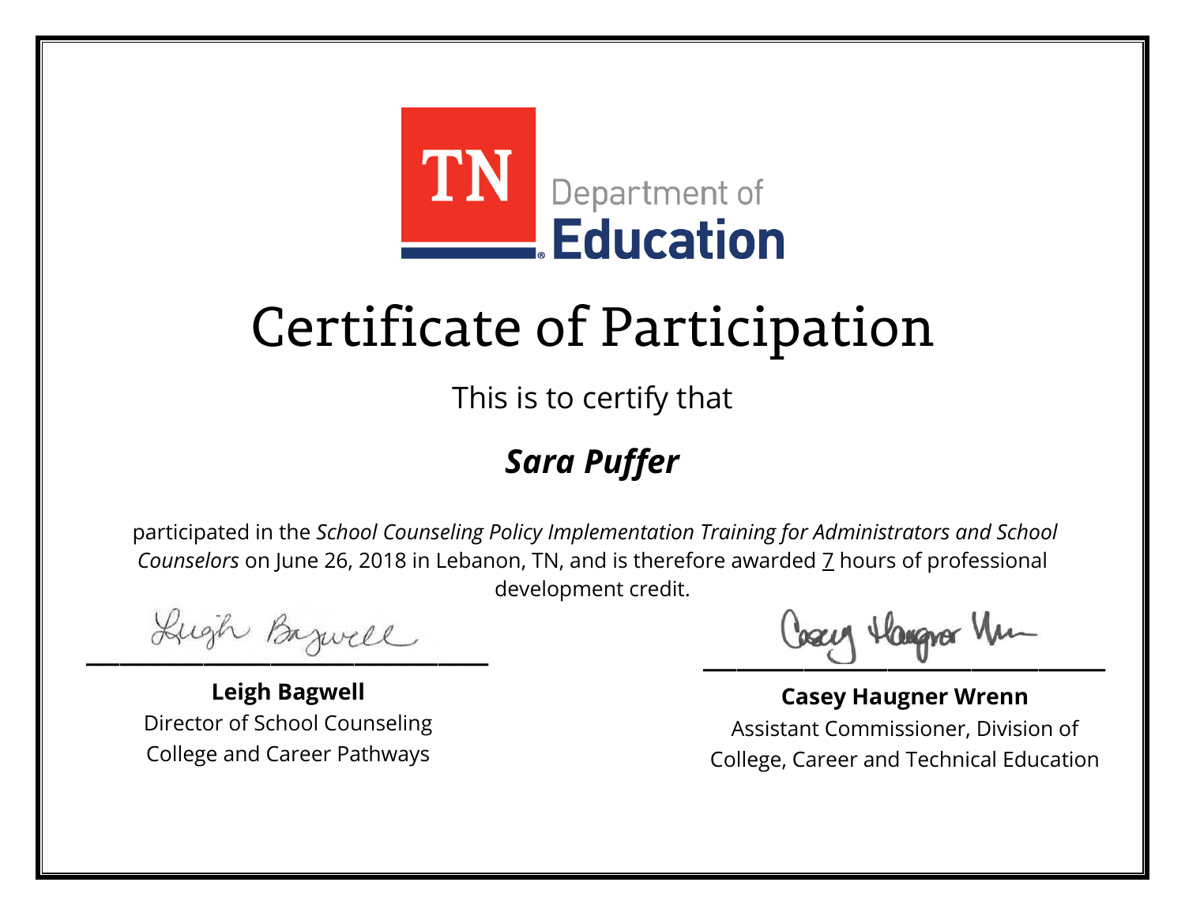TN Department of **Education**

# Certificate of Participation

This is to certify that

***Sara Puffer***

participated in the *School Counseling Policy Implementation Training for Administrators and School Counselors* on June 26, 2018 in Lebanon, TN, and is therefore awarded 7 hours of professional development credit.

**Leigh Bagwell**
Director of School Counseling
College and Career Pathways

**Casey Haugner Wrenn**
Assistant Commissioner, Division of College, Career and Technical Education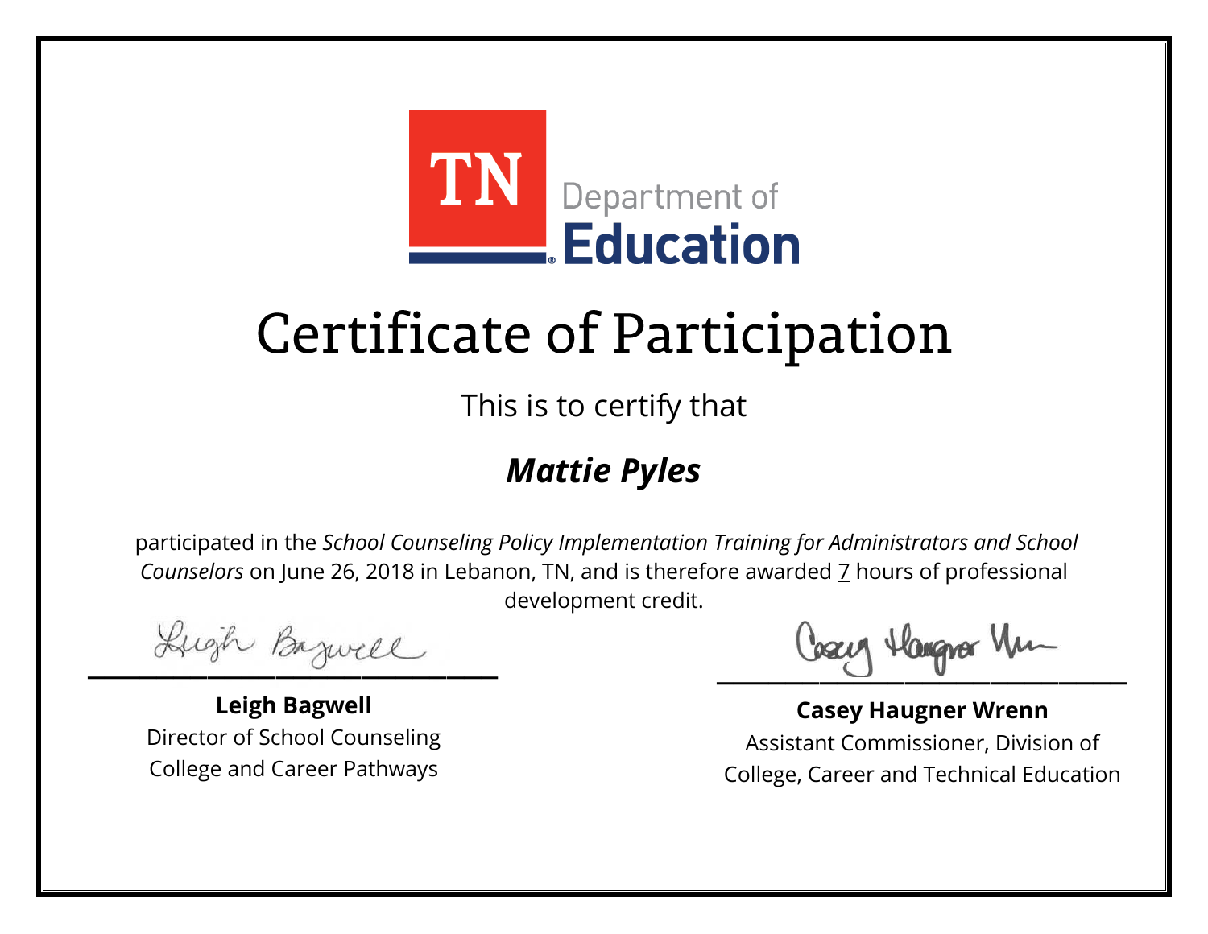TN Department of Education

# Certificate of Participation

This is to certify that

## ***Mattie Pyles***

participated in the *School Counseling Policy Implementation Training for Administrators and School Counselors* on June 26, 2018 in Lebanon, TN, and is therefore awarded 7 hours of professional development credit.

**Leigh Bagwell**
Director of School Counseling
College and Career Pathways

**Casey Haugner Wrenn**
Assistant Commissioner, Division of
College, Career and Technical Education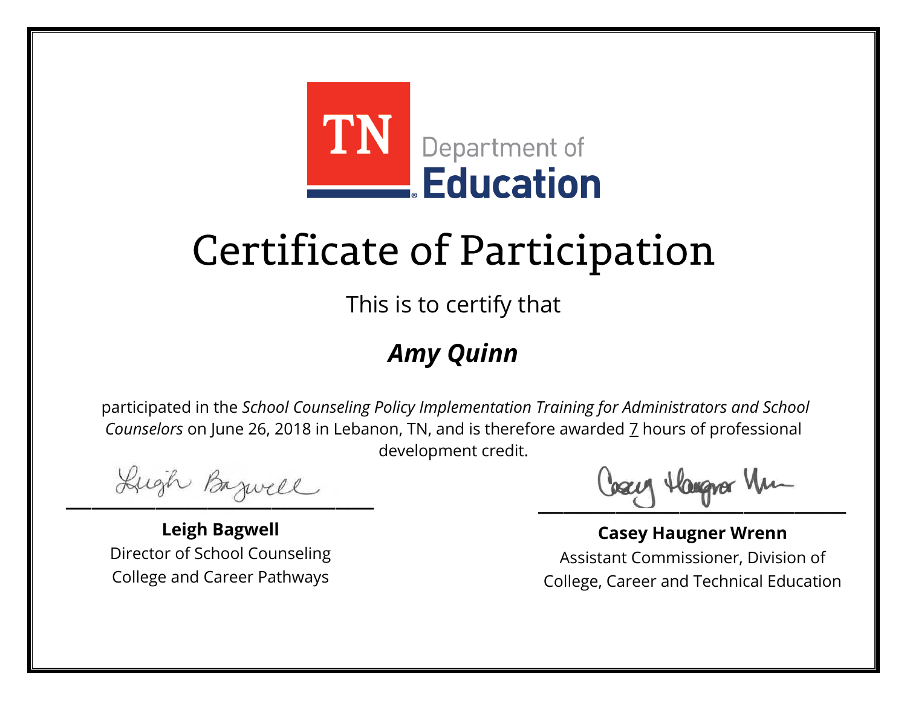TN Department of Education

# Certificate of Participation

This is to certify that

## ***Amy Quinn***

participated in the *School Counseling Policy Implementation Training for Administrators and School Counselors* on June 26, 2018 in Lebanon, TN, and is therefore awarded 7 hours of professional development credit.

**Leigh Bagwell**
Director of School Counseling
College and Career Pathways

**Casey Haugner Wrenn**
Assistant Commissioner, Division of
College, Career and Technical Education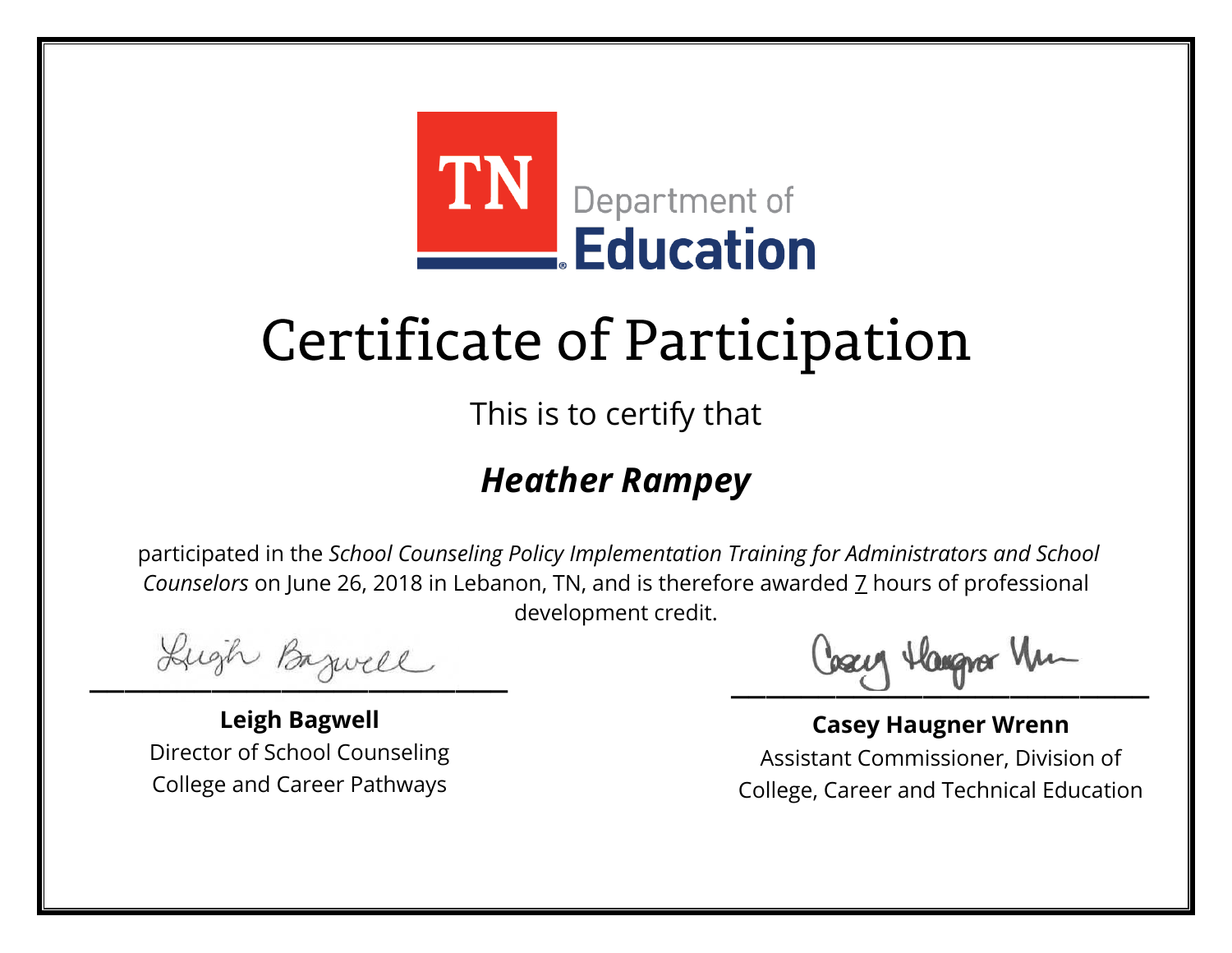TN Department of Education

# Certificate of Participation

This is to certify that

## *Heather Rampey*

participated in the *School Counseling Policy Implementation Training for Administrators and School Counselors* on June 26, 2018 in Lebanon, TN, and is therefore awarded 7 hours of professional development credit.

**Leigh Bagwell**
Director of School Counseling
College and Career Pathways

**Casey Haugner Wrenn**
Assistant Commissioner, Division of College, Career and Technical Education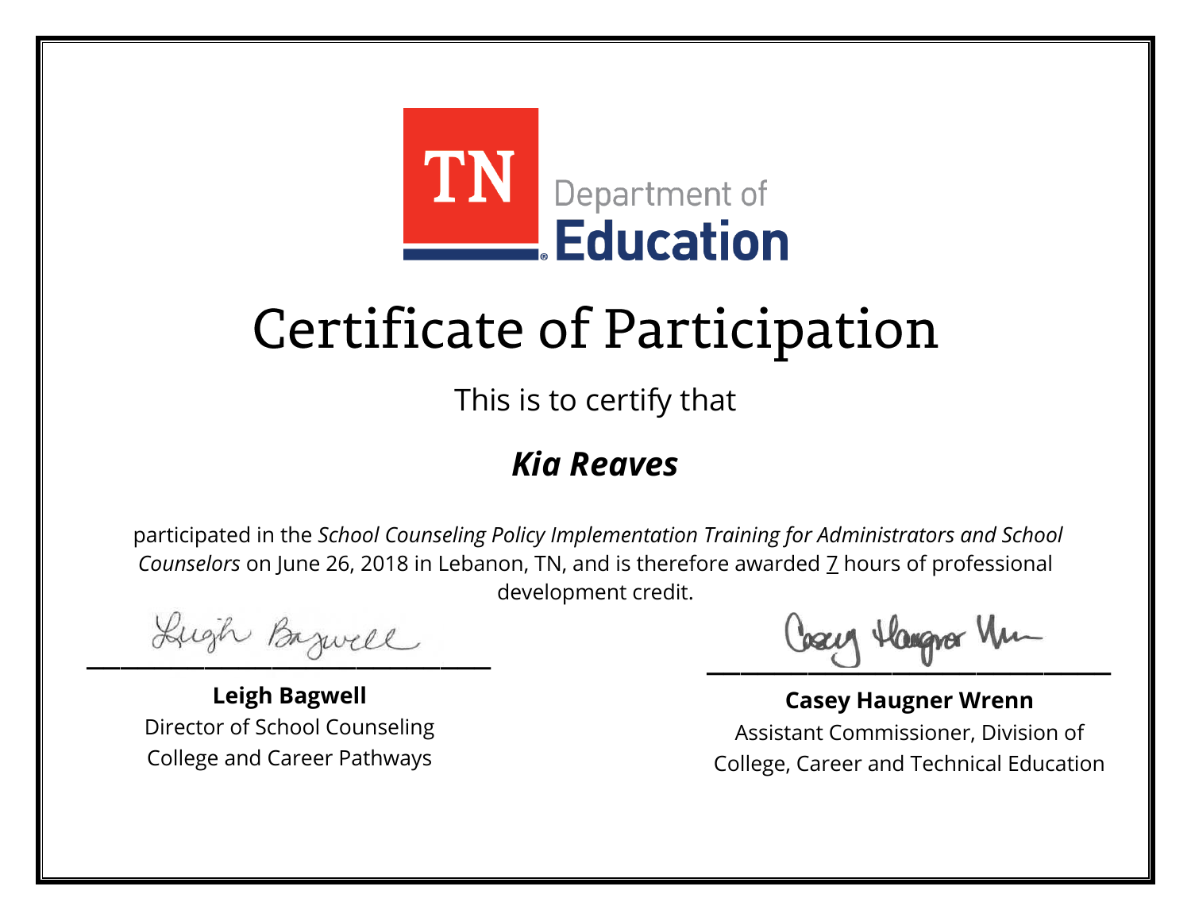TN Department of Education

# Certificate of Participation

This is to certify that

***Kia Reaves***

participated in the *School Counseling Policy Implementation Training for Administrators and School Counselors* on June 26, 2018 in Lebanon, TN, and is therefore awarded 7 hours of professional development credit.

**Leigh Bagwell**
Director of School Counseling
College and Career Pathways

**Casey Haugner Wrenn**
Assistant Commissioner, Division of College, Career and Technical Education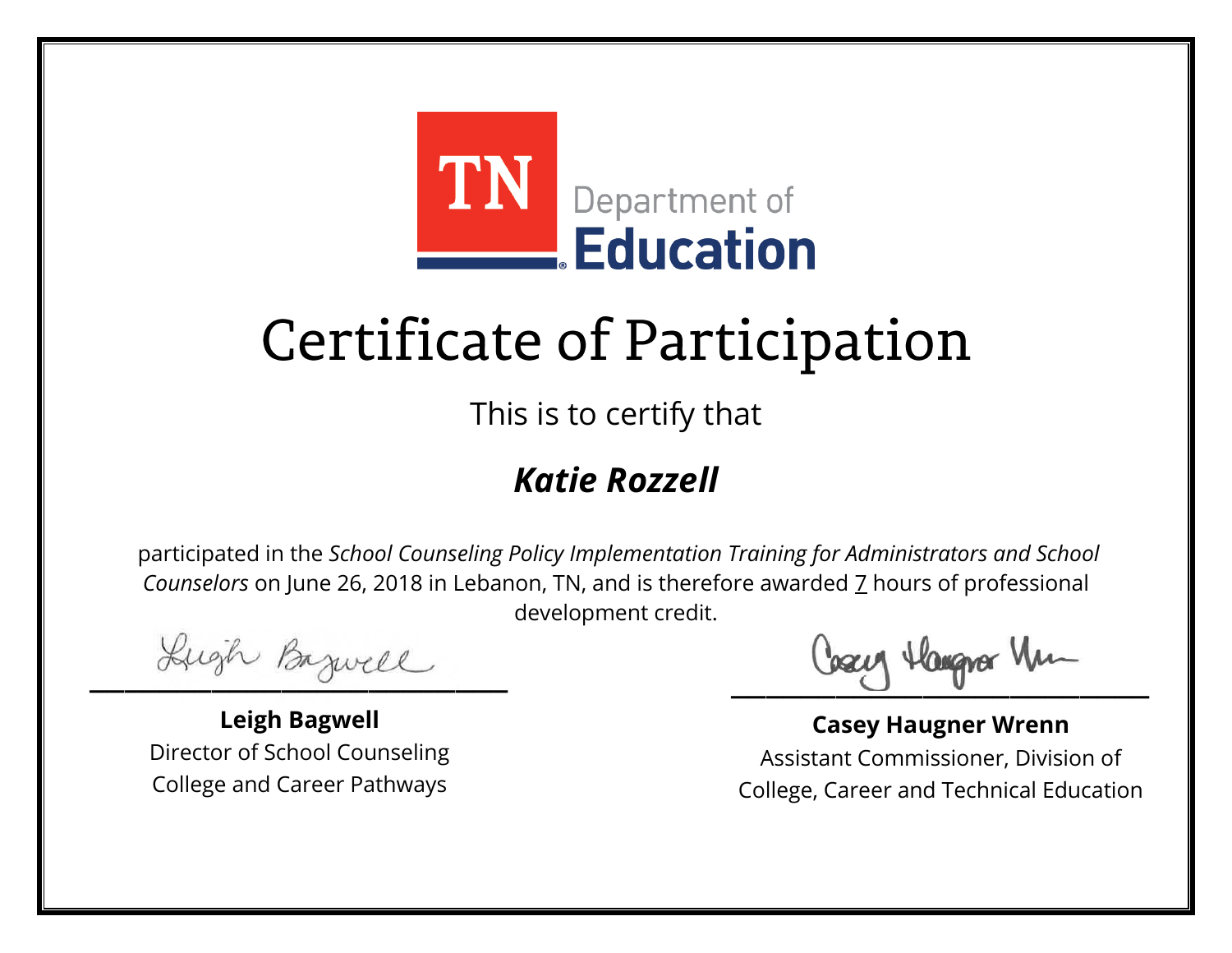TN Department of **Education**

# Certificate of Participation

This is to certify that

## ***Katie Rozzell***

participated in the *School Counseling Policy Implementation Training for Administrators and School Counselors* on June 26, 2018 in Lebanon, TN, and is therefore awarded 7 hours of professional development credit.

**Leigh Bagwell**
Director of School Counseling
College and Career Pathways

**Casey Haugner Wrenn**
Assistant Commissioner, Division of
College, Career and Technical Education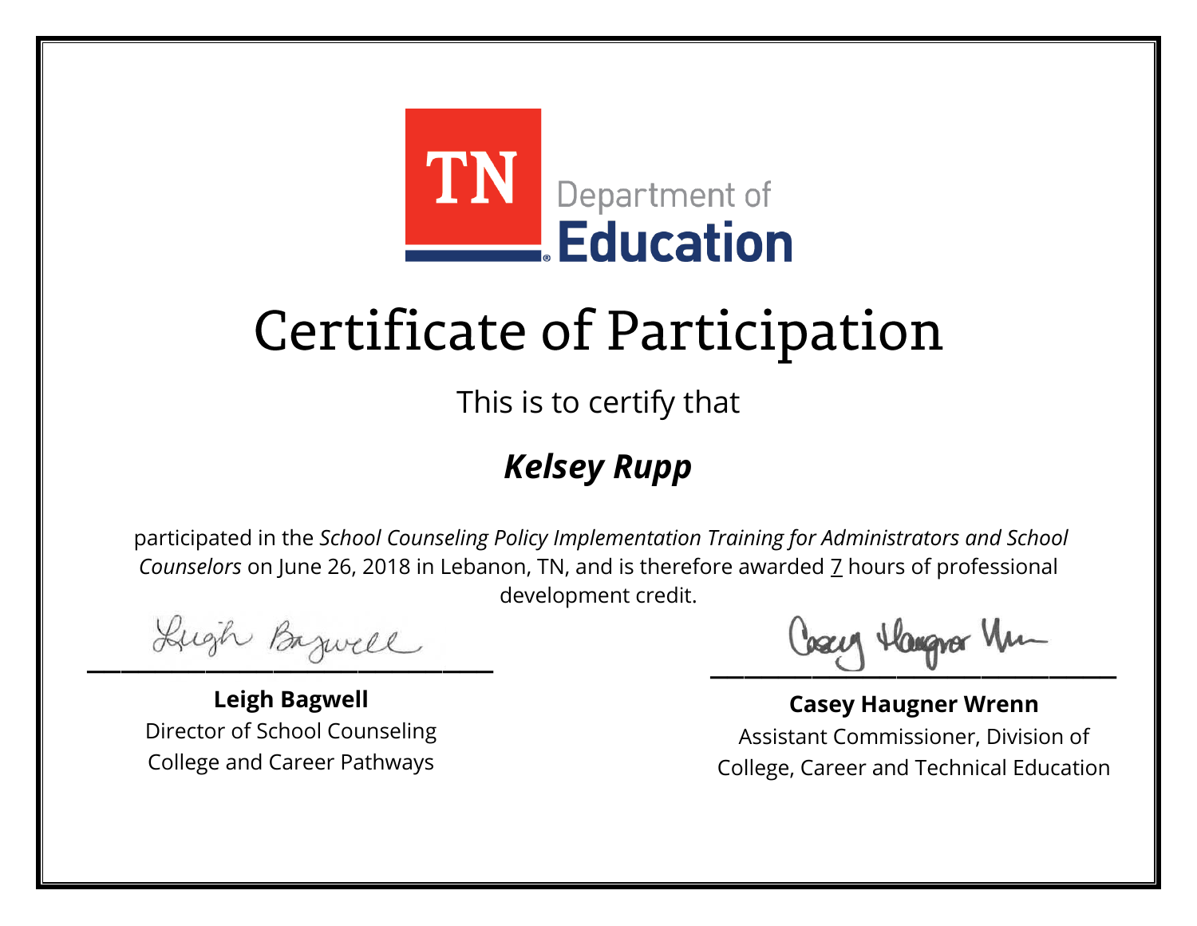TN Department of Education

# Certificate of Participation

This is to certify that

## *Kelsey Rupp*

participated in the *School Counseling Policy Implementation Training for Administrators and School Counselors* on June 26, 2018 in Lebanon, TN, and is therefore awarded 7 hours of professional development credit.

**Leigh Bagwell**
Director of School Counseling
College and Career Pathways

**Casey Haugner Wrenn**
Assistant Commissioner, Division of College, Career and Technical Education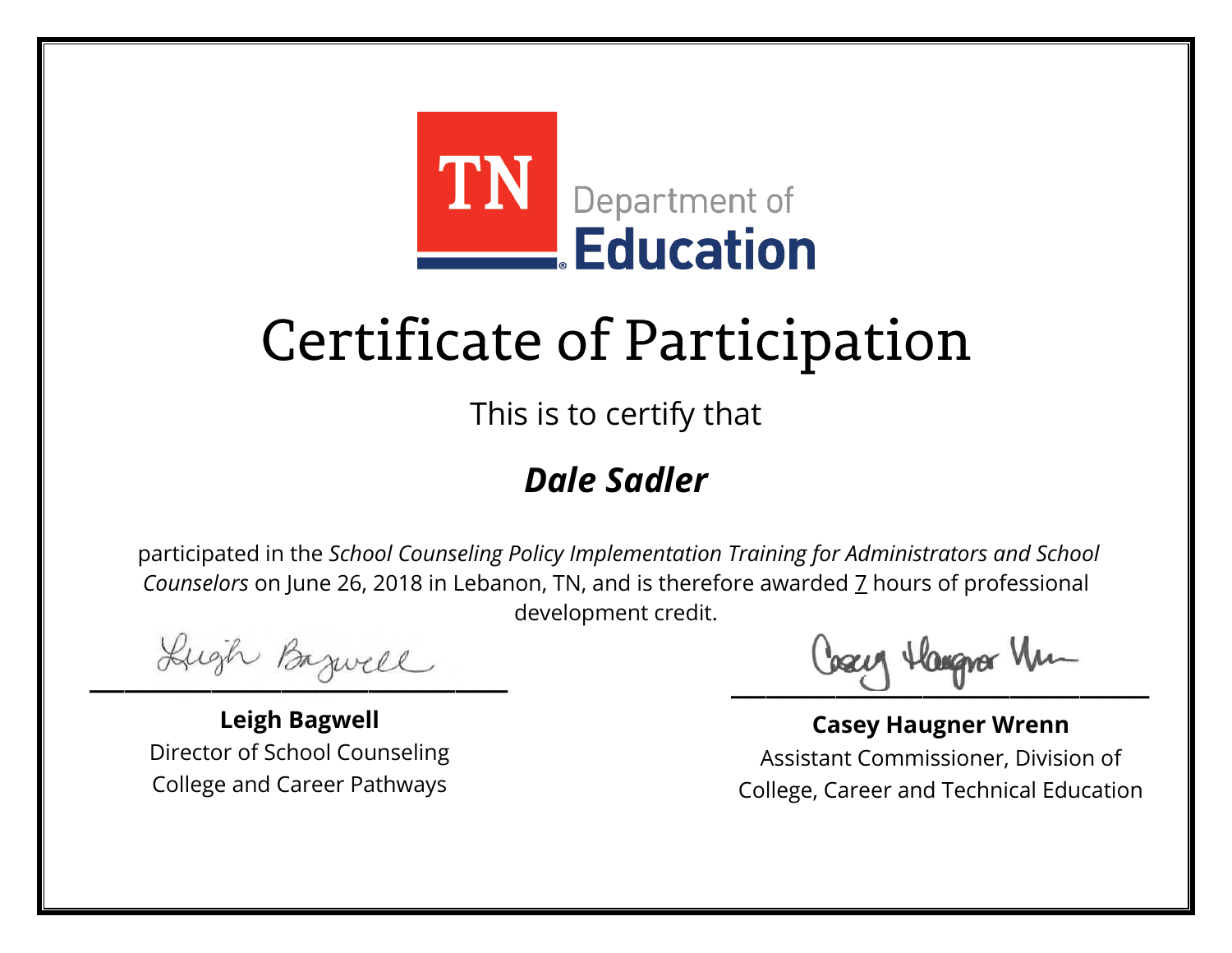TN Department of Education

# Certificate of Participation

This is to certify that

***Dale Sadler***

participated in the *School Counseling Policy Implementation Training for Administrators and School Counselors* on June 26, 2018 in Lebanon, TN, and is therefore awarded 7 hours of professional development credit.

**Leigh Bagwell**
Director of School Counseling
College and Career Pathways

**Casey Haugner Wrenn**
Assistant Commissioner, Division of College, Career and Technical Education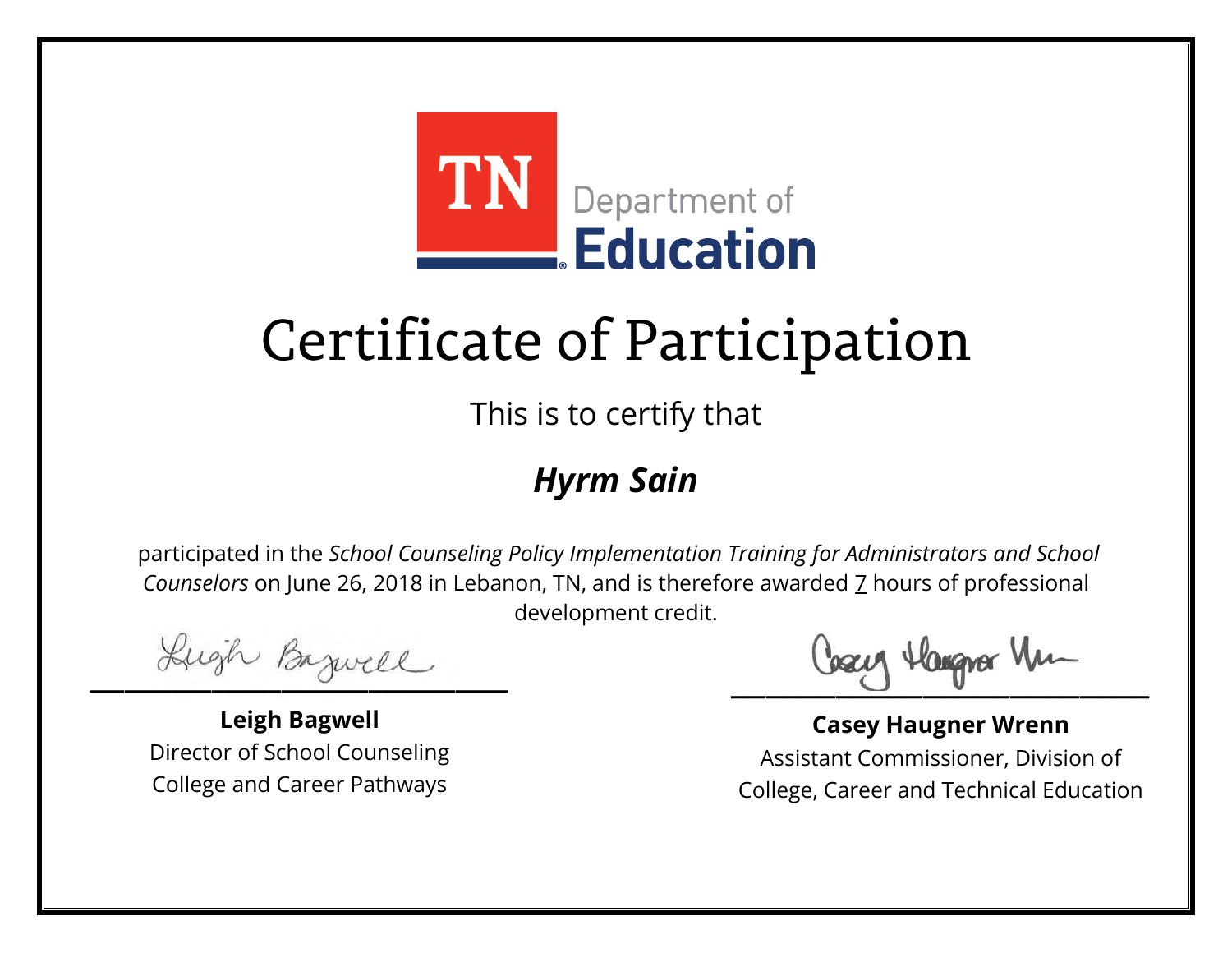TN Department of Education

# Certificate of Participation

This is to certify that

## *Hyrm Sain*

participated in the *School Counseling Policy Implementation Training for Administrators and School Counselors* on June 26, 2018 in Lebanon, TN, and is therefore awarded 7 hours of professional development credit.

**Leigh Bagwell**
Director of School Counseling
College and Career Pathways

**Casey Haugner Wrenn**
Assistant Commissioner, Division of College, Career and Technical Education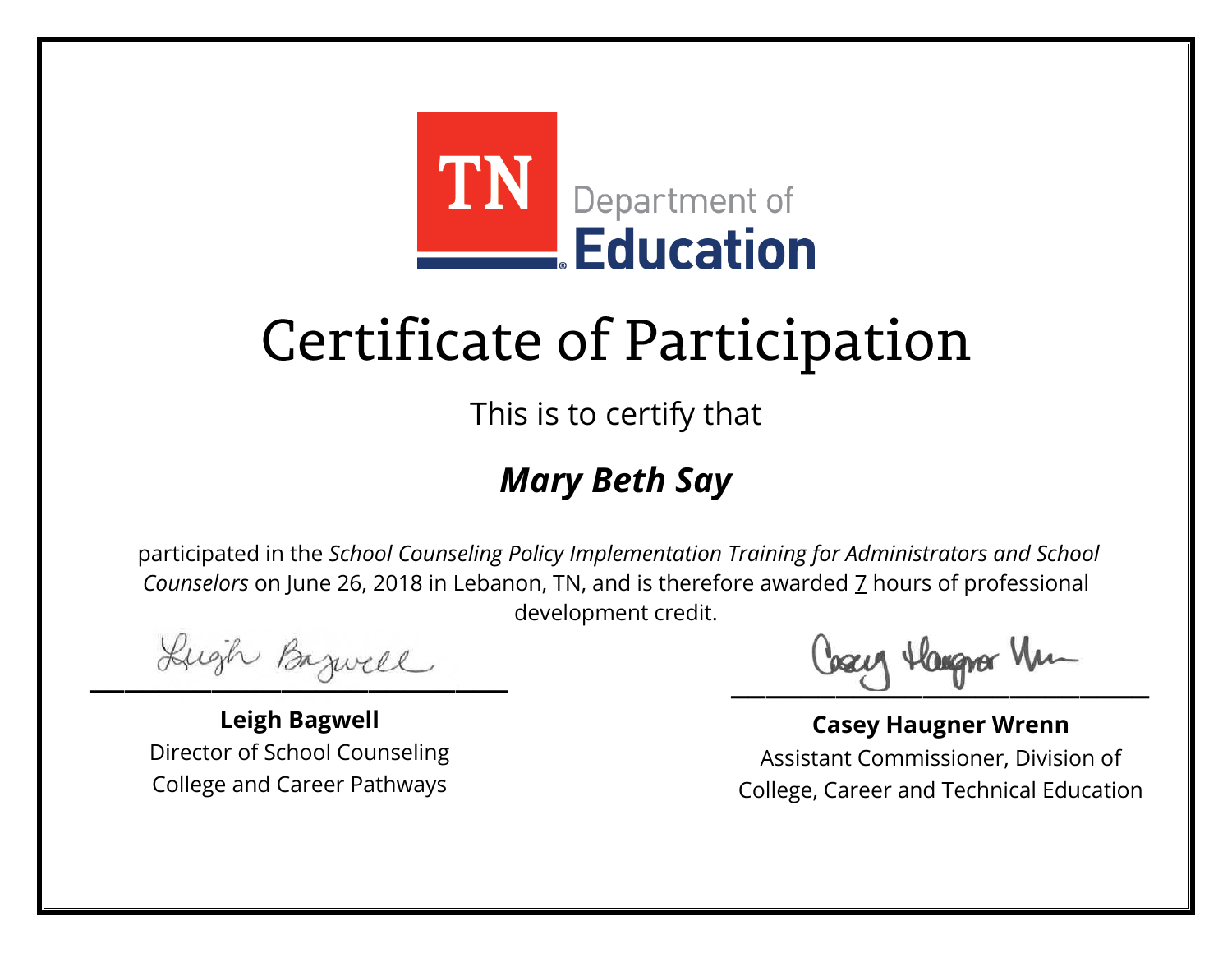TN Department of Education

# Certificate of Participation

This is to certify that

## ***Mary Beth Say***

participated in the *School Counseling Policy Implementation Training for Administrators and School Counselors* on June 26, 2018 in Lebanon, TN, and is therefore awarded 7 hours of professional development credit.

**Leigh Bagwell**
Director of School Counseling
College and Career Pathways

**Casey Haugner Wrenn**
Assistant Commissioner, Division of
College, Career and Technical Education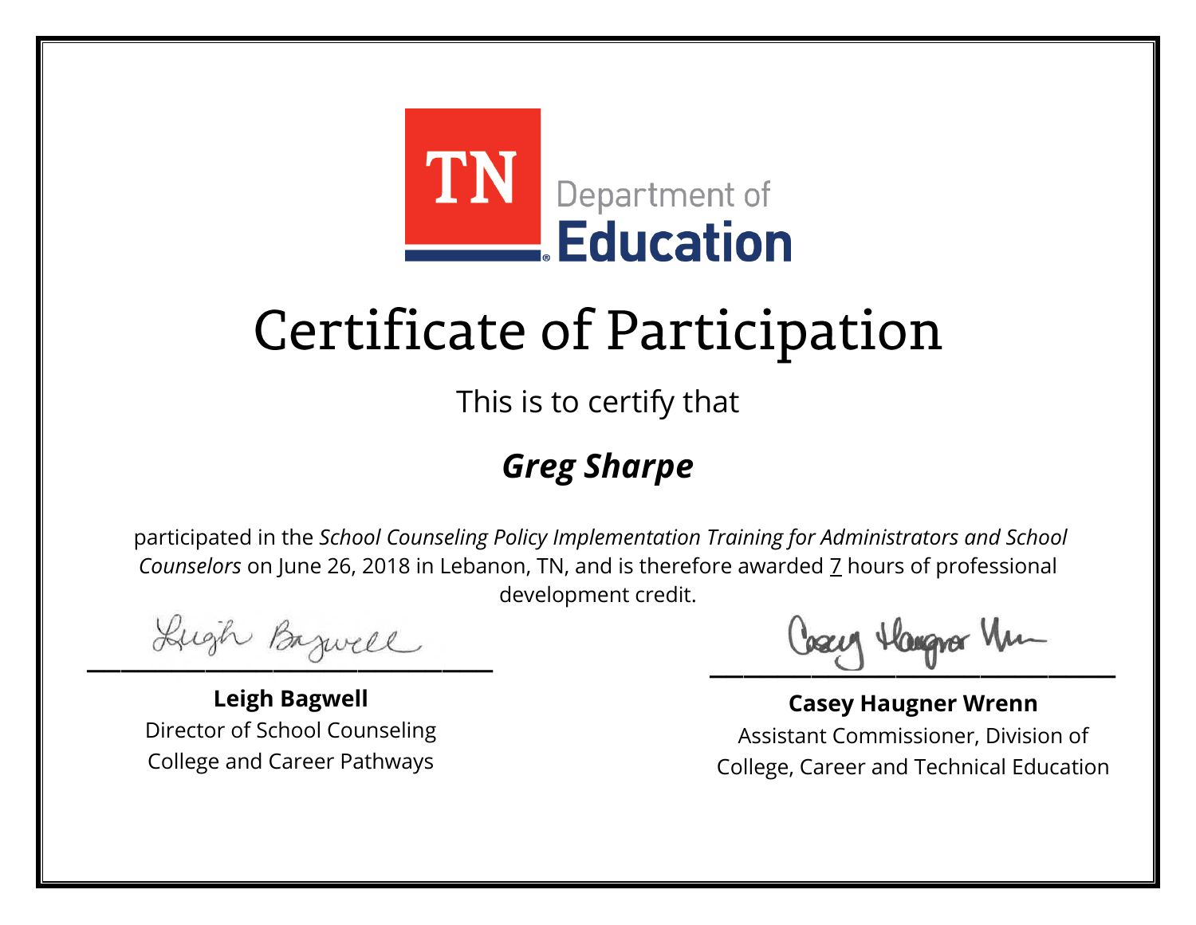TN Department of Education

# Certificate of Participation

This is to certify that

## ***Greg Sharpe***

participated in the *School Counseling Policy Implementation Training for Administrators and School Counselors* on June 26, 2018 in Lebanon, TN, and is therefore awarded 7 hours of professional development credit.

**Leigh Bagwell**
Director of School Counseling
College and Career Pathways

**Casey Haugner Wrenn**
Assistant Commissioner, Division of
College, Career and Technical Education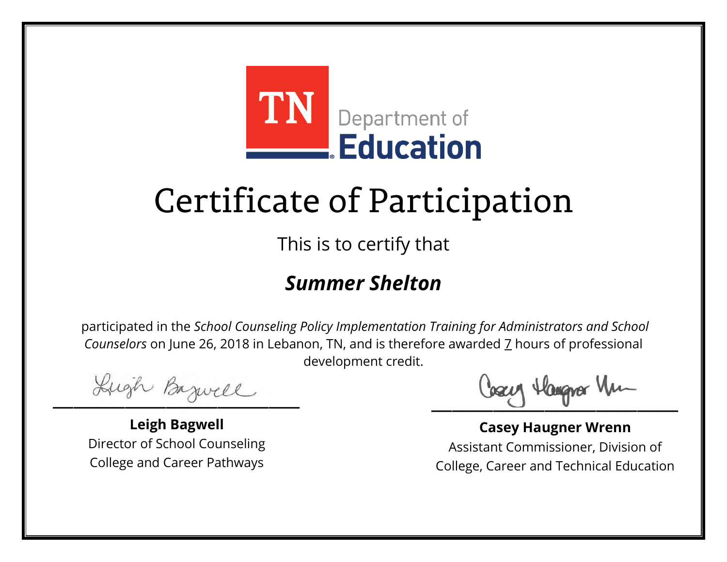TN Department of Education

# Certificate of Participation

This is to certify that

***Summer Shelton***

participated in the *School Counseling Policy Implementation Training for Administrators and School Counselors* on June 26, 2018 in Lebanon, TN, and is therefore awarded 7 hours of professional development credit.

**Leigh Bagwell**
Director of School Counseling
College and Career Pathways

**Casey Haugner Wrenn**
Assistant Commissioner, Division of
College, Career and Technical Education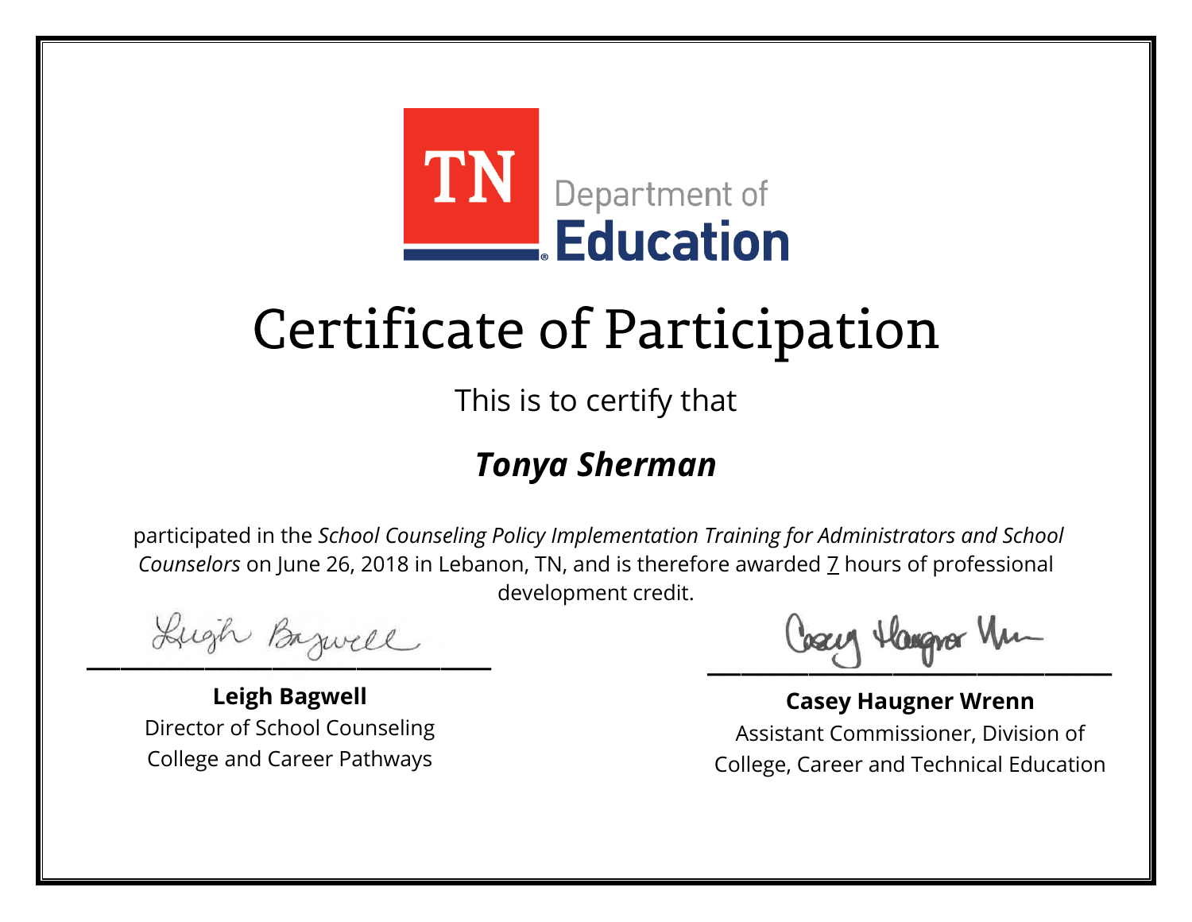TN Department of Education

# Certificate of Participation

This is to certify that

## *Tonya Sherman*

participated in the *School Counseling Policy Implementation Training for Administrators and School Counselors* on June 26, 2018 in Lebanon, TN, and is therefore awarded 7 hours of professional development credit.

**Leigh Bagwell**
Director of School Counseling
College and Career Pathways

**Casey Haugner Wrenn**
Assistant Commissioner, Division of
College, Career and Technical Education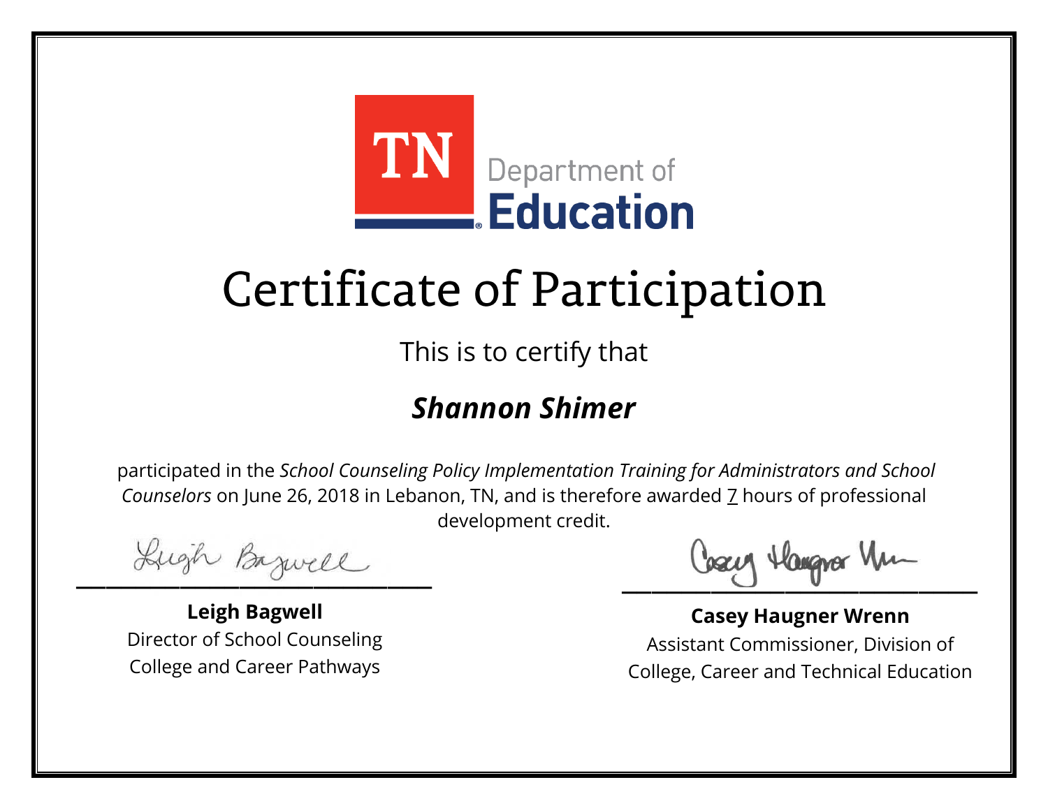TN Department of Education

# Certificate of Participation

This is to certify that

***Shannon Shimer***

participated in the *School Counseling Policy Implementation Training for Administrators and School Counselors* on June 26, 2018 in Lebanon, TN, and is therefore awarded 7 hours of professional development credit.

**Leigh Bagwell**
Director of School Counseling
College and Career Pathways

**Casey Haugner Wrenn**
Assistant Commissioner, Division of
College, Career and Technical Education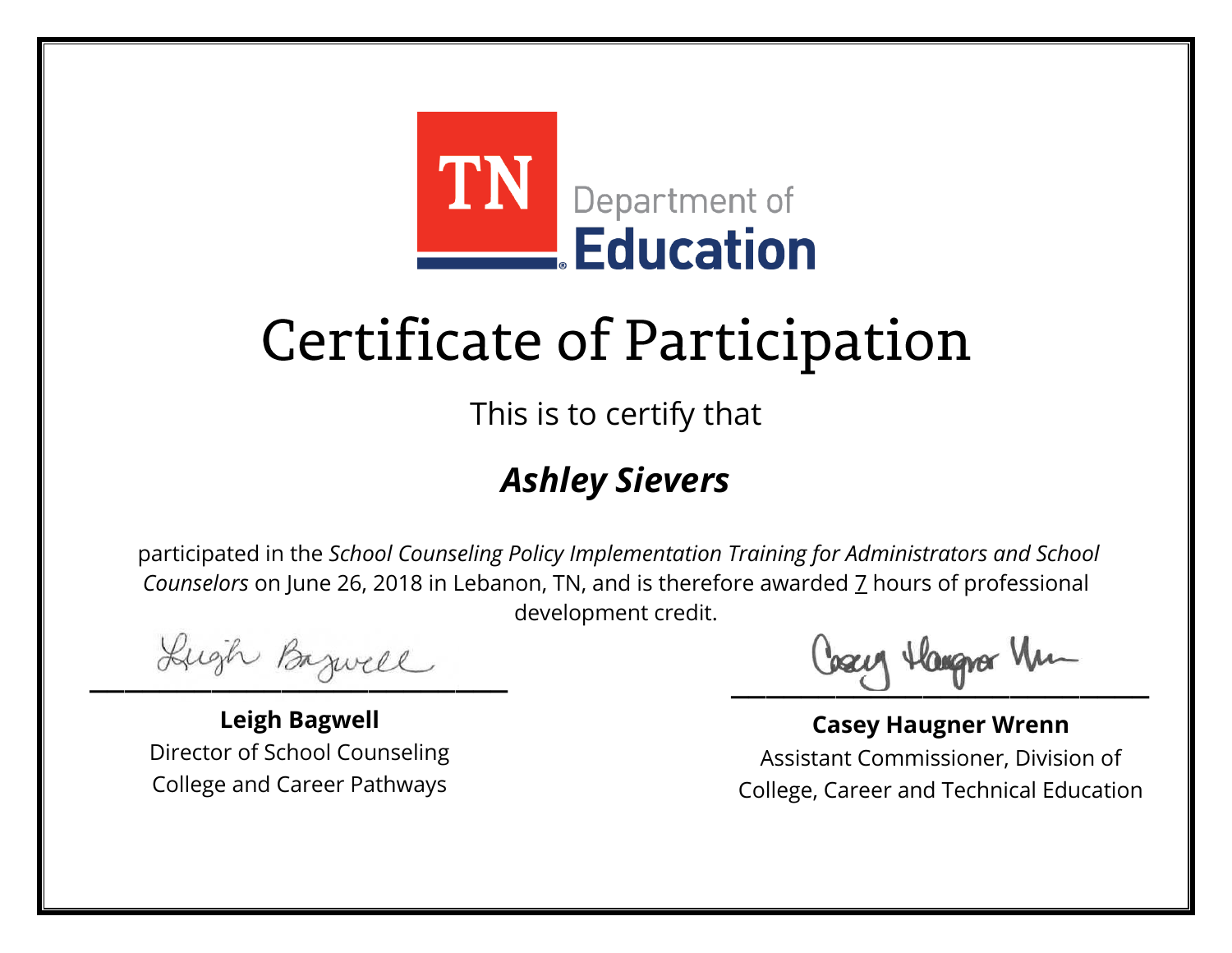TN Department of **Education**

# Certificate of Participation

This is to certify that

## ***Ashley Sievers***

participated in the *School Counseling Policy Implementation Training for Administrators and School Counselors* on June 26, 2018 in Lebanon, TN, and is therefore awarded 7 hours of professional development credit.

**Leigh Bagwell**
Director of School Counseling
College and Career Pathways

**Casey Haugner Wrenn**
Assistant Commissioner, Division of
College, Career and Technical Education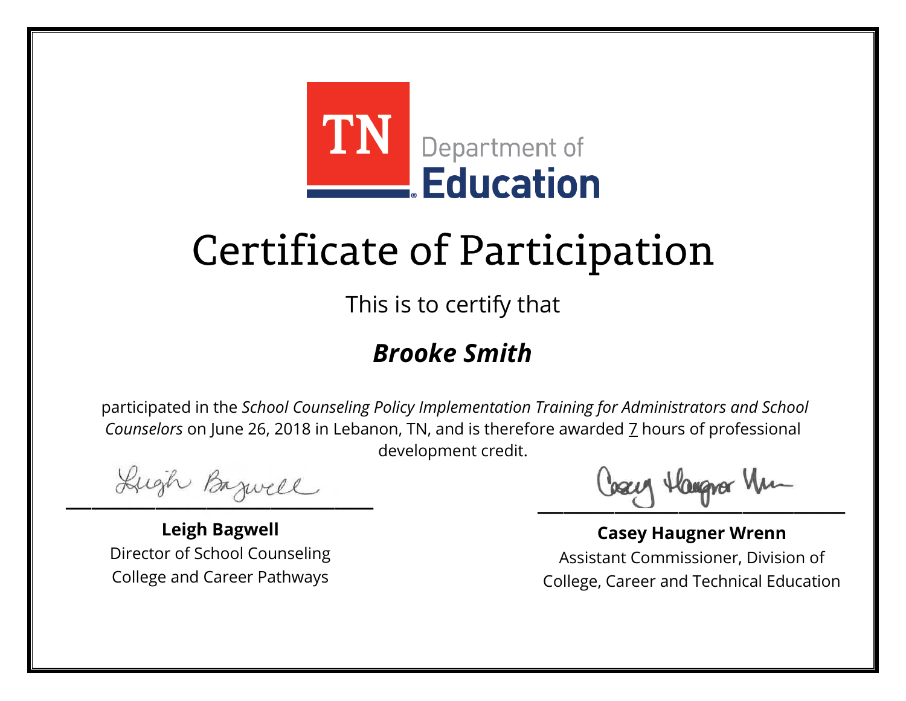TN Department of Education

# Certificate of Participation

This is to certify that

## ***Brooke Smith***

participated in the *School Counseling Policy Implementation Training for Administrators and School Counselors* on June 26, 2018 in Lebanon, TN, and is therefore awarded 7 hours of professional development credit.

**Leigh Bagwell**
Director of School Counseling
College and Career Pathways

**Casey Haugner Wrenn**
Assistant Commissioner, Division of
College, Career and Technical Education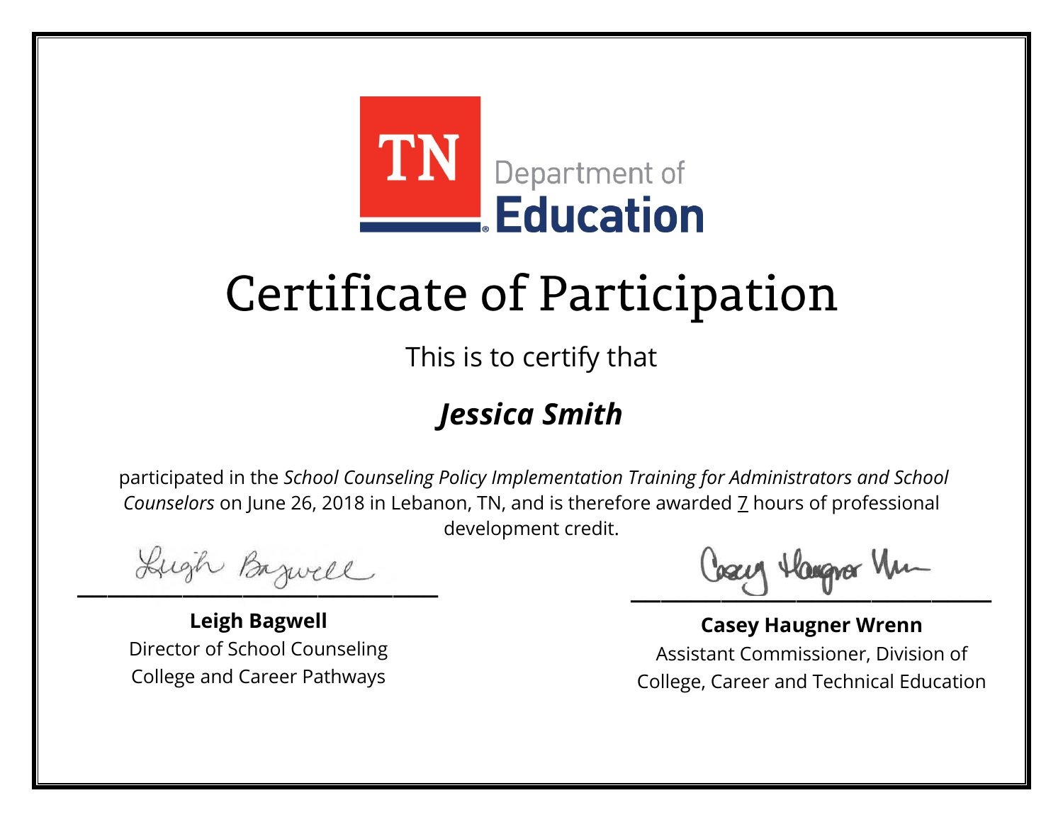TN Department of Education

# Certificate of Participation

This is to certify that

## ***Jessica Smith***

participated in the *School Counseling Policy Implementation Training for Administrators and School Counselors* on June 26, 2018 in Lebanon, TN, and is therefore awarded 7 hours of professional development credit.

**Leigh Bagwell**
Director of School Counseling
College and Career Pathways

**Casey Haugner Wrenn**
Assistant Commissioner, Division of College, Career and Technical Education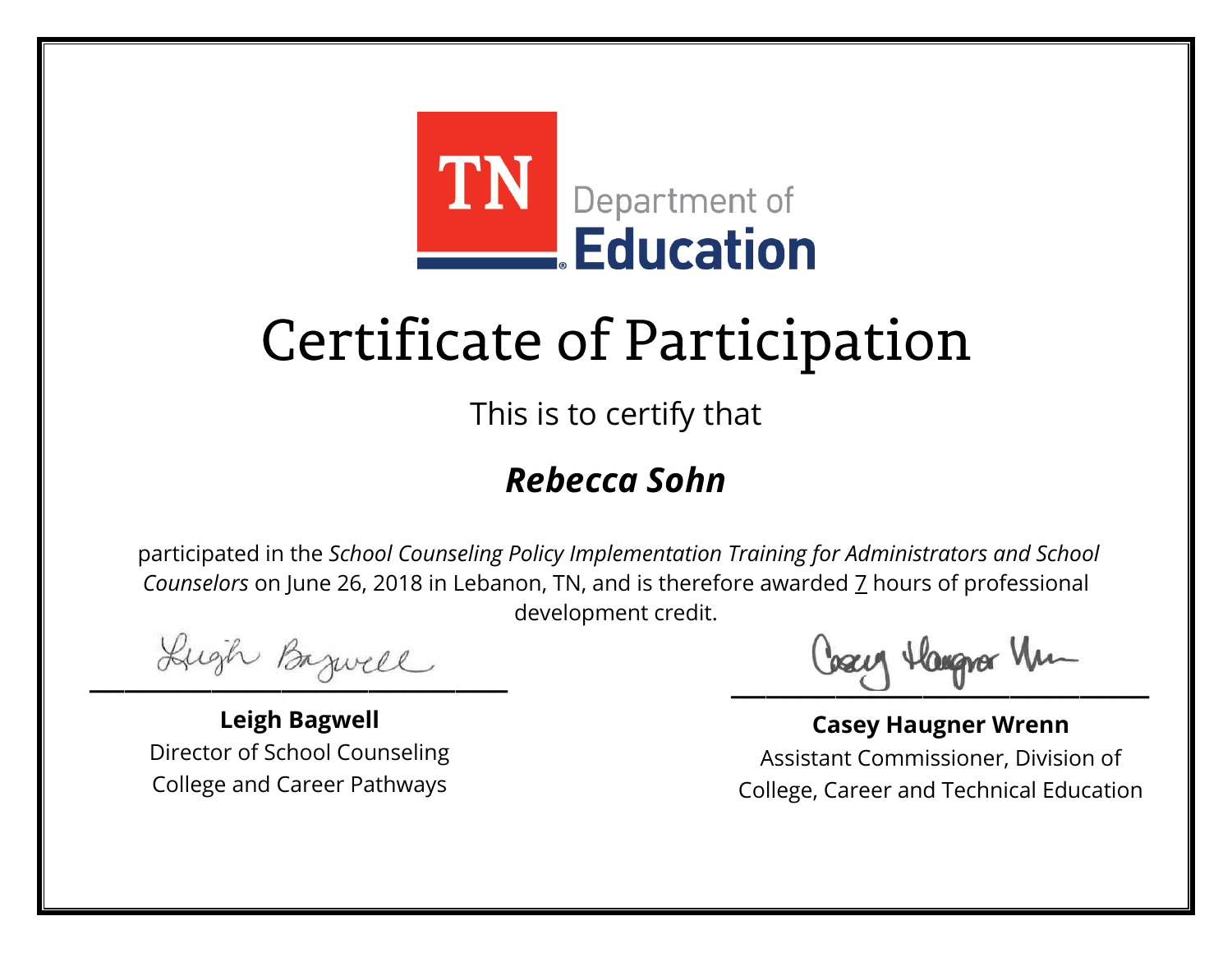TN Department of Education

# Certificate of Participation

This is to certify that

## *Rebecca Sohn*

participated in the *School Counseling Policy Implementation Training for Administrators and School Counselors* on June 26, 2018 in Lebanon, TN, and is therefore awarded 7 hours of professional development credit.

**Leigh Bagwell**
Director of School Counseling
College and Career Pathways

**Casey Haugner Wrenn**
Assistant Commissioner, Division of College, Career and Technical Education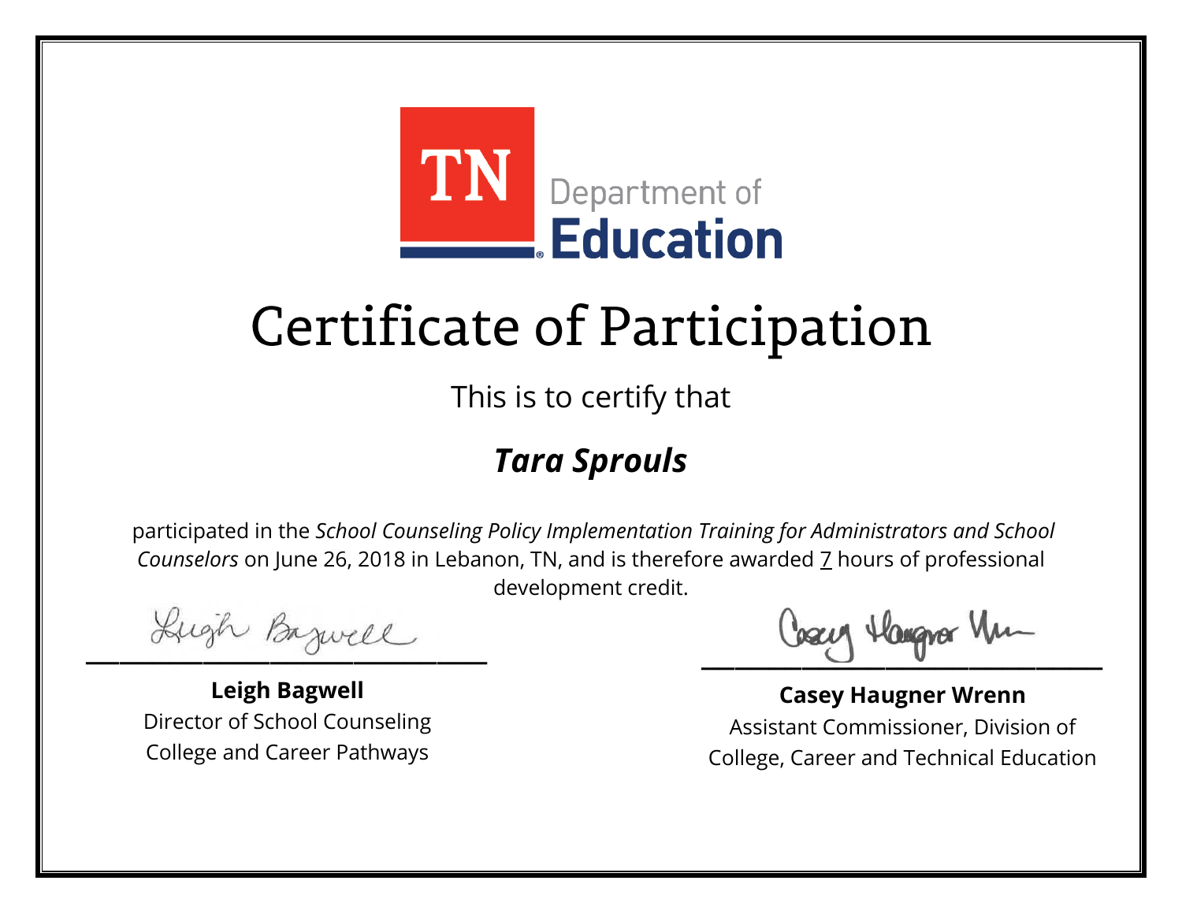TN Department of Education

# Certificate of Participation

This is to certify that

***Tara Sprouls***

participated in the *School Counseling Policy Implementation Training for Administrators and School Counselors* on June 26, 2018 in Lebanon, TN, and is therefore awarded 7 hours of professional development credit.

**Leigh Bagwell**
Director of School Counseling
College and Career Pathways

**Casey Haugner Wrenn**
Assistant Commissioner, Division of College, Career and Technical Education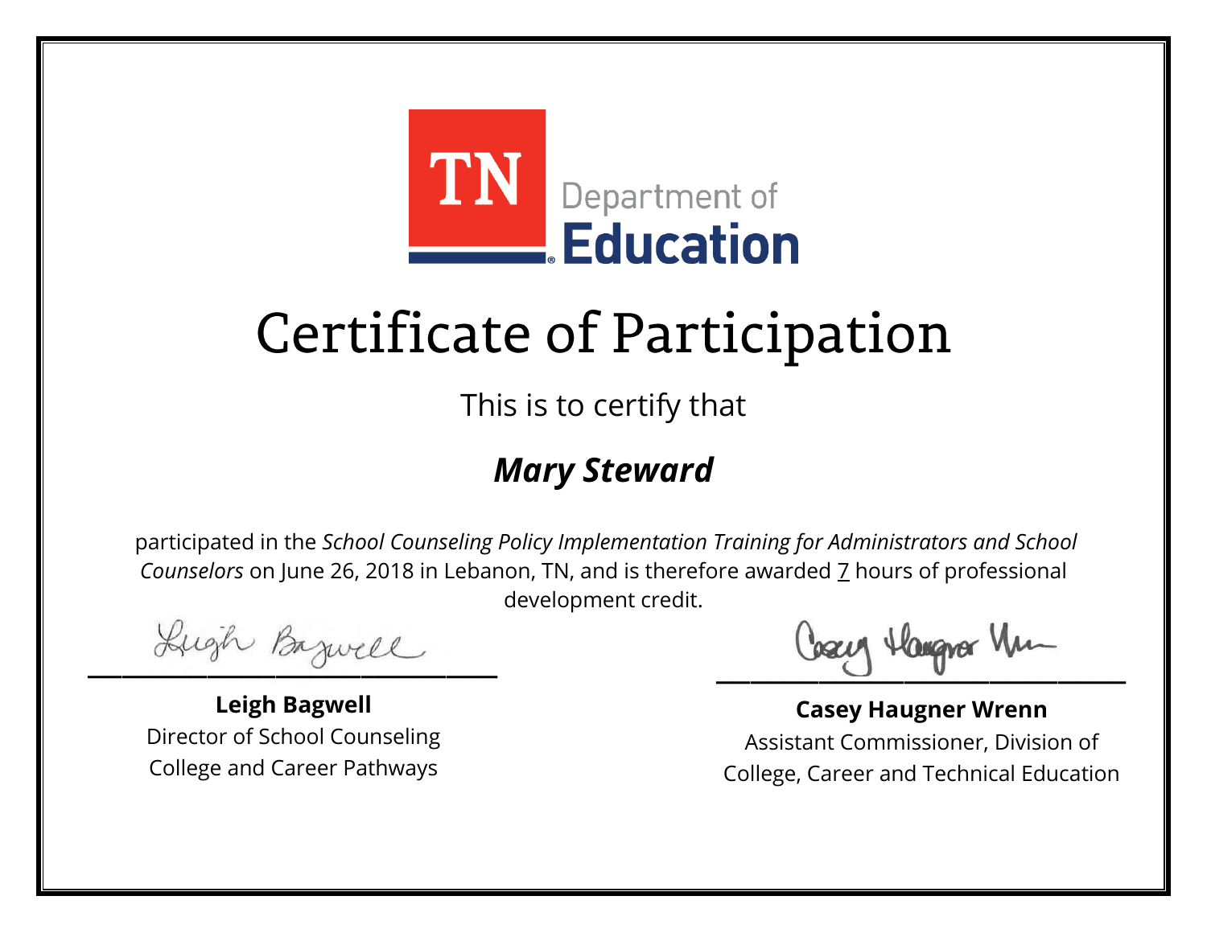TN Department of Education

# Certificate of Participation

This is to certify that

## ***Mary Steward***

participated in the *School Counseling Policy Implementation Training for Administrators and School Counselors* on June 26, 2018 in Lebanon, TN, and is therefore awarded 7 hours of professional development credit.

**Leigh Bagwell**
Director of School Counseling
College and Career Pathways

**Casey Haugner Wrenn**
Assistant Commissioner, Division of
College, Career and Technical Education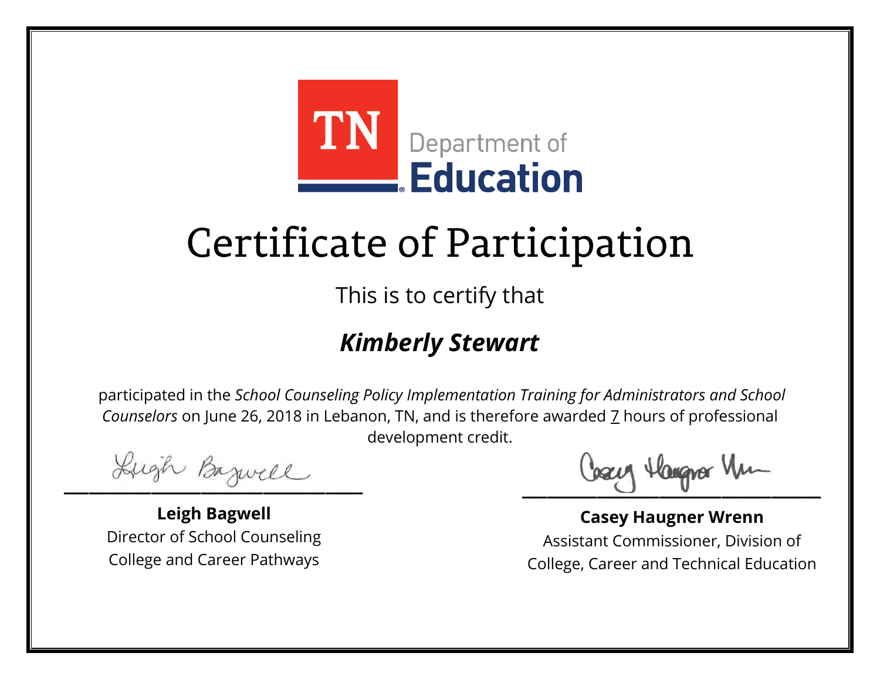TN Department of Education

# Certificate of Participation

This is to certify that

## *Kimberly Stewart*

participated in the *School Counseling Policy Implementation Training for Administrators and School Counselors* on June 26, 2018 in Lebanon, TN, and is therefore awarded 7 hours of professional development credit.

**Leigh Bagwell**
Director of School Counseling
College and Career Pathways

**Casey Haugner Wrenn**
Assistant Commissioner, Division of College, Career and Technical Education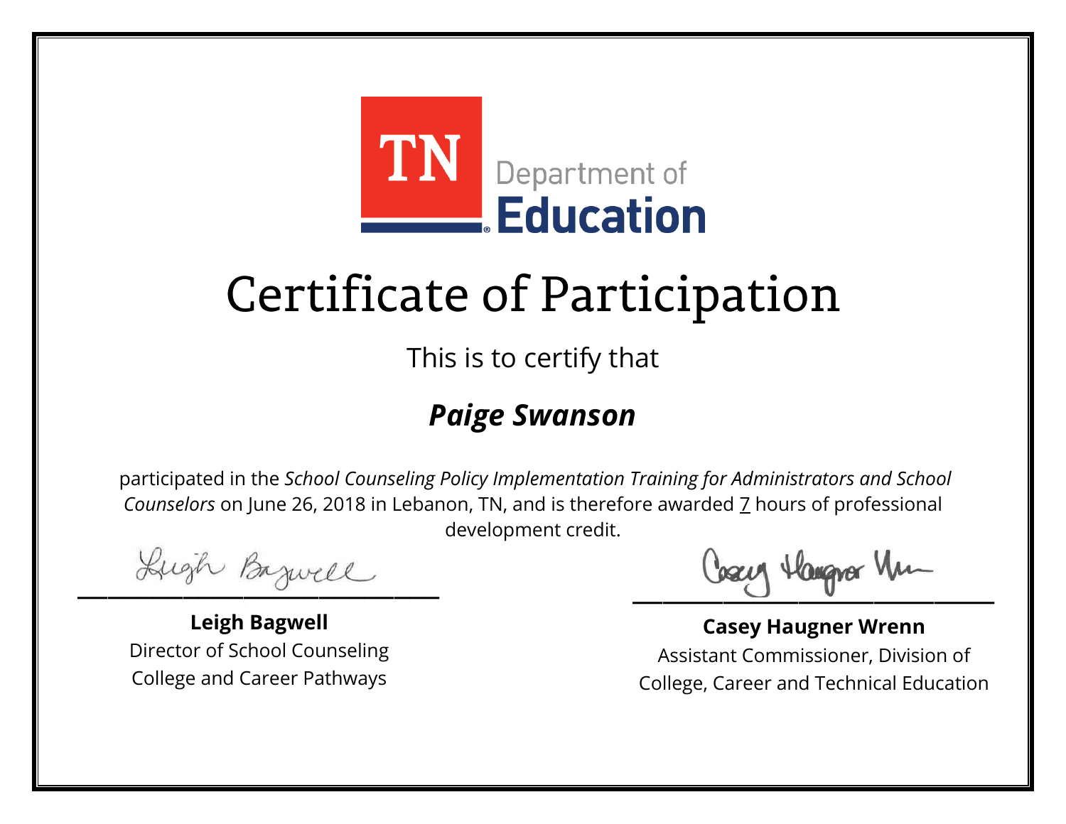TN Department of Education

# Certificate of Participation

This is to certify that

## *Paige Swanson*

participated in the *School Counseling Policy Implementation Training for Administrators and School Counselors* on June 26, 2018 in Lebanon, TN, and is therefore awarded 7 hours of professional development credit.

**Leigh Bagwell**
Director of School Counseling
College and Career Pathways

**Casey Haugner Wrenn**
Assistant Commissioner, Division of
College, Career and Technical Education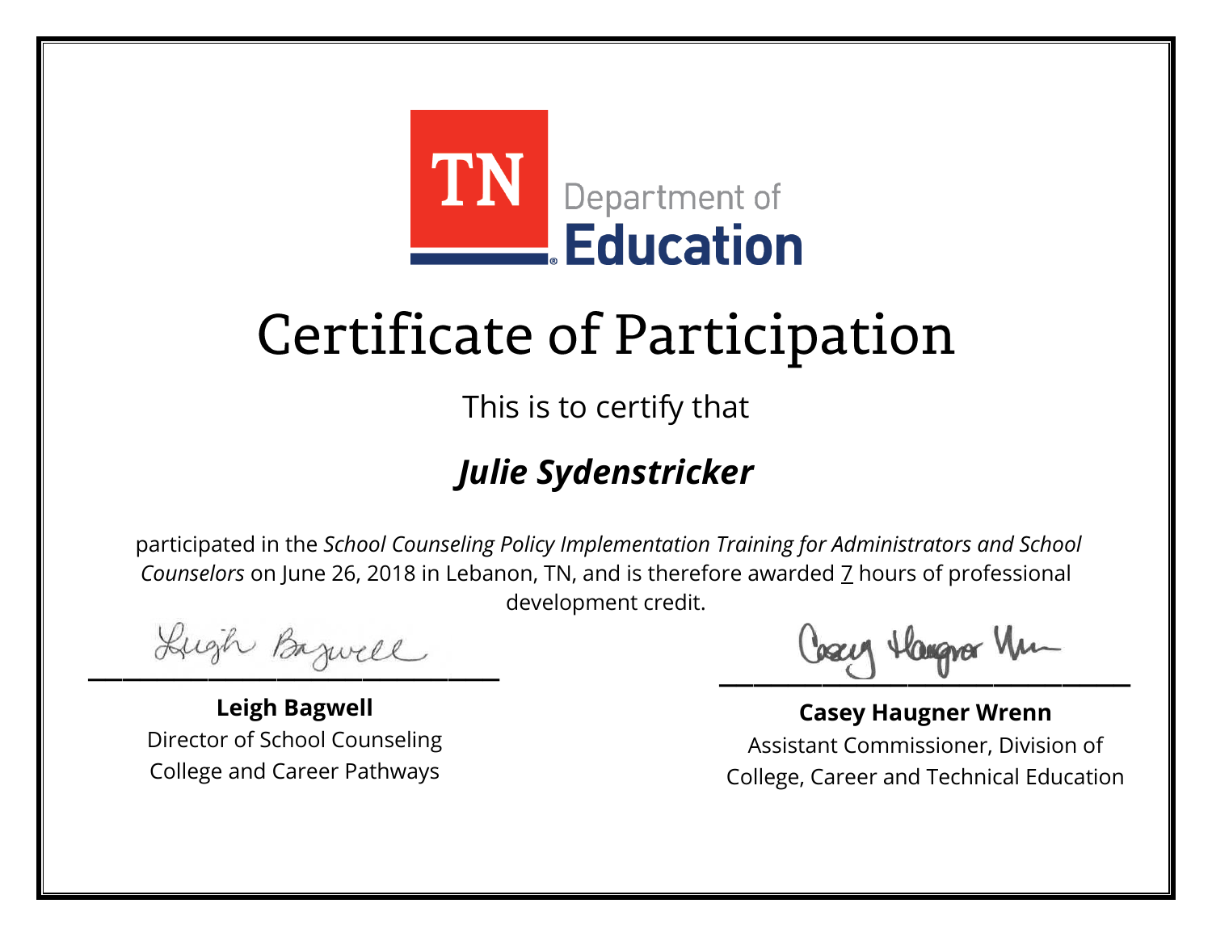TN Department of Education

# Certificate of Participation

This is to certify that

## *Julie Sydenstricker*

participated in the *School Counseling Policy Implementation Training for Administrators and School Counselors* on June 26, 2018 in Lebanon, TN, and is therefore awarded 7 hours of professional development credit.

**Leigh Bagwell**
Director of School Counseling
College and Career Pathways

**Casey Haugner Wrenn**
Assistant Commissioner, Division of College, Career and Technical Education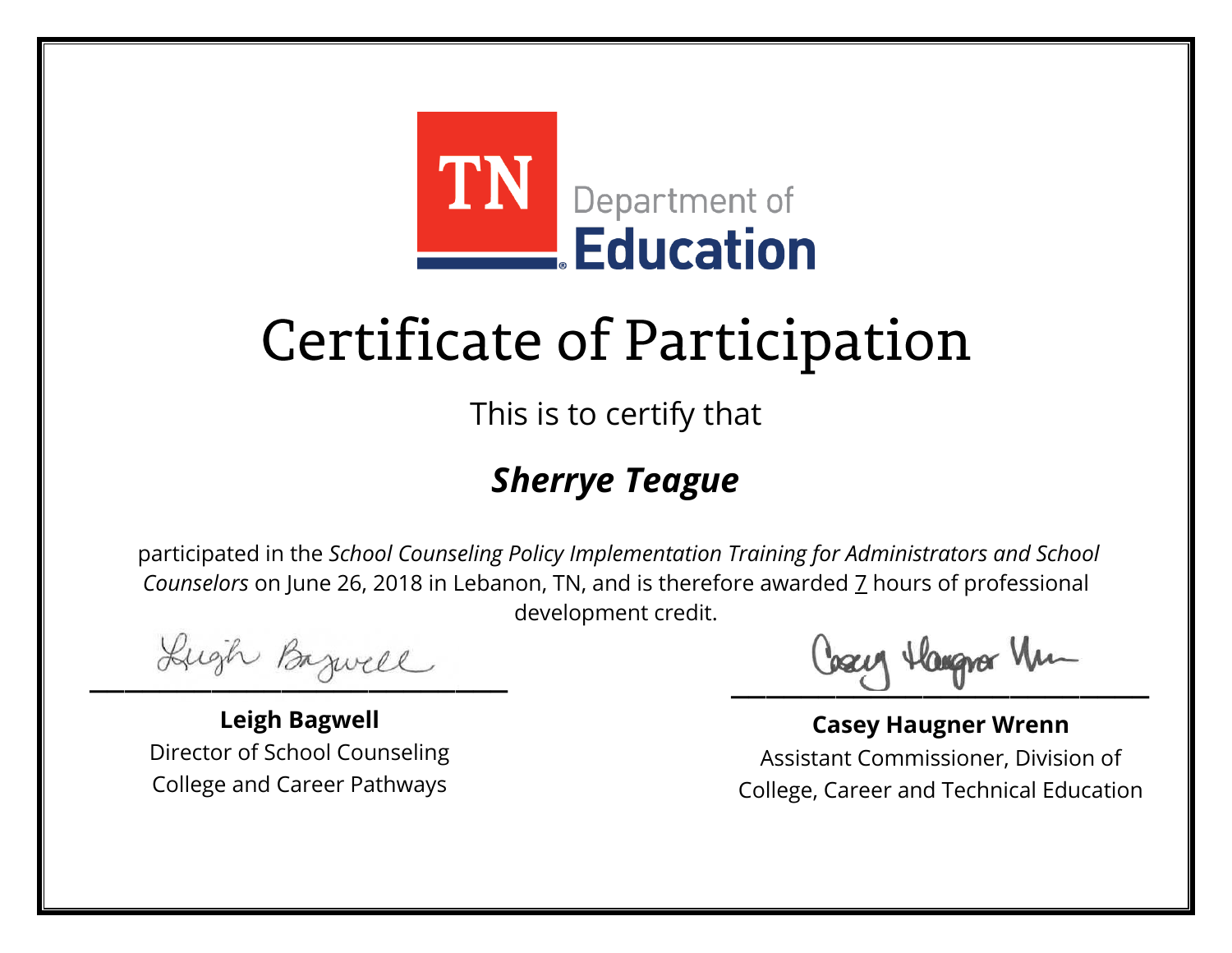TN Department of Education

# Certificate of Participation

This is to certify that

## *Sherrye Teague*

participated in the *School Counseling Policy Implementation Training for Administrators and School Counselors* on June 26, 2018 in Lebanon, TN, and is therefore awarded 7 hours of professional development credit.

**Leigh Bagwell**
Director of School Counseling
College and Career Pathways

**Casey Haugner Wrenn**
Assistant Commissioner, Division of College, Career and Technical Education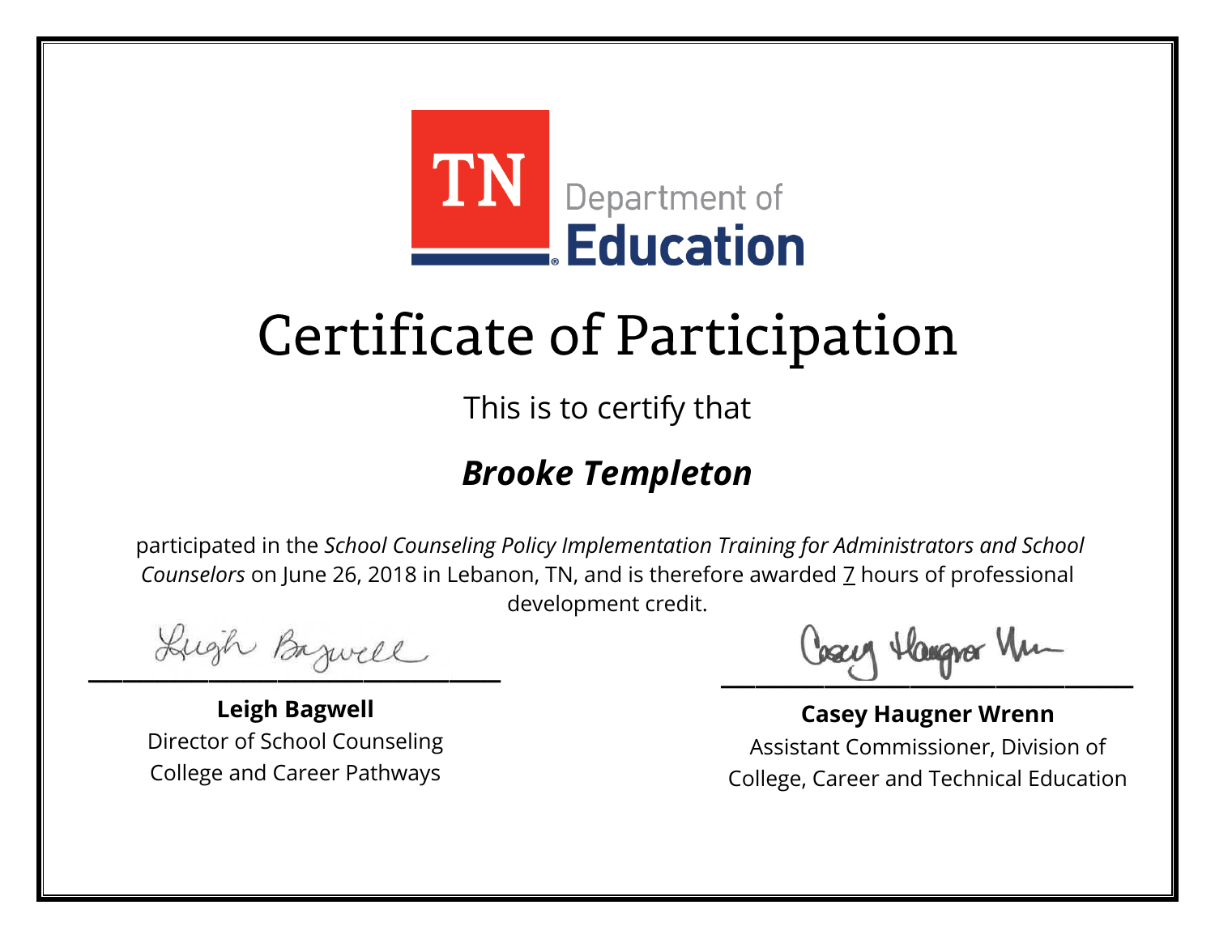TN Department of Education

# Certificate of Participation

This is to certify that

## ***Brooke Templeton***

participated in the *School Counseling Policy Implementation Training for Administrators and School Counselors* on June 26, 2018 in Lebanon, TN, and is therefore awarded 7 hours of professional development credit.

**Leigh Bagwell**
Director of School Counseling
College and Career Pathways

**Casey Haugner Wrenn**
Assistant Commissioner, Division of
College, Career and Technical Education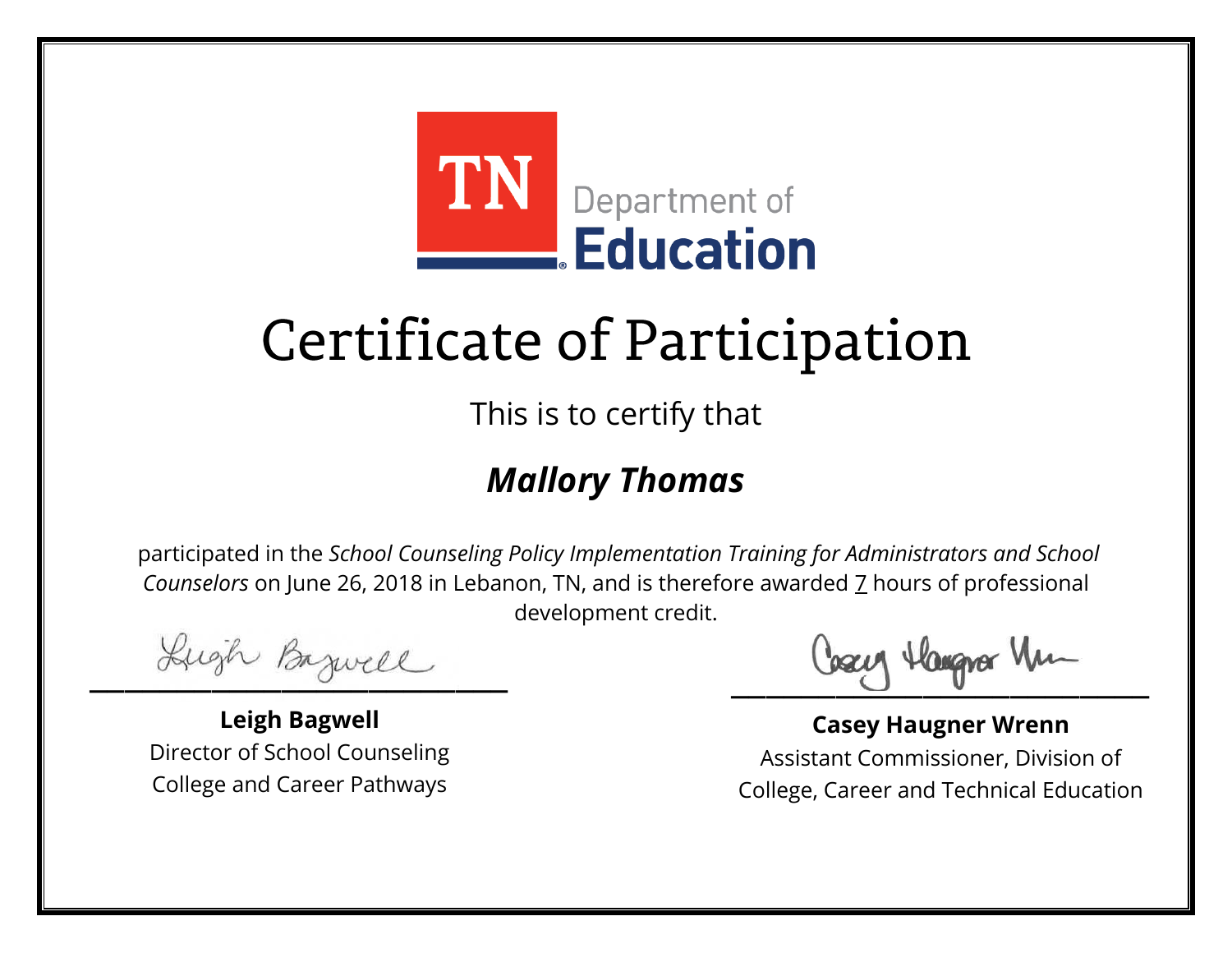TN Department of Education

# Certificate of Participation

This is to certify that

## ***Mallory Thomas***

participated in the *School Counseling Policy Implementation Training for Administrators and School Counselors* on June 26, 2018 in Lebanon, TN, and is therefore awarded 7 hours of professional development credit.

**Leigh Bagwell**
Director of School Counseling
College and Career Pathways

**Casey Haugner Wrenn**
Assistant Commissioner, Division of
College, Career and Technical Education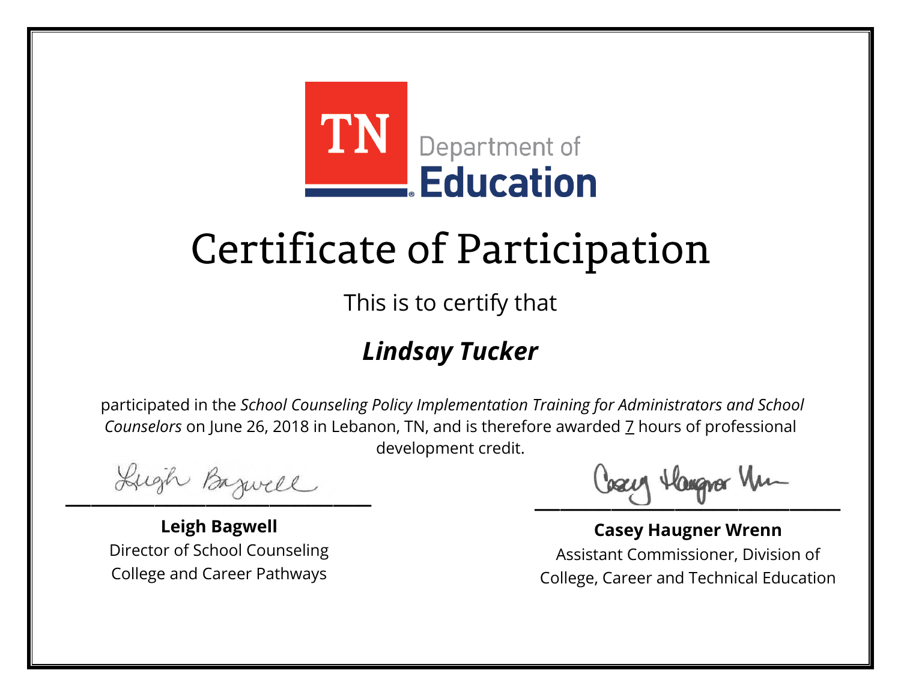TN Department of Education

# Certificate of Participation

This is to certify that

## *Lindsay Tucker*

participated in the *School Counseling Policy Implementation Training for Administrators and School Counselors* on June 26, 2018 in Lebanon, TN, and is therefore awarded 7 hours of professional development credit.

**Leigh Bagwell**
Director of School Counseling
College and Career Pathways

**Casey Haugner Wrenn**
Assistant Commissioner, Division of
College, Career and Technical Education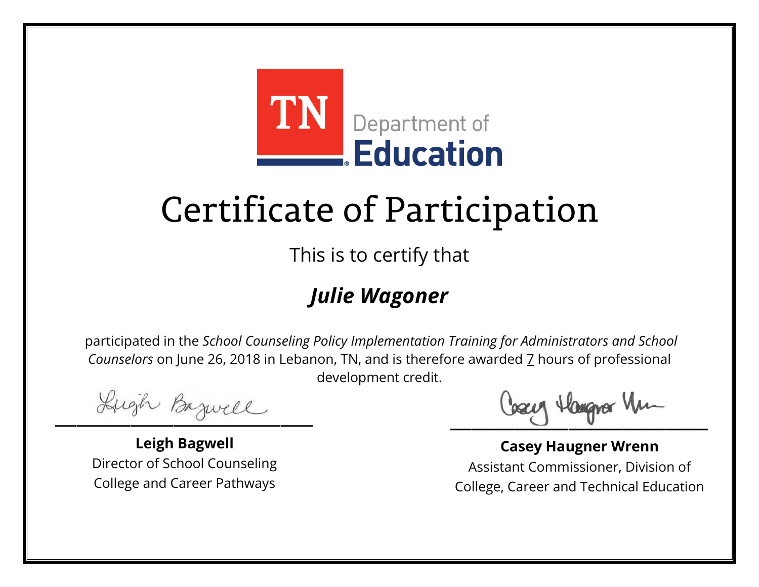TN Department of Education

# Certificate of Participation

This is to certify that

## *Julie Wagoner*

participated in the *School Counseling Policy Implementation Training for Administrators and School Counselors* on June 26, 2018 in Lebanon, TN, and is therefore awarded 7 hours of professional development credit.

**Leigh Bagwell**
Director of School Counseling
College and Career Pathways

**Casey Haugner Wrenn**
Assistant Commissioner, Division of College, Career and Technical Education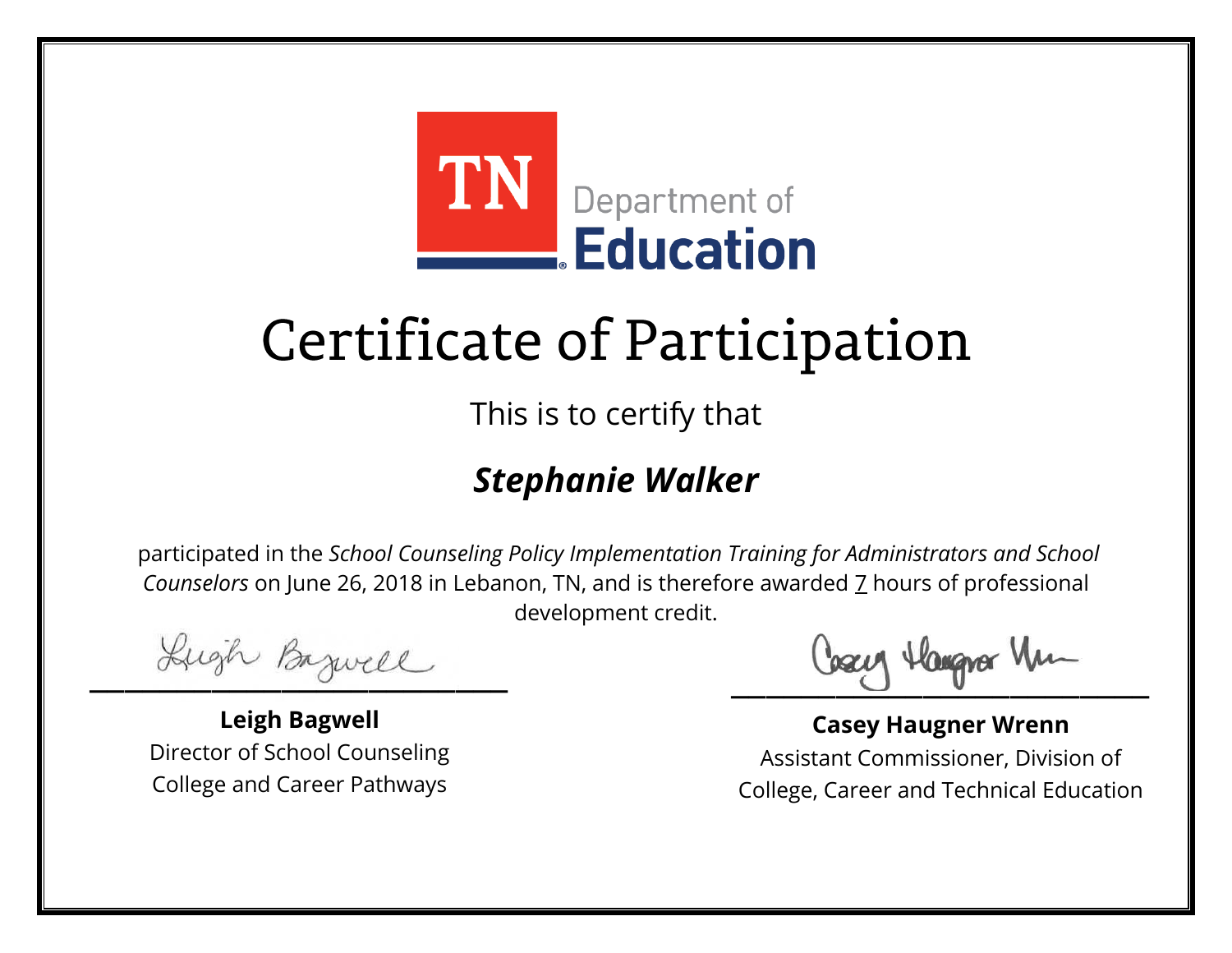TN Department of Education

# Certificate of Participation

This is to certify that

***Stephanie Walker***

participated in the *School Counseling Policy Implementation Training for Administrators and School Counselors* on June 26, 2018 in Lebanon, TN, and is therefore awarded 7 hours of professional development credit.

**Leigh Bagwell**
Director of School Counseling
College and Career Pathways

**Casey Haugner Wrenn**
Assistant Commissioner, Division of
College, Career and Technical Education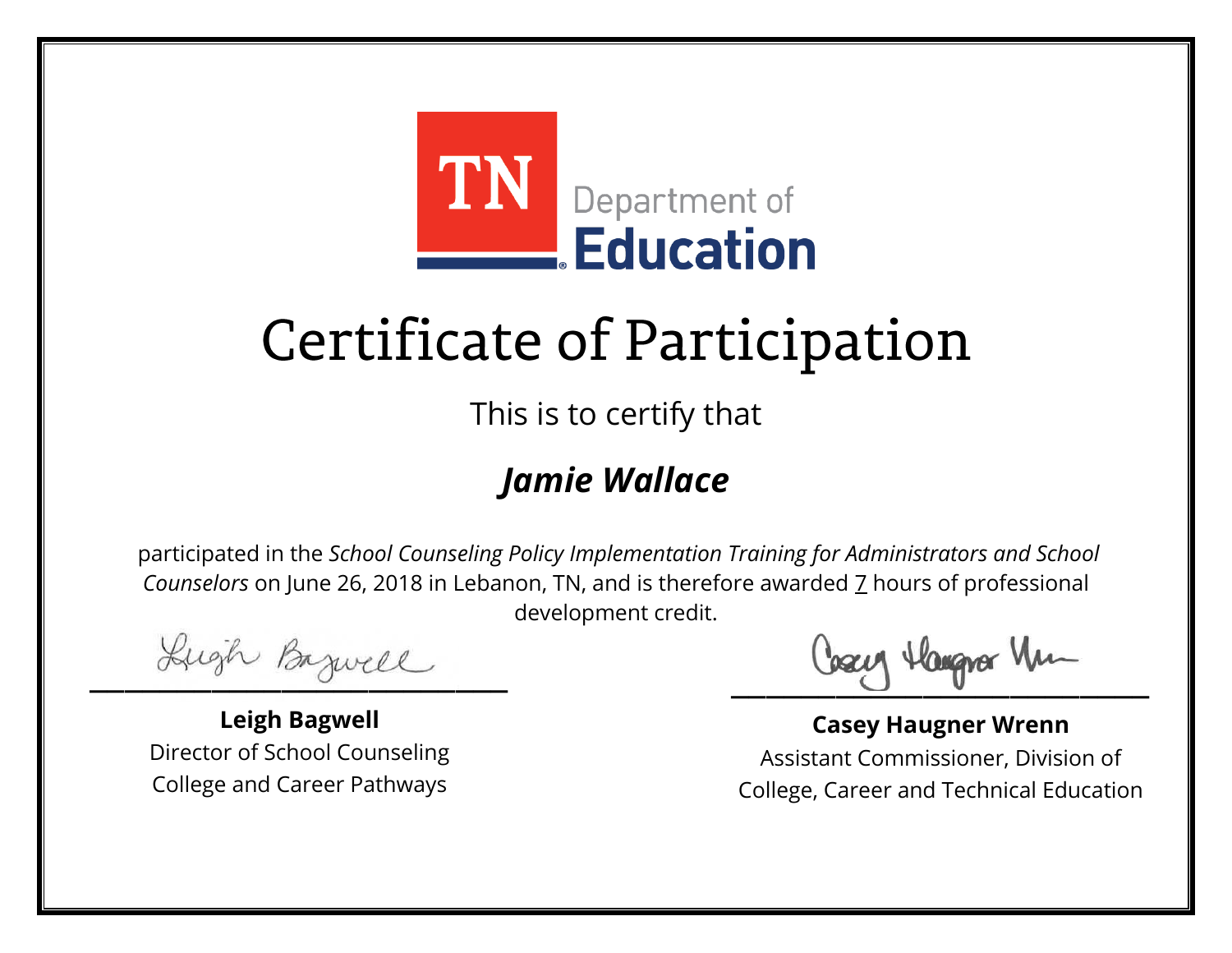TN Department of Education

# Certificate of Participation

This is to certify that

## *Jamie Wallace*

participated in the *School Counseling Policy Implementation Training for Administrators and School Counselors* on June 26, 2018 in Lebanon, TN, and is therefore awarded 7 hours of professional development credit.

**Leigh Bagwell**
Director of School Counseling
College and Career Pathways

**Casey Haugner Wrenn**
Assistant Commissioner, Division of
College, Career and Technical Education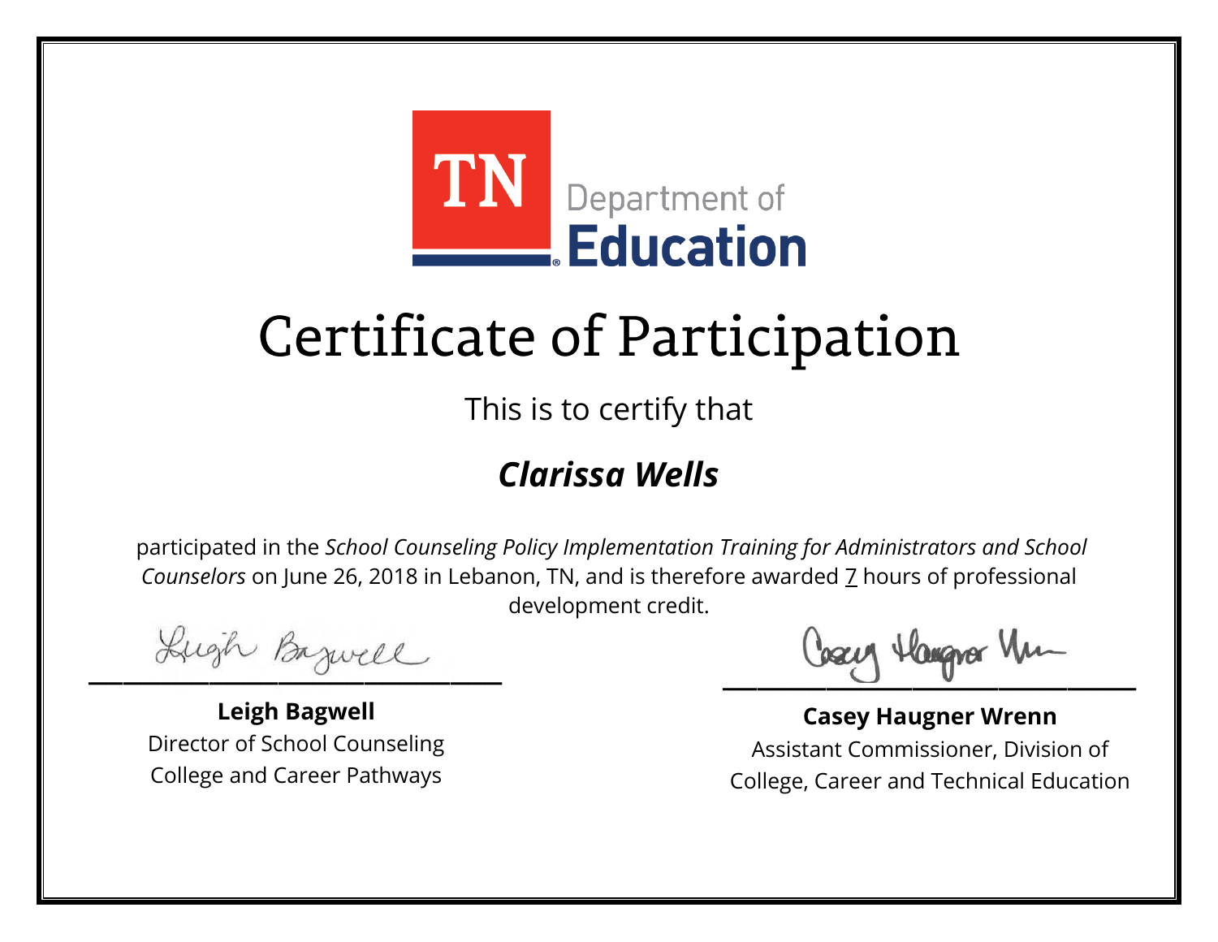TN Department of **Education**

# Certificate of Participation

This is to certify that

## ***Clarissa Wells***

participated in the *School Counseling Policy Implementation Training for Administrators and School Counselors* on June 26, 2018 in Lebanon, TN, and is therefore awarded 7 hours of professional development credit.

**Leigh Bagwell**
Director of School Counseling
College and Career Pathways

**Casey Haugner Wrenn**
Assistant Commissioner, Division of College, Career and Technical Education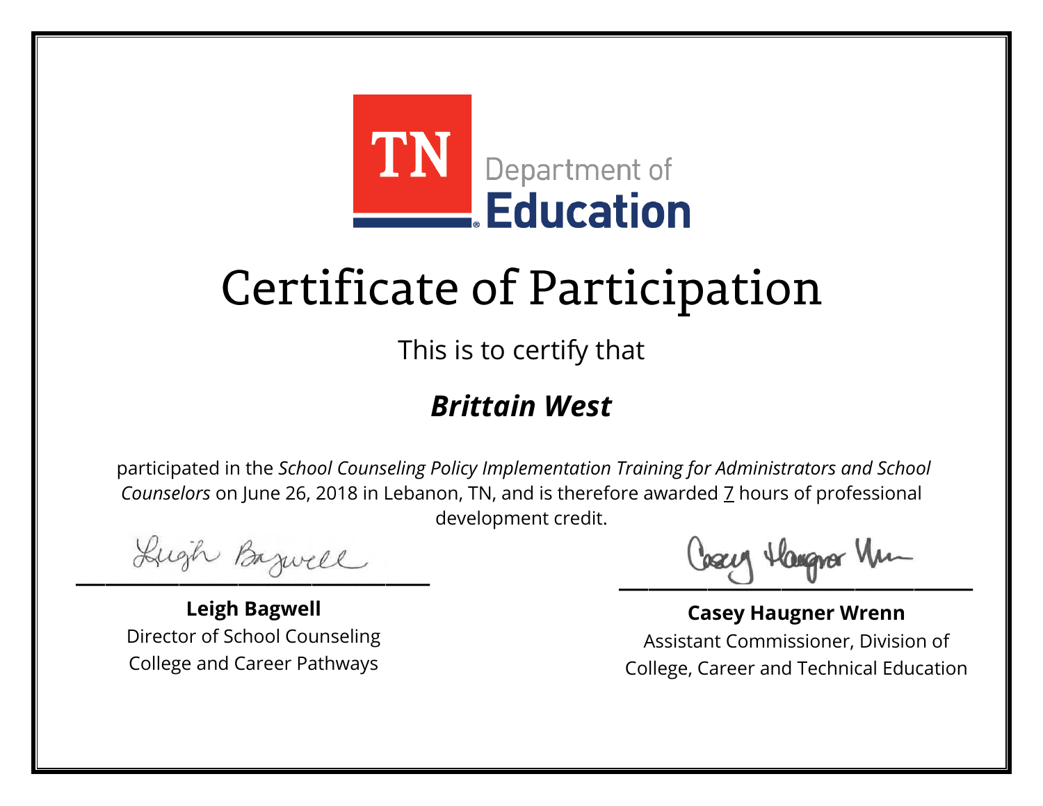TN Department of **Education**

# Certificate of Participation

This is to certify that

## ***Brittain West***

participated in the *School Counseling Policy Implementation Training for Administrators and School Counselors* on June 26, 2018 in Lebanon, TN, and is therefore awarded 7 hours of professional development credit.

**Leigh Bagwell**
Director of School Counseling
College and Career Pathways

**Casey Haugner Wrenn**
Assistant Commissioner, Division of
College, Career and Technical Education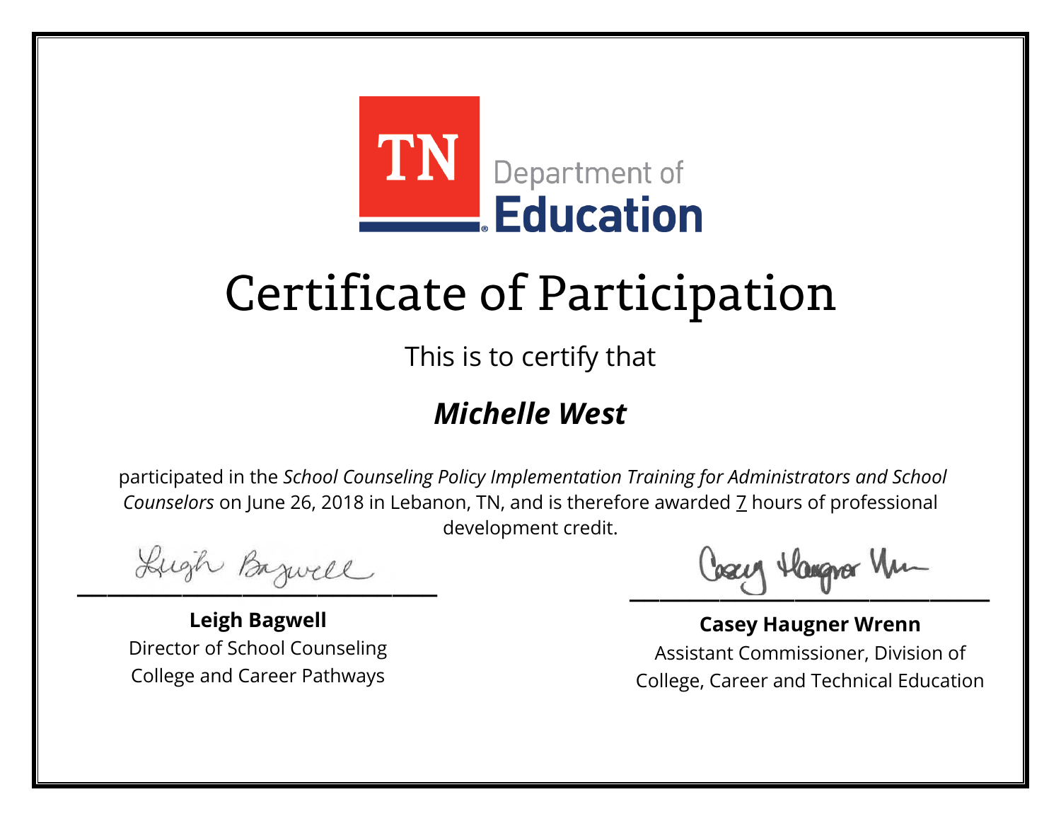TN Department of Education

# Certificate of Participation

This is to certify that

## ***Michelle West***

participated in the *School Counseling Policy Implementation Training for Administrators and School Counselors* on June 26, 2018 in Lebanon, TN, and is therefore awarded 7 hours of professional development credit.

**Leigh Bagwell**
Director of School Counseling
College and Career Pathways

**Casey Haugner Wrenn**
Assistant Commissioner, Division of
College, Career and Technical Education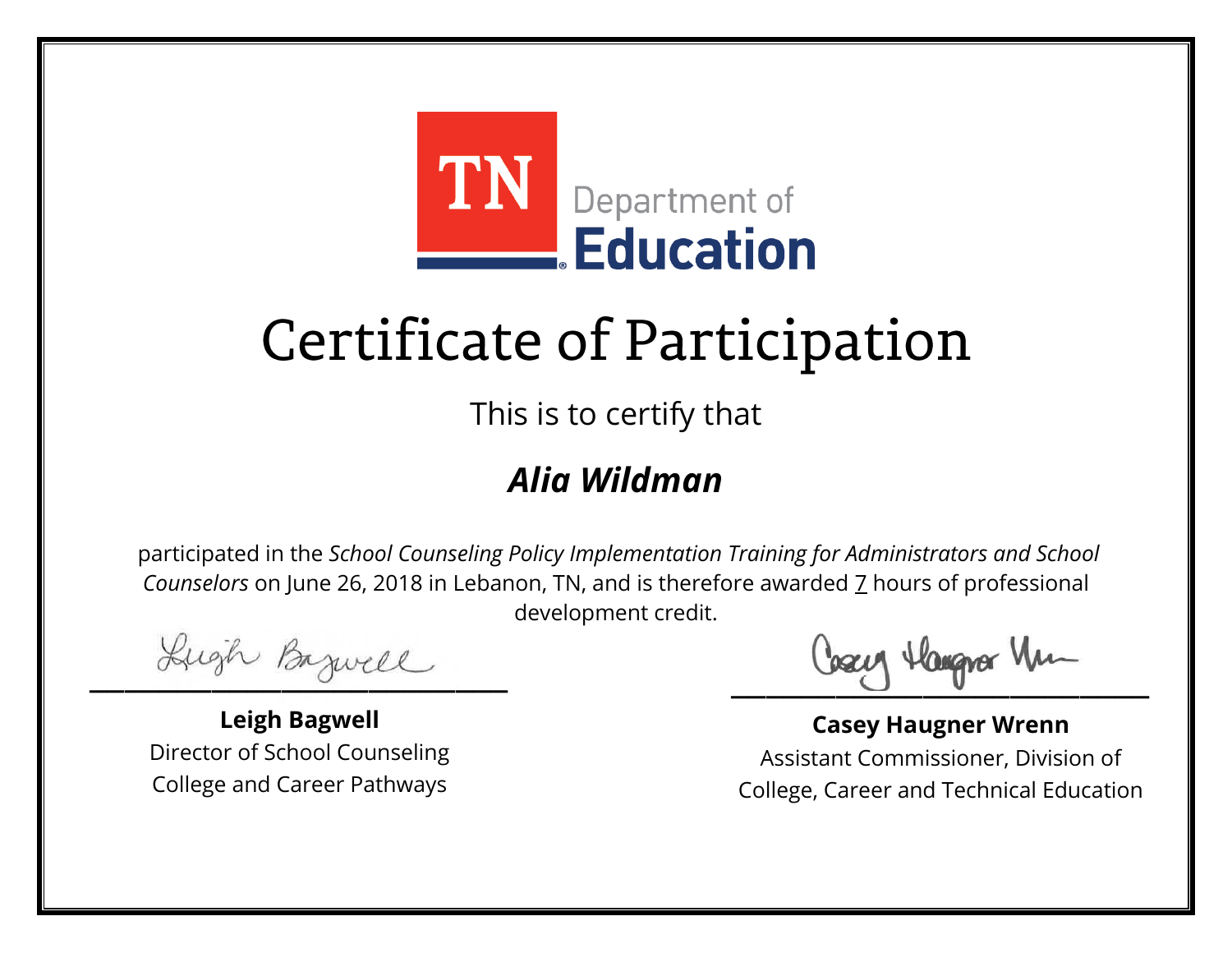TN Department of Education

# Certificate of Participation

This is to certify that

## *Alia Wildman*

participated in the *School Counseling Policy Implementation Training for Administrators and School Counselors* on June 26, 2018 in Lebanon, TN, and is therefore awarded 7 hours of professional development credit.

**Leigh Bagwell**
Director of School Counseling
College and Career Pathways

**Casey Haugner Wrenn**
Assistant Commissioner, Division of
College, Career and Technical Education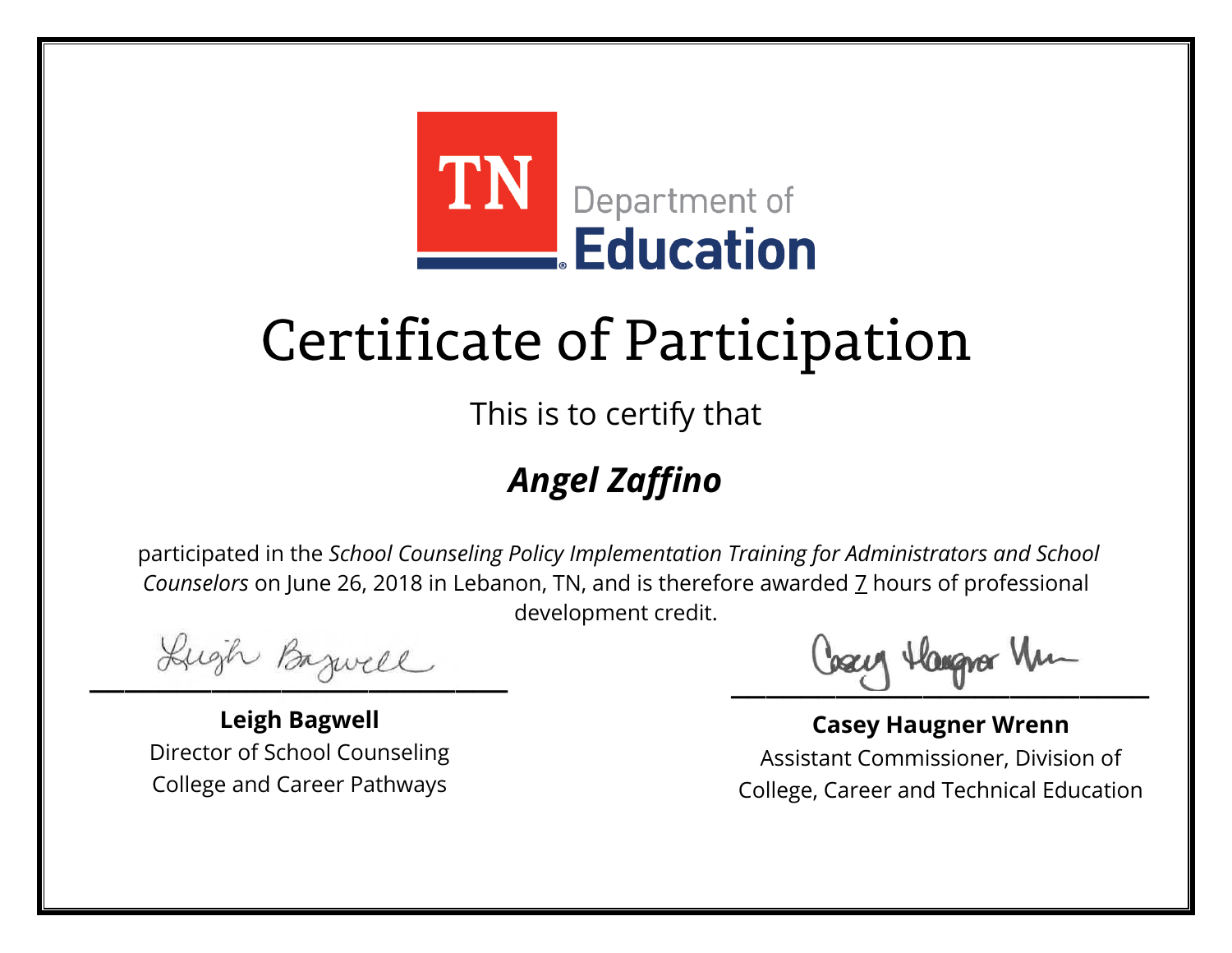TN Department of Education

# Certificate of Participation

This is to certify that

## *Angel Zaffino*

participated in the *School Counseling Policy Implementation Training for Administrators and School Counselors* on June 26, 2018 in Lebanon, TN, and is therefore awarded 7 hours of professional development credit.

**Leigh Bagwell**
Director of School Counseling
College and Career Pathways

**Casey Haugner Wrenn**
Assistant Commissioner, Division of
College, Career and Technical Education